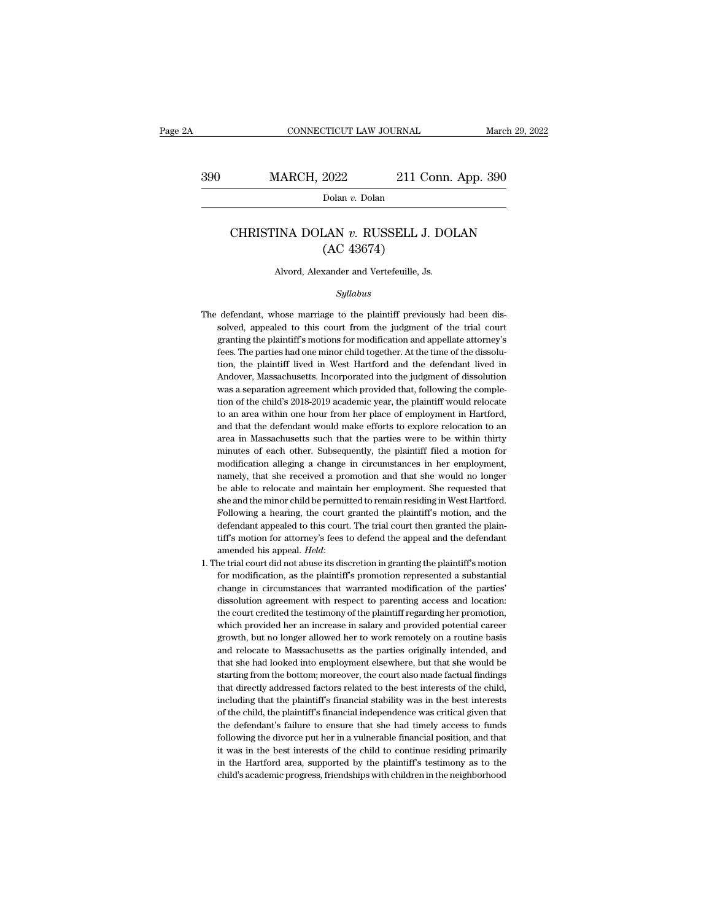# CHRISTINA DOLAN *v.* RUSSELL J. DOLAN (AC 43674)

Alvord, Alexander and Vertefeuille, Js.

*Syllabus*

The defendant, whose marriage to the plaintiff previously had been dissolved, appealed to this court from the judgment of the trial court granting the plaintiff's motions for modification and appellate attorney's fees. The parties had one minor child together. At the time of the dissolution, the plaintiff lived in West Hartford and the defendant lived in Andover, Massachusetts. Incorporated into the judgment of dissolution was a separation agreement which provided that, following the completion of the child's 2018-2019 academic year, the plaintiff would relocate to an area within one hour from her place of employment in Hartford, and that the defendant would make efforts to explore relocation to an area in Massachusetts such that the parties were to be within thirty minutes of each other. Subsequently, the plaintiff filed a motion for modification alleging a change in circumstances in her employment, namely, that she received a promotion and that she would no longer be able to relocate and maintain her employment. She requested that she and the minor child be permitted to remain residing in West Hartford. Following a hearing, the court granted the plaintiff's motion, and the defendant appealed to this court. The trial court then granted the plaintiff's motion for attorney's fees to defend the appeal and the defendant amended his appeal. *Held*:

1. The trial court did not abuse its discretion in granting the plaintiff's motion for modification, as the plaintiff's promotion represented a substantial change in circumstances that warranted modification of the parties' dissolution agreement with respect to parenting access and location: the court credited the testimony of the plaintiff regarding her promotion, which provided her an increase in salary and provided potential career growth, but no longer allowed her to work remotely on a routine basis and relocate to Massachusetts as the parties originally intended, and that she had looked into employment elsewhere, but that she would be starting from the bottom; moreover, the court also made factual findings that directly addressed factors related to the best interests of the child, including that the plaintiff's financial stability was in the best interests of the child, the plaintiff's financial independence was critical given that the defendant's failure to ensure that she had timely access to funds following the divorce put her in a vulnerable financial position, and that it was in the best interests of the child to continue residing primarily in the Hartford area, supported by the plaintiff's testimony as to the child's academic progress, friendships with children in the neighborhood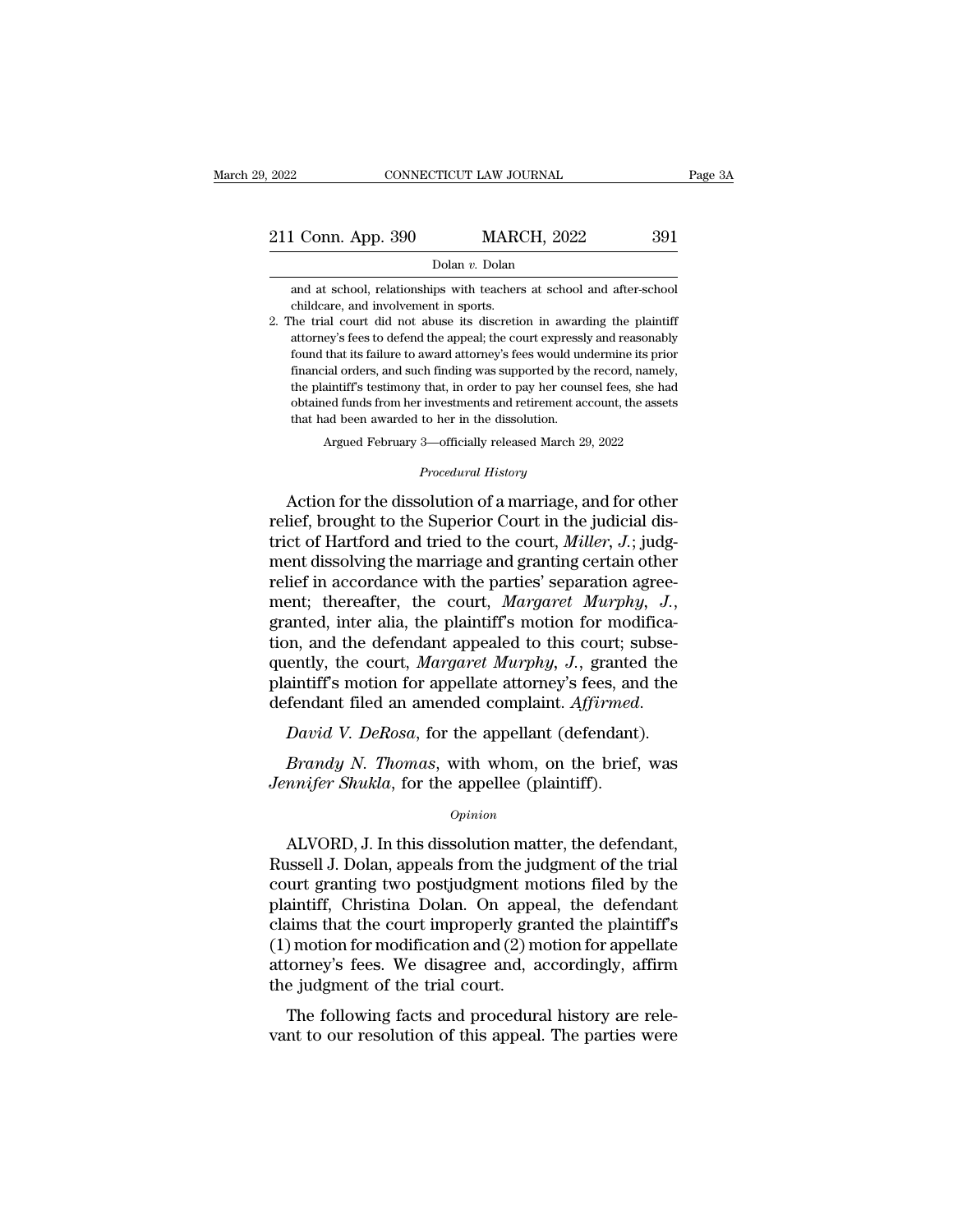and at school, relationships with teachers at school and after-school childcare, and involvement in sports.

2. The trial court did not abuse its discretion in awarding the plaintiff attorney's fees to defend the appeal; the court expressly and reasonably found that its failure to award attorney's fees would undermine its prior financial orders, and such finding was supported by the record, namely, the plaintiff's testimony that, in order to pay her counsel fees, she had obtained funds from her investments and retirement account, the assets that had been awarded to her in the dissolution.

Argued February 3—officially released March 29, 2022

*Procedural History*

Action for the dissolution of a marriage, and for other relief, brought to the Superior Court in the judicial district of Hartford and tried to the court, *Miller, J.*; judgment dissolving the marriage and granting certain other relief in accordance with the parties' separation agreement; thereafter, the court, *Margaret Murphy, J.*, granted, inter alia, the plaintiff's motion for modification, and the defendant appealed to this court; subsequently, the court, *Margaret Murphy, J.*, granted the plaintiff's motion for appellate attorney's fees, and the defendant filed an amended complaint. *Affirmed.*

*David V. DeRosa*, for the appellant (defendant).

*Brandy N. Thomas*, with whom, on the brief, was *Jennifer Shukla*, for the appellee (plaintiff).

*Opinion*

ALVORD, J. In this dissolution matter, the defendant, Russell J. Dolan, appeals from the judgment of the trial court granting two postjudgment motions filed by the plaintiff, Christina Dolan. On appeal, the defendant claims that the court improperly granted the plaintiff's (1) motion for modification and (2) motion for appellate attorney's fees. We disagree and, accordingly, affirm the judgment of the trial court.

The following facts and procedural history are relevant to our resolution of this appeal. The parties were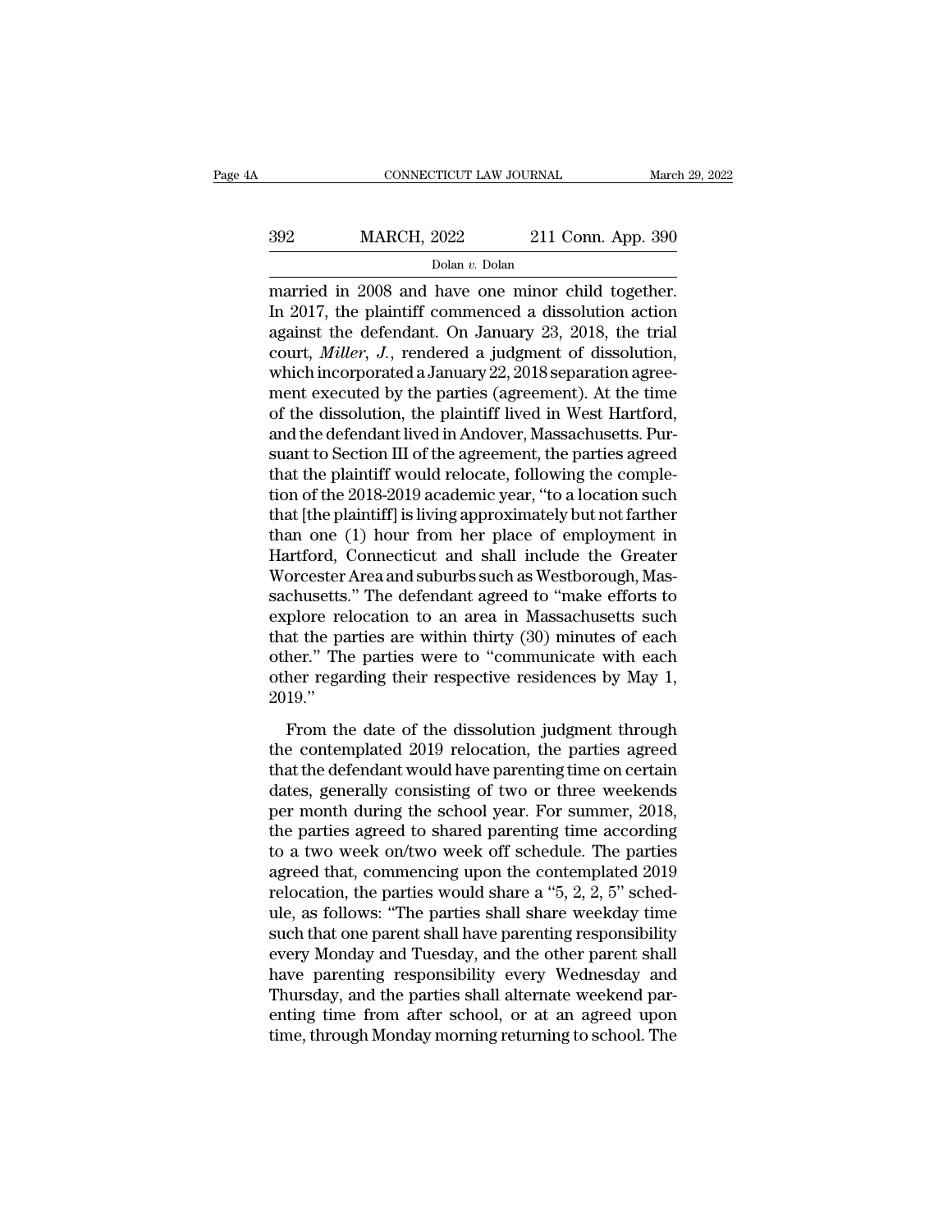married in 2008 and have one minor child together. In 2017, the plaintiff commenced a dissolution action against the defendant. On January 23, 2018, the trial court, *Miller, J.*, rendered a judgment of dissolution, which incorporated a January 22, 2018 separation agreement executed by the parties (agreement). At the time of the dissolution, the plaintiff lived in West Hartford, and the defendant lived in Andover, Massachusetts. Pursuant to Section III of the agreement, the parties agreed that the plaintiff would relocate, following the completion of the 2018-2019 academic year, "to a location such that [the plaintiff] is living approximately but not farther than one (1) hour from her place of employment in Hartford, Connecticut and shall include the Greater Worcester Area and suburbs such as Westborough, Massachusetts." The defendant agreed to "make efforts to explore relocation to an area in Massachusetts such that the parties are within thirty (30) minutes of each other." The parties were to "communicate with each other regarding their respective residences by May 1, 2019."

From the date of the dissolution judgment through the contemplated 2019 relocation, the parties agreed that the defendant would have parenting time on certain dates, generally consisting of two or three weekends per month during the school year. For summer, 2018, the parties agreed to shared parenting time according to a two week on/two week off schedule. The parties agreed that, commencing upon the contemplated 2019 relocation, the parties would share a "5, 2, 2, 5" schedule, as follows: "The parties shall share weekday time such that one parent shall have parenting responsibility every Monday and Tuesday, and the other parent shall have parenting responsibility every Wednesday and Thursday, and the parties shall alternate weekend parenting time from after school, or at an agreed upon time, through Monday morning returning to school. The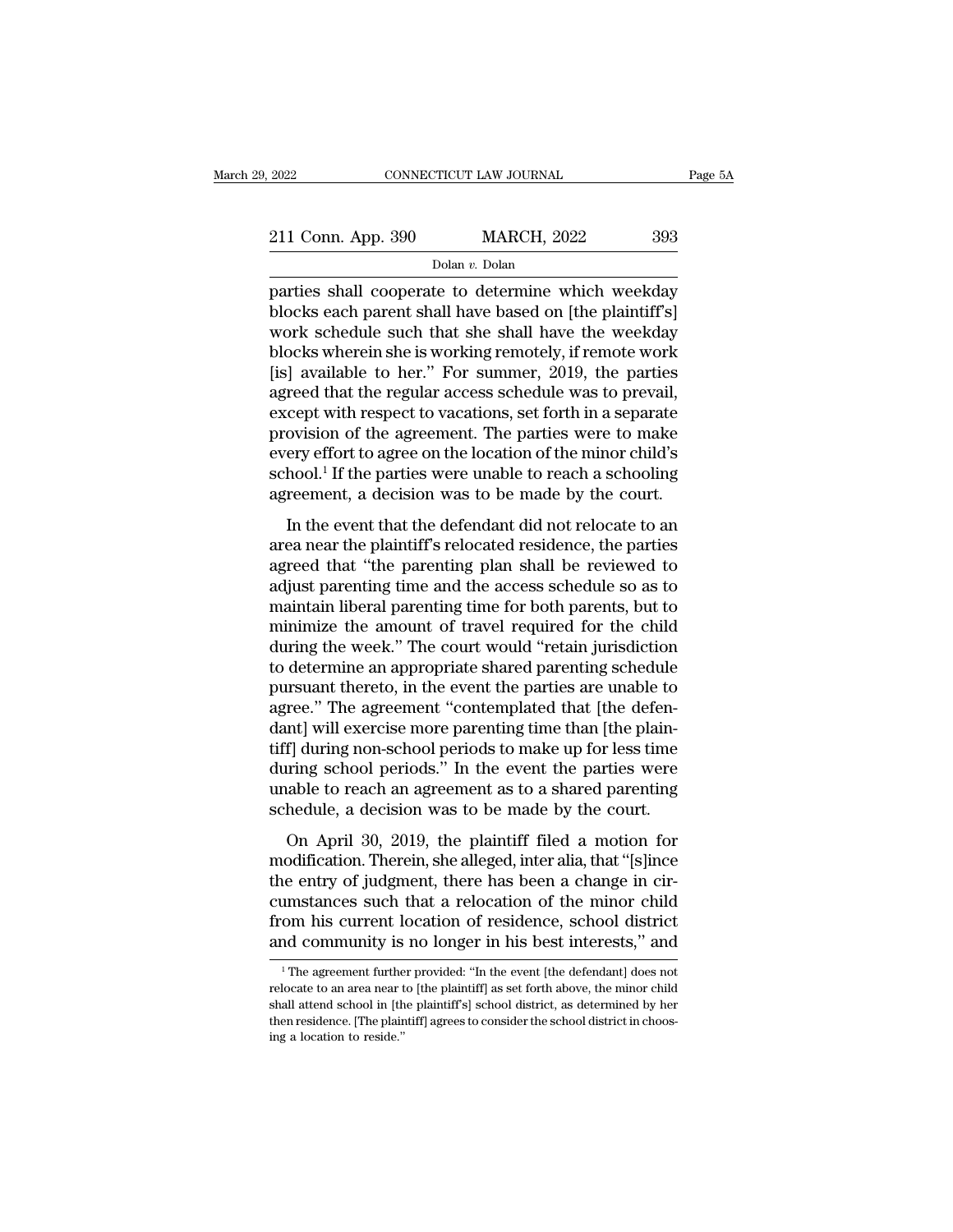parties shall cooperate to determine which weekday blocks each parent shall have based on [the plaintiff's] work schedule such that she shall have the weekday blocks wherein she is working remotely, if remote work [is] available to her." For summer, 2019, the parties agreed that the regular access schedule was to prevail, except with respect to vacations, set forth in a separate provision of the agreement. The parties were to make every effort to agree on the location of the minor child's school.[1] If the parties were unable to reach a schooling agreement, a decision was to be made by the court.

In the event that the defendant did not relocate to an area near the plaintiff's relocated residence, the parties agreed that "the parenting plan shall be reviewed to adjust parenting time and the access schedule so as to maintain liberal parenting time for both parents, but to minimize the amount of travel required for the child during the week." The court would "retain jurisdiction to determine an appropriate shared parenting schedule pursuant thereto, in the event the parties are unable to agree." The agreement "contemplated that [the defendant] will exercise more parenting time than [the plaintiff] during non-school periods to make up for less time during school periods." In the event the parties were unable to reach an agreement as to a shared parenting schedule, a decision was to be made by the court.

On April 30, 2019, the plaintiff filed a motion for modification. Therein, she alleged, inter alia, that "[s]ince the entry of judgment, there has been a change in circumstances such that a relocation of the minor child from his current location of residence, school district and community is no longer in his best interests," and

[1] The agreement further provided: "In the event [the defendant] does not relocate to an area near to [the plaintiff] as set forth above, the minor child shall attend school in [the plaintiff's] school district, as determined by her then residence. [The plaintiff] agrees to consider the school district in choosing a location to reside."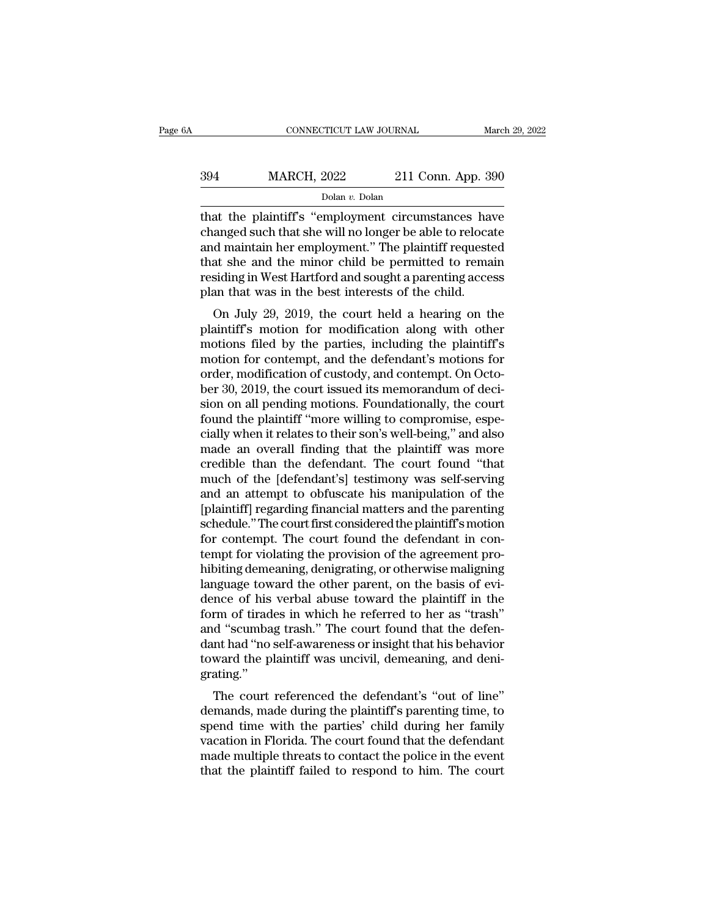that the plaintiff's "employment circumstances have changed such that she will no longer be able to relocate and maintain her employment." The plaintiff requested that she and the minor child be permitted to remain residing in West Hartford and sought a parenting access plan that was in the best interests of the child.

On July 29, 2019, the court held a hearing on the plaintiff's motion for modification along with other motions filed by the parties, including the plaintiff's motion for contempt, and the defendant's motions for order, modification of custody, and contempt. On October 30, 2019, the court issued its memorandum of decision on all pending motions. Foundationally, the court found the plaintiff "more willing to compromise, especially when it relates to their son's well-being," and also made an overall finding that the plaintiff was more credible than the defendant. The court found "that much of the [defendant's] testimony was self-serving and an attempt to obfuscate his manipulation of the [plaintiff] regarding financial matters and the parenting schedule." The court first considered the plaintiff's motion for contempt. The court found the defendant in contempt for violating the provision of the agreement prohibiting demeaning, denigrating, or otherwise maligning language toward the other parent, on the basis of evidence of his verbal abuse toward the plaintiff in the form of tirades in which he referred to her as "trash" and "scumbag trash." The court found that the defendant had "no self-awareness or insight that his behavior toward the plaintiff was uncivil, demeaning, and denigrating."

The court referenced the defendant's "out of line" demands, made during the plaintiff's parenting time, to spend time with the parties' child during her family vacation in Florida. The court found that the defendant made multiple threats to contact the police in the event that the plaintiff failed to respond to him. The court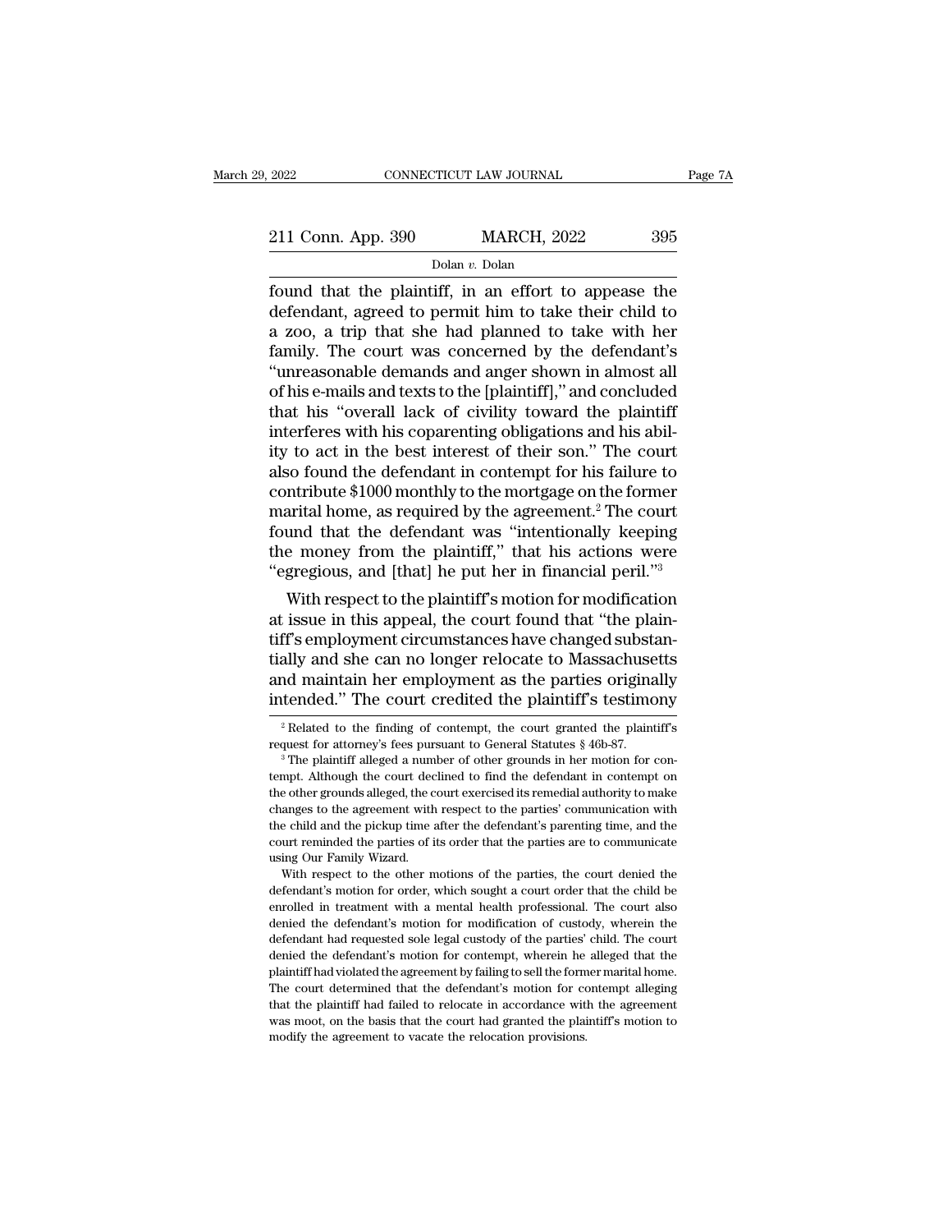found that the plaintiff, in an effort to appease the defendant, agreed to permit him to take their child to a zoo, a trip that she had planned to take with her family. The court was concerned by the defendant's "unreasonable demands and anger shown in almost all of his e-mails and texts to the [plaintiff]," and concluded that his "overall lack of civility toward the plaintiff interferes with his coparenting obligations and his ability to act in the best interest of their son." The court also found the defendant in contempt for his failure to contribute $1000 monthly to the mortgage on the former marital home, as required by the agreement.[2] The court found that the defendant was "intentionally keeping the money from the plaintiff," that his actions were "egregious, and [that] he put her in financial peril."[3]

With respect to the plaintiff's motion for modification at issue in this appeal, the court found that "the plaintiff's employment circumstances have changed substantially and she can no longer relocate to Massachusetts and maintain her employment as the parties originally intended." The court credited the plaintiff's testimony

[2] Related to the finding of contempt, the court granted the plaintiff's request for attorney's fees pursuant to General Statutes § 46b-87.

[3] The plaintiff alleged a number of other grounds in her motion for contempt. Although the court declined to find the defendant in contempt on the other grounds alleged, the court exercised its remedial authority to make changes to the agreement with respect to the parties' communication with the child and the pickup time after the defendant's parenting time, and the court reminded the parties of its order that the parties are to communicate using Our Family Wizard.

With respect to the other motions of the parties, the court denied the defendant's motion for order, which sought a court order that the child be enrolled in treatment with a mental health professional. The court also denied the defendant's motion for modification of custody, wherein the defendant had requested sole legal custody of the parties' child. The court denied the defendant's motion for contempt, wherein he alleged that the plaintiff had violated the agreement by failing to sell the former marital home. The court determined that the defendant's motion for contempt alleging that the plaintiff had failed to relocate in accordance with the agreement was moot, on the basis that the court had granted the plaintiff's motion to modify the agreement to vacate the relocation provisions.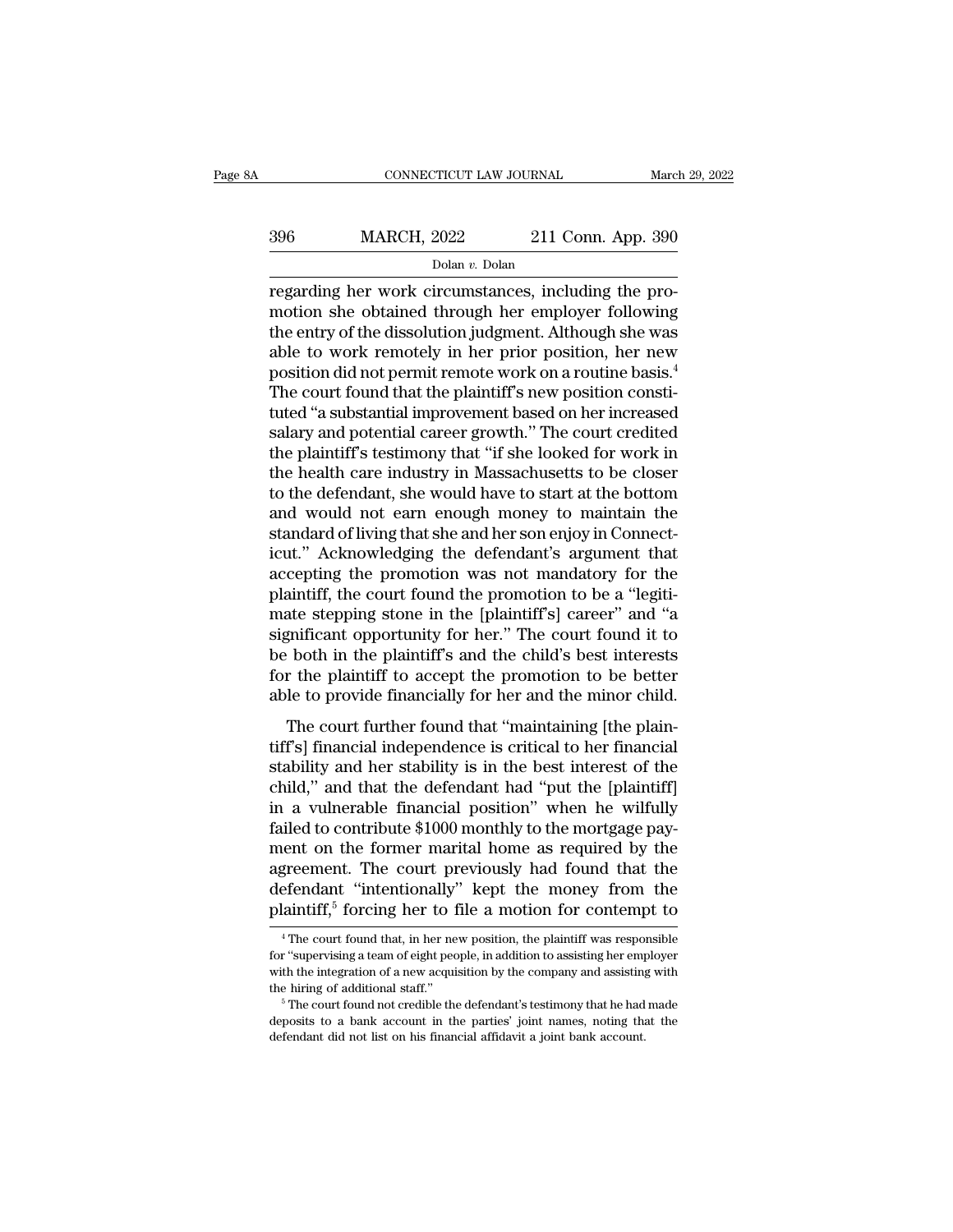regarding her work circumstances, including the promotion she obtained through her employer following the entry of the dissolution judgment. Although she was able to work remotely in her prior position, her new position did not permit remote work on a routine basis.[4] The court found that the plaintiff's new position constituted "a substantial improvement based on her increased salary and potential career growth." The court credited the plaintiff's testimony that "if she looked for work in the health care industry in Massachusetts to be closer to the defendant, she would have to start at the bottom and would not earn enough money to maintain the standard of living that she and her son enjoy in Connecticut." Acknowledging the defendant's argument that accepting the promotion was not mandatory for the plaintiff, the court found the promotion to be a "legitimate stepping stone in the [plaintiff's] career" and "a significant opportunity for her." The court found it to be both in the plaintiff's and the child's best interests for the plaintiff to accept the promotion to be better able to provide financially for her and the minor child.

The court further found that "maintaining [the plaintiff's] financial independence is critical to her financial stability and her stability is in the best interest of the child," and that the defendant had "put the [plaintiff] in a vulnerable financial position" when he wilfully failed to contribute $1000 monthly to the mortgage payment on the former marital home as required by the agreement. The court previously had found that the defendant "intentionally" kept the money from the plaintiff,[5] forcing her to file a motion for contempt to

---

[4] The court found that, in her new position, the plaintiff was responsible for "supervising a team of eight people, in addition to assisting her employer with the integration of a new acquisition by the company and assisting with the hiring of additional staff."

[5] The court found not credible the defendant's testimony that he had made deposits to a bank account in the parties' joint names, noting that the defendant did not list on his financial affidavit a joint bank account.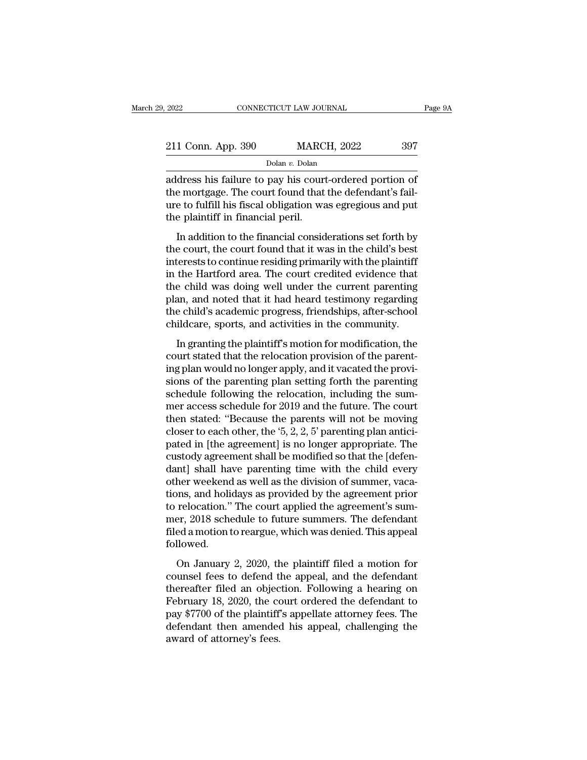address his failure to pay his court-ordered portion of the mortgage. The court found that the defendant's failure to fulfill his fiscal obligation was egregious and put the plaintiff in financial peril.

In addition to the financial considerations set forth by the court, the court found that it was in the child's best interests to continue residing primarily with the plaintiff in the Hartford area. The court credited evidence that the child was doing well under the current parenting plan, and noted that it had heard testimony regarding the child's academic progress, friendships, after-school childcare, sports, and activities in the community.

In granting the plaintiff's motion for modification, the court stated that the relocation provision of the parenting plan would no longer apply, and it vacated the provisions of the parenting plan setting forth the parenting schedule following the relocation, including the summer access schedule for 2019 and the future. The court then stated: "Because the parents will not be moving closer to each other, the '5, 2, 2, 5' parenting plan anticipated in [the agreement] is no longer appropriate. The custody agreement shall be modified so that the [defendant] shall have parenting time with the child every other weekend as well as the division of summer, vacations, and holidays as provided by the agreement prior to relocation." The court applied the agreement's summer, 2018 schedule to future summers. The defendant filed a motion to reargue, which was denied. This appeal followed.

On January 2, 2020, the plaintiff filed a motion for counsel fees to defend the appeal, and the defendant thereafter filed an objection. Following a hearing on February 18, 2020, the court ordered the defendant to pay $7700 of the plaintiff's appellate attorney fees. The defendant then amended his appeal, challenging the award of attorney's fees.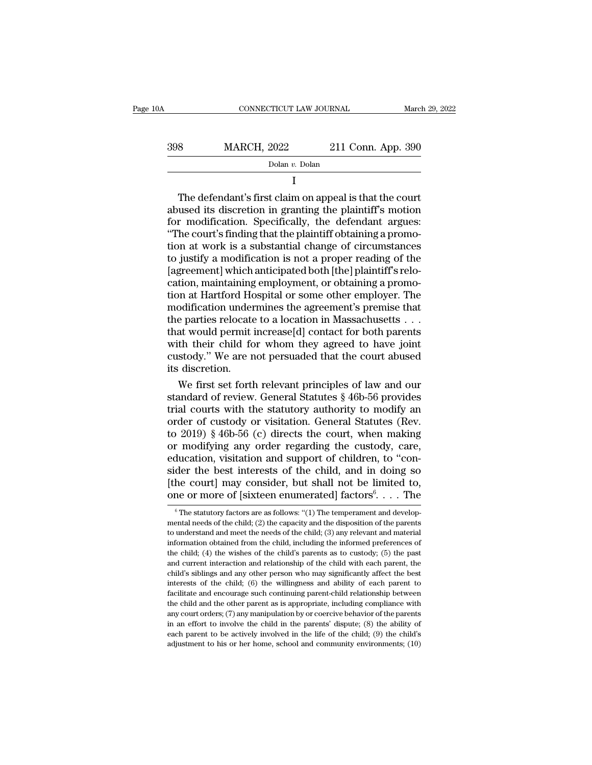I

The defendant's first claim on appeal is that the court abused its discretion in granting the plaintiff's motion for modification. Specifically, the defendant argues: "The court's finding that the plaintiff obtaining a promotion at work is a substantial change of circumstances to justify a modification is not a proper reading of the [agreement] which anticipated both [the] plaintiff's relocation, maintaining employment, or obtaining a promotion at Hartford Hospital or some other employer. The modification undermines the agreement's premise that the parties relocate to a location in Massachusetts . . . that would permit increase[d] contact for both parents with their child for whom they agreed to have joint custody." We are not persuaded that the court abused its discretion.

We first set forth relevant principles of law and our standard of review. General Statutes § 46b-56 provides trial courts with the statutory authority to modify an order of custody or visitation. General Statutes (Rev. to 2019) § 46b-56 (c) directs the court, when making or modifying any order regarding the custody, care, education, visitation and support of children, to "consider the best interests of the child, and in doing so [the court] may consider, but shall not be limited to, one or more of [sixteen enumerated] factors[6]. . . . The

[6] The statutory factors are as follows: "(1) The temperament and developmental needs of the child; (2) the capacity and the disposition of the parents to understand and meet the needs of the child; (3) any relevant and material information obtained from the child, including the informed preferences of the child; (4) the wishes of the child's parents as to custody; (5) the past and current interaction and relationship of the child with each parent, the child's siblings and any other person who may significantly affect the best interests of the child; (6) the willingness and ability of each parent to facilitate and encourage such continuing parent-child relationship between the child and the other parent as is appropriate, including compliance with any court orders; (7) any manipulation by or coercive behavior of the parents in an effort to involve the child in the parents' dispute; (8) the ability of each parent to be actively involved in the life of the child; (9) the child's adjustment to his or her home, school and community environments; (10)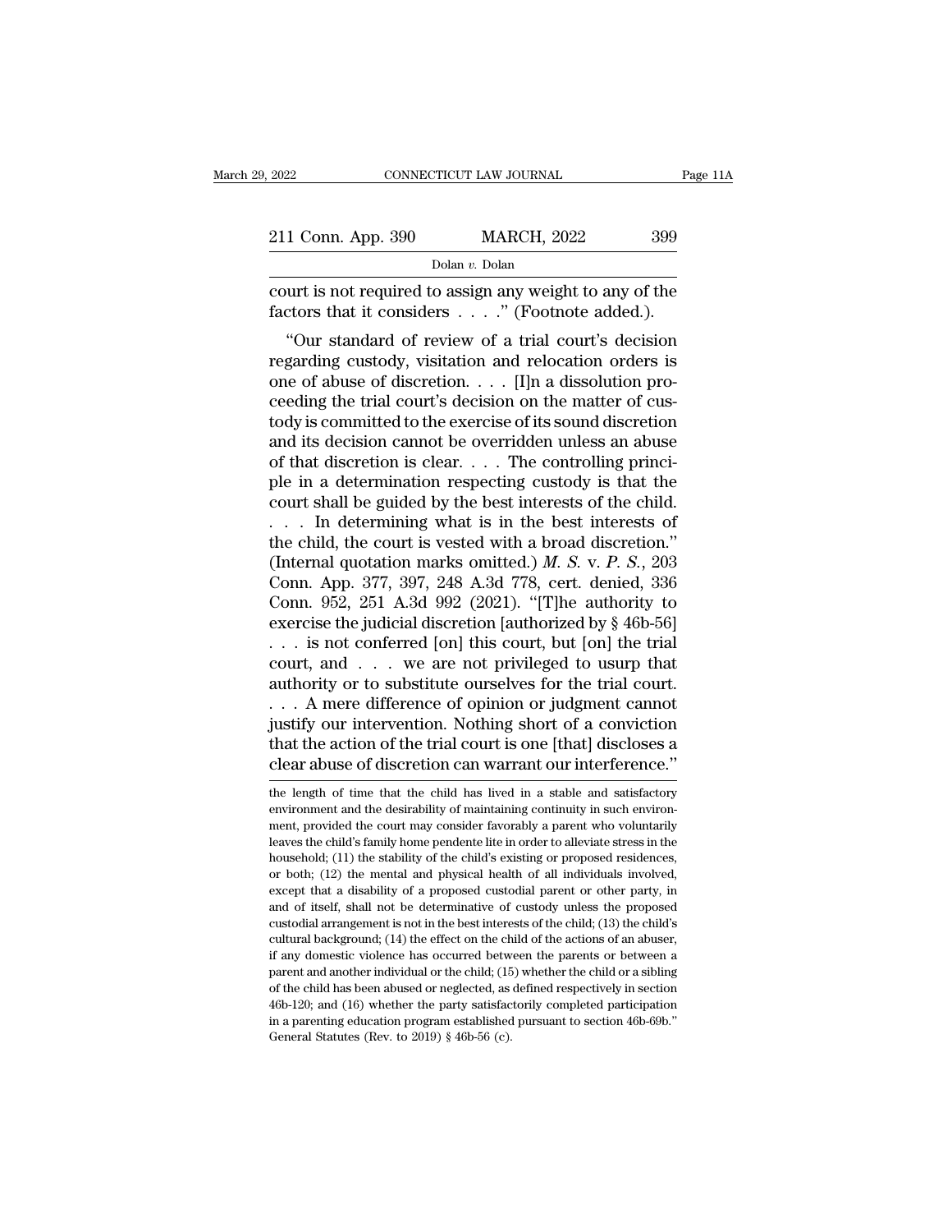court is not required to assign any weight to any of the factors that it considers . . . ." (Footnote added.).

"Our standard of review of a trial court's decision regarding custody, visitation and relocation orders is one of abuse of discretion. . . . [I]n a dissolution proceeding the trial court's decision on the matter of custody is committed to the exercise of its sound discretion and its decision cannot be overridden unless an abuse of that discretion is clear. . . . The controlling principle in a determination respecting custody is that the court shall be guided by the best interests of the child. . . . In determining what is in the best interests of the child, the court is vested with a broad discretion." (Internal quotation marks omitted.) *M. S.* v. *P. S.*, 203 Conn. App. 377, 397, 248 A.3d 778, cert. denied, 336 Conn. 952, 251 A.3d 992 (2021). "[T]he authority to exercise the judicial discretion [authorized by § 46b-56] . . . is not conferred [on] this court, but [on] the trial court, and . . . we are not privileged to usurp that authority or to substitute ourselves for the trial court. . . . A mere difference of opinion or judgment cannot justify our intervention. Nothing short of a conviction that the action of the trial court is one [that] discloses a clear abuse of discretion can warrant our interference."

the length of time that the child has lived in a stable and satisfactory environment and the desirability of maintaining continuity in such environment, provided the court may consider favorably a parent who voluntarily leaves the child's family home pendente lite in order to alleviate stress in the household; (11) the stability of the child's existing or proposed residences, or both; (12) the mental and physical health of all individuals involved, except that a disability of a proposed custodial parent or other party, in and of itself, shall not be determinative of custody unless the proposed custodial arrangement is not in the best interests of the child; (13) the child's cultural background; (14) the effect on the child of the actions of an abuser, if any domestic violence has occurred between the parents or between a parent and another individual or the child; (15) whether the child or a sibling of the child has been abused or neglected, as defined respectively in section 46b-120; and (16) whether the party satisfactorily completed participation in a parenting education program established pursuant to section 46b-69b." General Statutes (Rev. to 2019) § 46b-56 (c).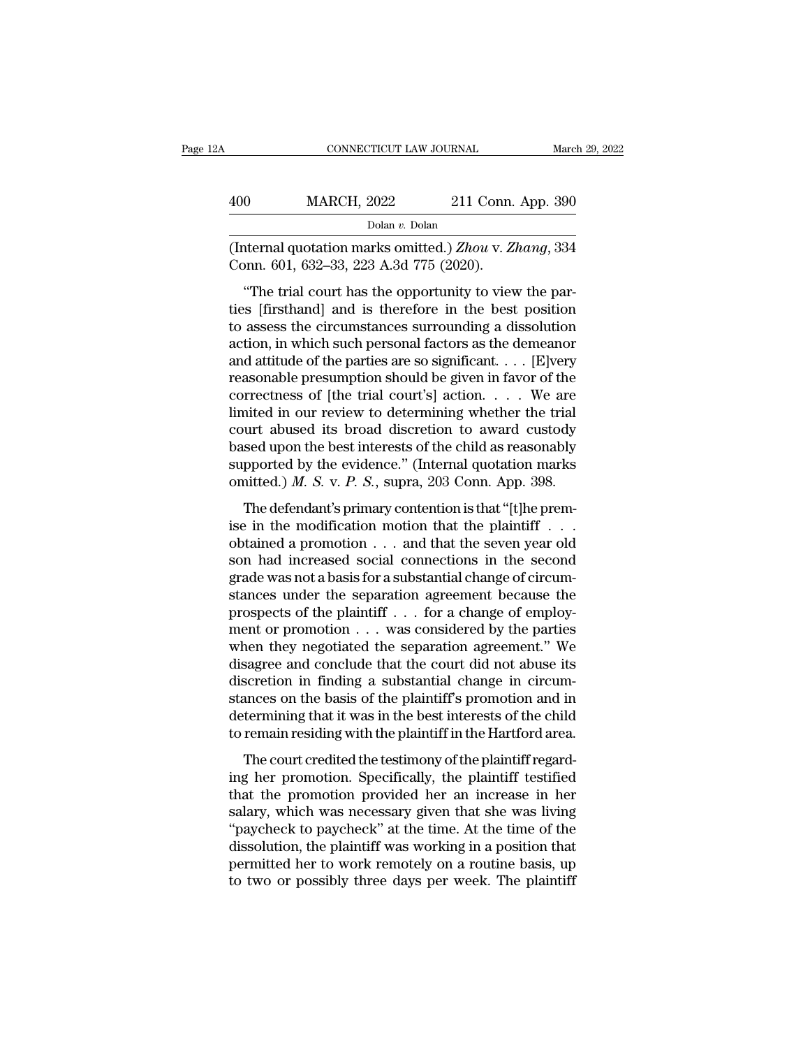(Internal quotation marks omitted.) *Zhou* v. *Zhang*, 334 Conn. 601, 632–33, 223 A.3d 775 (2020).

"The trial court has the opportunity to view the parties [firsthand] and is therefore in the best position to assess the circumstances surrounding a dissolution action, in which such personal factors as the demeanor and attitude of the parties are so significant. . . . [E]very reasonable presumption should be given in favor of the correctness of [the trial court's] action. . . . We are limited in our review to determining whether the trial court abused its broad discretion to award custody based upon the best interests of the child as reasonably supported by the evidence." (Internal quotation marks omitted.) *M. S.* v. *P. S.*, supra, 203 Conn. App. 398.

The defendant's primary contention is that "[t]he premise in the modification motion that the plaintiff . . . obtained a promotion . . . and that the seven year old son had increased social connections in the second grade was not a basis for a substantial change of circumstances under the separation agreement because the prospects of the plaintiff . . . for a change of employment or promotion . . . was considered by the parties when they negotiated the separation agreement." We disagree and conclude that the court did not abuse its discretion in finding a substantial change in circumstances on the basis of the plaintiff's promotion and in determining that it was in the best interests of the child to remain residing with the plaintiff in the Hartford area.

The court credited the testimony of the plaintiff regarding her promotion. Specifically, the plaintiff testified that the promotion provided her an increase in her salary, which was necessary given that she was living "paycheck to paycheck" at the time. At the time of the dissolution, the plaintiff was working in a position that permitted her to work remotely on a routine basis, up to two or possibly three days per week. The plaintiff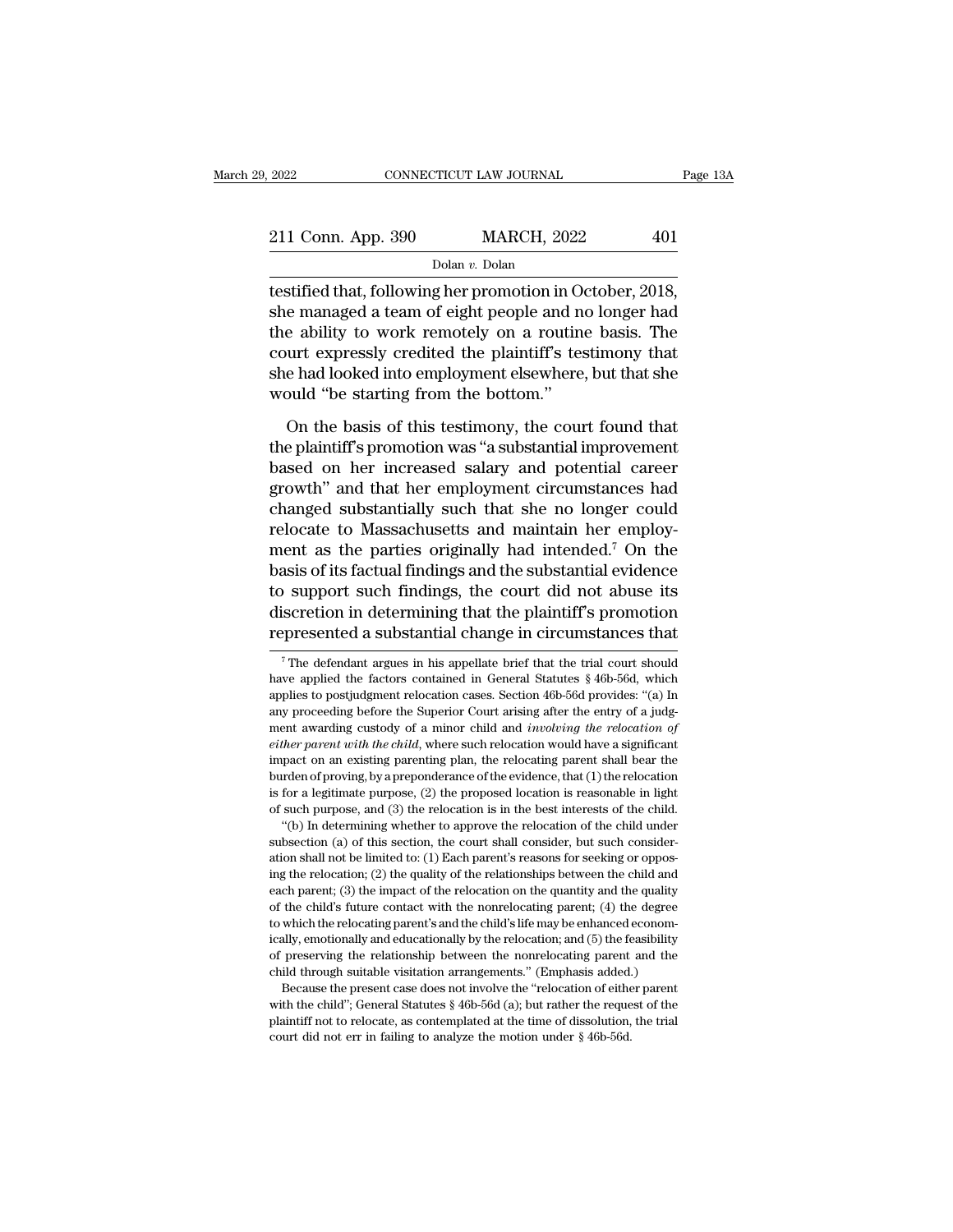testified that, following her promotion in October, 2018, she managed a team of eight people and no longer had the ability to work remotely on a routine basis. The court expressly credited the plaintiff's testimony that she had looked into employment elsewhere, but that she would "be starting from the bottom."

On the basis of this testimony, the court found that the plaintiff's promotion was "a substantial improvement based on her increased salary and potential career growth" and that her employment circumstances had changed substantially such that she no longer could relocate to Massachusetts and maintain her employment as the parties originally had intended.[7] On the basis of its factual findings and the substantial evidence to support such findings, the court did not abuse its discretion in determining that the plaintiff's promotion represented a substantial change in circumstances that

[7] The defendant argues in his appellate brief that the trial court should have applied the factors contained in General Statutes § 46b-56d, which applies to postjudgment relocation cases. Section 46b-56d provides: "(a) In any proceeding before the Superior Court arising after the entry of a judgment awarding custody of a minor child and *involving the relocation of either parent with the child*, where such relocation would have a significant impact on an existing parenting plan, the relocating parent shall bear the burden of proving, by a preponderance of the evidence, that (1) the relocation is for a legitimate purpose, (2) the proposed location is reasonable in light of such purpose, and (3) the relocation is in the best interests of the child.

"(b) In determining whether to approve the relocation of the child under subsection (a) of this section, the court shall consider, but such consideration shall not be limited to: (1) Each parent's reasons for seeking or opposing the relocation; (2) the quality of the relationships between the child and each parent; (3) the impact of the relocation on the quantity and the quality of the child's future contact with the nonrelocating parent; (4) the degree to which the relocating parent's and the child's life may be enhanced economically, emotionally and educationally by the relocation; and (5) the feasibility of preserving the relationship between the nonrelocating parent and the child through suitable visitation arrangements." (Emphasis added.)

Because the present case does not involve the "relocation of either parent with the child"; General Statutes § 46b-56d (a); but rather the request of the plaintiff not to relocate, as contemplated at the time of dissolution, the trial court did not err in failing to analyze the motion under § 46b-56d.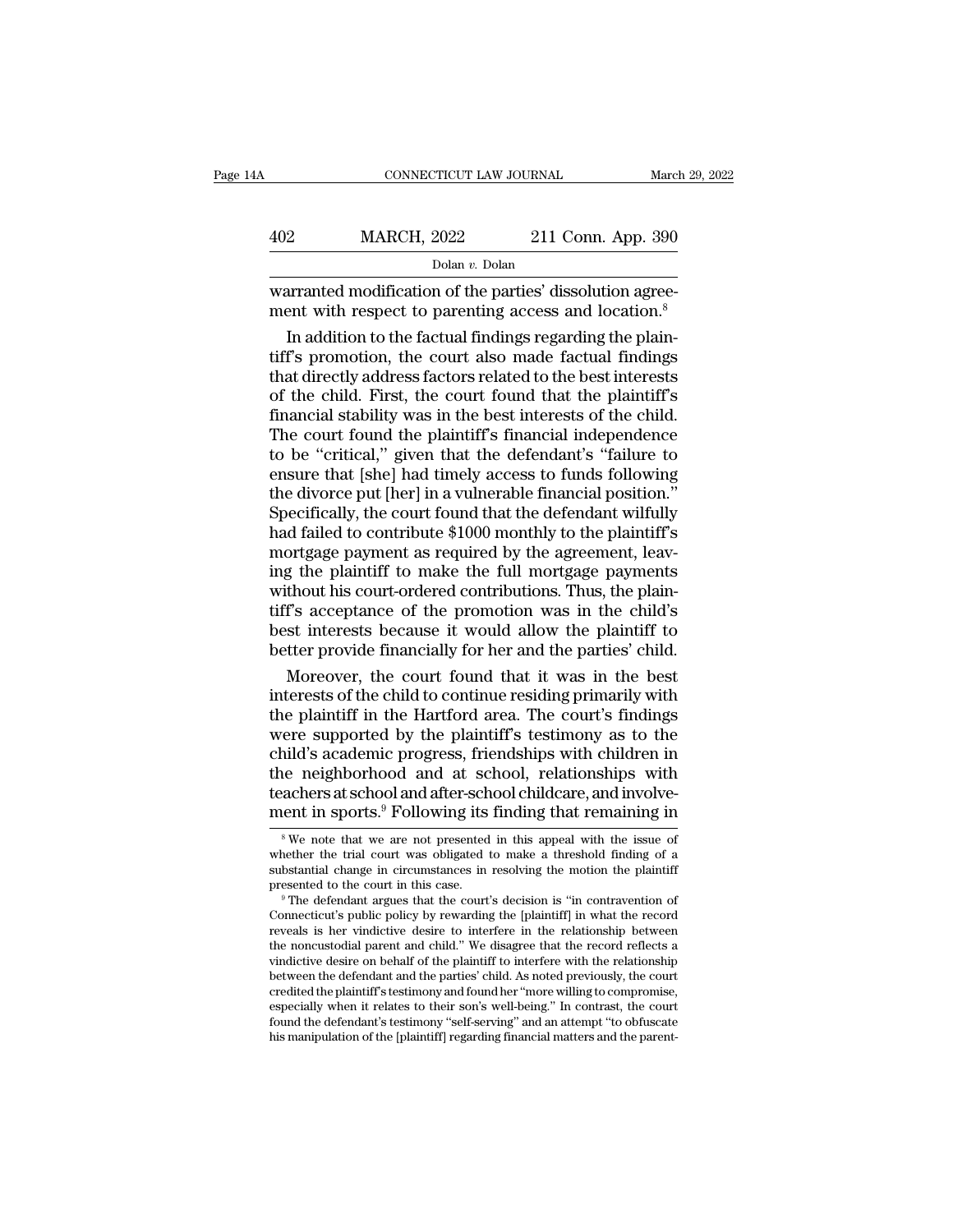warranted modification of the parties' dissolution agreement with respect to parenting access and location.[8]

In addition to the factual findings regarding the plaintiff's promotion, the court also made factual findings that directly address factors related to the best interests of the child. First, the court found that the plaintiff's financial stability was in the best interests of the child. The court found the plaintiff's financial independence to be "critical," given that the defendant's "failure to ensure that [she] had timely access to funds following the divorce put [her] in a vulnerable financial position." Specifically, the court found that the defendant wilfully had failed to contribute $1000 monthly to the plaintiff's mortgage payment as required by the agreement, leaving the plaintiff to make the full mortgage payments without his court-ordered contributions. Thus, the plaintiff's acceptance of the promotion was in the child's best interests because it would allow the plaintiff to better provide financially for her and the parties' child.

Moreover, the court found that it was in the best interests of the child to continue residing primarily with the plaintiff in the Hartford area. The court's findings were supported by the plaintiff's testimony as to the child's academic progress, friendships with children in the neighborhood and at school, relationships with teachers at school and after-school childcare, and involvement in sports.[9] Following its finding that remaining in

[8] We note that we are not presented in this appeal with the issue of whether the trial court was obligated to make a threshold finding of a substantial change in circumstances in resolving the motion the plaintiff presented to the court in this case.

[9] The defendant argues that the court's decision is "in contravention of Connecticut's public policy by rewarding the [plaintiff] in what the record reveals is her vindictive desire to interfere in the relationship between the noncustodial parent and child." We disagree that the record reflects a vindictive desire on behalf of the plaintiff to interfere with the relationship between the defendant and the parties' child. As noted previously, the court credited the plaintiff's testimony and found her "more willing to compromise, especially when it relates to their son's well-being." In contrast, the court found the defendant's testimony "self-serving" and an attempt "to obfuscate his manipulation of the [plaintiff] regarding financial matters and the parent-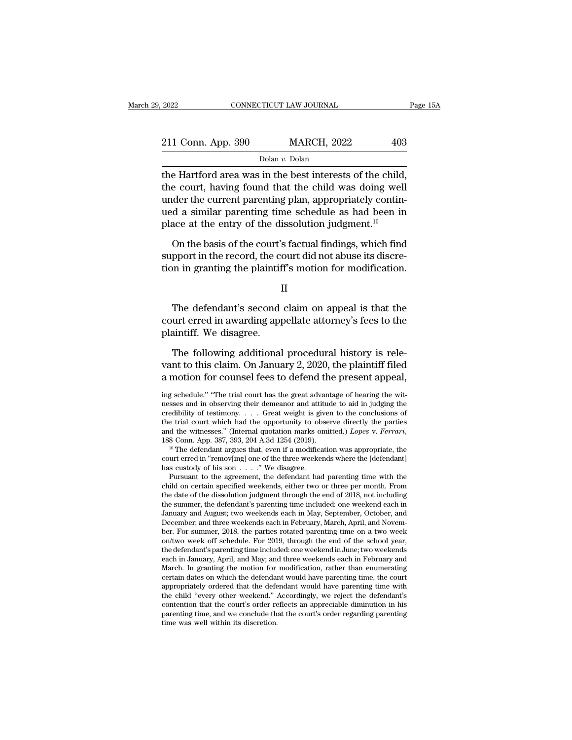the Hartford area was in the best interests of the child, the court, having found that the child was doing well under the current parenting plan, appropriately continued a similar parenting time schedule as had been in place at the entry of the dissolution judgment.[10]

On the basis of the court's factual findings, which find support in the record, the court did not abuse its discretion in granting the plaintiff's motion for modification.

## II

The defendant's second claim on appeal is that the court erred in awarding appellate attorney's fees to the plaintiff. We disagree.

The following additional procedural history is relevant to this claim. On January 2, 2020, the plaintiff filed a motion for counsel fees to defend the present appeal,

---

ing schedule." "The trial court has the great advantage of hearing the witnesses and in observing their demeanor and attitude to aid in judging the credibility of testimony. . . . Great weight is given to the conclusions of the trial court which had the opportunity to observe directly the parties and the witnesses." (Internal quotation marks omitted.) *Lopes* v. *Ferrari*, 188 Conn. App. 387, 393, 204 A.3d 1254 (2019).

[10] The defendant argues that, even if a modification was appropriate, the court erred in "remov[ing] one of the three weekends where the [defendant] has custody of his son . . . ." We disagree.

Pursuant to the agreement, the defendant had parenting time with the child on certain specified weekends, either two or three per month. From the date of the dissolution judgment through the end of 2018, not including the summer, the defendant's parenting time included: one weekend each in January and August; two weekends each in May, September, October, and December; and three weekends each in February, March, April, and November. For summer, 2018, the parties rotated parenting time on a two week on/two week off schedule. For 2019, through the end of the school year, the defendant's parenting time included: one weekend in June; two weekends each in January, April, and May; and three weekends each in February and March. In granting the motion for modification, rather than enumerating certain dates on which the defendant would have parenting time, the court appropriately ordered that the defendant would have parenting time with the child "every other weekend." Accordingly, we reject the defendant's contention that the court's order reflects an appreciable diminution in his parenting time, and we conclude that the court's order regarding parenting time was well within its discretion.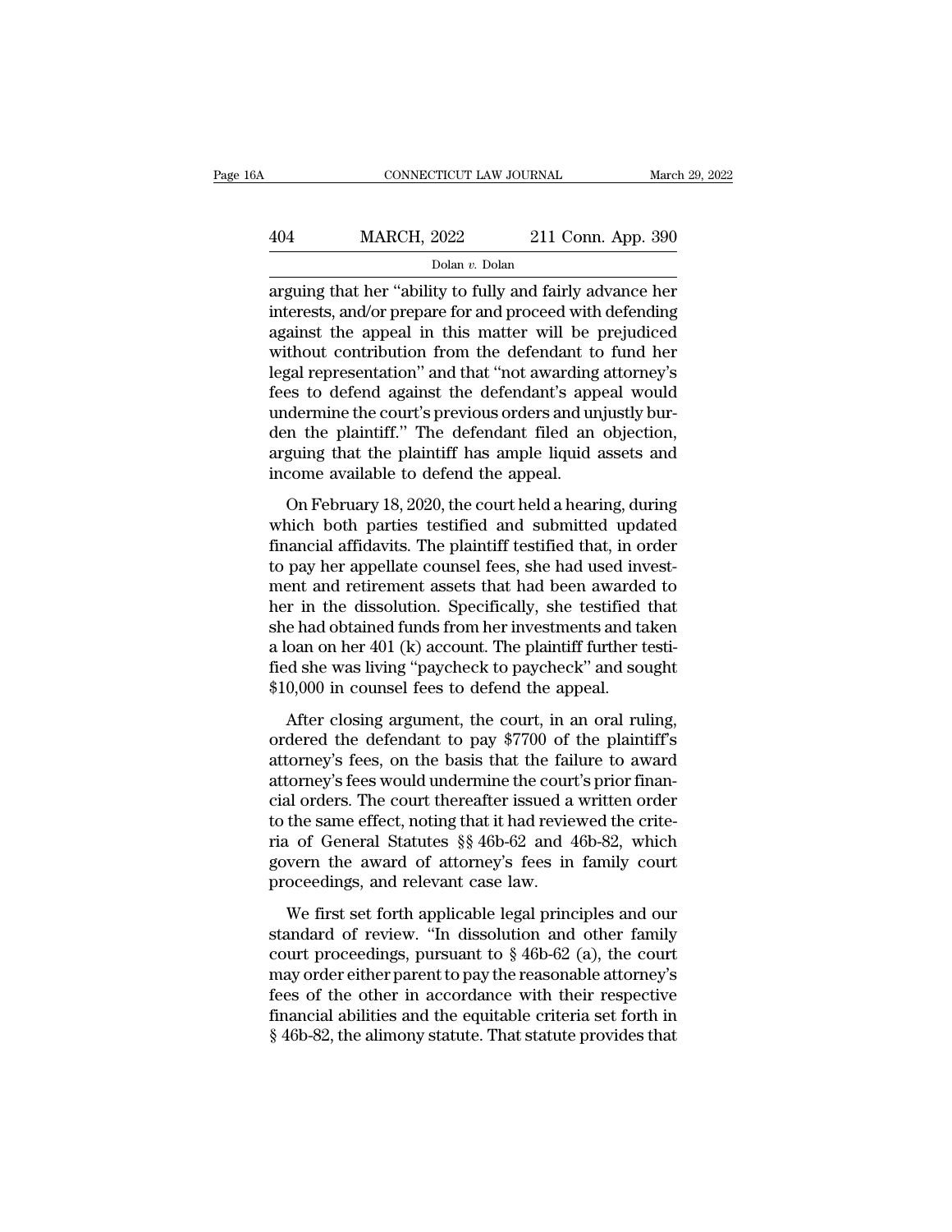arguing that her "ability to fully and fairly advance her interests, and/or prepare for and proceed with defending against the appeal in this matter will be prejudiced without contribution from the defendant to fund her legal representation" and that "not awarding attorney's fees to defend against the defendant's appeal would undermine the court's previous orders and unjustly burden the plaintiff." The defendant filed an objection, arguing that the plaintiff has ample liquid assets and income available to defend the appeal.

On February 18, 2020, the court held a hearing, during which both parties testified and submitted updated financial affidavits. The plaintiff testified that, in order to pay her appellate counsel fees, she had used investment and retirement assets that had been awarded to her in the dissolution. Specifically, she testified that she had obtained funds from her investments and taken a loan on her 401 (k) account. The plaintiff further testified she was living "paycheck to paycheck" and sought $10,000 in counsel fees to defend the appeal.

After closing argument, the court, in an oral ruling, ordered the defendant to pay $7700 of the plaintiff's attorney's fees, on the basis that the failure to award attorney's fees would undermine the court's prior financial orders. The court thereafter issued a written order to the same effect, noting that it had reviewed the criteria of General Statutes §§ 46b-62 and 46b-82, which govern the award of attorney's fees in family court proceedings, and relevant case law.

We first set forth applicable legal principles and our standard of review. "In dissolution and other family court proceedings, pursuant to § 46b-62 (a), the court may order either parent to pay the reasonable attorney's fees of the other in accordance with their respective financial abilities and the equitable criteria set forth in § 46b-82, the alimony statute. That statute provides that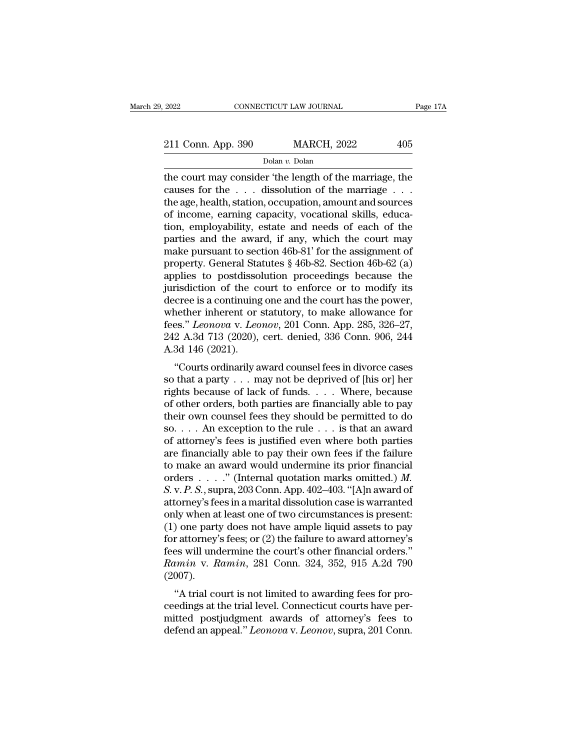the court may consider 'the length of the marriage, the causes for the . . . dissolution of the marriage . . . the age, health, station, occupation, amount and sources of income, earning capacity, vocational skills, education, employability, estate and needs of each of the parties and the award, if any, which the court may make pursuant to section 46b-81' for the assignment of property. General Statutes § 46b-82. Section 46b-62 (a) applies to postdissolution proceedings because the jurisdiction of the court to enforce or to modify its decree is a continuing one and the court has the power, whether inherent or statutory, to make allowance for fees." *Leonova* v. *Leonov*, 201 Conn. App. 285, 326–27, 242 A.3d 713 (2020), cert. denied, 336 Conn. 906, 244 A.3d 146 (2021).

"Courts ordinarily award counsel fees in divorce cases so that a party . . . may not be deprived of [his or] her rights because of lack of funds. . . . Where, because of other orders, both parties are financially able to pay their own counsel fees they should be permitted to do so. . . . An exception to the rule . . . is that an award of attorney's fees is justified even where both parties are financially able to pay their own fees if the failure to make an award would undermine its prior financial orders . . . ." (Internal quotation marks omitted.) *M. S.* v. *P. S.*, supra, 203 Conn. App. 402–403. "[A]n award of attorney's fees in a marital dissolution case is warranted only when at least one of two circumstances is present: (1) one party does not have ample liquid assets to pay for attorney's fees; or (2) the failure to award attorney's fees will undermine the court's other financial orders." *Ramin* v. *Ramin*, 281 Conn. 324, 352, 915 A.2d 790 (2007).

"A trial court is not limited to awarding fees for proceedings at the trial level. Connecticut courts have permitted postjudgment awards of attorney's fees to defend an appeal." *Leonova* v. *Leonov*, supra, 201 Conn.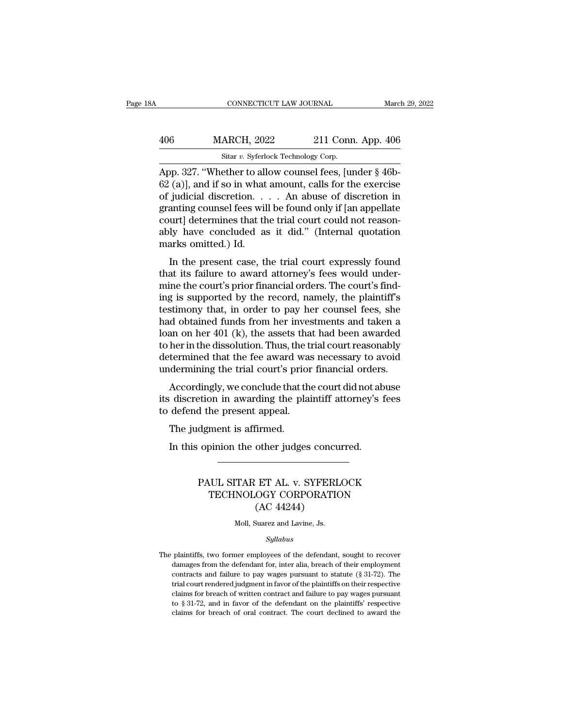App. 327. "Whether to allow counsel fees, [under § 46b-62 (a)], and if so in what amount, calls for the exercise of judicial discretion. . . . An abuse of discretion in granting counsel fees will be found only if [an appellate court] determines that the trial court could not reasonably have concluded as it did." (Internal quotation marks omitted.) Id.

In the present case, the trial court expressly found that its failure to award attorney's fees would undermine the court's prior financial orders. The court's finding is supported by the record, namely, the plaintiff's testimony that, in order to pay her counsel fees, she had obtained funds from her investments and taken a loan on her 401 (k), the assets that had been awarded to her in the dissolution. Thus, the trial court reasonably determined that the fee award was necessary to avoid undermining the trial court's prior financial orders.

Accordingly, we conclude that the court did not abuse its discretion in awarding the plaintiff attorney's fees to defend the present appeal.

The judgment is affirmed.

In this opinion the other judges concurred.

---

PAUL SITAR ET AL. v. SYFERLOCK TECHNOLOGY CORPORATION
(AC 44244)

Moll, Suarez and Lavine, Js.

*Syllabus*

The plaintiffs, two former employees of the defendant, sought to recover damages from the defendant for, inter alia, breach of their employment contracts and failure to pay wages pursuant to statute (§ 31-72). The trial court rendered judgment in favor of the plaintiffs on their respective claims for breach of written contract and failure to pay wages pursuant to § 31-72, and in favor of the defendant on the plaintiffs' respective claims for breach of oral contract. The court declined to award the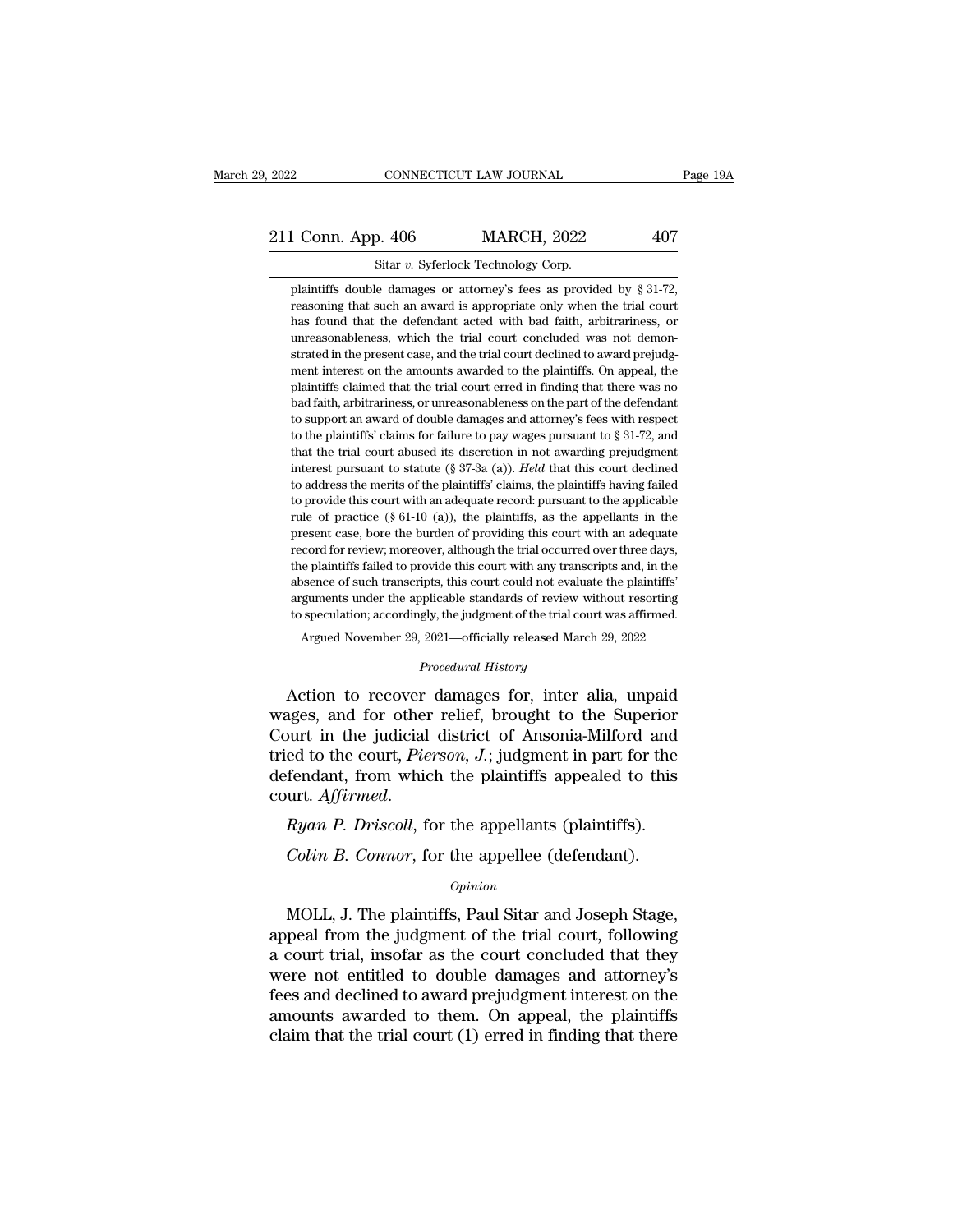plaintiffs double damages or attorney's fees as provided by § 31-72, reasoning that such an award is appropriate only when the trial court has found that the defendant acted with bad faith, arbitrariness, or unreasonableness, which the trial court concluded was not demonstrated in the present case, and the trial court declined to award prejudgment interest on the amounts awarded to the plaintiffs. On appeal, the plaintiffs claimed that the trial court erred in finding that there was no bad faith, arbitrariness, or unreasonableness on the part of the defendant to support an award of double damages and attorney's fees with respect to the plaintiffs' claims for failure to pay wages pursuant to § 31-72, and that the trial court abused its discretion in not awarding prejudgment interest pursuant to statute (§ 37-3a (a)). *Held* that this court declined to address the merits of the plaintiffs' claims, the plaintiffs having failed to provide this court with an adequate record: pursuant to the applicable rule of practice (§ 61-10 (a)), the plaintiffs, as the appellants in the present case, bore the burden of providing this court with an adequate record for review; moreover, although the trial occurred over three days, the plaintiffs failed to provide this court with any transcripts and, in the absence of such transcripts, this court could not evaluate the plaintiffs' arguments under the applicable standards of review without resorting to speculation; accordingly, the judgment of the trial court was affirmed.

Argued November 29, 2021—officially released March 29, 2022

*Procedural History*

Action to recover damages for, inter alia, unpaid wages, and for other relief, brought to the Superior Court in the judicial district of Ansonia-Milford and tried to the court, *Pierson, J.*; judgment in part for the defendant, from which the plaintiffs appealed to this court. *Affirmed.*

*Ryan P. Driscoll*, for the appellants (plaintiffs).

*Colin B. Connor*, for the appellee (defendant).

*Opinion*

MOLL, J. The plaintiffs, Paul Sitar and Joseph Stage, appeal from the judgment of the trial court, following a court trial, insofar as the court concluded that they were not entitled to double damages and attorney's fees and declined to award prejudgment interest on the amounts awarded to them. On appeal, the plaintiffs claim that the trial court (1) erred in finding that there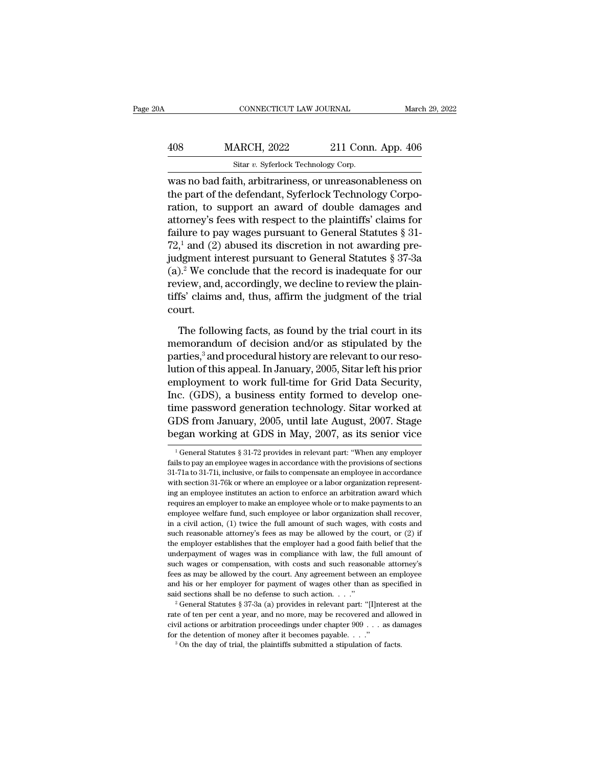was no bad faith, arbitrariness, or unreasonableness on the part of the defendant, Syferlock Technology Corporation, to support an award of double damages and attorney's fees with respect to the plaintiffs' claims for failure to pay wages pursuant to General Statutes § 31-72,[1] and (2) abused its discretion in not awarding prejudgment interest pursuant to General Statutes § 37-3a (a).[2] We conclude that the record is inadequate for our review, and, accordingly, we decline to review the plaintiffs' claims and, thus, affirm the judgment of the trial court.

The following facts, as found by the trial court in its memorandum of decision and/or as stipulated by the parties,[3] and procedural history are relevant to our resolution of this appeal. In January, 2005, Sitar left his prior employment to work full-time for Grid Data Security, Inc. (GDS), a business entity formed to develop one-time password generation technology. Sitar worked at GDS from January, 2005, until late August, 2007. Stage began working at GDS in May, 2007, as its senior vice

[1] General Statutes § 31-72 provides in relevant part: "When any employer fails to pay an employee wages in accordance with the provisions of sections 31-71a to 31-71i, inclusive, or fails to compensate an employee in accordance with section 31-76k or where an employee or a labor organization representing an employee institutes an action to enforce an arbitration award which requires an employer to make an employee whole or to make payments to an employee welfare fund, such employee or labor organization shall recover, in a civil action, (1) twice the full amount of such wages, with costs and such reasonable attorney's fees as may be allowed by the court, or (2) if the employer establishes that the employer had a good faith belief that the underpayment of wages was in compliance with law, the full amount of such wages or compensation, with costs and such reasonable attorney's fees as may be allowed by the court. Any agreement between an employee and his or her employer for payment of wages other than as specified in said sections shall be no defense to such action. . . ."

[2] General Statutes § 37-3a (a) provides in relevant part: "[I]nterest at the rate of ten per cent a year, and no more, may be recovered and allowed in civil actions or arbitration proceedings under chapter 909 . . . as damages for the detention of money after it becomes payable. . . ."

[3] On the day of trial, the plaintiffs submitted a stipulation of facts.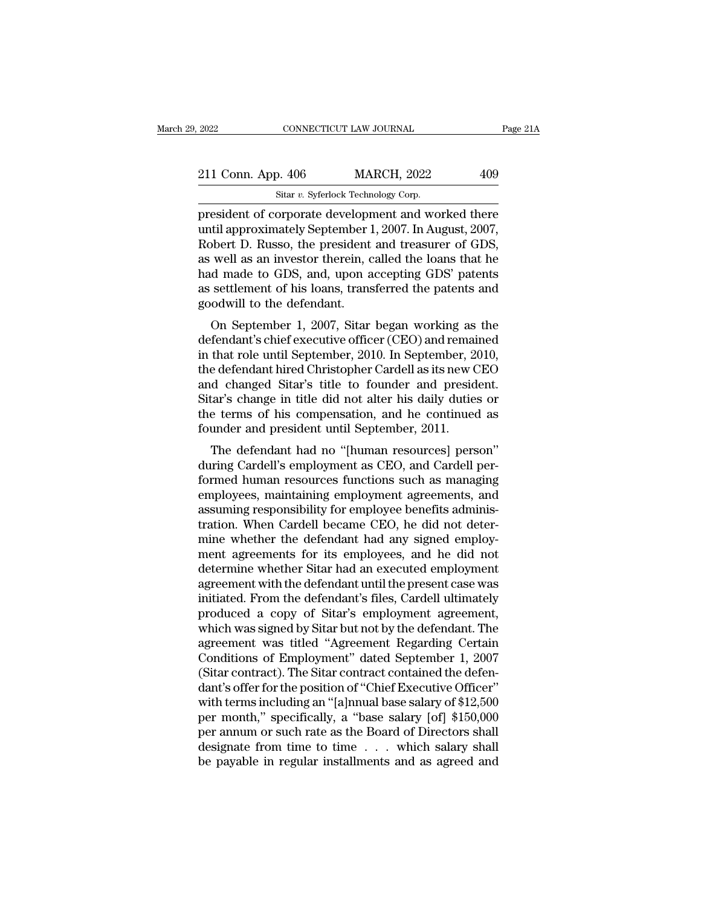president of corporate development and worked there until approximately September 1, 2007. In August, 2007, Robert D. Russo, the president and treasurer of GDS, as well as an investor therein, called the loans that he had made to GDS, and, upon accepting GDS' patents as settlement of his loans, transferred the patents and goodwill to the defendant.

On September 1, 2007, Sitar began working as the defendant's chief executive officer (CEO) and remained in that role until September, 2010. In September, 2010, the defendant hired Christopher Cardell as its new CEO and changed Sitar's title to founder and president. Sitar's change in title did not alter his daily duties or the terms of his compensation, and he continued as founder and president until September, 2011.

The defendant had no "[human resources] person" during Cardell's employment as CEO, and Cardell performed human resources functions such as managing employees, maintaining employment agreements, and assuming responsibility for employee benefits administration. When Cardell became CEO, he did not determine whether the defendant had any signed employment agreements for its employees, and he did not determine whether Sitar had an executed employment agreement with the defendant until the present case was initiated. From the defendant's files, Cardell ultimately produced a copy of Sitar's employment agreement, which was signed by Sitar but not by the defendant. The agreement was titled "Agreement Regarding Certain Conditions of Employment" dated September 1, 2007 (Sitar contract). The Sitar contract contained the defendant's offer for the position of "Chief Executive Officer" with terms including an "[a]nnual base salary of $12,500 per month," specifically, a "base salary [of] $150,000 per annum or such rate as the Board of Directors shall designate from time to time . . . which salary shall be payable in regular installments and as agreed and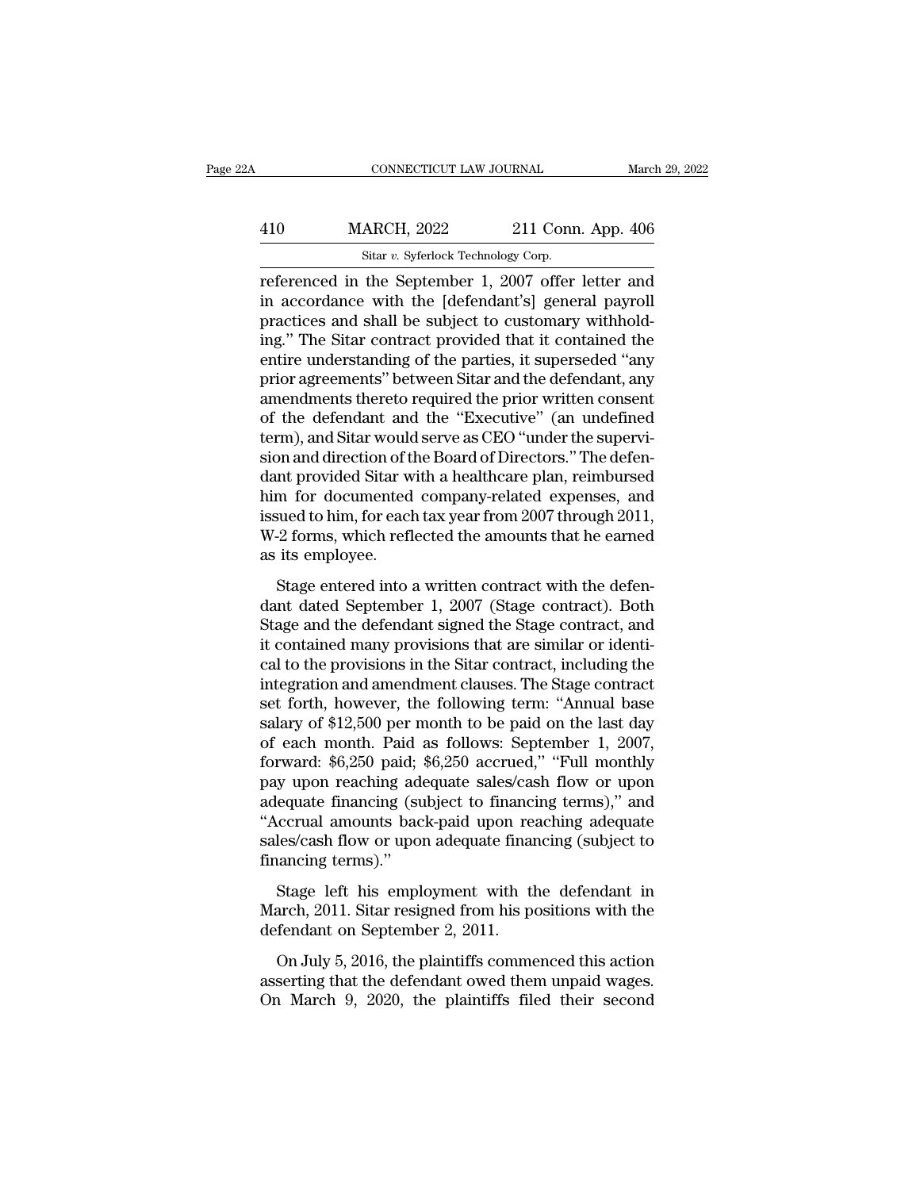referenced in the September 1, 2007 offer letter and in accordance with the [defendant's] general payroll practices and shall be subject to customary withholding." The Sitar contract provided that it contained the entire understanding of the parties, it superseded "any prior agreements" between Sitar and the defendant, any amendments thereto required the prior written consent of the defendant and the "Executive" (an undefined term), and Sitar would serve as CEO "under the supervision and direction of the Board of Directors." The defendant provided Sitar with a healthcare plan, reimbursed him for documented company-related expenses, and issued to him, for each tax year from 2007 through 2011, W-2 forms, which reflected the amounts that he earned as its employee.

Stage entered into a written contract with the defendant dated September 1, 2007 (Stage contract). Both Stage and the defendant signed the Stage contract, and it contained many provisions that are similar or identical to the provisions in the Sitar contract, including the integration and amendment clauses. The Stage contract set forth, however, the following term: "Annual base salary of $12,500 per month to be paid on the last day of each month. Paid as follows: September 1, 2007, forward: $6,250 paid; $6,250 accrued," "Full monthly pay upon reaching adequate sales/cash flow or upon adequate financing (subject to financing terms)," and "Accrual amounts back-paid upon reaching adequate sales/cash flow or upon adequate financing (subject to financing terms)."

Stage left his employment with the defendant in March, 2011. Sitar resigned from his positions with the defendant on September 2, 2011.

On July 5, 2016, the plaintiffs commenced this action asserting that the defendant owed them unpaid wages. On March 9, 2020, the plaintiffs filed their second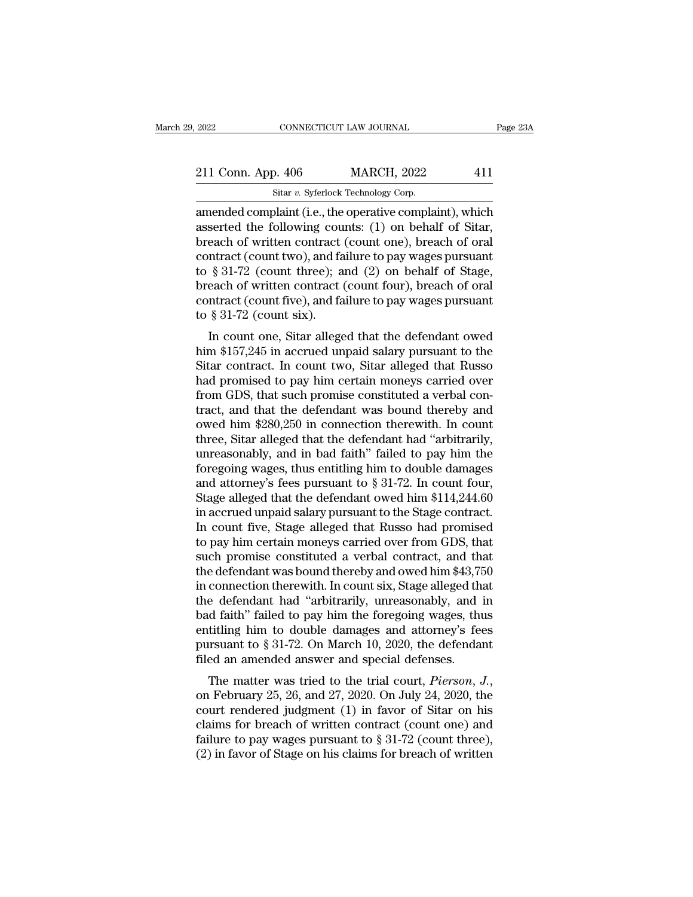amended complaint (i.e., the operative complaint), which asserted the following counts: (1) on behalf of Sitar, breach of written contract (count one), breach of oral contract (count two), and failure to pay wages pursuant to § 31-72 (count three); and (2) on behalf of Stage, breach of written contract (count four), breach of oral contract (count five), and failure to pay wages pursuant to § 31-72 (count six).

In count one, Sitar alleged that the defendant owed him $157,245 in accrued unpaid salary pursuant to the Sitar contract. In count two, Sitar alleged that Russo had promised to pay him certain moneys carried over from GDS, that such promise constituted a verbal contract, and that the defendant was bound thereby and owed him $280,250 in connection therewith. In count three, Sitar alleged that the defendant had "arbitrarily, unreasonably, and in bad faith" failed to pay him the foregoing wages, thus entitling him to double damages and attorney's fees pursuant to § 31-72. In count four, Stage alleged that the defendant owed him $114,244.60 in accrued unpaid salary pursuant to the Stage contract. In count five, Stage alleged that Russo had promised to pay him certain moneys carried over from GDS, that such promise constituted a verbal contract, and that the defendant was bound thereby and owed him $43,750 in connection therewith. In count six, Stage alleged that the defendant had "arbitrarily, unreasonably, and in bad faith" failed to pay him the foregoing wages, thus entitling him to double damages and attorney's fees pursuant to § 31-72. On March 10, 2020, the defendant filed an amended answer and special defenses.

The matter was tried to the trial court, *Pierson, J.*, on February 25, 26, and 27, 2020. On July 24, 2020, the court rendered judgment (1) in favor of Sitar on his claims for breach of written contract (count one) and failure to pay wages pursuant to § 31-72 (count three), (2) in favor of Stage on his claims for breach of written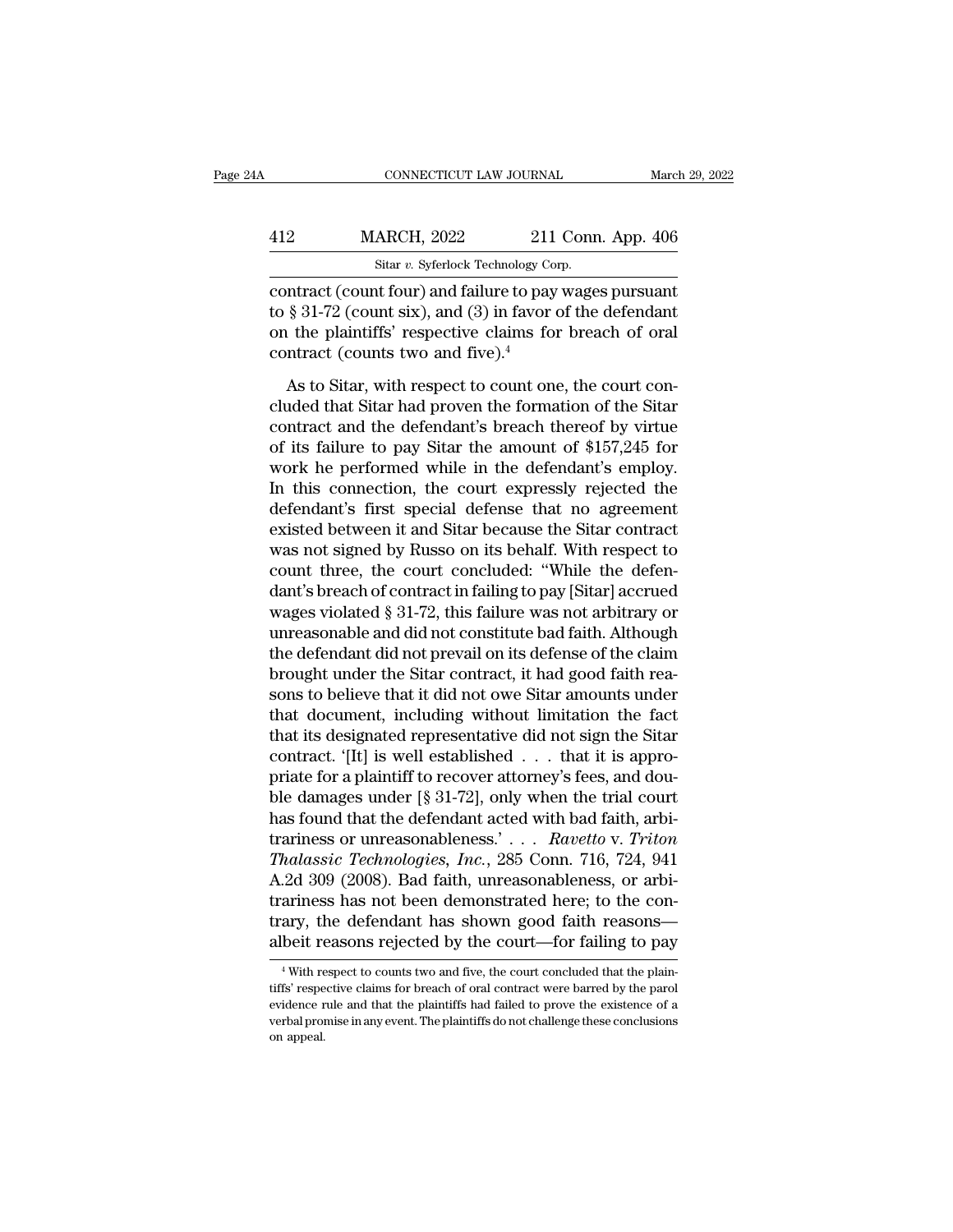contract (count four) and failure to pay wages pursuant to § 31-72 (count six), and (3) in favor of the defendant on the plaintiffs' respective claims for breach of oral contract (counts two and five).[4]

As to Sitar, with respect to count one, the court concluded that Sitar had proven the formation of the Sitar contract and the defendant's breach thereof by virtue of its failure to pay Sitar the amount of $157,245 for work he performed while in the defendant's employ. In this connection, the court expressly rejected the defendant's first special defense that no agreement existed between it and Sitar because the Sitar contract was not signed by Russo on its behalf. With respect to count three, the court concluded: "While the defendant's breach of contract in failing to pay [Sitar] accrued wages violated § 31-72, this failure was not arbitrary or unreasonable and did not constitute bad faith. Although the defendant did not prevail on its defense of the claim brought under the Sitar contract, it had good faith reasons to believe that it did not owe Sitar amounts under that document, including without limitation the fact that its designated representative did not sign the Sitar contract. '[It] is well established . . . that it is appropriate for a plaintiff to recover attorney's fees, and double damages under [§ 31-72], only when the trial court has found that the defendant acted with bad faith, arbitrariness or unreasonableness.' . . . *Ravetto* v. *Triton Thalassic Technologies, Inc.*, 285 Conn. 716, 724, 941 A.2d 309 (2008). Bad faith, unreasonableness, or arbitrariness has not been demonstrated here; to the contrary, the defendant has shown good faith reasons—albeit reasons rejected by the court—for failing to pay

[4] With respect to counts two and five, the court concluded that the plaintiffs' respective claims for breach of oral contract were barred by the parol evidence rule and that the plaintiffs had failed to prove the existence of a verbal promise in any event. The plaintiffs do not challenge these conclusions on appeal.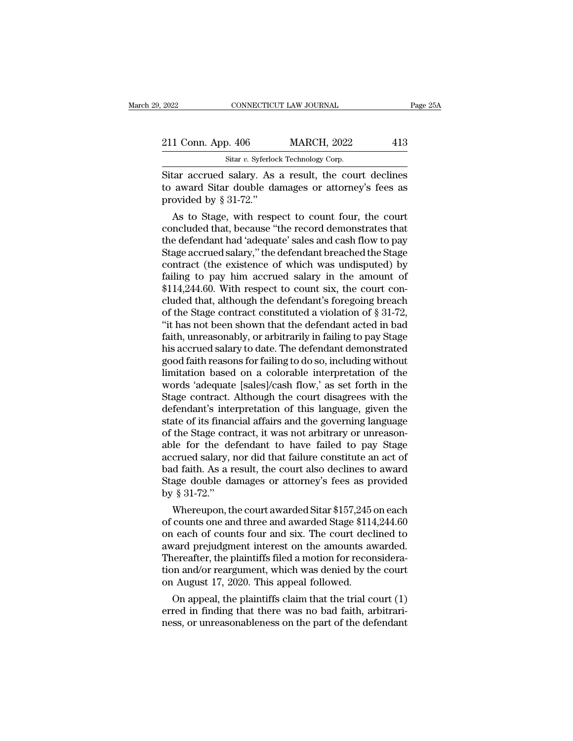Sitar accrued salary. As a result, the court declines to award Sitar double damages or attorney's fees as provided by § 31-72."

As to Stage, with respect to count four, the court concluded that, because "the record demonstrates that the defendant had 'adequate' sales and cash flow to pay Stage accrued salary," the defendant breached the Stage contract (the existence of which was undisputed) by failing to pay him accrued salary in the amount of $114,244.60. With respect to count six, the court concluded that, although the defendant's foregoing breach of the Stage contract constituted a violation of § 31-72, "it has not been shown that the defendant acted in bad faith, unreasonably, or arbitrarily in failing to pay Stage his accrued salary to date. The defendant demonstrated good faith reasons for failing to do so, including without limitation based on a colorable interpretation of the words 'adequate [sales]/cash flow,' as set forth in the Stage contract. Although the court disagrees with the defendant's interpretation of this language, given the state of its financial affairs and the governing language of the Stage contract, it was not arbitrary or unreasonable for the defendant to have failed to pay Stage accrued salary, nor did that failure constitute an act of bad faith. As a result, the court also declines to award Stage double damages or attorney's fees as provided by § 31-72."

Whereupon, the court awarded Sitar $157,245 on each of counts one and three and awarded Stage $114,244.60 on each of counts four and six. The court declined to award prejudgment interest on the amounts awarded. Thereafter, the plaintiffs filed a motion for reconsideration and/or reargument, which was denied by the court on August 17, 2020. This appeal followed.

On appeal, the plaintiffs claim that the trial court (1) erred in finding that there was no bad faith, arbitrariness, or unreasonableness on the part of the defendant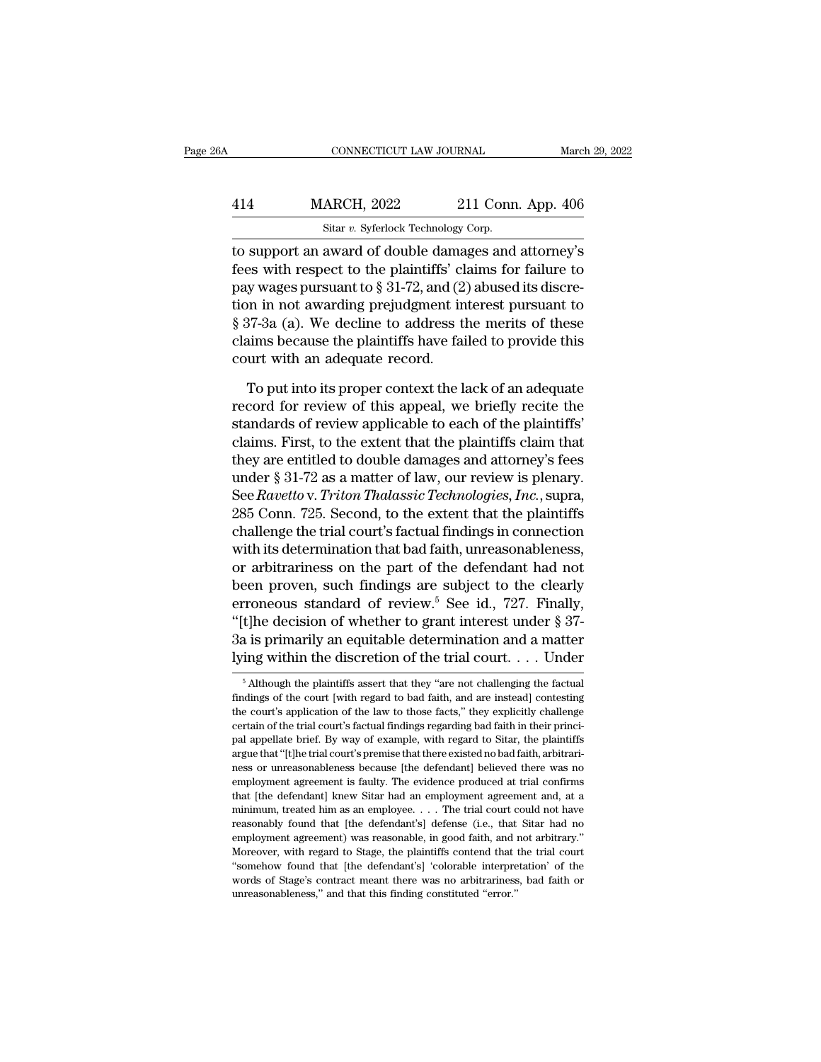to support an award of double damages and attorney's fees with respect to the plaintiffs' claims for failure to pay wages pursuant to § 31-72, and (2) abused its discretion in not awarding prejudgment interest pursuant to § 37-3a (a). We decline to address the merits of these claims because the plaintiffs have failed to provide this court with an adequate record.

To put into its proper context the lack of an adequate record for review of this appeal, we briefly recite the standards of review applicable to each of the plaintiffs' claims. First, to the extent that the plaintiffs claim that they are entitled to double damages and attorney's fees under § 31-72 as a matter of law, our review is plenary. See *Ravetto* v. *Triton Thalassic Technologies, Inc.*, supra, 285 Conn. 725. Second, to the extent that the plaintiffs challenge the trial court's factual findings in connection with its determination that bad faith, unreasonableness, or arbitrariness on the part of the defendant had not been proven, such findings are subject to the clearly erroneous standard of review.[5] See id., 727. Finally, "[t]he decision of whether to grant interest under § 37-3a is primarily an equitable determination and a matter lying within the discretion of the trial court. . . . Under

[5] Although the plaintiffs assert that they "are not challenging the factual findings of the court [with regard to bad faith, and are instead] contesting the court's application of the law to those facts," they explicitly challenge certain of the trial court's factual findings regarding bad faith in their principal appellate brief. By way of example, with regard to Sitar, the plaintiffs argue that "[t]he trial court's premise that there existed no bad faith, arbitrariness or unreasonableness because [the defendant] believed there was no employment agreement is faulty. The evidence produced at trial confirms that [the defendant] knew Sitar had an employment agreement and, at a minimum, treated him as an employee. . . . The trial court could not have reasonably found that [the defendant's] defense (i.e., that Sitar had no employment agreement) was reasonable, in good faith, and not arbitrary." Moreover, with regard to Stage, the plaintiffs contend that the trial court "somehow found that [the defendant's] 'colorable interpretation' of the words of Stage's contract meant there was no arbitrariness, bad faith or unreasonableness," and that this finding constituted "error."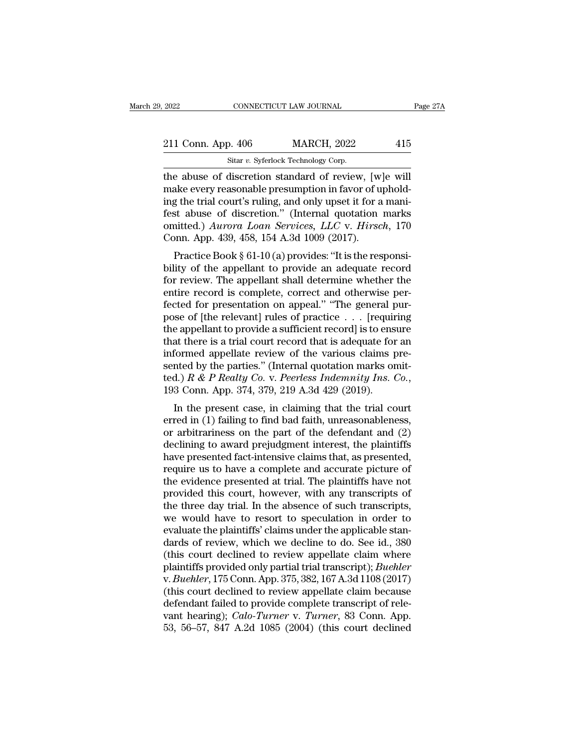the abuse of discretion standard of review, [w]e will make every reasonable presumption in favor of upholding the trial court's ruling, and only upset it for a manifest abuse of discretion." (Internal quotation marks omitted.) *Aurora Loan Services, LLC* v. *Hirsch*, 170 Conn. App. 439, 458, 154 A.3d 1009 (2017).

Practice Book § 61-10 (a) provides: "It is the responsibility of the appellant to provide an adequate record for review. The appellant shall determine whether the entire record is complete, correct and otherwise perfected for presentation on appeal." "The general purpose of [the relevant] rules of practice . . . [requiring the appellant to provide a sufficient record] is to ensure that there is a trial court record that is adequate for an informed appellate review of the various claims presented by the parties." (Internal quotation marks omitted.) *R & P Realty Co.* v. *Peerless Indemnity Ins. Co.*, 193 Conn. App. 374, 379, 219 A.3d 429 (2019).

In the present case, in claiming that the trial court erred in (1) failing to find bad faith, unreasonableness, or arbitrariness on the part of the defendant and (2) declining to award prejudgment interest, the plaintiffs have presented fact-intensive claims that, as presented, require us to have a complete and accurate picture of the evidence presented at trial. The plaintiffs have not provided this court, however, with any transcripts of the three day trial. In the absence of such transcripts, we would have to resort to speculation in order to evaluate the plaintiffs' claims under the applicable standards of review, which we decline to do. See id., 380 (this court declined to review appellate claim where plaintiffs provided only partial trial transcript); *Buehler* v. *Buehler*, 175 Conn. App. 375, 382, 167 A.3d 1108 (2017) (this court declined to review appellate claim because defendant failed to provide complete transcript of relevant hearing); *Calo-Turner* v. *Turner*, 83 Conn. App. 53, 56–57, 847 A.2d 1085 (2004) (this court declined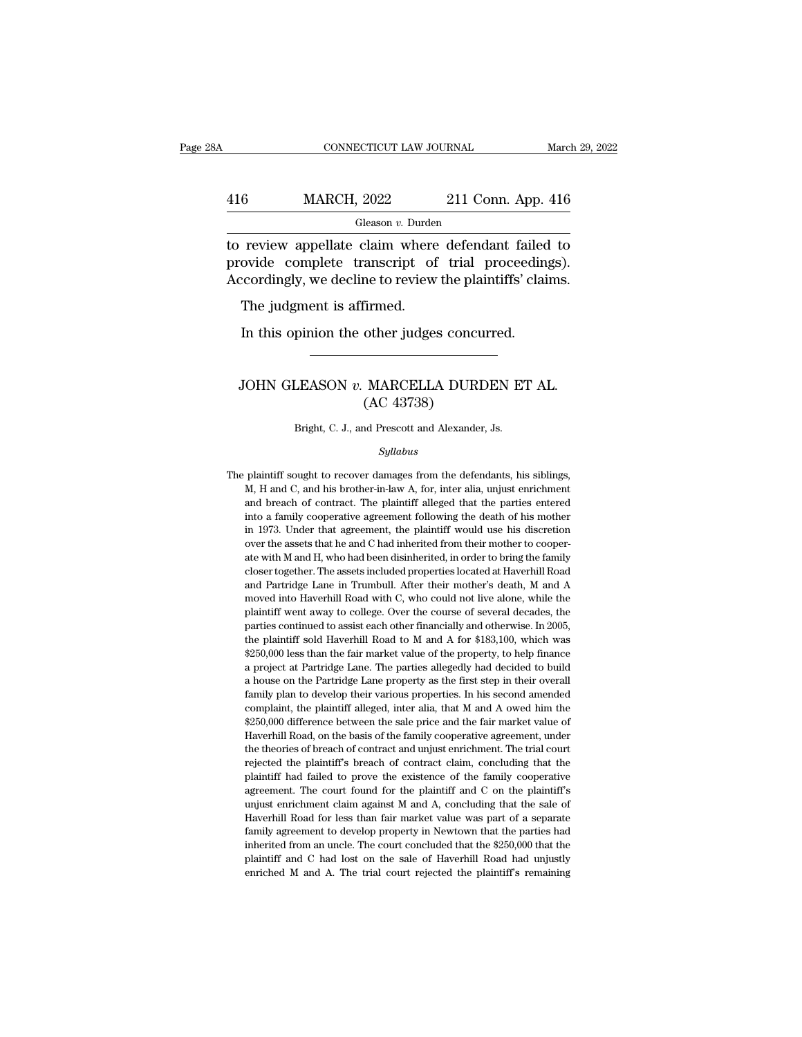to review appellate claim where defendant failed to provide complete transcript of trial proceedings). Accordingly, we decline to review the plaintiffs' claims.

The judgment is affirmed.

In this opinion the other judges concurred.

---

# JOHN GLEASON *v.* MARCELLA DURDEN ET AL.
## (AC 43738)

Bright, C. J., and Prescott and Alexander, Js.

*Syllabus*

The plaintiff sought to recover damages from the defendants, his siblings, M, H and C, and his brother-in-law A, for, inter alia, unjust enrichment and breach of contract. The plaintiff alleged that the parties entered into a family cooperative agreement following the death of his mother in 1973. Under that agreement, the plaintiff would use his discretion over the assets that he and C had inherited from their mother to cooperate with M and H, who had been disinherited, in order to bring the family closer together. The assets included properties located at Haverhill Road and Partridge Lane in Trumbull. After their mother's death, M and A moved into Haverhill Road with C, who could not live alone, while the plaintiff went away to college. Over the course of several decades, the parties continued to assist each other financially and otherwise. In 2005, the plaintiff sold Haverhill Road to M and A for $183,100, which was $250,000 less than the fair market value of the property, to help finance a project at Partridge Lane. The parties allegedly had decided to build a house on the Partridge Lane property as the first step in their overall family plan to develop their various properties. In his second amended complaint, the plaintiff alleged, inter alia, that M and A owed him the $250,000 difference between the sale price and the fair market value of Haverhill Road, on the basis of the family cooperative agreement, under the theories of breach of contract and unjust enrichment. The trial court rejected the plaintiff's breach of contract claim, concluding that the plaintiff had failed to prove the existence of the family cooperative agreement. The court found for the plaintiff and C on the plaintiff's unjust enrichment claim against M and A, concluding that the sale of Haverhill Road for less than fair market value was part of a separate family agreement to develop property in Newtown that the parties had inherited from an uncle. The court concluded that the $250,000 that the plaintiff and C had lost on the sale of Haverhill Road had unjustly enriched M and A. The trial court rejected the plaintiff's remaining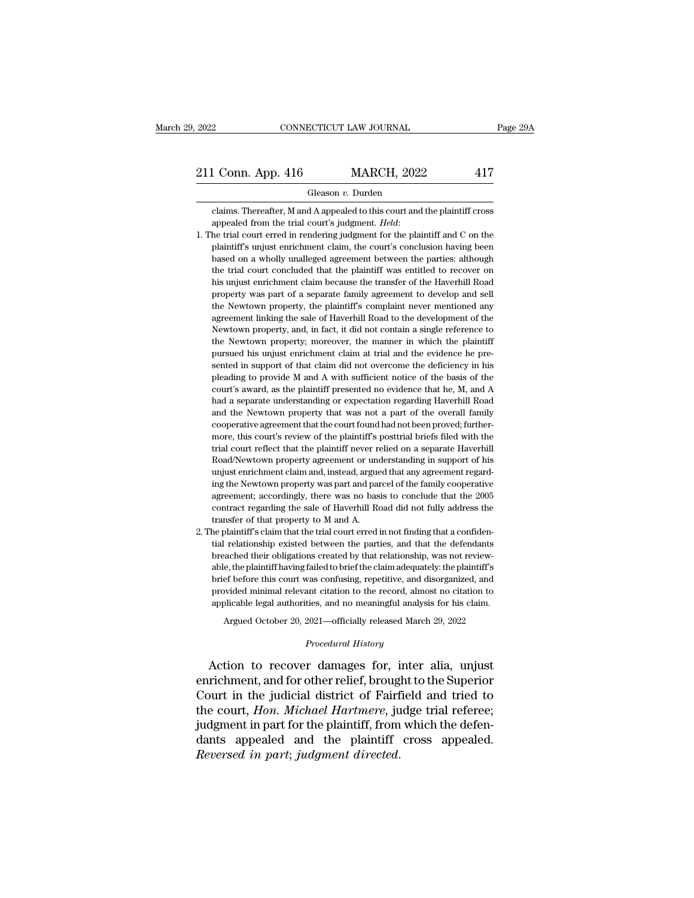claims. Thereafter, M and A appealed to this court and the plaintiff cross appealed from the trial court's judgment. *Held*:

1. The trial court erred in rendering judgment for the plaintiff and C on the plaintiff's unjust enrichment claim, the court's conclusion having been based on a wholly unalleged agreement between the parties: although the trial court concluded that the plaintiff was entitled to recover on his unjust enrichment claim because the transfer of the Haverhill Road property was part of a separate family agreement to develop and sell the Newtown property, the plaintiff's complaint never mentioned any agreement linking the sale of Haverhill Road to the development of the Newtown property, and, in fact, it did not contain a single reference to the Newtown property; moreover, the manner in which the plaintiff pursued his unjust enrichment claim at trial and the evidence he presented in support of that claim did not overcome the deficiency in his pleading to provide M and A with sufficient notice of the basis of the court's award, as the plaintiff presented no evidence that he, M, and A had a separate understanding or expectation regarding Haverhill Road and the Newtown property that was not a part of the overall family cooperative agreement that the court found had not been proved; furthermore, this court's review of the plaintiff's posttrial briefs filed with the trial court reflect that the plaintiff never relied on a separate Haverhill Road/Newtown property agreement or understanding in support of his unjust enrichment claim and, instead, argued that any agreement regarding the Newtown property was part and parcel of the family cooperative agreement; accordingly, there was no basis to conclude that the 2005 contract regarding the sale of Haverhill Road did not fully address the transfer of that property to M and A.

2. The plaintiff's claim that the trial court erred in not finding that a confidential relationship existed between the parties, and that the defendants breached their obligations created by that relationship, was not reviewable, the plaintiff having failed to brief the claim adequately: the plaintiff's brief before this court was confusing, repetitive, and disorganized, and provided minimal relevant citation to the record, almost no citation to applicable legal authorities, and no meaningful analysis for his claim.

Argued October 20, 2021—officially released March 29, 2022

*Procedural History*

Action to recover damages for, inter alia, unjust enrichment, and for other relief, brought to the Superior Court in the judicial district of Fairfield and tried to the court, *Hon. Michael Hartmere*, judge trial referee; judgment in part for the plaintiff, from which the defendants appealed and the plaintiff cross appealed. *Reversed in part*; *judgment directed*.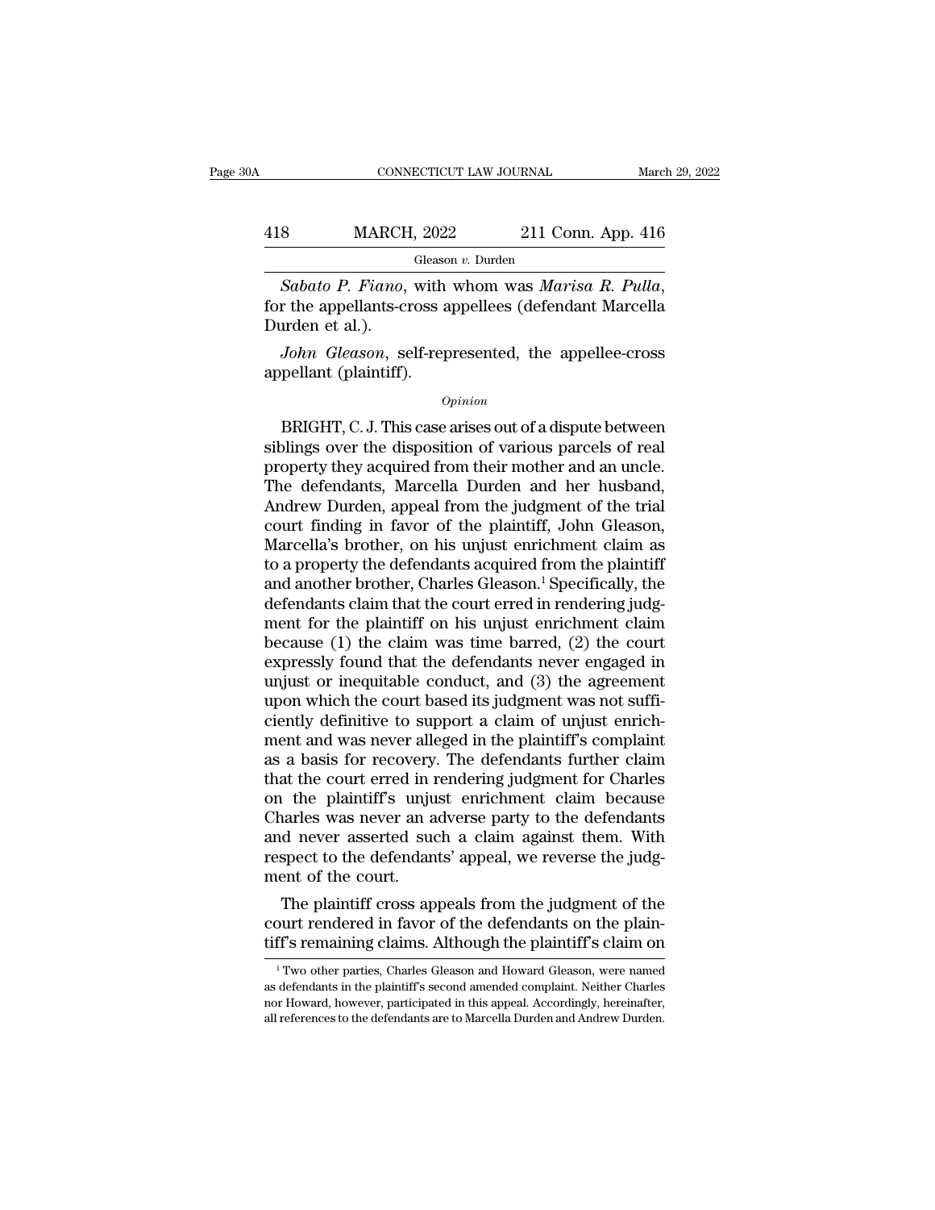*Sabato P. Fiano*, with whom was *Marisa R. Pulla*, for the appellants-cross appellees (defendant Marcella Durden et al.).

*John Gleason*, self-represented, the appellee-cross appellant (plaintiff).

*Opinion*

BRIGHT, C. J. This case arises out of a dispute between siblings over the disposition of various parcels of real property they acquired from their mother and an uncle. The defendants, Marcella Durden and her husband, Andrew Durden, appeal from the judgment of the trial court finding in favor of the plaintiff, John Gleason, Marcella's brother, on his unjust enrichment claim as to a property the defendants acquired from the plaintiff and another brother, Charles Gleason.[1] Specifically, the defendants claim that the court erred in rendering judgment for the plaintiff on his unjust enrichment claim because (1) the claim was time barred, (2) the court expressly found that the defendants never engaged in unjust or inequitable conduct, and (3) the agreement upon which the court based its judgment was not sufficiently definitive to support a claim of unjust enrichment and was never alleged in the plaintiff's complaint as a basis for recovery. The defendants further claim that the court erred in rendering judgment for Charles on the plaintiff's unjust enrichment claim because Charles was never an adverse party to the defendants and never asserted such a claim against them. With respect to the defendants' appeal, we reverse the judgment of the court.

The plaintiff cross appeals from the judgment of the court rendered in favor of the defendants on the plaintiff's remaining claims. Although the plaintiff's claim on

[1] Two other parties, Charles Gleason and Howard Gleason, were named as defendants in the plaintiff's second amended complaint. Neither Charles nor Howard, however, participated in this appeal. Accordingly, hereinafter, all references to the defendants are to Marcella Durden and Andrew Durden.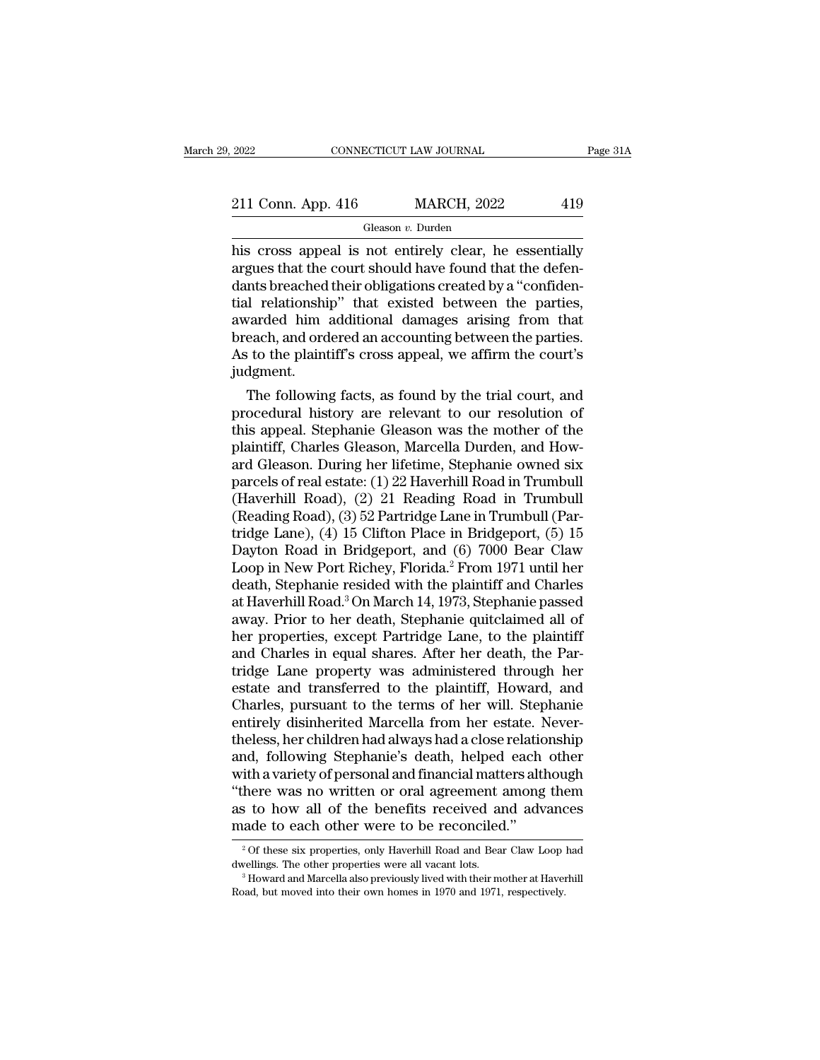his cross appeal is not entirely clear, he essentially argues that the court should have found that the defendants breached their obligations created by a "confidential relationship" that existed between the parties, awarded him additional damages arising from that breach, and ordered an accounting between the parties. As to the plaintiff's cross appeal, we affirm the court's judgment.

The following facts, as found by the trial court, and procedural history are relevant to our resolution of this appeal. Stephanie Gleason was the mother of the plaintiff, Charles Gleason, Marcella Durden, and Howard Gleason. During her lifetime, Stephanie owned six parcels of real estate: (1) 22 Haverhill Road in Trumbull (Haverhill Road), (2) 21 Reading Road in Trumbull (Reading Road), (3) 52 Partridge Lane in Trumbull (Partridge Lane), (4) 15 Clifton Place in Bridgeport, (5) 15 Dayton Road in Bridgeport, and (6) 7000 Bear Claw Loop in New Port Richey, Florida.[2] From 1971 until her death, Stephanie resided with the plaintiff and Charles at Haverhill Road.[3] On March 14, 1973, Stephanie passed away. Prior to her death, Stephanie quitclaimed all of her properties, except Partridge Lane, to the plaintiff and Charles in equal shares. After her death, the Partridge Lane property was administered through her estate and transferred to the plaintiff, Howard, and Charles, pursuant to the terms of her will. Stephanie entirely disinherited Marcella from her estate. Nevertheless, her children had always had a close relationship and, following Stephanie's death, helped each other with a variety of personal and financial matters although "there was no written or oral agreement among them as to how all of the benefits received and advances made to each other were to be reconciled."

[2] Of these six properties, only Haverhill Road and Bear Claw Loop had dwellings. The other properties were all vacant lots.

[3] Howard and Marcella also previously lived with their mother at Haverhill Road, but moved into their own homes in 1970 and 1971, respectively.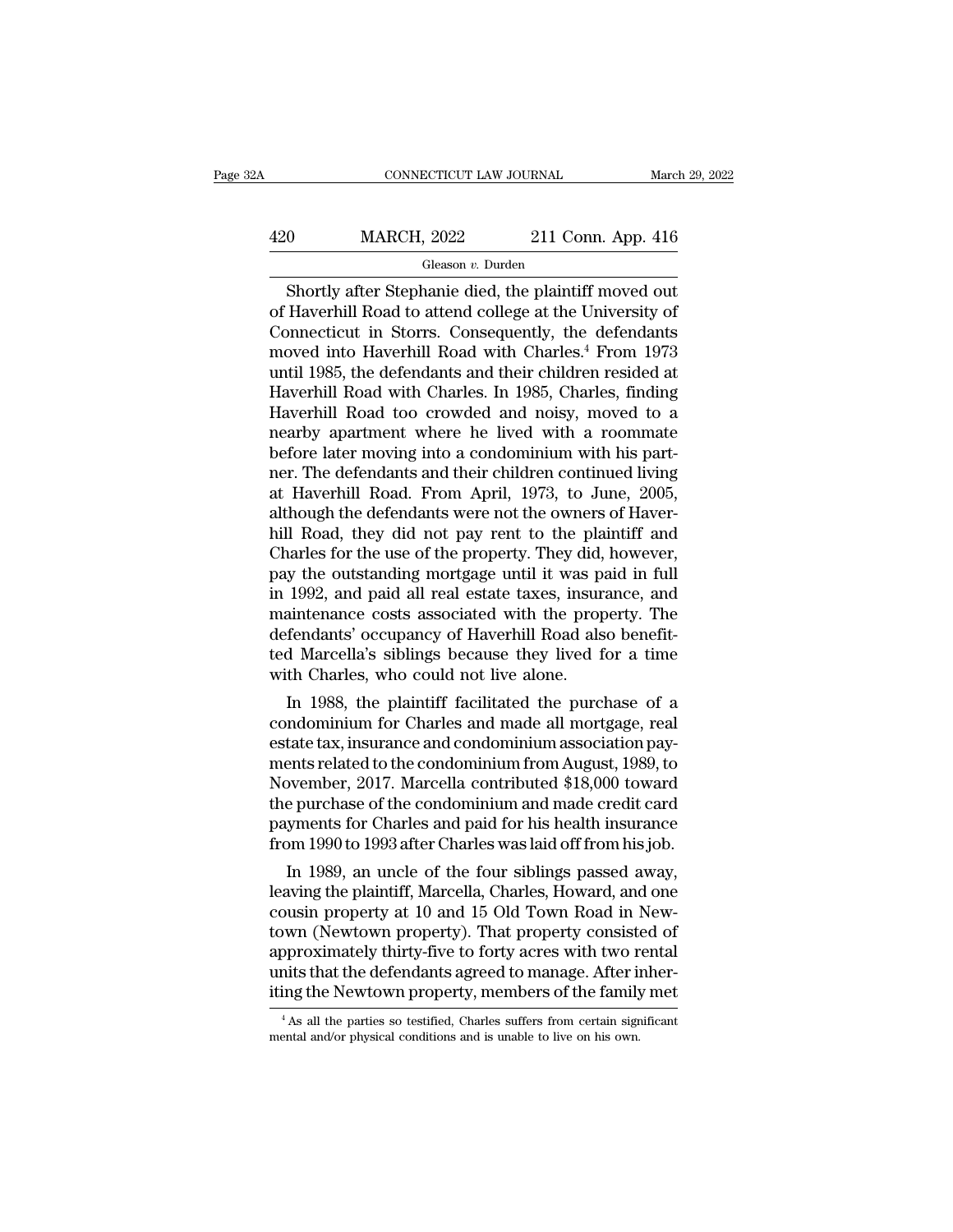Shortly after Stephanie died, the plaintiff moved out of Haverhill Road to attend college at the University of Connecticut in Storrs. Consequently, the defendants moved into Haverhill Road with Charles.[4] From 1973 until 1985, the defendants and their children resided at Haverhill Road with Charles. In 1985, Charles, finding Haverhill Road too crowded and noisy, moved to a nearby apartment where he lived with a roommate before later moving into a condominium with his partner. The defendants and their children continued living at Haverhill Road. From April, 1973, to June, 2005, although the defendants were not the owners of Haverhill Road, they did not pay rent to the plaintiff and Charles for the use of the property. They did, however, pay the outstanding mortgage until it was paid in full in 1992, and paid all real estate taxes, insurance, and maintenance costs associated with the property. The defendants' occupancy of Haverhill Road also benefitted Marcella's siblings because they lived for a time with Charles, who could not live alone.

In 1988, the plaintiff facilitated the purchase of a condominium for Charles and made all mortgage, real estate tax, insurance and condominium association payments related to the condominium from August, 1989, to November, 2017. Marcella contributed $18,000 toward the purchase of the condominium and made credit card payments for Charles and paid for his health insurance from 1990 to 1993 after Charles was laid off from his job.

In 1989, an uncle of the four siblings passed away, leaving the plaintiff, Marcella, Charles, Howard, and one cousin property at 10 and 15 Old Town Road in Newtown (Newtown property). That property consisted of approximately thirty-five to forty acres with two rental units that the defendants agreed to manage. After inheriting the Newtown property, members of the family met

[4] As all the parties so testified, Charles suffers from certain significant mental and/or physical conditions and is unable to live on his own.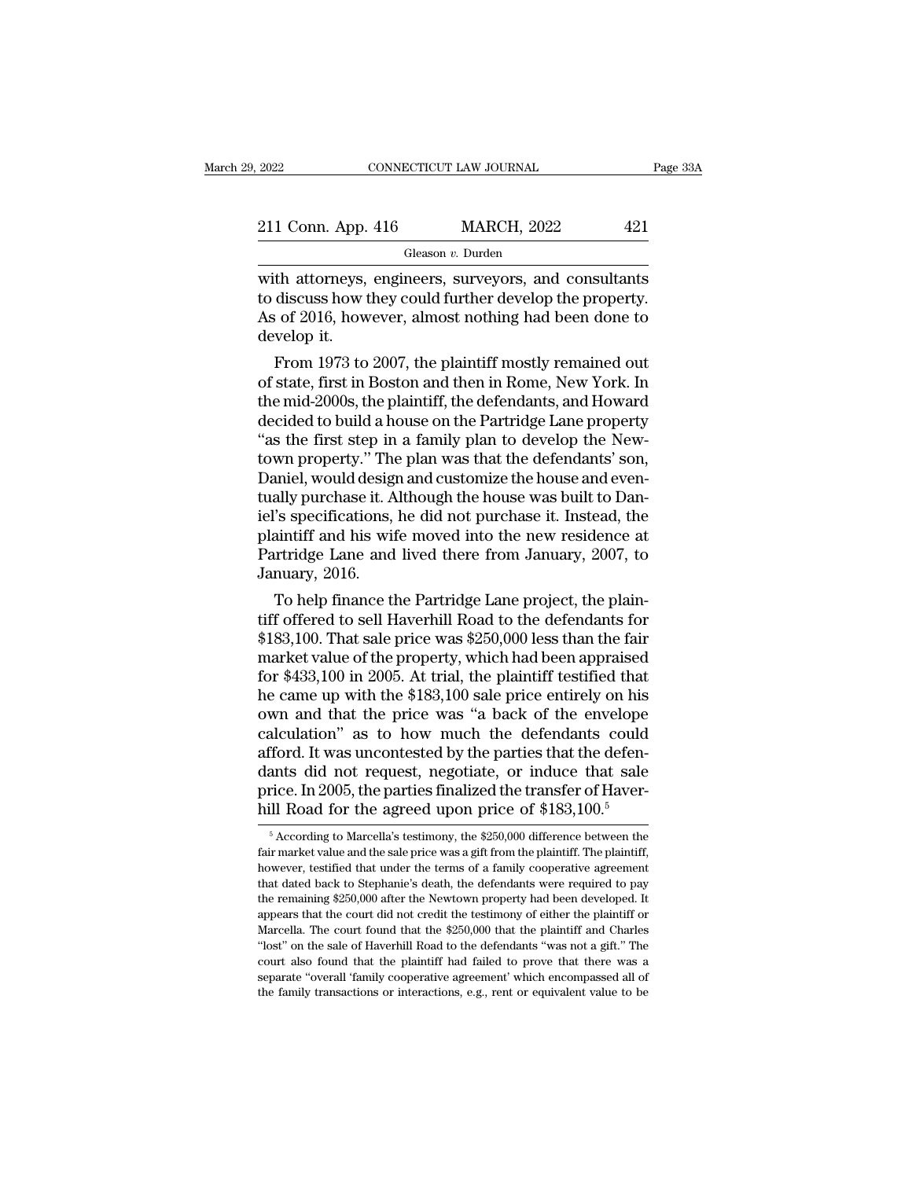with attorneys, engineers, surveyors, and consultants to discuss how they could further develop the property. As of 2016, however, almost nothing had been done to develop it.

From 1973 to 2007, the plaintiff mostly remained out of state, first in Boston and then in Rome, New York. In the mid-2000s, the plaintiff, the defendants, and Howard decided to build a house on the Partridge Lane property "as the first step in a family plan to develop the Newtown property." The plan was that the defendants' son, Daniel, would design and customize the house and eventually purchase it. Although the house was built to Daniel's specifications, he did not purchase it. Instead, the plaintiff and his wife moved into the new residence at Partridge Lane and lived there from January, 2007, to January, 2016.

To help finance the Partridge Lane project, the plaintiff offered to sell Haverhill Road to the defendants for $183,100. That sale price was $250,000 less than the fair market value of the property, which had been appraised for $433,100 in 2005. At trial, the plaintiff testified that he came up with the $183,100 sale price entirely on his own and that the price was "a back of the envelope calculation" as to how much the defendants could afford. It was uncontested by the parties that the defendants did not request, negotiate, or induce that sale price. In 2005, the parties finalized the transfer of Haverhill Road for the agreed upon price of $183,100.[5]

[5] According to Marcella's testimony, the $250,000 difference between the fair market value and the sale price was a gift from the plaintiff. The plaintiff, however, testified that under the terms of a family cooperative agreement that dated back to Stephanie's death, the defendants were required to pay the remaining $250,000 after the Newtown property had been developed. It appears that the court did not credit the testimony of either the plaintiff or Marcella. The court found that the $250,000 that the plaintiff and Charles "lost" on the sale of Haverhill Road to the defendants "was not a gift." The court also found that the plaintiff had failed to prove that there was a separate "overall 'family cooperative agreement' which encompassed all of the family transactions or interactions, e.g., rent or equivalent value to be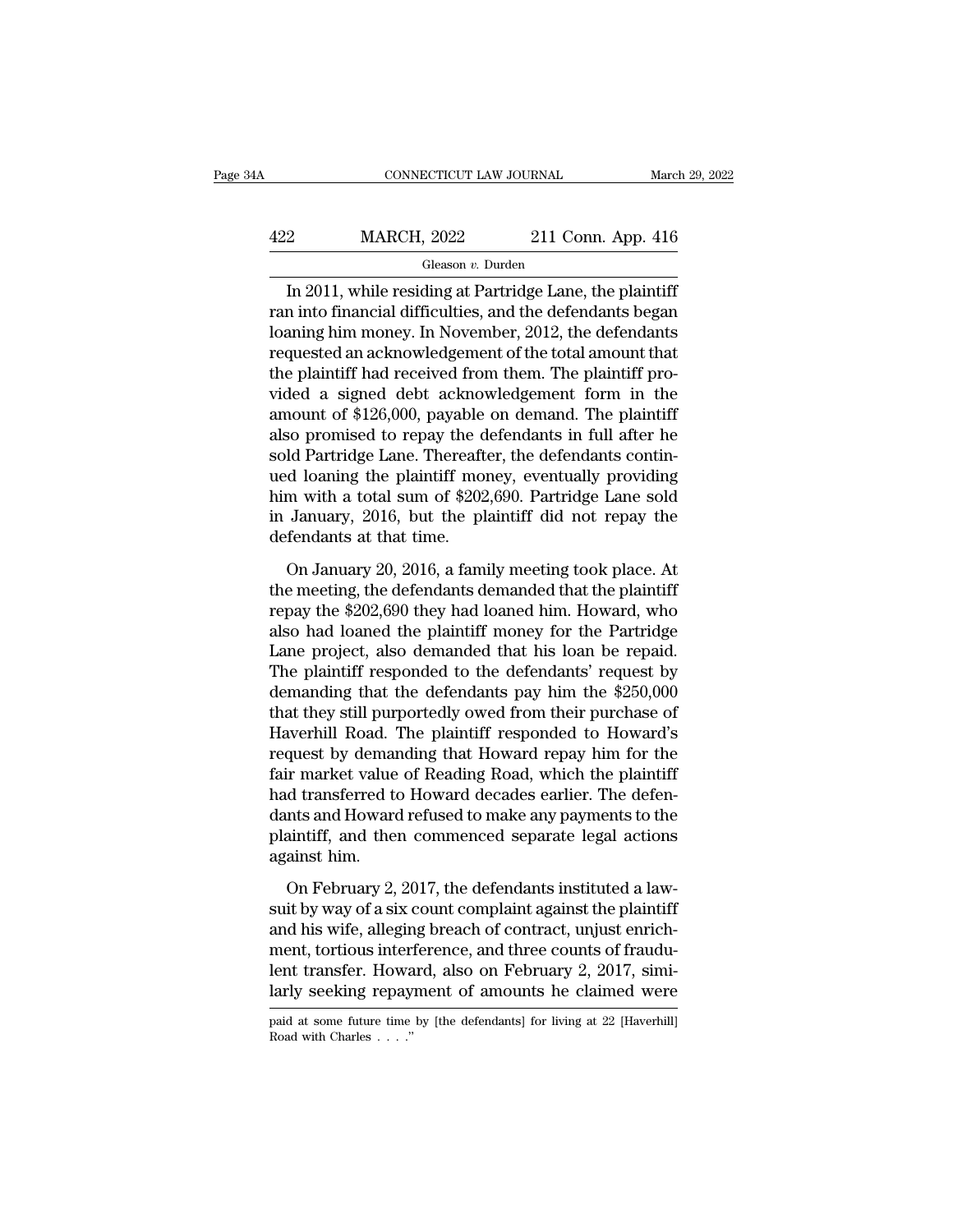In 2011, while residing at Partridge Lane, the plaintiff ran into financial difficulties, and the defendants began loaning him money. In November, 2012, the defendants requested an acknowledgement of the total amount that the plaintiff had received from them. The plaintiff provided a signed debt acknowledgement form in the amount of $126,000, payable on demand. The plaintiff also promised to repay the defendants in full after he sold Partridge Lane. Thereafter, the defendants continued loaning the plaintiff money, eventually providing him with a total sum of $202,690. Partridge Lane sold in January, 2016, but the plaintiff did not repay the defendants at that time.

On January 20, 2016, a family meeting took place. At the meeting, the defendants demanded that the plaintiff repay the $202,690 they had loaned him. Howard, who also had loaned the plaintiff money for the Partridge Lane project, also demanded that his loan be repaid. The plaintiff responded to the defendants' request by demanding that the defendants pay him the $250,000 that they still purportedly owed from their purchase of Haverhill Road. The plaintiff responded to Howard's request by demanding that Howard repay him for the fair market value of Reading Road, which the plaintiff had transferred to Howard decades earlier. The defendants and Howard refused to make any payments to the plaintiff, and then commenced separate legal actions against him.

On February 2, 2017, the defendants instituted a lawsuit by way of a six count complaint against the plaintiff and his wife, alleging breach of contract, unjust enrichment, tortious interference, and three counts of fraudulent transfer. Howard, also on February 2, 2017, similarly seeking repayment of amounts he claimed were

paid at some future time by [the defendants] for living at 22 [Haverhill] Road with Charles . . . ."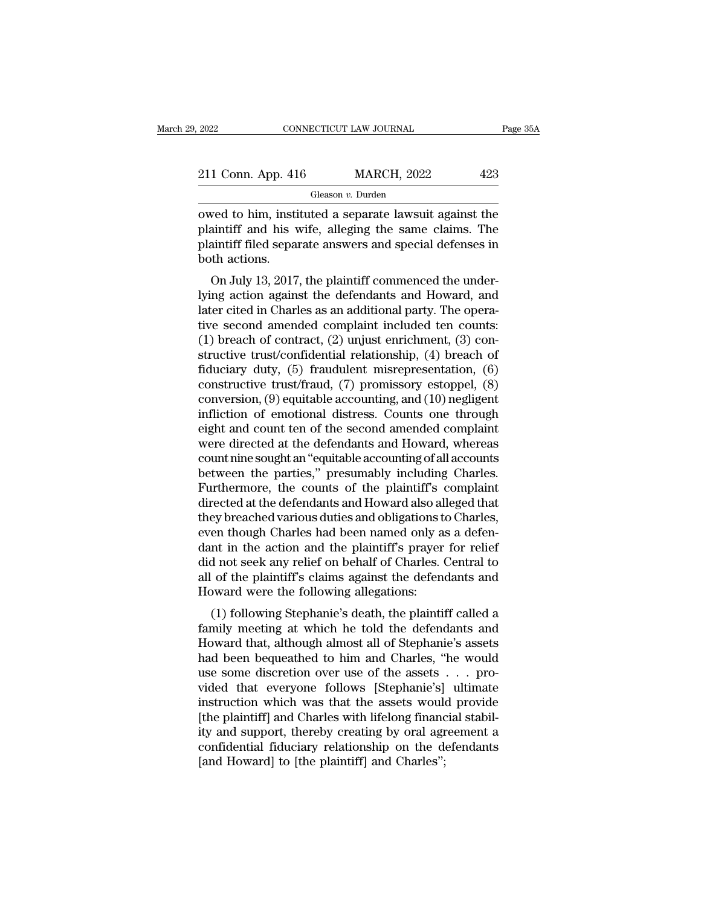owed to him, instituted a separate lawsuit against the plaintiff and his wife, alleging the same claims. The plaintiff filed separate answers and special defenses in both actions.

On July 13, 2017, the plaintiff commenced the underlying action against the defendants and Howard, and later cited in Charles as an additional party. The operative second amended complaint included ten counts: (1) breach of contract, (2) unjust enrichment, (3) constructive trust/confidential relationship, (4) breach of fiduciary duty, (5) fraudulent misrepresentation, (6) constructive trust/fraud, (7) promissory estoppel, (8) conversion, (9) equitable accounting, and (10) negligent infliction of emotional distress. Counts one through eight and count ten of the second amended complaint were directed at the defendants and Howard, whereas count nine sought an "equitable accounting of all accounts between the parties," presumably including Charles. Furthermore, the counts of the plaintiff's complaint directed at the defendants and Howard also alleged that they breached various duties and obligations to Charles, even though Charles had been named only as a defendant in the action and the plaintiff's prayer for relief did not seek any relief on behalf of Charles. Central to all of the plaintiff's claims against the defendants and Howard were the following allegations:

(1) following Stephanie's death, the plaintiff called a family meeting at which he told the defendants and Howard that, although almost all of Stephanie's assets had been bequeathed to him and Charles, "he would use some discretion over use of the assets . . . provided that everyone follows [Stephanie's] ultimate instruction which was that the assets would provide [the plaintiff] and Charles with lifelong financial stability and support, thereby creating by oral agreement a confidential fiduciary relationship on the defendants [and Howard] to [the plaintiff] and Charles";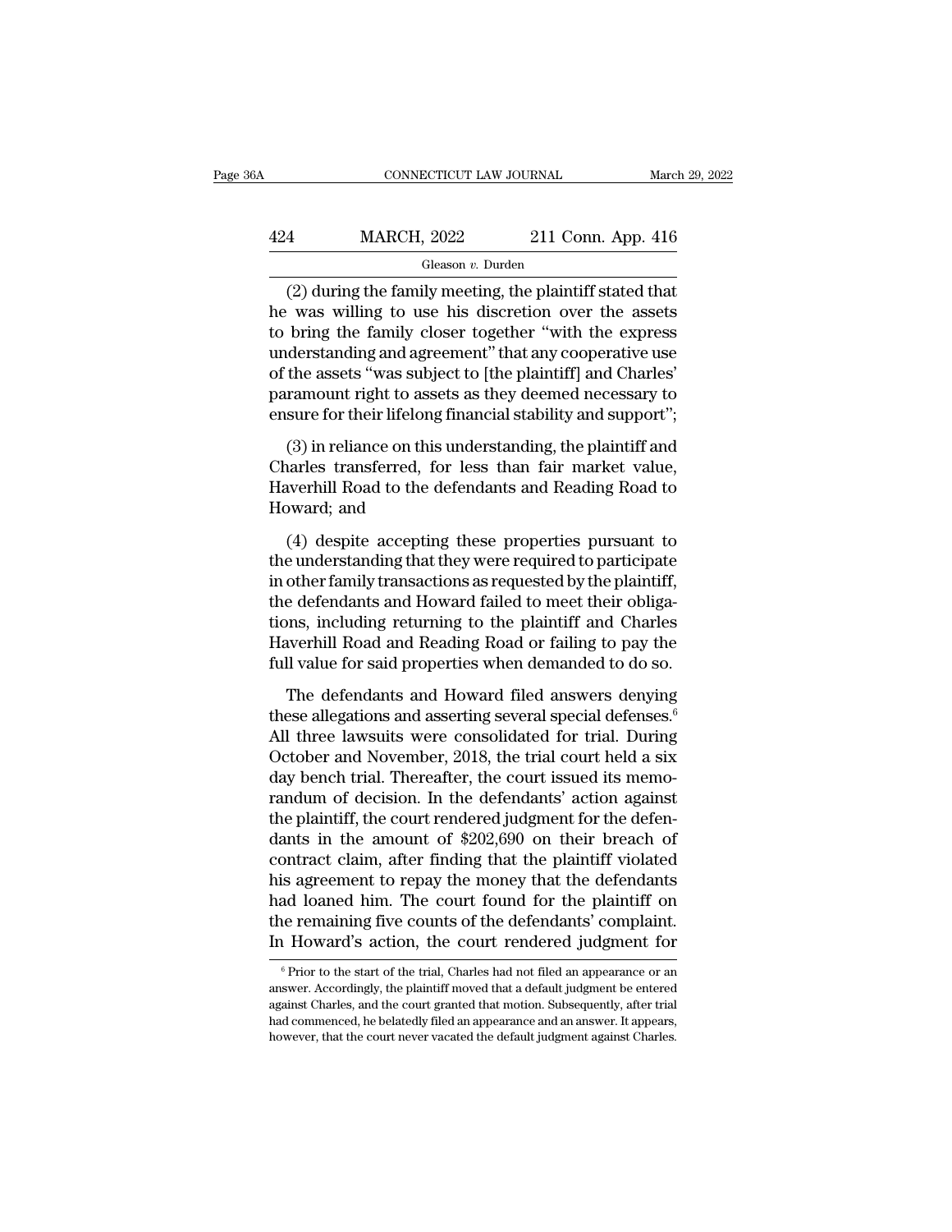(2) during the family meeting, the plaintiff stated that he was willing to use his discretion over the assets to bring the family closer together "with the express understanding and agreement" that any cooperative use of the assets "was subject to [the plaintiff] and Charles' paramount right to assets as they deemed necessary to ensure for their lifelong financial stability and support";

(3) in reliance on this understanding, the plaintiff and Charles transferred, for less than fair market value, Haverhill Road to the defendants and Reading Road to Howard; and

(4) despite accepting these properties pursuant to the understanding that they were required to participate in other family transactions as requested by the plaintiff, the defendants and Howard failed to meet their obligations, including returning to the plaintiff and Charles Haverhill Road and Reading Road or failing to pay the full value for said properties when demanded to do so.

The defendants and Howard filed answers denying these allegations and asserting several special defenses.[6] All three lawsuits were consolidated for trial. During October and November, 2018, the trial court held a six day bench trial. Thereafter, the court issued its memorandum of decision. In the defendants' action against the plaintiff, the court rendered judgment for the defendants in the amount of $202,690 on their breach of contract claim, after finding that the plaintiff violated his agreement to repay the money that the defendants had loaned him. The court found for the plaintiff on the remaining five counts of the defendants' complaint. In Howard's action, the court rendered judgment for

[6] Prior to the start of the trial, Charles had not filed an appearance or an answer. Accordingly, the plaintiff moved that a default judgment be entered against Charles, and the court granted that motion. Subsequently, after trial had commenced, he belatedly filed an appearance and an answer. It appears, however, that the court never vacated the default judgment against Charles.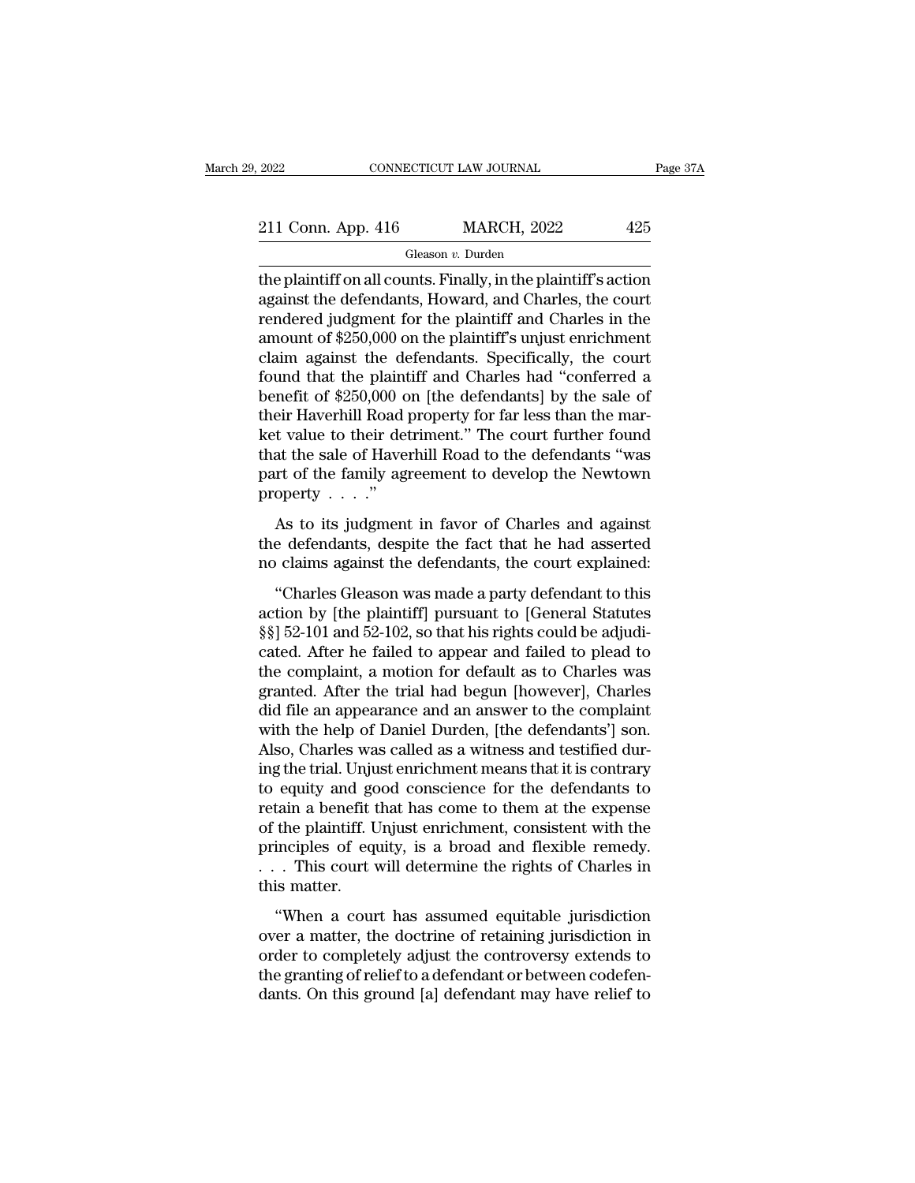the plaintiff on all counts. Finally, in the plaintiff's action against the defendants, Howard, and Charles, the court rendered judgment for the plaintiff and Charles in the amount of $250,000 on the plaintiff's unjust enrichment claim against the defendants. Specifically, the court found that the plaintiff and Charles had "conferred a benefit of $250,000 on [the defendants] by the sale of their Haverhill Road property for far less than the market value to their detriment." The court further found that the sale of Haverhill Road to the defendants "was part of the family agreement to develop the Newtown property . . . ."

As to its judgment in favor of Charles and against the defendants, despite the fact that he had asserted no claims against the defendants, the court explained:

"Charles Gleason was made a party defendant to this action by [the plaintiff] pursuant to [General Statutes §§] 52-101 and 52-102, so that his rights could be adjudicated. After he failed to appear and failed to plead to the complaint, a motion for default as to Charles was granted. After the trial had begun [however], Charles did file an appearance and an answer to the complaint with the help of Daniel Durden, [the defendants'] son. Also, Charles was called as a witness and testified during the trial. Unjust enrichment means that it is contrary to equity and good conscience for the defendants to retain a benefit that has come to them at the expense of the plaintiff. Unjust enrichment, consistent with the principles of equity, is a broad and flexible remedy. . . . This court will determine the rights of Charles in this matter.

"When a court has assumed equitable jurisdiction over a matter, the doctrine of retaining jurisdiction in order to completely adjust the controversy extends to the granting of relief to a defendant or between codefendants. On this ground [a] defendant may have relief to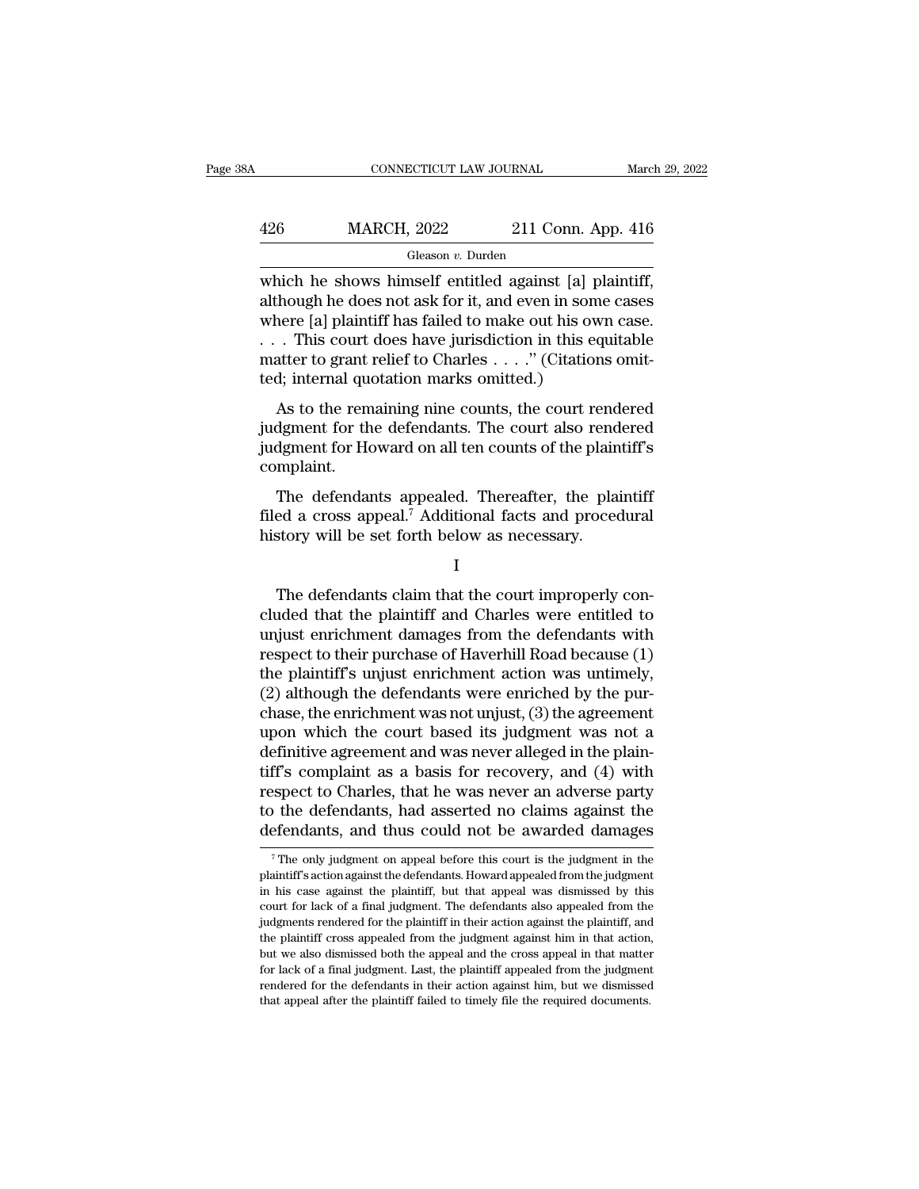which he shows himself entitled against [a] plaintiff, although he does not ask for it, and even in some cases where [a] plaintiff has failed to make out his own case. . . . This court does have jurisdiction in this equitable matter to grant relief to Charles . . . ." (Citations omitted; internal quotation marks omitted.)

As to the remaining nine counts, the court rendered judgment for the defendants. The court also rendered judgment for Howard on all ten counts of the plaintiff's complaint.

The defendants appealed. Thereafter, the plaintiff filed a cross appeal.[7] Additional facts and procedural history will be set forth below as necessary.

I

The defendants claim that the court improperly concluded that the plaintiff and Charles were entitled to unjust enrichment damages from the defendants with respect to their purchase of Haverhill Road because (1) the plaintiff's unjust enrichment action was untimely, (2) although the defendants were enriched by the purchase, the enrichment was not unjust, (3) the agreement upon which the court based its judgment was not a definitive agreement and was never alleged in the plaintiff's complaint as a basis for recovery, and (4) with respect to Charles, that he was never an adverse party to the defendants, had asserted no claims against the defendants, and thus could not be awarded damages

[7] The only judgment on appeal before this court is the judgment in the plaintiff's action against the defendants. Howard appealed from the judgment in his case against the plaintiff, but that appeal was dismissed by this court for lack of a final judgment. The defendants also appealed from the judgments rendered for the plaintiff in their action against the plaintiff, and the plaintiff cross appealed from the judgment against him in that action, but we also dismissed both the appeal and the cross appeal in that matter for lack of a final judgment. Last, the plaintiff appealed from the judgment rendered for the defendants in their action against him, but we dismissed that appeal after the plaintiff failed to timely file the required documents.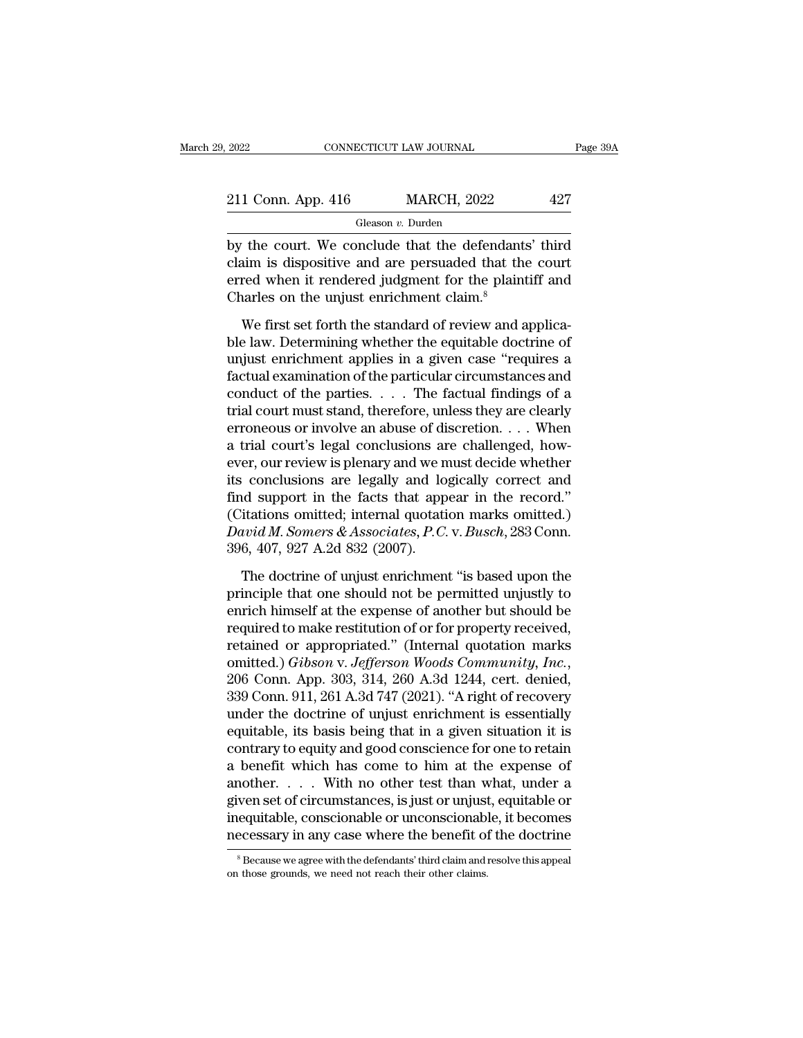by the court. We conclude that the defendants' third claim is dispositive and are persuaded that the court erred when it rendered judgment for the plaintiff and Charles on the unjust enrichment claim.[8]

We first set forth the standard of review and applicable law. Determining whether the equitable doctrine of unjust enrichment applies in a given case "requires a factual examination of the particular circumstances and conduct of the parties. . . . The factual findings of a trial court must stand, therefore, unless they are clearly erroneous or involve an abuse of discretion. . . . When a trial court's legal conclusions are challenged, however, our review is plenary and we must decide whether its conclusions are legally and logically correct and find support in the facts that appear in the record." (Citations omitted; internal quotation marks omitted.) *David M. Somers & Associates, P.C.* v. *Busch*, 283 Conn. 396, 407, 927 A.2d 832 (2007).

The doctrine of unjust enrichment "is based upon the principle that one should not be permitted unjustly to enrich himself at the expense of another but should be required to make restitution of or for property received, retained or appropriated." (Internal quotation marks omitted.) *Gibson* v. *Jefferson Woods Community, Inc.*, 206 Conn. App. 303, 314, 260 A.3d 1244, cert. denied, 339 Conn. 911, 261 A.3d 747 (2021). "A right of recovery under the doctrine of unjust enrichment is essentially equitable, its basis being that in a given situation it is contrary to equity and good conscience for one to retain a benefit which has come to him at the expense of another. . . . With no other test than what, under a given set of circumstances, is just or unjust, equitable or inequitable, conscionable or unconscionable, it becomes necessary in any case where the benefit of the doctrine

[8] Because we agree with the defendants' third claim and resolve this appeal on those grounds, we need not reach their other claims.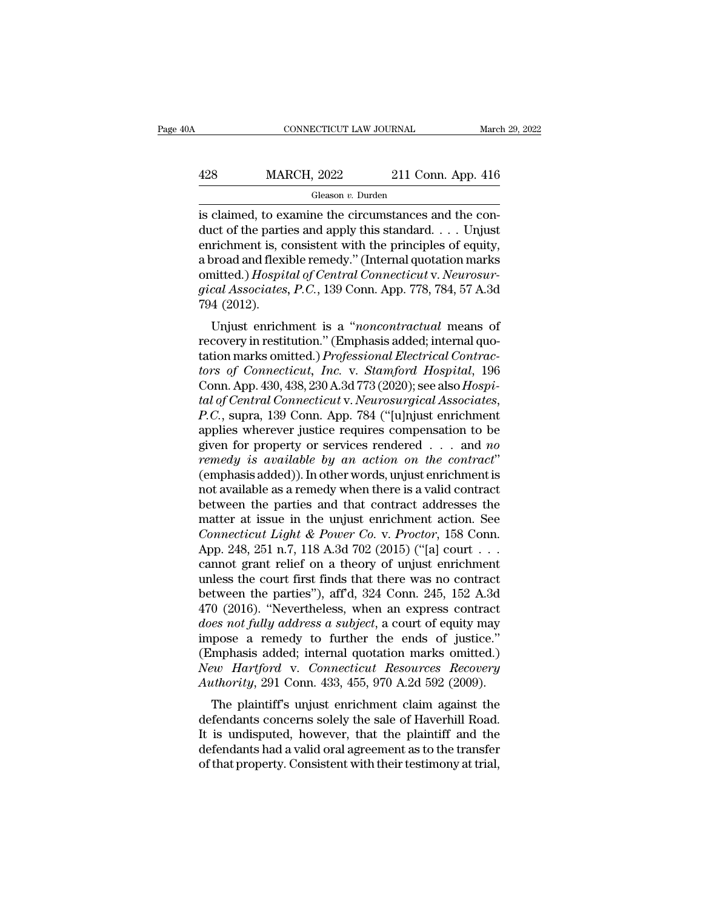is claimed, to examine the circumstances and the conduct of the parties and apply this standard. . . . Unjust enrichment is, consistent with the principles of equity, a broad and flexible remedy." (Internal quotation marks omitted.) *Hospital of Central Connecticut* v. *Neurosurgical Associates, P.C.*, 139 Conn. App. 778, 784, 57 A.3d 794 (2012).

Unjust enrichment is a "*noncontractual* means of recovery in restitution." (Emphasis added; internal quotation marks omitted.) *Professional Electrical Contractors of Connecticut, Inc.* v. *Stamford Hospital*, 196 Conn. App. 430, 438, 230 A.3d 773 (2020); see also *Hospital of Central Connecticut* v. *Neurosurgical Associates, P.C.*, supra, 139 Conn. App. 784 ("[u]njust enrichment applies wherever justice requires compensation to be given for property or services rendered . . . and *no remedy is available by an action on the contract*" (emphasis added)). In other words, unjust enrichment is not available as a remedy when there is a valid contract between the parties and that contract addresses the matter at issue in the unjust enrichment action. See *Connecticut Light & Power Co.* v. *Proctor*, 158 Conn. App. 248, 251 n.7, 118 A.3d 702 (2015) ("[a] court . . . cannot grant relief on a theory of unjust enrichment unless the court first finds that there was no contract between the parties"), aff'd, 324 Conn. 245, 152 A.3d 470 (2016). "Nevertheless, when an express contract *does not fully address a subject*, a court of equity may impose a remedy to further the ends of justice." (Emphasis added; internal quotation marks omitted.) *New Hartford* v. *Connecticut Resources Recovery Authority*, 291 Conn. 433, 455, 970 A.2d 592 (2009).

The plaintiff's unjust enrichment claim against the defendants concerns solely the sale of Haverhill Road. It is undisputed, however, that the plaintiff and the defendants had a valid oral agreement as to the transfer of that property. Consistent with their testimony at trial,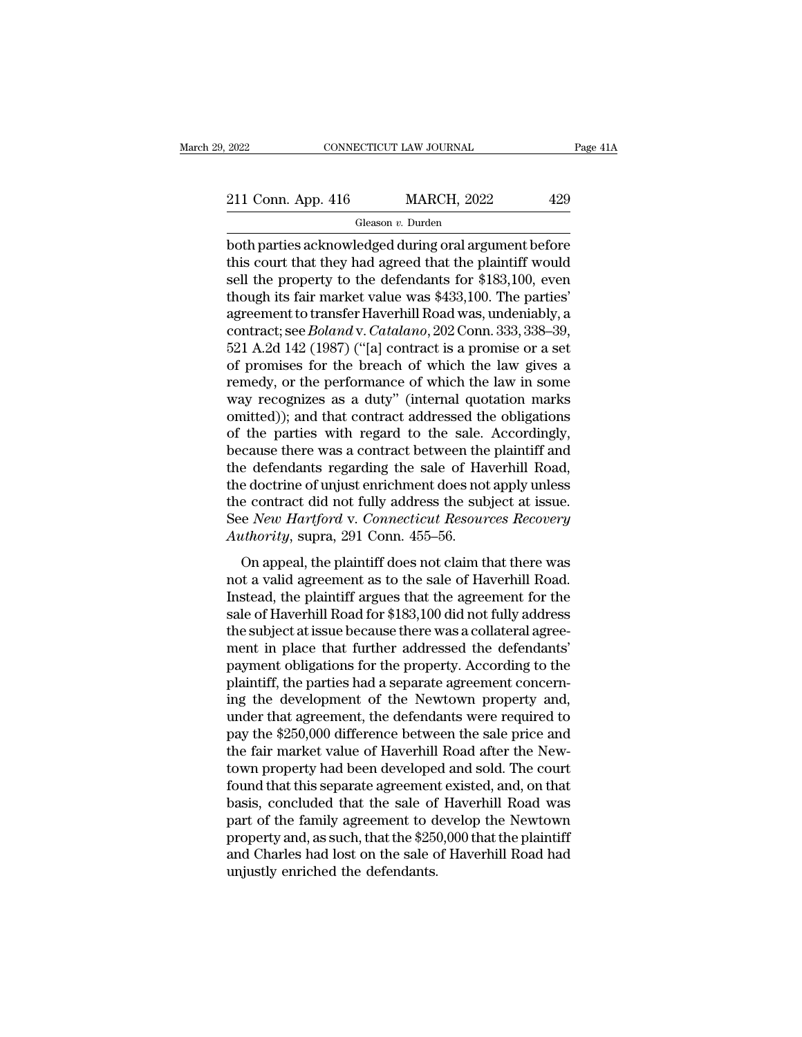both parties acknowledged during oral argument before this court that they had agreed that the plaintiff would sell the property to the defendants for $183,100, even though its fair market value was $433,100. The parties' agreement to transfer Haverhill Road was, undeniably, a contract; see *Boland* v. *Catalano*, 202 Conn. 333, 338–39, 521 A.2d 142 (1987) ("[a] contract is a promise or a set of promises for the breach of which the law gives a remedy, or the performance of which the law in some way recognizes as a duty" (internal quotation marks omitted)); and that contract addressed the obligations of the parties with regard to the sale. Accordingly, because there was a contract between the plaintiff and the defendants regarding the sale of Haverhill Road, the doctrine of unjust enrichment does not apply unless the contract did not fully address the subject at issue. See *New Hartford* v. *Connecticut Resources Recovery Authority*, supra, 291 Conn. 455–56.

On appeal, the plaintiff does not claim that there was not a valid agreement as to the sale of Haverhill Road. Instead, the plaintiff argues that the agreement for the sale of Haverhill Road for $183,100 did not fully address the subject at issue because there was a collateral agreement in place that further addressed the defendants' payment obligations for the property. According to the plaintiff, the parties had a separate agreement concerning the development of the Newtown property and, under that agreement, the defendants were required to pay the $250,000 difference between the sale price and the fair market value of Haverhill Road after the Newtown property had been developed and sold. The court found that this separate agreement existed, and, on that basis, concluded that the sale of Haverhill Road was part of the family agreement to develop the Newtown property and, as such, that the $250,000 that the plaintiff and Charles had lost on the sale of Haverhill Road had unjustly enriched the defendants.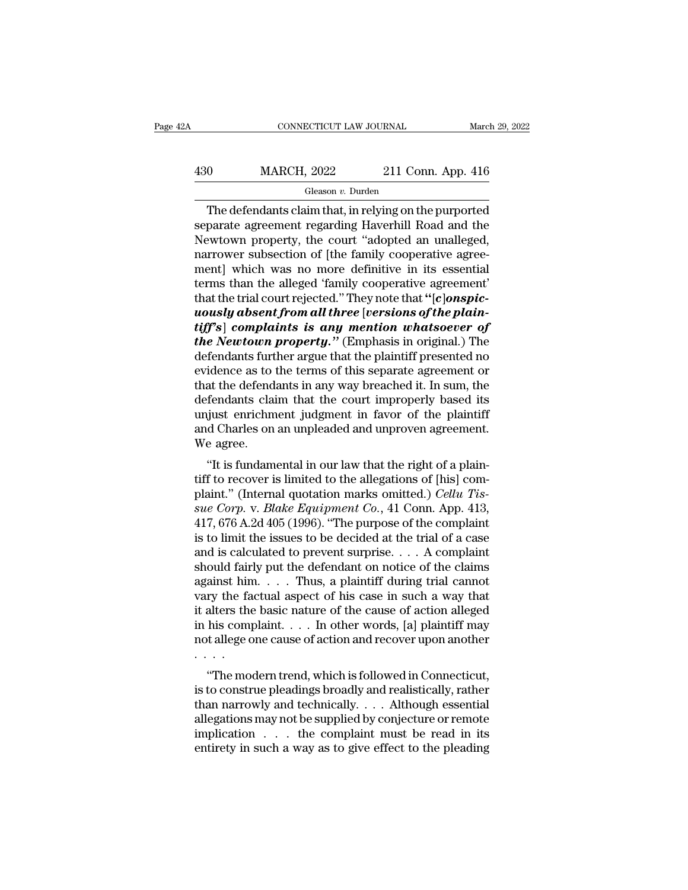The defendants claim that, in relying on the purported separate agreement regarding Haverhill Road and the Newtown property, the court "adopted an unalleged, narrower subsection of [the family cooperative agreement] which was no more definitive in its essential terms than the alleged 'family cooperative agreement' that the trial court rejected." They note that "[*c*]***onspicuously absent from all three*** [***versions of the plaintiff's***] ***complaints is any mention whatsoever of the Newtown property.***" (Emphasis in original.) The defendants further argue that the plaintiff presented no evidence as to the terms of this separate agreement or that the defendants in any way breached it. In sum, the defendants claim that the court improperly based its unjust enrichment judgment in favor of the plaintiff and Charles on an unpleaded and unproven agreement. We agree.

"It is fundamental in our law that the right of a plaintiff to recover is limited to the allegations of [his] complaint." (Internal quotation marks omitted.) *Cellu Tissue Corp.* v. *Blake Equipment Co.*, 41 Conn. App. 413, 417, 676 A.2d 405 (1996). "The purpose of the complaint is to limit the issues to be decided at the trial of a case and is calculated to prevent surprise. . . . A complaint should fairly put the defendant on notice of the claims against him. . . . Thus, a plaintiff during trial cannot vary the factual aspect of his case in such a way that it alters the basic nature of the cause of action alleged in his complaint. . . . In other words, [a] plaintiff may not allege one cause of action and recover upon another . . . .

"The modern trend, which is followed in Connecticut, is to construe pleadings broadly and realistically, rather than narrowly and technically. . . . Although essential allegations may not be supplied by conjecture or remote implication . . . the complaint must be read in its entirety in such a way as to give effect to the pleading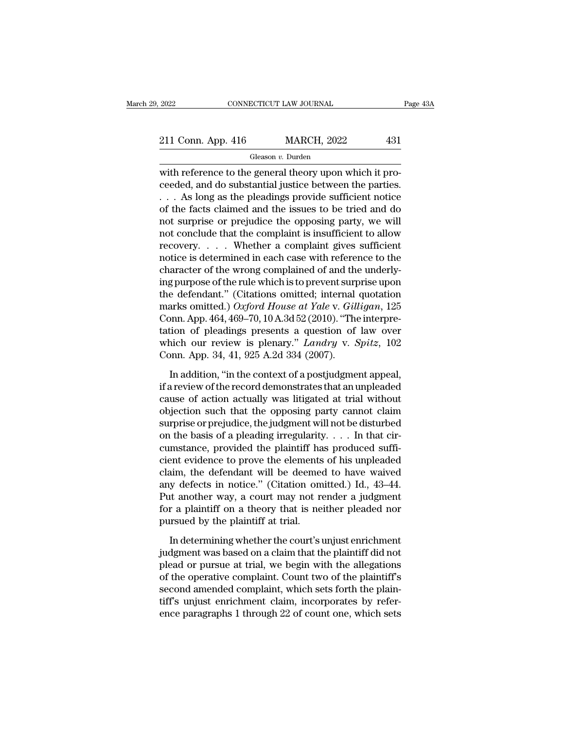with reference to the general theory upon which it proceeded, and do substantial justice between the parties. . . . As long as the pleadings provide sufficient notice of the facts claimed and the issues to be tried and do not surprise or prejudice the opposing party, we will not conclude that the complaint is insufficient to allow recovery. . . . Whether a complaint gives sufficient notice is determined in each case with reference to the character of the wrong complained of and the underlying purpose of the rule which is to prevent surprise upon the defendant." (Citations omitted; internal quotation marks omitted.) *Oxford House at Yale* v. *Gilligan*, 125 Conn. App. 464, 469–70, 10 A.3d 52 (2010). "The interpretation of pleadings presents a question of law over which our review is plenary." *Landry* v. *Spitz*, 102 Conn. App. 34, 41, 925 A.2d 334 (2007).

In addition, "in the context of a postjudgment appeal, if a review of the record demonstrates that an unpleaded cause of action actually was litigated at trial without objection such that the opposing party cannot claim surprise or prejudice, the judgment will not be disturbed on the basis of a pleading irregularity. . . . In that circumstance, provided the plaintiff has produced sufficient evidence to prove the elements of his unpleaded claim, the defendant will be deemed to have waived any defects in notice." (Citation omitted.) Id., 43–44. Put another way, a court may not render a judgment for a plaintiff on a theory that is neither pleaded nor pursued by the plaintiff at trial.

In determining whether the court's unjust enrichment judgment was based on a claim that the plaintiff did not plead or pursue at trial, we begin with the allegations of the operative complaint. Count two of the plaintiff's second amended complaint, which sets forth the plaintiff's unjust enrichment claim, incorporates by reference paragraphs 1 through 22 of count one, which sets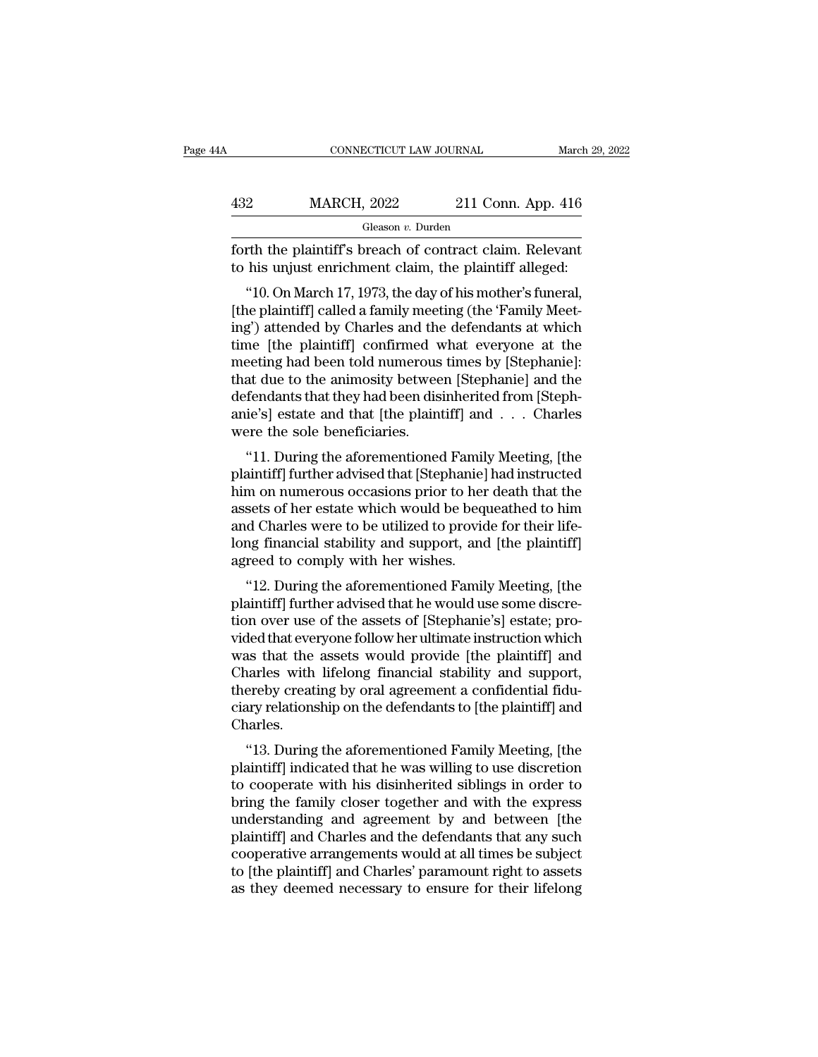forth the plaintiff's breach of contract claim. Relevant to his unjust enrichment claim, the plaintiff alleged:

"10. On March 17, 1973, the day of his mother's funeral, [the plaintiff] called a family meeting (the 'Family Meeting') attended by Charles and the defendants at which time [the plaintiff] confirmed what everyone at the meeting had been told numerous times by [Stephanie]: that due to the animosity between [Stephanie] and the defendants that they had been disinherited from [Stephanie's] estate and that [the plaintiff] and . . . Charles were the sole beneficiaries.

"11. During the aforementioned Family Meeting, [the plaintiff] further advised that [Stephanie] had instructed him on numerous occasions prior to her death that the assets of her estate which would be bequeathed to him and Charles were to be utilized to provide for their lifelong financial stability and support, and [the plaintiff] agreed to comply with her wishes.

"12. During the aforementioned Family Meeting, [the plaintiff] further advised that he would use some discretion over use of the assets of [Stephanie's] estate; provided that everyone follow her ultimate instruction which was that the assets would provide [the plaintiff] and Charles with lifelong financial stability and support, thereby creating by oral agreement a confidential fiduciary relationship on the defendants to [the plaintiff] and Charles.

"13. During the aforementioned Family Meeting, [the plaintiff] indicated that he was willing to use discretion to cooperate with his disinherited siblings in order to bring the family closer together and with the express understanding and agreement by and between [the plaintiff] and Charles and the defendants that any such cooperative arrangements would at all times be subject to [the plaintiff] and Charles' paramount right to assets as they deemed necessary to ensure for their lifelong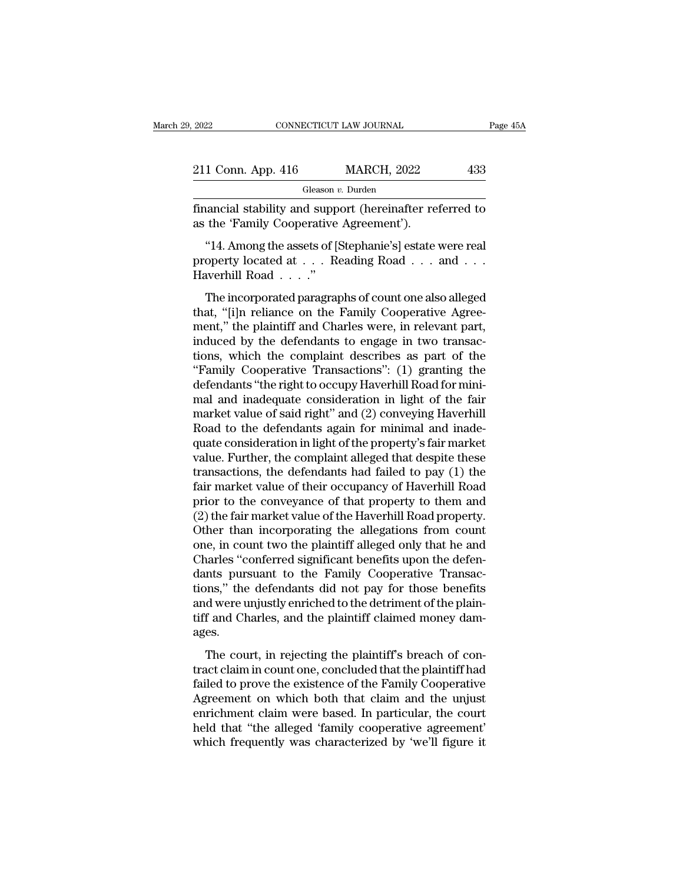financial stability and support (hereinafter referred to as the 'Family Cooperative Agreement').

"14. Among the assets of [Stephanie's] estate were real property located at . . . Reading Road . . . and . . . Haverhill Road . . . ."

The incorporated paragraphs of count one also alleged that, "[i]n reliance on the Family Cooperative Agreement," the plaintiff and Charles were, in relevant part, induced by the defendants to engage in two transactions, which the complaint describes as part of the "Family Cooperative Transactions": (1) granting the defendants "the right to occupy Haverhill Road for minimal and inadequate consideration in light of the fair market value of said right" and (2) conveying Haverhill Road to the defendants again for minimal and inadequate consideration in light of the property's fair market value. Further, the complaint alleged that despite these transactions, the defendants had failed to pay (1) the fair market value of their occupancy of Haverhill Road prior to the conveyance of that property to them and (2) the fair market value of the Haverhill Road property. Other than incorporating the allegations from count one, in count two the plaintiff alleged only that he and Charles "conferred significant benefits upon the defendants pursuant to the Family Cooperative Transactions," the defendants did not pay for those benefits and were unjustly enriched to the detriment of the plaintiff and Charles, and the plaintiff claimed money damages.

The court, in rejecting the plaintiff's breach of contract claim in count one, concluded that the plaintiff had failed to prove the existence of the Family Cooperative Agreement on which both that claim and the unjust enrichment claim were based. In particular, the court held that "the alleged 'family cooperative agreement' which frequently was characterized by 'we'll figure it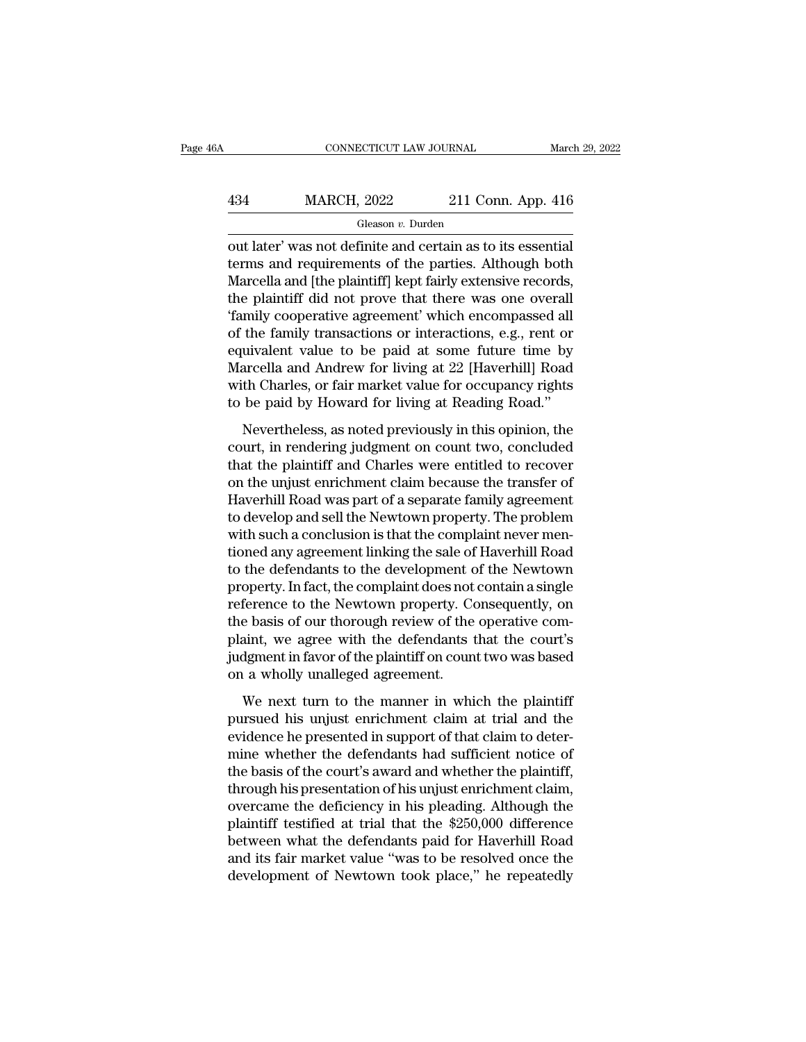out later' was not definite and certain as to its essential terms and requirements of the parties. Although both Marcella and [the plaintiff] kept fairly extensive records, the plaintiff did not prove that there was one overall 'family cooperative agreement' which encompassed all of the family transactions or interactions, e.g., rent or equivalent value to be paid at some future time by Marcella and Andrew for living at 22 [Haverhill] Road with Charles, or fair market value for occupancy rights to be paid by Howard for living at Reading Road."

Nevertheless, as noted previously in this opinion, the court, in rendering judgment on count two, concluded that the plaintiff and Charles were entitled to recover on the unjust enrichment claim because the transfer of Haverhill Road was part of a separate family agreement to develop and sell the Newtown property. The problem with such a conclusion is that the complaint never mentioned any agreement linking the sale of Haverhill Road to the defendants to the development of the Newtown property. In fact, the complaint does not contain a single reference to the Newtown property. Consequently, on the basis of our thorough review of the operative complaint, we agree with the defendants that the court's judgment in favor of the plaintiff on count two was based on a wholly unalleged agreement.

We next turn to the manner in which the plaintiff pursued his unjust enrichment claim at trial and the evidence he presented in support of that claim to determine whether the defendants had sufficient notice of the basis of the court's award and whether the plaintiff, through his presentation of his unjust enrichment claim, overcame the deficiency in his pleading. Although the plaintiff testified at trial that the $250,000 difference between what the defendants paid for Haverhill Road and its fair market value "was to be resolved once the development of Newtown took place," he repeatedly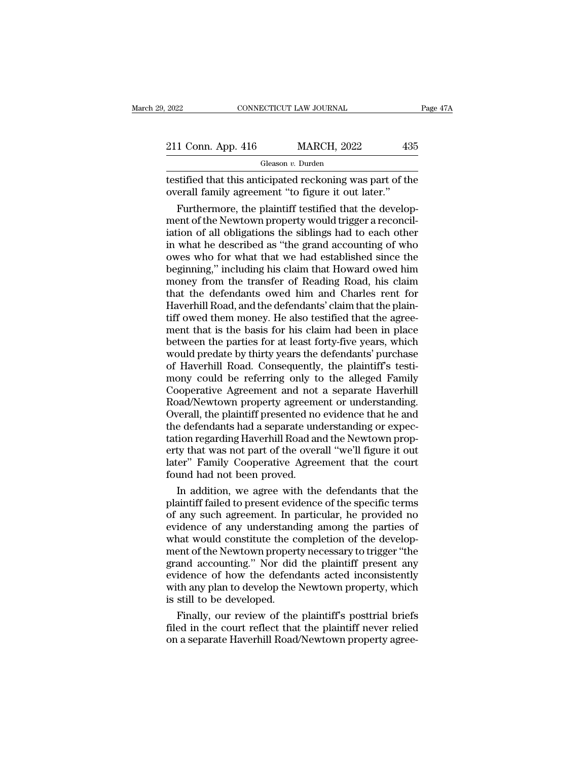testified that this anticipated reckoning was part of the overall family agreement "to figure it out later."

Furthermore, the plaintiff testified that the development of the Newtown property would trigger a reconciliation of all obligations the siblings had to each other in what he described as "the grand accounting of who owes who for what that we had established since the beginning," including his claim that Howard owed him money from the transfer of Reading Road, his claim that the defendants owed him and Charles rent for Haverhill Road, and the defendants' claim that the plaintiff owed them money. He also testified that the agreement that is the basis for his claim had been in place between the parties for at least forty-five years, which would predate by thirty years the defendants' purchase of Haverhill Road. Consequently, the plaintiff's testimony could be referring only to the alleged Family Cooperative Agreement and not a separate Haverhill Road/Newtown property agreement or understanding. Overall, the plaintiff presented no evidence that he and the defendants had a separate understanding or expectation regarding Haverhill Road and the Newtown property that was not part of the overall "we'll figure it out later" Family Cooperative Agreement that the court found had not been proved.

In addition, we agree with the defendants that the plaintiff failed to present evidence of the specific terms of any such agreement. In particular, he provided no evidence of any understanding among the parties of what would constitute the completion of the development of the Newtown property necessary to trigger "the grand accounting." Nor did the plaintiff present any evidence of how the defendants acted inconsistently with any plan to develop the Newtown property, which is still to be developed.

Finally, our review of the plaintiff's posttrial briefs filed in the court reflect that the plaintiff never relied on a separate Haverhill Road/Newtown property agree-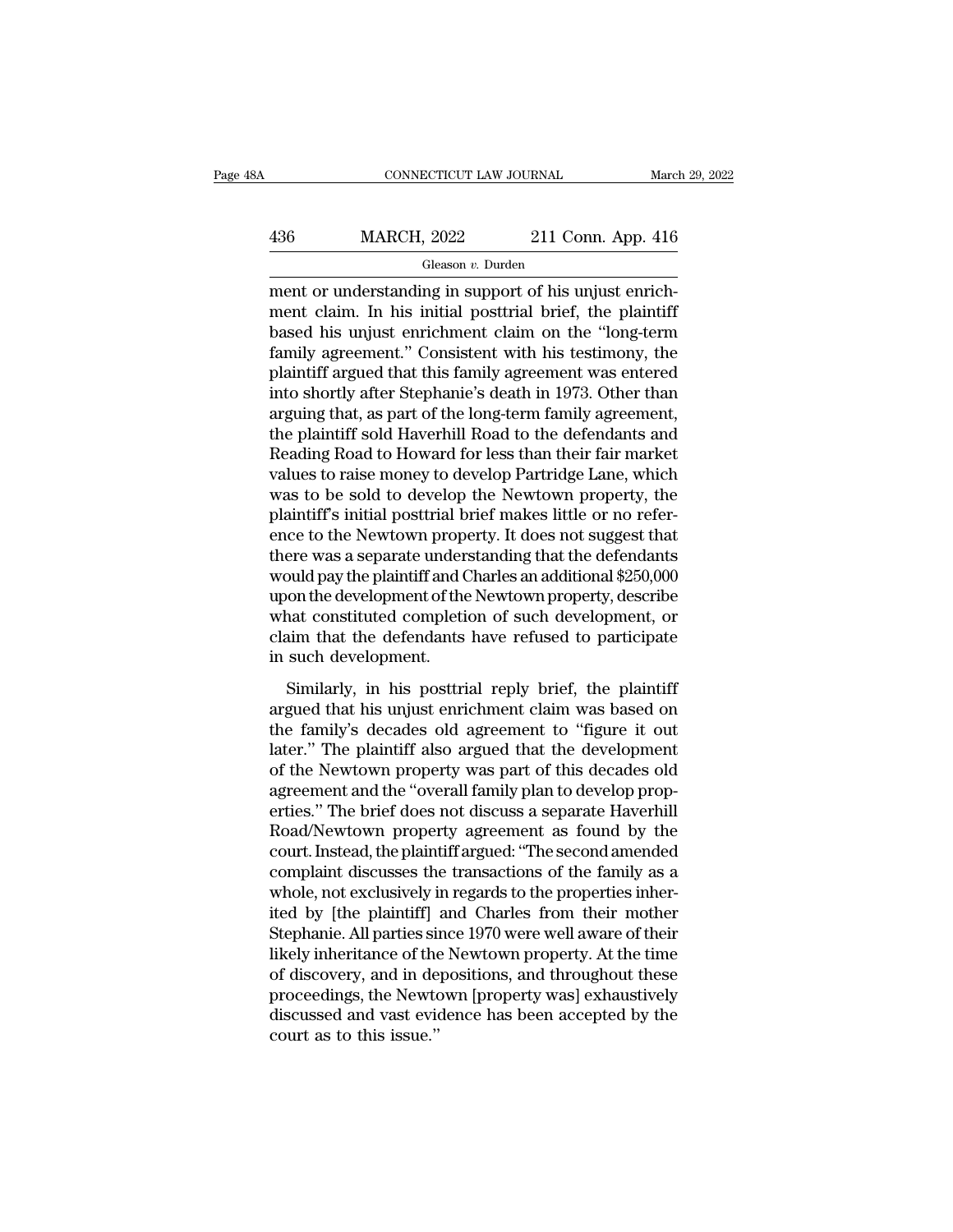ment or understanding in support of his unjust enrichment claim. In his initial posttrial brief, the plaintiff based his unjust enrichment claim on the "long-term family agreement." Consistent with his testimony, the plaintiff argued that this family agreement was entered into shortly after Stephanie's death in 1973. Other than arguing that, as part of the long-term family agreement, the plaintiff sold Haverhill Road to the defendants and Reading Road to Howard for less than their fair market values to raise money to develop Partridge Lane, which was to be sold to develop the Newtown property, the plaintiff's initial posttrial brief makes little or no reference to the Newtown property. It does not suggest that there was a separate understanding that the defendants would pay the plaintiff and Charles an additional $250,000 upon the development of the Newtown property, describe what constituted completion of such development, or claim that the defendants have refused to participate in such development.

Similarly, in his posttrial reply brief, the plaintiff argued that his unjust enrichment claim was based on the family's decades old agreement to "figure it out later." The plaintiff also argued that the development of the Newtown property was part of this decades old agreement and the "overall family plan to develop properties." The brief does not discuss a separate Haverhill Road/Newtown property agreement as found by the court. Instead, the plaintiff argued: "The second amended complaint discusses the transactions of the family as a whole, not exclusively in regards to the properties inherited by [the plaintiff] and Charles from their mother Stephanie. All parties since 1970 were well aware of their likely inheritance of the Newtown property. At the time of discovery, and in depositions, and throughout these proceedings, the Newtown [property was] exhaustively discussed and vast evidence has been accepted by the court as to this issue."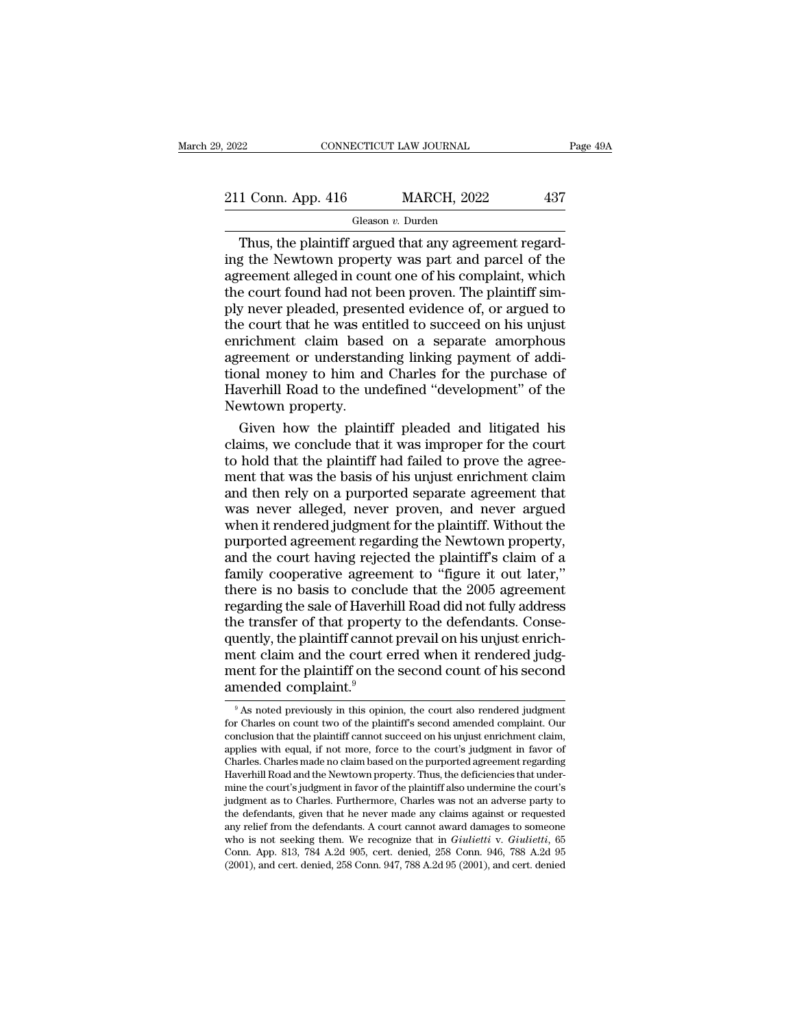Thus, the plaintiff argued that any agreement regarding the Newtown property was part and parcel of the agreement alleged in count one of his complaint, which the court found had not been proven. The plaintiff simply never pleaded, presented evidence of, or argued to the court that he was entitled to succeed on his unjust enrichment claim based on a separate amorphous agreement or understanding linking payment of additional money to him and Charles for the purchase of Haverhill Road to the undefined "development" of the Newtown property.

Given how the plaintiff pleaded and litigated his claims, we conclude that it was improper for the court to hold that the plaintiff had failed to prove the agreement that was the basis of his unjust enrichment claim and then rely on a purported separate agreement that was never alleged, never proven, and never argued when it rendered judgment for the plaintiff. Without the purported agreement regarding the Newtown property, and the court having rejected the plaintiff's claim of a family cooperative agreement to "figure it out later," there is no basis to conclude that the 2005 agreement regarding the sale of Haverhill Road did not fully address the transfer of that property to the defendants. Consequently, the plaintiff cannot prevail on his unjust enrichment claim and the court erred when it rendered judgment for the plaintiff on the second count of his second amended complaint.[9]

[9] As noted previously in this opinion, the court also rendered judgment for Charles on count two of the plaintiff's second amended complaint. Our conclusion that the plaintiff cannot succeed on his unjust enrichment claim, applies with equal, if not more, force to the court's judgment in favor of Charles. Charles made no claim based on the purported agreement regarding Haverhill Road and the Newtown property. Thus, the deficiencies that undermine the court's judgment in favor of the plaintiff also undermine the court's judgment as to Charles. Furthermore, Charles was not an adverse party to the defendants, given that he never made any claims against or requested any relief from the defendants. A court cannot award damages to someone who is not seeking them. We recognize that in *Giulietti* v. *Giulietti*, 65 Conn. App. 813, 784 A.2d 905, cert. denied, 258 Conn. 946, 788 A.2d 95 (2001), and cert. denied, 258 Conn. 947, 788 A.2d 95 (2001), and cert. denied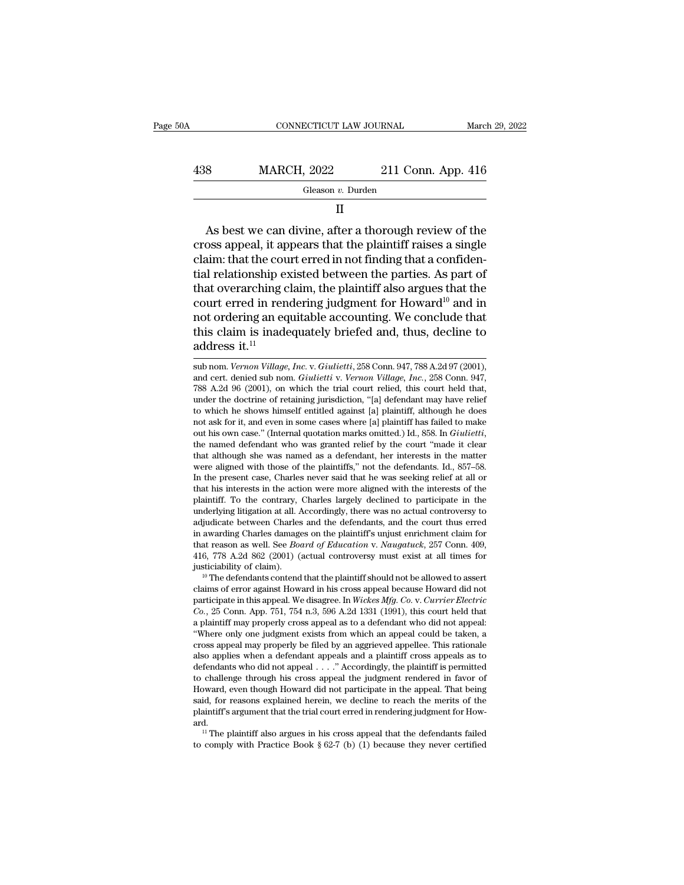II

As best we can divine, after a thorough review of the cross appeal, it appears that the plaintiff raises a single claim: that the court erred in not finding that a confidential relationship existed between the parties. As part of that overarching claim, the plaintiff also argues that the court erred in rendering judgment for Howard[10] and in not ordering an equitable accounting. We conclude that this claim is inadequately briefed and, thus, decline to address it.[11]

---

sub nom. *Vernon Village, Inc.* v. *Giulietti*, 258 Conn. 947, 788 A.2d 97 (2001), and cert. denied sub nom. *Giulietti* v. *Vernon Village, Inc.*, 258 Conn. 947, 788 A.2d 96 (2001), on which the trial court relied, this court held that, under the doctrine of retaining jurisdiction, "[a] defendant may have relief to which he shows himself entitled against [a] plaintiff, although he does not ask for it, and even in some cases where [a] plaintiff has failed to make out his own case." (Internal quotation marks omitted.) Id., 858. In *Giulietti*, the named defendant who was granted relief by the court "made it clear that although she was named as a defendant, her interests in the matter were aligned with those of the plaintiffs," not the defendants. Id., 857–58. In the present case, Charles never said that he was seeking relief at all or that his interests in the action were more aligned with the interests of the plaintiff. To the contrary, Charles largely declined to participate in the underlying litigation at all. Accordingly, there was no actual controversy to adjudicate between Charles and the defendants, and the court thus erred in awarding Charles damages on the plaintiff's unjust enrichment claim for that reason as well. See *Board of Education* v. *Naugatuck*, 257 Conn. 409, 416, 778 A.2d 862 (2001) (actual controversy must exist at all times for justiciability of claim).

[10] The defendants contend that the plaintiff should not be allowed to assert claims of error against Howard in his cross appeal because Howard did not participate in this appeal. We disagree. In *Wickes Mfg. Co.* v. *Currier Electric Co.*, 25 Conn. App. 751, 754 n.3, 596 A.2d 1331 (1991), this court held that a plaintiff may properly cross appeal as to a defendant who did not appeal: "Where only one judgment exists from which an appeal could be taken, a cross appeal may properly be filed by an aggrieved appellee. This rationale also applies when a defendant appeals and a plaintiff cross appeals as to defendants who did not appeal . . . ." Accordingly, the plaintiff is permitted to challenge through his cross appeal the judgment rendered in favor of Howard, even though Howard did not participate in the appeal. That being said, for reasons explained herein, we decline to reach the merits of the plaintiff's argument that the trial court erred in rendering judgment for Howard.

[11] The plaintiff also argues in his cross appeal that the defendants failed to comply with Practice Book § 62-7 (b) (1) because they never certified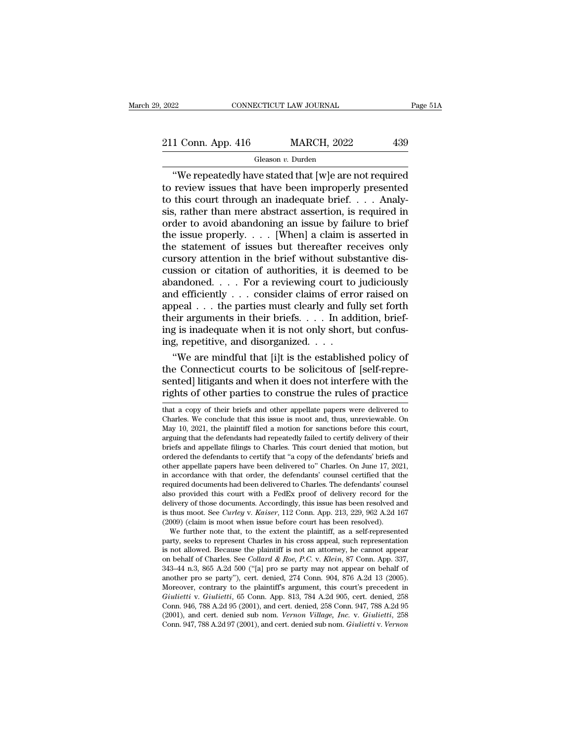"We repeatedly have stated that [w]e are not required to review issues that have been improperly presented to this court through an inadequate brief. . . . Analysis, rather than mere abstract assertion, is required in order to avoid abandoning an issue by failure to brief the issue properly. . . . [When] a claim is asserted in the statement of issues but thereafter receives only cursory attention in the brief without substantive discussion or citation of authorities, it is deemed to be abandoned. . . . For a reviewing court to judiciously and efficiently . . . consider claims of error raised on appeal . . . the parties must clearly and fully set forth their arguments in their briefs. . . . In addition, briefing is inadequate when it is not only short, but confusing, repetitive, and disorganized. . . .

"We are mindful that [i]t is the established policy of the Connecticut courts to be solicitous of [self-represented] litigants and when it does not interfere with the rights of other parties to construe the rules of practice

that a copy of their briefs and other appellate papers were delivered to Charles. We conclude that this issue is moot and, thus, unreviewable. On May 10, 2021, the plaintiff filed a motion for sanctions before this court, arguing that the defendants had repeatedly failed to certify delivery of their briefs and appellate filings to Charles. This court denied that motion, but ordered the defendants to certify that "a copy of the defendants' briefs and other appellate papers have been delivered to" Charles. On June 17, 2021, in accordance with that order, the defendants' counsel certified that the required documents had been delivered to Charles. The defendants' counsel also provided this court with a FedEx proof of delivery record for the delivery of those documents. Accordingly, this issue has been resolved and is thus moot. See *Curley* v. *Kaiser*, 112 Conn. App. 213, 229, 962 A.2d 167 (2009) (claim is moot when issue before court has been resolved).

We further note that, to the extent the plaintiff, as a self-represented party, seeks to represent Charles in his cross appeal, such representation is not allowed. Because the plaintiff is not an attorney, he cannot appear on behalf of Charles. See *Collard & Roe, P.C.* v. *Klein*, 87 Conn. App. 337, 343–44 n.3, 865 A.2d 500 ("[a] pro se party may not appear on behalf of another pro se party"), cert. denied, 274 Conn. 904, 876 A.2d 13 (2005). Moreover, contrary to the plaintiff's argument, this court's precedent in *Giulietti* v. *Giulietti*, 65 Conn. App. 813, 784 A.2d 905, cert. denied, 258 Conn. 946, 788 A.2d 95 (2001), and cert. denied, 258 Conn. 947, 788 A.2d 95 (2001), and cert. denied sub nom. *Vernon Village, Inc.* v. *Giulietti*, 258 Conn. 947, 788 A.2d 97 (2001), and cert. denied sub nom. *Giulietti* v. *Vernon*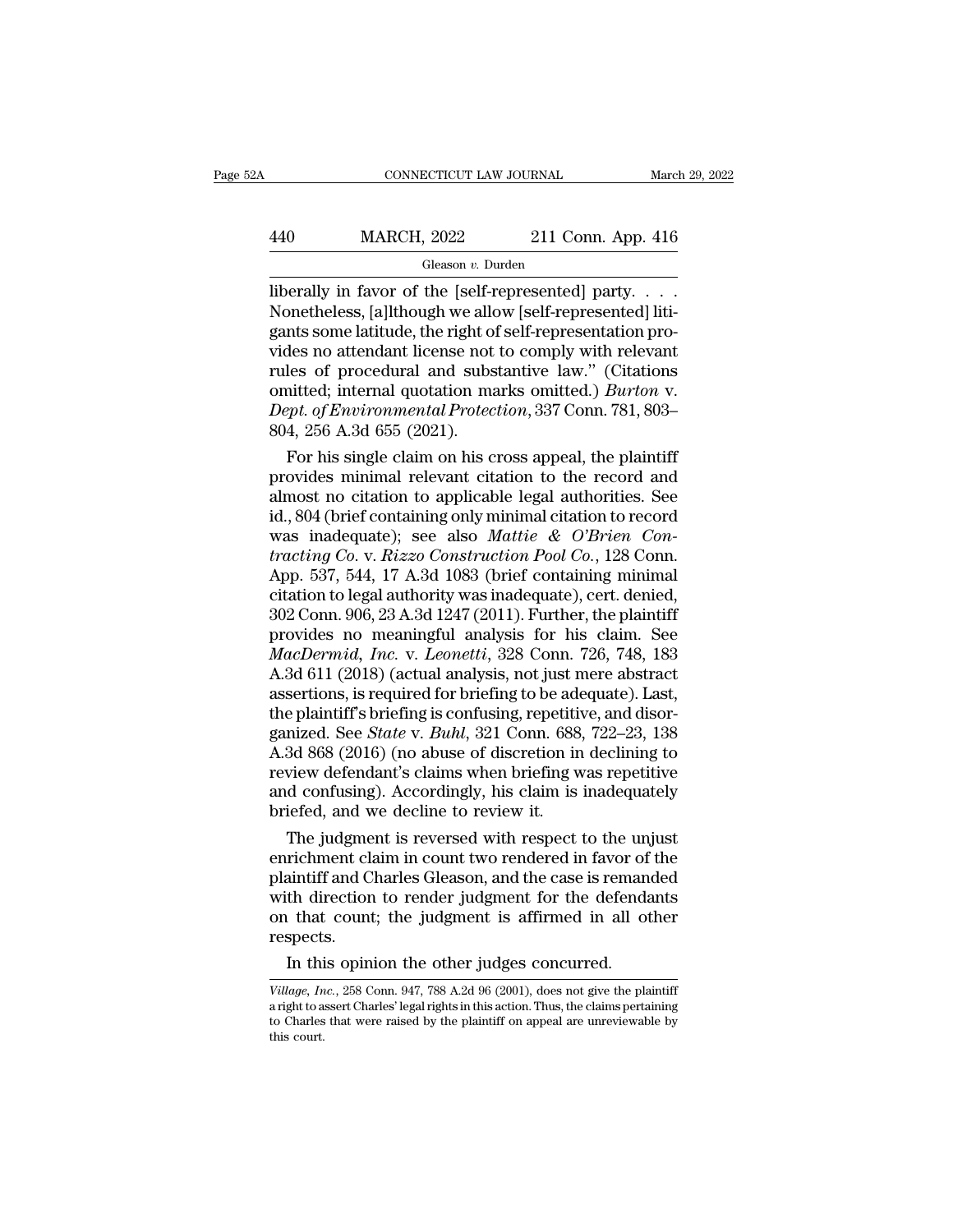liberally in favor of the [self-represented] party. . . . Nonetheless, [a]lthough we allow [self-represented] litigants some latitude, the right of self-representation provides no attendant license not to comply with relevant rules of procedural and substantive law." (Citations omitted; internal quotation marks omitted.) *Burton* v. *Dept. of Environmental Protection*, 337 Conn. 781, 803–804, 256 A.3d 655 (2021).

For his single claim on his cross appeal, the plaintiff provides minimal relevant citation to the record and almost no citation to applicable legal authorities. See id., 804 (brief containing only minimal citation to record was inadequate); see also *Mattie & O'Brien Contracting Co.* v. *Rizzo Construction Pool Co.*, 128 Conn. App. 537, 544, 17 A.3d 1083 (brief containing minimal citation to legal authority was inadequate), cert. denied, 302 Conn. 906, 23 A.3d 1247 (2011). Further, the plaintiff provides no meaningful analysis for his claim. See *MacDermid, Inc.* v. *Leonetti*, 328 Conn. 726, 748, 183 A.3d 611 (2018) (actual analysis, not just mere abstract assertions, is required for briefing to be adequate). Last, the plaintiff's briefing is confusing, repetitive, and disorganized. See *State* v. *Buhl*, 321 Conn. 688, 722–23, 138 A.3d 868 (2016) (no abuse of discretion in declining to review defendant's claims when briefing was repetitive and confusing). Accordingly, his claim is inadequately briefed, and we decline to review it.

The judgment is reversed with respect to the unjust enrichment claim in count two rendered in favor of the plaintiff and Charles Gleason, and the case is remanded with direction to render judgment for the defendants on that count; the judgment is affirmed in all other respects.

In this opinion the other judges concurred.

*Village, Inc.*, 258 Conn. 947, 788 A.2d 96 (2001), does not give the plaintiff a right to assert Charles' legal rights in this action. Thus, the claims pertaining to Charles that were raised by the plaintiff on appeal are unreviewable by this court.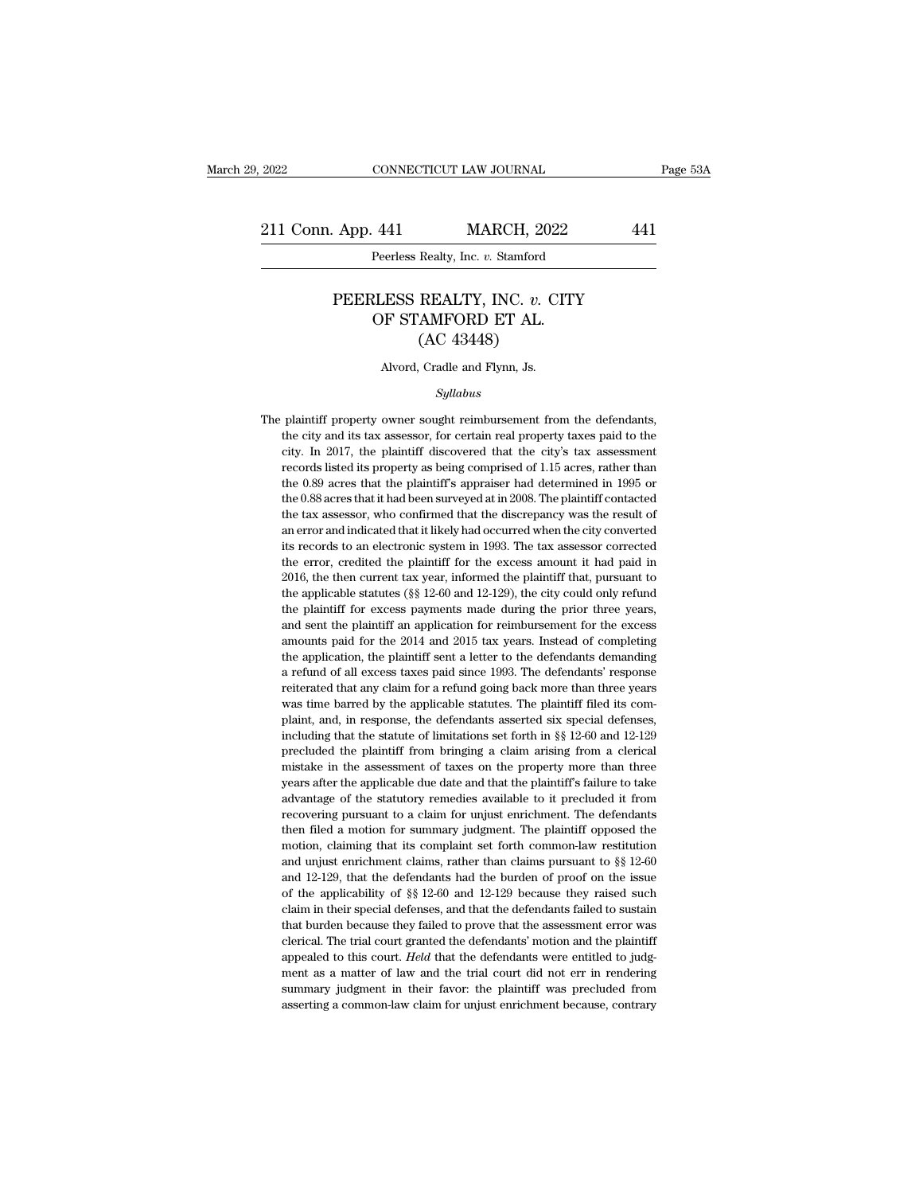# PEERLESS REALTY, INC. *v.* CITY OF STAMFORD ET AL.

(AC 43448)

Alvord, Cradle and Flynn, Js.

*Syllabus*

The plaintiff property owner sought reimbursement from the defendants, the city and its tax assessor, for certain real property taxes paid to the city. In 2017, the plaintiff discovered that the city's tax assessment records listed its property as being comprised of 1.15 acres, rather than the 0.89 acres that the plaintiff's appraiser had determined in 1995 or the 0.88 acres that it had been surveyed at in 2008. The plaintiff contacted the tax assessor, who confirmed that the discrepancy was the result of an error and indicated that it likely had occurred when the city converted its records to an electronic system in 1993. The tax assessor corrected the error, credited the plaintiff for the excess amount it had paid in 2016, the then current tax year, informed the plaintiff that, pursuant to the applicable statutes (§§ 12-60 and 12-129), the city could only refund the plaintiff for excess payments made during the prior three years, and sent the plaintiff an application for reimbursement for the excess amounts paid for the 2014 and 2015 tax years. Instead of completing the application, the plaintiff sent a letter to the defendants demanding a refund of all excess taxes paid since 1993. The defendants' response reiterated that any claim for a refund going back more than three years was time barred by the applicable statutes. The plaintiff filed its complaint, and, in response, the defendants asserted six special defenses, including that the statute of limitations set forth in §§ 12-60 and 12-129 precluded the plaintiff from bringing a claim arising from a clerical mistake in the assessment of taxes on the property more than three years after the applicable due date and that the plaintiff's failure to take advantage of the statutory remedies available to it precluded it from recovering pursuant to a claim for unjust enrichment. The defendants then filed a motion for summary judgment. The plaintiff opposed the motion, claiming that its complaint set forth common-law restitution and unjust enrichment claims, rather than claims pursuant to §§ 12-60 and 12-129, that the defendants had the burden of proof on the issue of the applicability of §§ 12-60 and 12-129 because they raised such claim in their special defenses, and that the defendants failed to sustain that burden because they failed to prove that the assessment error was clerical. The trial court granted the defendants' motion and the plaintiff appealed to this court. *Held* that the defendants were entitled to judgment as a matter of law and the trial court did not err in rendering summary judgment in their favor: the plaintiff was precluded from asserting a common-law claim for unjust enrichment because, contrary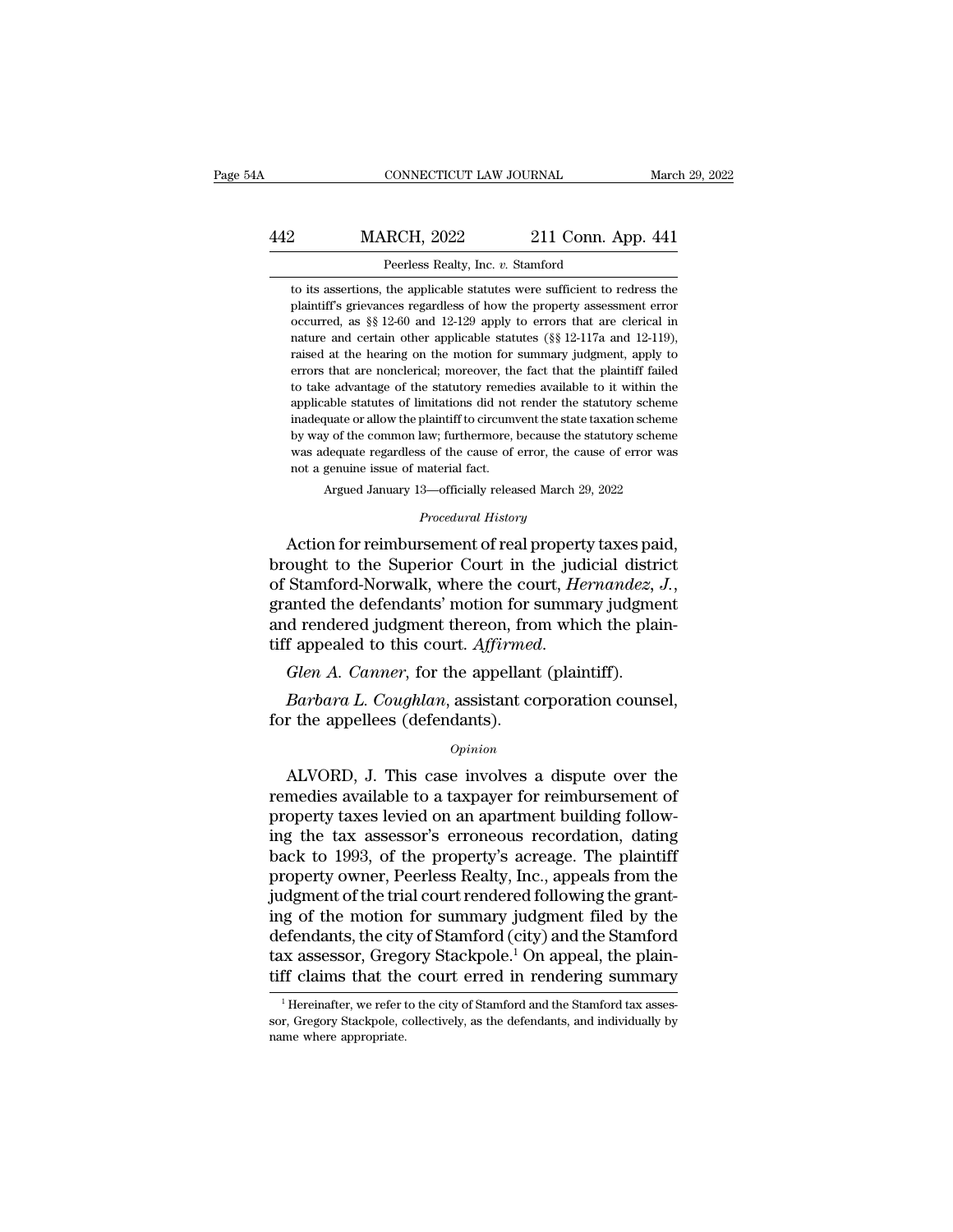to its assertions, the applicable statutes were sufficient to redress the plaintiff's grievances regardless of how the property assessment error occurred, as §§ 12-60 and 12-129 apply to errors that are clerical in nature and certain other applicable statutes (§§ 12-117a and 12-119), raised at the hearing on the motion for summary judgment, apply to errors that are nonclerical; moreover, the fact that the plaintiff failed to take advantage of the statutory remedies available to it within the applicable statutes of limitations did not render the statutory scheme inadequate or allow the plaintiff to circumvent the state taxation scheme by way of the common law; furthermore, because the statutory scheme was adequate regardless of the cause of error, the cause of error was not a genuine issue of material fact.

Argued January 13—officially released March 29, 2022

*Procedural History*

Action for reimbursement of real property taxes paid, brought to the Superior Court in the judicial district of Stamford-Norwalk, where the court, *Hernandez, J.*, granted the defendants' motion for summary judgment and rendered judgment thereon, from which the plaintiff appealed to this court. *Affirmed.*

*Glen A. Canner*, for the appellant (plaintiff).

*Barbara L. Coughlan*, assistant corporation counsel, for the appellees (defendants).

*Opinion*

ALVORD, J. This case involves a dispute over the remedies available to a taxpayer for reimbursement of property taxes levied on an apartment building following the tax assessor's erroneous recordation, dating back to 1993, of the property's acreage. The plaintiff property owner, Peerless Realty, Inc., appeals from the judgment of the trial court rendered following the granting of the motion for summary judgment filed by the defendants, the city of Stamford (city) and the Stamford tax assessor, Gregory Stackpole.[1] On appeal, the plaintiff claims that the court erred in rendering summary

[1] Hereinafter, we refer to the city of Stamford and the Stamford tax assessor, Gregory Stackpole, collectively, as the defendants, and individually by name where appropriate.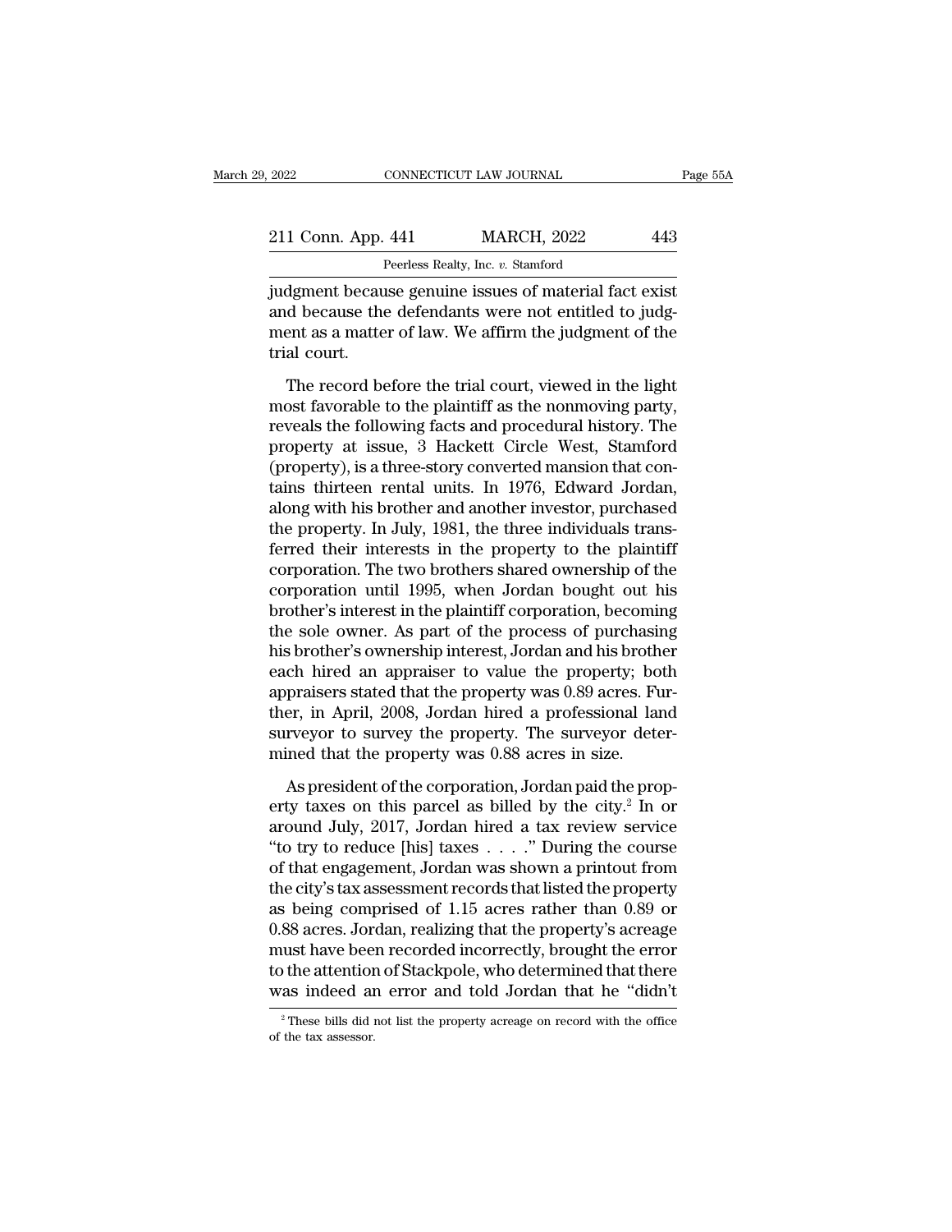judgment because genuine issues of material fact exist and because the defendants were not entitled to judgment as a matter of law. We affirm the judgment of the trial court.

The record before the trial court, viewed in the light most favorable to the plaintiff as the nonmoving party, reveals the following facts and procedural history. The property at issue, 3 Hackett Circle West, Stamford (property), is a three-story converted mansion that contains thirteen rental units. In 1976, Edward Jordan, along with his brother and another investor, purchased the property. In July, 1981, the three individuals transferred their interests in the property to the plaintiff corporation. The two brothers shared ownership of the corporation until 1995, when Jordan bought out his brother's interest in the plaintiff corporation, becoming the sole owner. As part of the process of purchasing his brother's ownership interest, Jordan and his brother each hired an appraiser to value the property; both appraisers stated that the property was 0.89 acres. Further, in April, 2008, Jordan hired a professional land surveyor to survey the property. The surveyor determined that the property was 0.88 acres in size.

As president of the corporation, Jordan paid the property taxes on this parcel as billed by the city.[2] In or around July, 2017, Jordan hired a tax review service "to try to reduce [his] taxes . . . ." During the course of that engagement, Jordan was shown a printout from the city's tax assessment records that listed the property as being comprised of 1.15 acres rather than 0.89 or 0.88 acres. Jordan, realizing that the property's acreage must have been recorded incorrectly, brought the error to the attention of Stackpole, who determined that there was indeed an error and told Jordan that he "didn't

[2] These bills did not list the property acreage on record with the office of the tax assessor.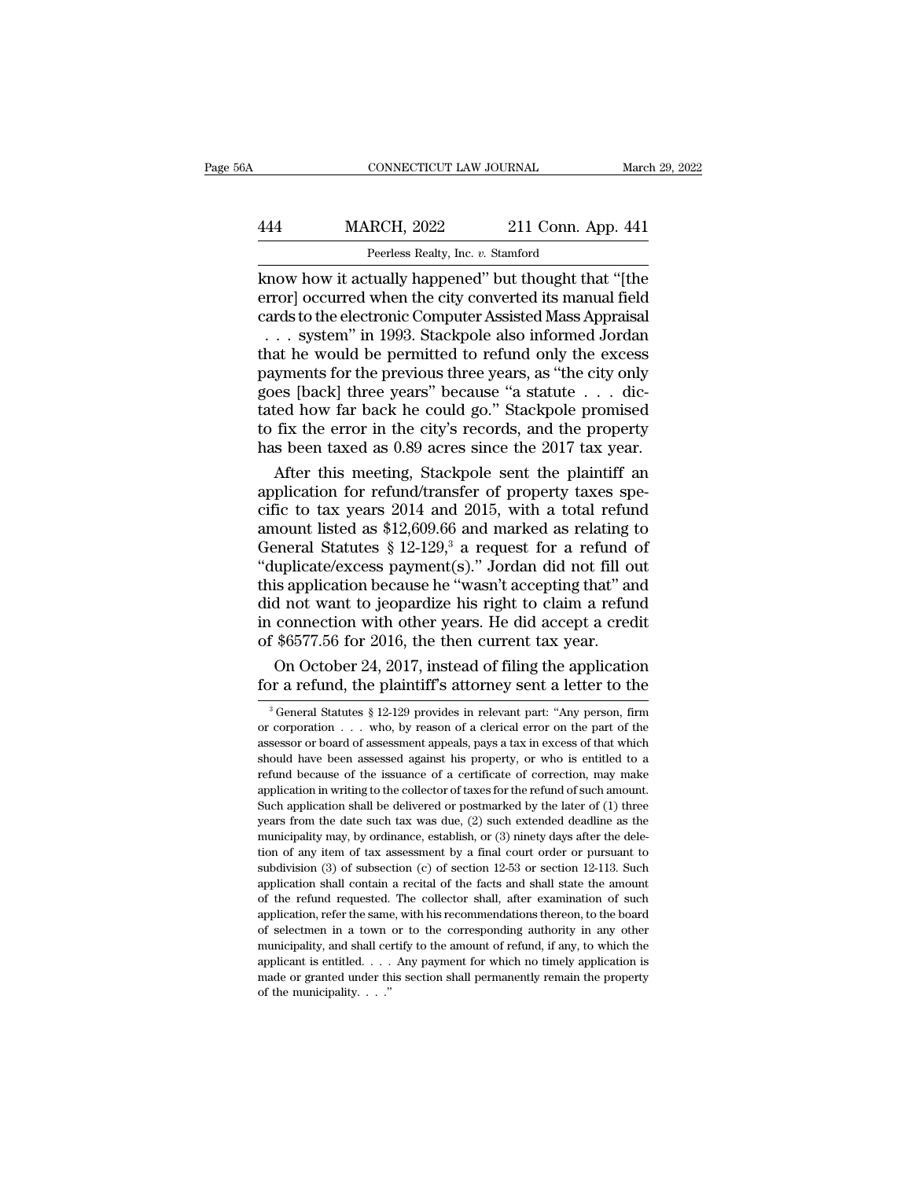know how it actually happened" but thought that "[the error] occurred when the city converted its manual field cards to the electronic Computer Assisted Mass Appraisal . . . system" in 1993. Stackpole also informed Jordan that he would be permitted to refund only the excess payments for the previous three years, as "the city only goes [back] three years" because "a statute . . . dictated how far back he could go." Stackpole promised to fix the error in the city's records, and the property has been taxed as 0.89 acres since the 2017 tax year.

After this meeting, Stackpole sent the plaintiff an application for refund/transfer of property taxes specific to tax years 2014 and 2015, with a total refund amount listed as $12,609.66 and marked as relating to General Statutes § 12-129,[3] a request for a refund of "duplicate/excess payment(s)." Jordan did not fill out this application because he "wasn't accepting that" and did not want to jeopardize his right to claim a refund in connection with other years. He did accept a credit of $6577.56 for 2016, the then current tax year.

On October 24, 2017, instead of filing the application for a refund, the plaintiff's attorney sent a letter to the

[3] General Statutes § 12-129 provides in relevant part: "Any person, firm or corporation . . . who, by reason of a clerical error on the part of the assessor or board of assessment appeals, pays a tax in excess of that which should have been assessed against his property, or who is entitled to a refund because of the issuance of a certificate of correction, may make application in writing to the collector of taxes for the refund of such amount. Such application shall be delivered or postmarked by the later of (1) three years from the date such tax was due, (2) such extended deadline as the municipality may, by ordinance, establish, or (3) ninety days after the deletion of any item of tax assessment by a final court order or pursuant to subdivision (3) of subsection (c) of section 12-53 or section 12-113. Such application shall contain a recital of the facts and shall state the amount of the refund requested. The collector shall, after examination of such application, refer the same, with his recommendations thereon, to the board of selectmen in a town or to the corresponding authority in any other municipality, and shall certify to the amount of refund, if any, to which the applicant is entitled. . . . Any payment for which no timely application is made or granted under this section shall permanently remain the property of the municipality. . . ."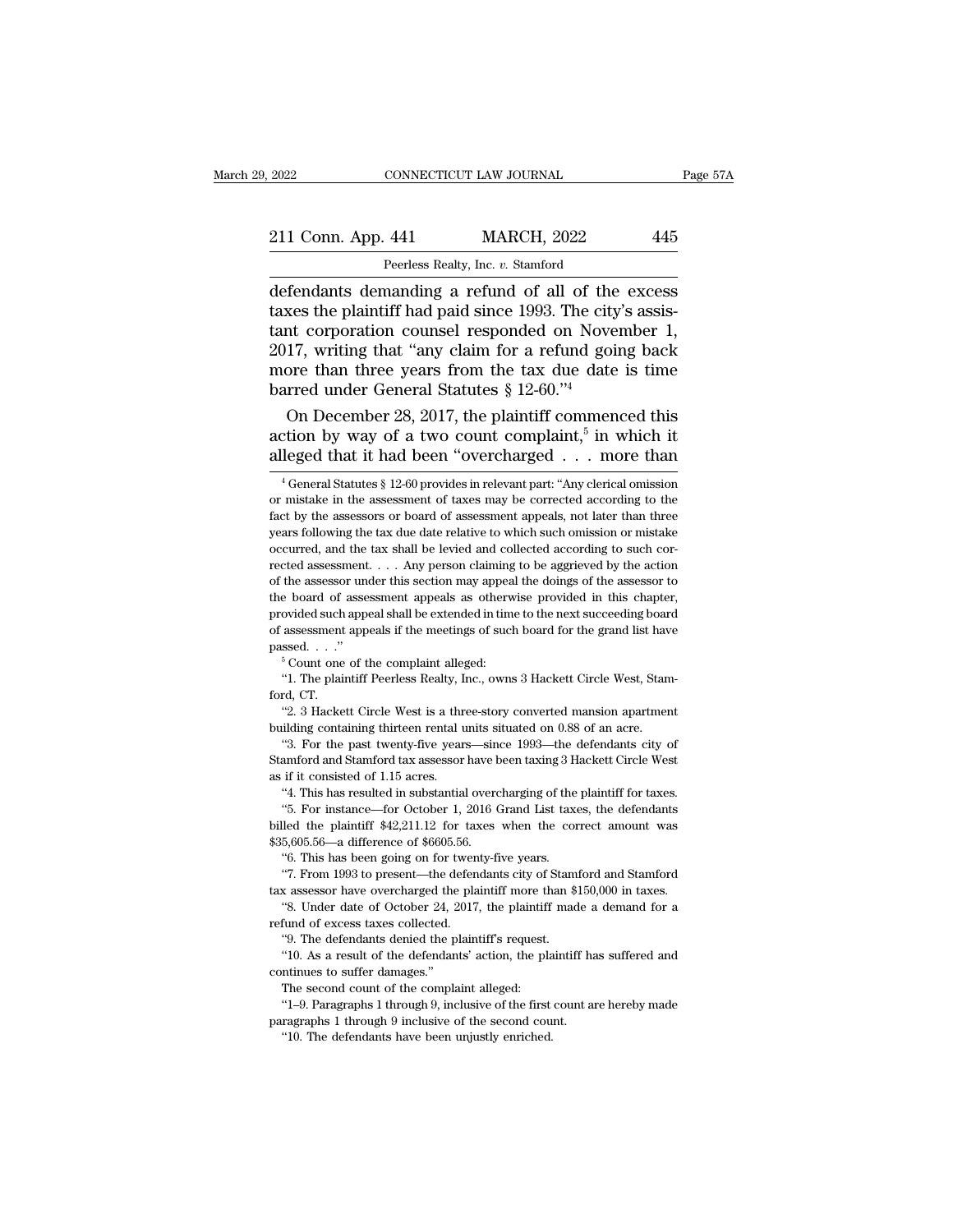defendants demanding a refund of all of the excess taxes the plaintiff had paid since 1993. The city's assistant corporation counsel responded on November 1, 2017, writing that "any claim for a refund going back more than three years from the tax due date is time barred under General Statutes § 12-60."[4]

On December 28, 2017, the plaintiff commenced this action by way of a two count complaint,[5] in which it alleged that it had been "overcharged . . . more than

[4] General Statutes § 12-60 provides in relevant part: "Any clerical omission or mistake in the assessment of taxes may be corrected according to the fact by the assessors or board of assessment appeals, not later than three years following the tax due date relative to which such omission or mistake occurred, and the tax shall be levied and collected according to such corrected assessment. . . . Any person claiming to be aggrieved by the action of the assessor under this section may appeal the doings of the assessor to the board of assessment appeals as otherwise provided in this chapter, provided such appeal shall be extended in time to the next succeeding board of assessment appeals if the meetings of such board for the grand list have passed. . . ."

[5] Count one of the complaint alleged:

"1. The plaintiff Peerless Realty, Inc., owns 3 Hackett Circle West, Stamford, CT.

"2. 3 Hackett Circle West is a three-story converted mansion apartment building containing thirteen rental units situated on 0.88 of an acre.

"3. For the past twenty-five years—since 1993—the defendants city of Stamford and Stamford tax assessor have been taxing 3 Hackett Circle West as if it consisted of 1.15 acres.

"4. This has resulted in substantial overcharging of the plaintiff for taxes.

"5. For instance—for October 1, 2016 Grand List taxes, the defendants billed the plaintiff $42,211.12 for taxes when the correct amount was $35,605.56—a difference of $6605.56.

"6. This has been going on for twenty-five years.

"7. From 1993 to present—the defendants city of Stamford and Stamford tax assessor have overcharged the plaintiff more than $150,000 in taxes.

"8. Under date of October 24, 2017, the plaintiff made a demand for a refund of excess taxes collected.

"9. The defendants denied the plaintiff's request.

"10. As a result of the defendants' action, the plaintiff has suffered and continues to suffer damages."

The second count of the complaint alleged:

"1–9. Paragraphs 1 through 9, inclusive of the first count are hereby made paragraphs 1 through 9 inclusive of the second count.

"10. The defendants have been unjustly enriched.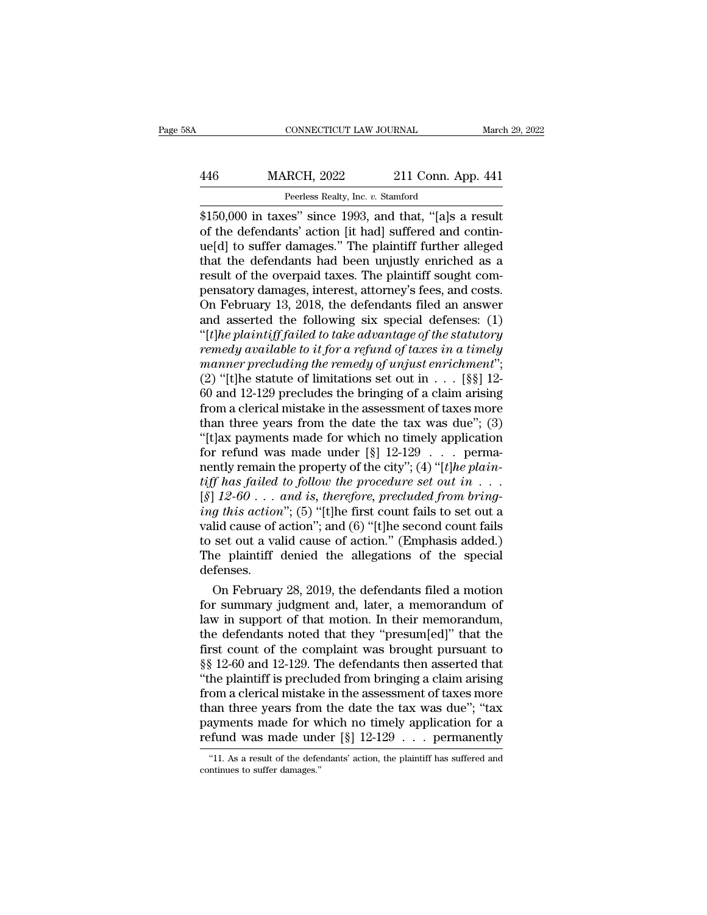$150,000 in taxes" since 1993, and that, "[a]s a result of the defendants' action [it had] suffered and continue[d] to suffer damages." The plaintiff further alleged that the defendants had been unjustly enriched as a result of the overpaid taxes. The plaintiff sought compensatory damages, interest, attorney's fees, and costs. On February 13, 2018, the defendants filed an answer and asserted the following six special defenses: (1) "[*t*]*he plaintiff failed to take advantage of the statutory remedy available to it for a refund of taxes in a timely manner precluding the remedy of unjust enrichment*"; (2) "[t]he statute of limitations set out in . . . [§§] 12-60 and 12-129 precludes the bringing of a claim arising from a clerical mistake in the assessment of taxes more than three years from the date the tax was due"; (3) "[t]ax payments made for which no timely application for refund was made under [§] 12-129 . . . permanently remain the property of the city"; (4) "[*t*]*he plaintiff has failed to follow the procedure set out in . . . [§] 12-60 . . . and is, therefore, precluded from bringing this action*"; (5) "[t]he first count fails to set out a valid cause of action"; and (6) "[t]he second count fails to set out a valid cause of action." (Emphasis added.) The plaintiff denied the allegations of the special defenses.

On February 28, 2019, the defendants filed a motion for summary judgment and, later, a memorandum of law in support of that motion. In their memorandum, the defendants noted that they "presum[ed]" that the first count of the complaint was brought pursuant to §§ 12-60 and 12-129. The defendants then asserted that "the plaintiff is precluded from bringing a claim arising from a clerical mistake in the assessment of taxes more than three years from the date the tax was due"; "tax payments made for which no timely application for a refund was made under [§] 12-129 . . . permanently

"11. As a result of the defendants' action, the plaintiff has suffered and continues to suffer damages."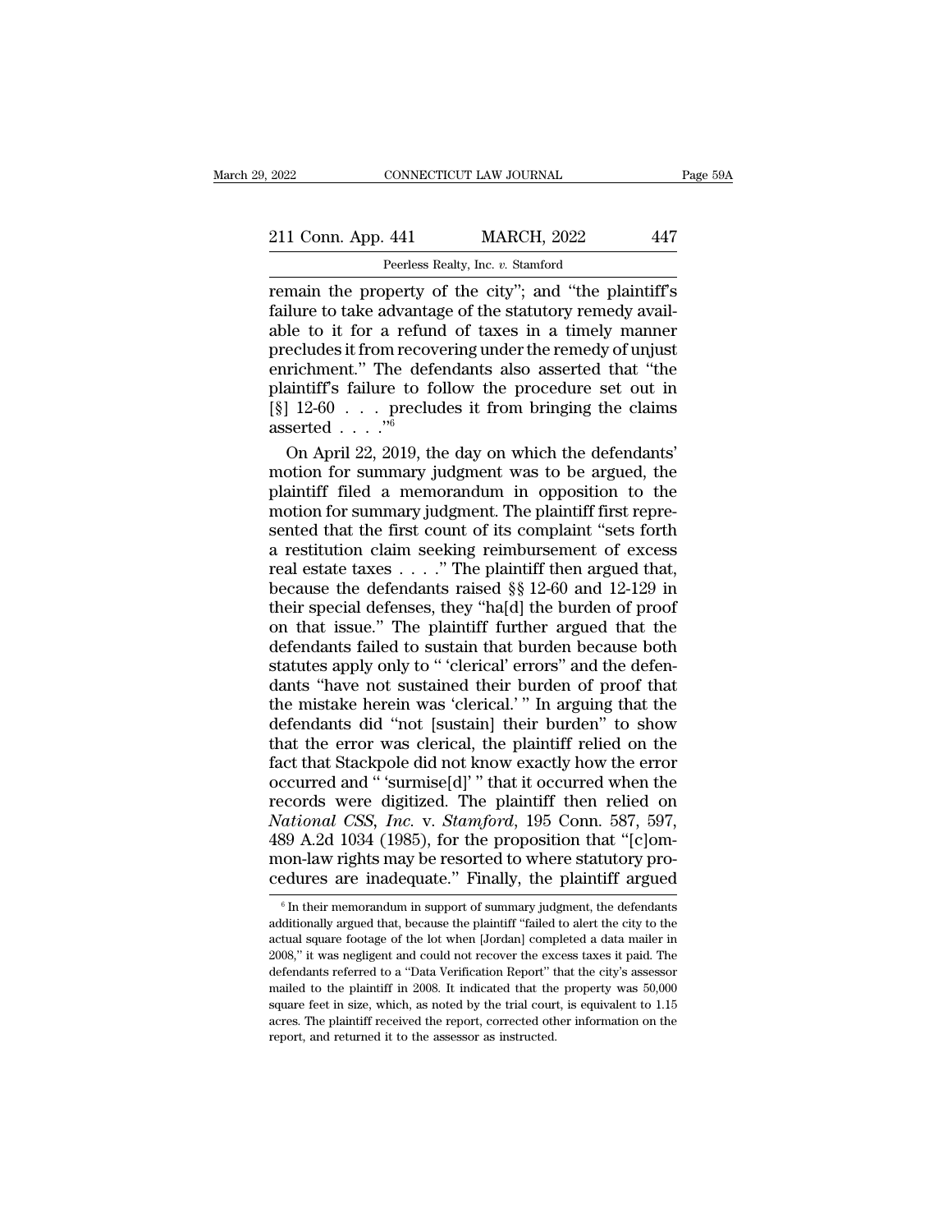remain the property of the city"; and "the plaintiff's failure to take advantage of the statutory remedy available to it for a refund of taxes in a timely manner precludes it from recovering under the remedy of unjust enrichment." The defendants also asserted that "the plaintiff's failure to follow the procedure set out in [§] 12-60 . . . precludes it from bringing the claims asserted . . . ."[6]

On April 22, 2019, the day on which the defendants' motion for summary judgment was to be argued, the plaintiff filed a memorandum in opposition to the motion for summary judgment. The plaintiff first represented that the first count of its complaint "sets forth a restitution claim seeking reimbursement of excess real estate taxes . . . ." The plaintiff then argued that, because the defendants raised §§ 12-60 and 12-129 in their special defenses, they "ha[d] the burden of proof on that issue." The plaintiff further argued that the defendants failed to sustain that burden because both statutes apply only to " 'clerical' errors" and the defendants "have not sustained their burden of proof that the mistake herein was 'clerical.' " In arguing that the defendants did "not [sustain] their burden" to show that the error was clerical, the plaintiff relied on the fact that Stackpole did not know exactly how the error occurred and " 'surmise[d]' " that it occurred when the records were digitized. The plaintiff then relied on *National CSS, Inc.* v. *Stamford*, 195 Conn. 587, 597, 489 A.2d 1034 (1985), for the proposition that "[c]ommon-law rights may be resorted to where statutory procedures are inadequate." Finally, the plaintiff argued

[6] In their memorandum in support of summary judgment, the defendants additionally argued that, because the plaintiff "failed to alert the city to the actual square footage of the lot when [Jordan] completed a data mailer in 2008," it was negligent and could not recover the excess taxes it paid. The defendants referred to a "Data Verification Report" that the city's assessor mailed to the plaintiff in 2008. It indicated that the property was 50,000 square feet in size, which, as noted by the trial court, is equivalent to 1.15 acres. The plaintiff received the report, corrected other information on the report, and returned it to the assessor as instructed.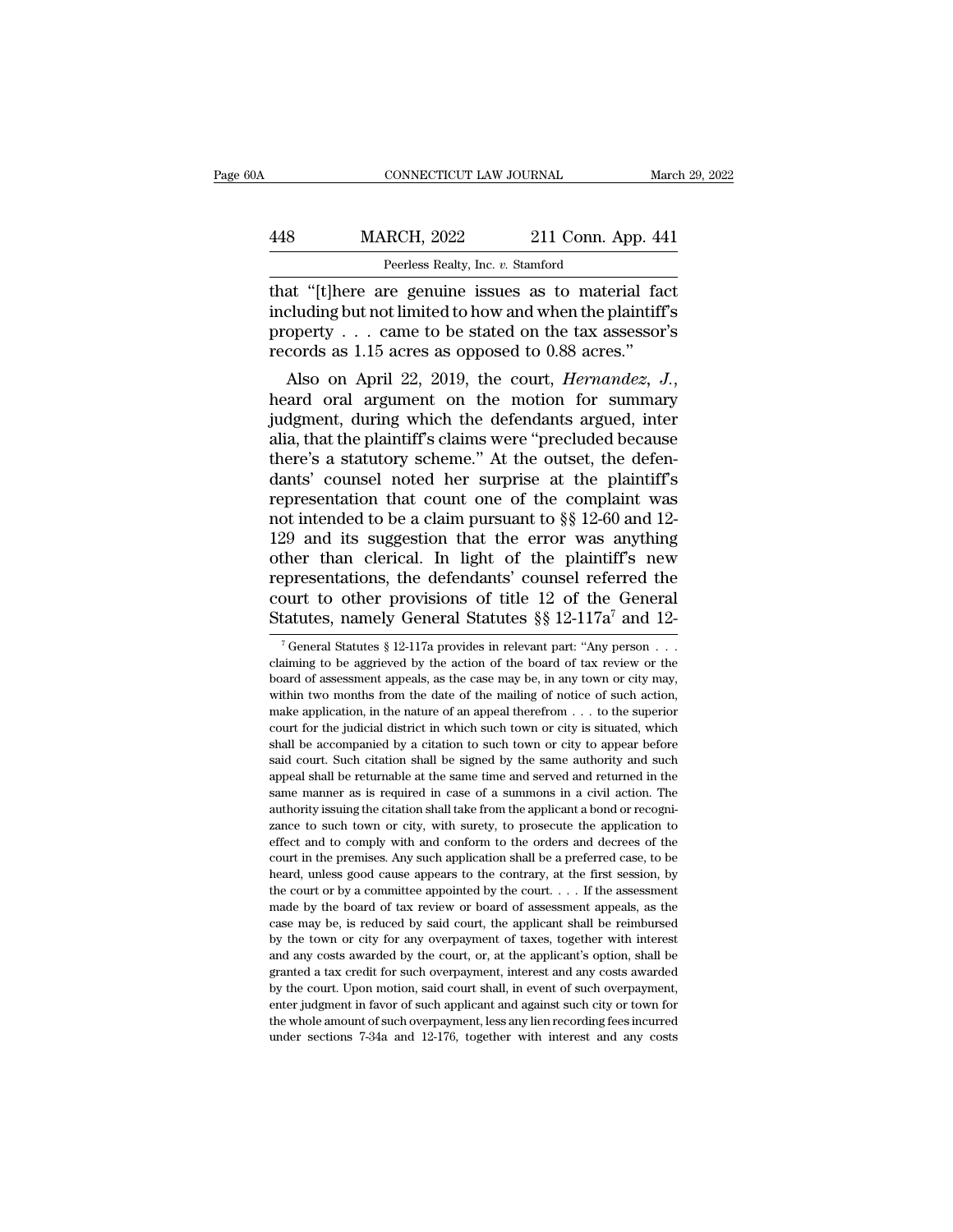that "[t]here are genuine issues as to material fact including but not limited to how and when the plaintiff's property . . . came to be stated on the tax assessor's records as 1.15 acres as opposed to 0.88 acres."

Also on April 22, 2019, the court, *Hernandez, J.*, heard oral argument on the motion for summary judgment, during which the defendants argued, inter alia, that the plaintiff's claims were "precluded because there's a statutory scheme." At the outset, the defendants' counsel noted her surprise at the plaintiff's representation that count one of the complaint was not intended to be a claim pursuant to §§ 12-60 and 12-129 and its suggestion that the error was anything other than clerical. In light of the plaintiff's new representations, the defendants' counsel referred the court to other provisions of title 12 of the General Statutes, namely General Statutes §§ 12-117a[7] and 12-

[7] General Statutes § 12-117a provides in relevant part: "Any person . . . claiming to be aggrieved by the action of the board of tax review or the board of assessment appeals, as the case may be, in any town or city may, within two months from the date of the mailing of notice of such action, make application, in the nature of an appeal therefrom . . . to the superior court for the judicial district in which such town or city is situated, which shall be accompanied by a citation to such town or city to appear before said court. Such citation shall be signed by the same authority and such appeal shall be returnable at the same time and served and returned in the same manner as is required in case of a summons in a civil action. The authority issuing the citation shall take from the applicant a bond or recognizance to such town or city, with surety, to prosecute the application to effect and to comply with and conform to the orders and decrees of the court in the premises. Any such application shall be a preferred case, to be heard, unless good cause appears to the contrary, at the first session, by the court or by a committee appointed by the court. . . . If the assessment made by the board of tax review or board of assessment appeals, as the case may be, is reduced by said court, the applicant shall be reimbursed by the town or city for any overpayment of taxes, together with interest and any costs awarded by the court, or, at the applicant's option, shall be granted a tax credit for such overpayment, interest and any costs awarded by the court. Upon motion, said court shall, in event of such overpayment, enter judgment in favor of such applicant and against such city or town for the whole amount of such overpayment, less any lien recording fees incurred under sections 7-34a and 12-176, together with interest and any costs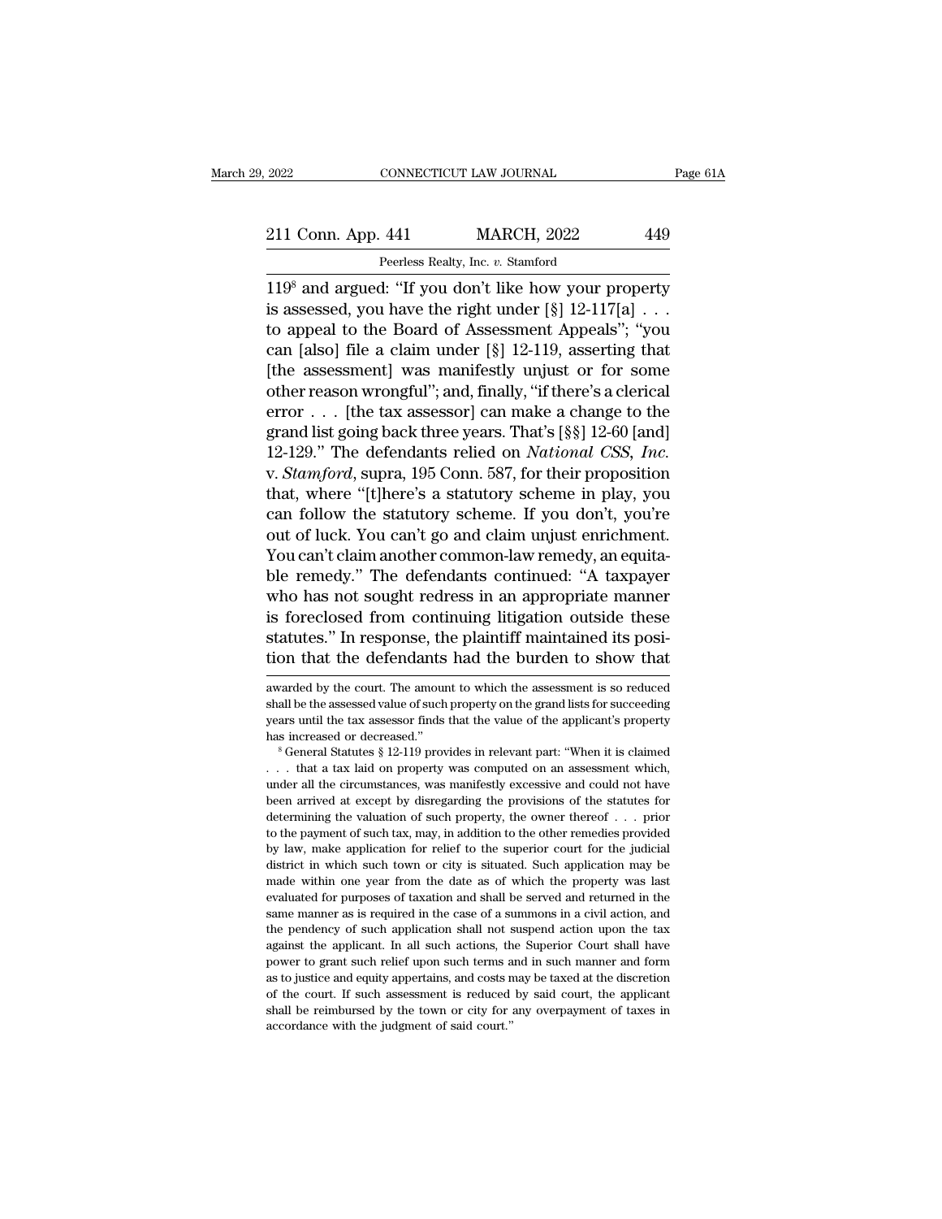119[8] and argued: "If you don't like how your property is assessed, you have the right under [§] 12-117[a] . . . to appeal to the Board of Assessment Appeals"; "you can [also] file a claim under [§] 12-119, asserting that [the assessment] was manifestly unjust or for some other reason wrongful"; and, finally, "if there's a clerical error . . . [the tax assessor] can make a change to the grand list going back three years. That's [§§] 12-60 [and] 12-129." The defendants relied on *National CSS, Inc.* v. *Stamford*, supra, 195 Conn. 587, for their proposition that, where "[t]here's a statutory scheme in play, you can follow the statutory scheme. If you don't, you're out of luck. You can't go and claim unjust enrichment. You can't claim another common-law remedy, an equitable remedy." The defendants continued: "A taxpayer who has not sought redress in an appropriate manner is foreclosed from continuing litigation outside these statutes." In response, the plaintiff maintained its position that the defendants had the burden to show that

awarded by the court. The amount to which the assessment is so reduced shall be the assessed value of such property on the grand lists for succeeding years until the tax assessor finds that the value of the applicant's property has increased or decreased."

[8] General Statutes § 12-119 provides in relevant part: "When it is claimed . . . that a tax laid on property was computed on an assessment which, under all the circumstances, was manifestly excessive and could not have been arrived at except by disregarding the provisions of the statutes for determining the valuation of such property, the owner thereof . . . prior to the payment of such tax, may, in addition to the other remedies provided by law, make application for relief to the superior court for the judicial district in which such town or city is situated. Such application may be made within one year from the date as of which the property was last evaluated for purposes of taxation and shall be served and returned in the same manner as is required in the case of a summons in a civil action, and the pendency of such application shall not suspend action upon the tax against the applicant. In all such actions, the Superior Court shall have power to grant such relief upon such terms and in such manner and form as to justice and equity appertains, and costs may be taxed at the discretion of the court. If such assessment is reduced by said court, the applicant shall be reimbursed by the town or city for any overpayment of taxes in accordance with the judgment of said court."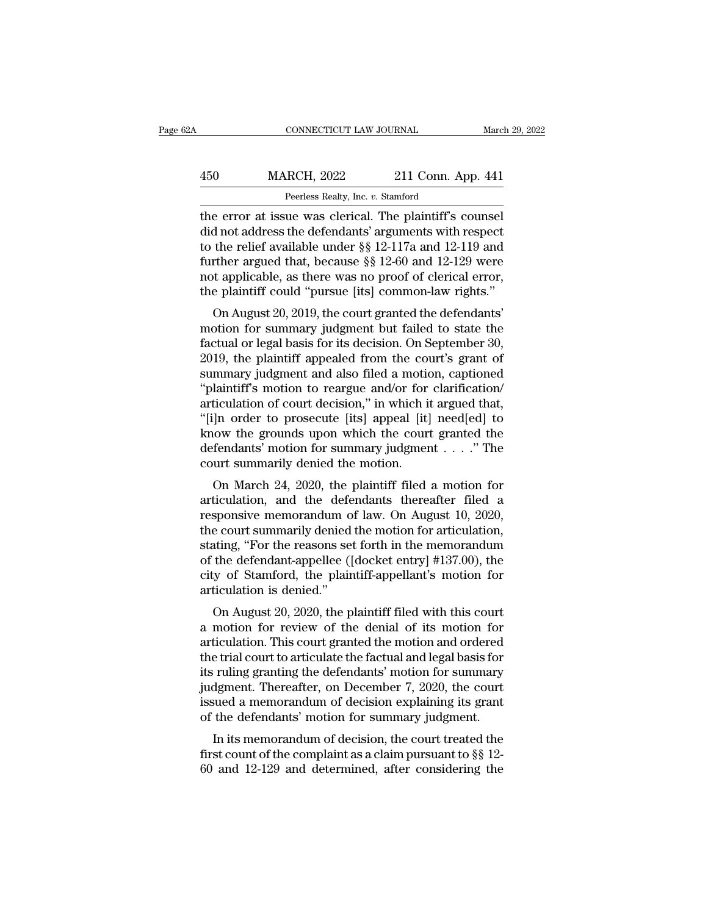the error at issue was clerical. The plaintiff's counsel did not address the defendants' arguments with respect to the relief available under §§ 12-117a and 12-119 and further argued that, because §§ 12-60 and 12-129 were not applicable, as there was no proof of clerical error, the plaintiff could "pursue [its] common-law rights."

On August 20, 2019, the court granted the defendants' motion for summary judgment but failed to state the factual or legal basis for its decision. On September 30, 2019, the plaintiff appealed from the court's grant of summary judgment and also filed a motion, captioned "plaintiff's motion to reargue and/or for clarification/articulation of court decision," in which it argued that, "[i]n order to prosecute [its] appeal [it] need[ed] to know the grounds upon which the court granted the defendants' motion for summary judgment . . . ." The court summarily denied the motion.

On March 24, 2020, the plaintiff filed a motion for articulation, and the defendants thereafter filed a responsive memorandum of law. On August 10, 2020, the court summarily denied the motion for articulation, stating, "For the reasons set forth in the memorandum of the defendant-appellee ([docket entry] #137.00), the city of Stamford, the plaintiff-appellant's motion for articulation is denied."

On August 20, 2020, the plaintiff filed with this court a motion for review of the denial of its motion for articulation. This court granted the motion and ordered the trial court to articulate the factual and legal basis for its ruling granting the defendants' motion for summary judgment. Thereafter, on December 7, 2020, the court issued a memorandum of decision explaining its grant of the defendants' motion for summary judgment.

In its memorandum of decision, the court treated the first count of the complaint as a claim pursuant to §§ 12-60 and 12-129 and determined, after considering the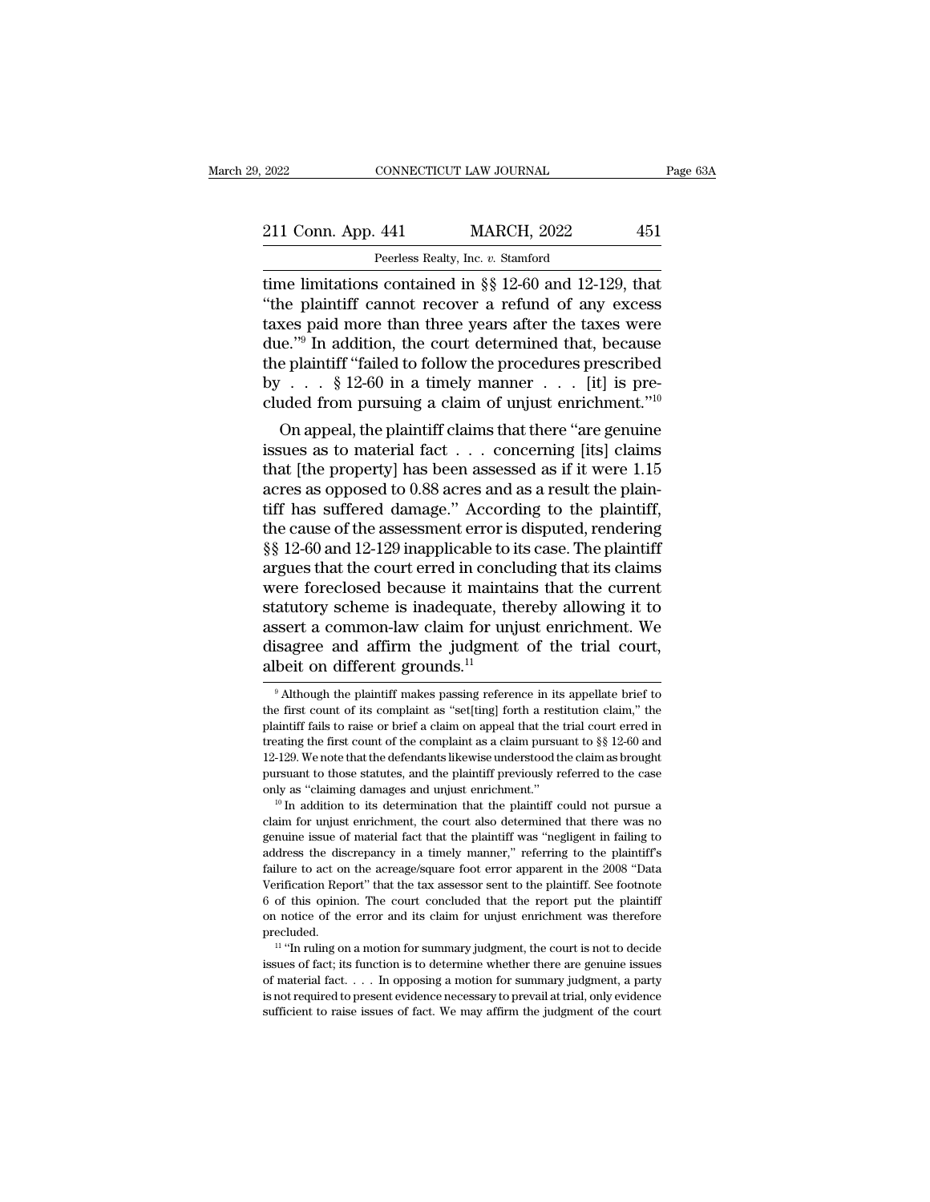time limitations contained in §§ 12-60 and 12-129, that "the plaintiff cannot recover a refund of any excess taxes paid more than three years after the taxes were due."[9] In addition, the court determined that, because the plaintiff "failed to follow the procedures prescribed by . . . § 12-60 in a timely manner . . . [it] is precluded from pursuing a claim of unjust enrichment."[10]

On appeal, the plaintiff claims that there "are genuine issues as to material fact . . . concerning [its] claims that [the property] has been assessed as if it were 1.15 acres as opposed to 0.88 acres and as a result the plaintiff has suffered damage." According to the plaintiff, the cause of the assessment error is disputed, rendering §§ 12-60 and 12-129 inapplicable to its case. The plaintiff argues that the court erred in concluding that its claims were foreclosed because it maintains that the current statutory scheme is inadequate, thereby allowing it to assert a common-law claim for unjust enrichment. We disagree and affirm the judgment of the trial court, albeit on different grounds.[11]

[9] Although the plaintiff makes passing reference in its appellate brief to the first count of its complaint as "set[ting] forth a restitution claim," the plaintiff fails to raise or brief a claim on appeal that the trial court erred in treating the first count of the complaint as a claim pursuant to §§ 12-60 and 12-129. We note that the defendants likewise understood the claim as brought pursuant to those statutes, and the plaintiff previously referred to the case only as "claiming damages and unjust enrichment."

[10] In addition to its determination that the plaintiff could not pursue a claim for unjust enrichment, the court also determined that there was no genuine issue of material fact that the plaintiff was "negligent in failing to address the discrepancy in a timely manner," referring to the plaintiff's failure to act on the acreage/square foot error apparent in the 2008 "Data Verification Report" that the tax assessor sent to the plaintiff. See footnote 6 of this opinion. The court concluded that the report put the plaintiff on notice of the error and its claim for unjust enrichment was therefore precluded.

[11] "In ruling on a motion for summary judgment, the court is not to decide issues of fact; its function is to determine whether there are genuine issues of material fact. . . . In opposing a motion for summary judgment, a party is not required to present evidence necessary to prevail at trial, only evidence sufficient to raise issues of fact. We may affirm the judgment of the court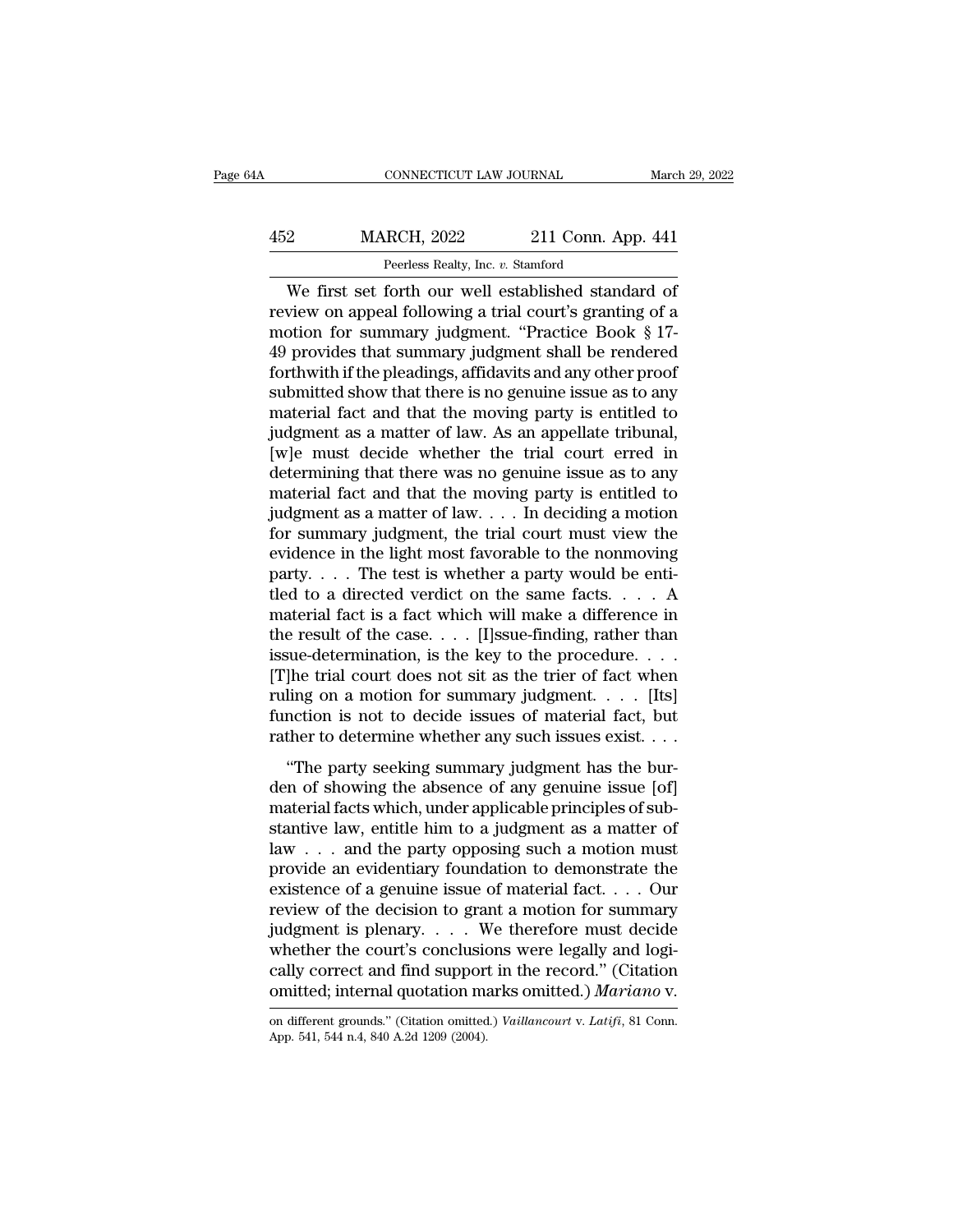We first set forth our well established standard of review on appeal following a trial court's granting of a motion for summary judgment. "Practice Book § 17-49 provides that summary judgment shall be rendered forthwith if the pleadings, affidavits and any other proof submitted show that there is no genuine issue as to any material fact and that the moving party is entitled to judgment as a matter of law. As an appellate tribunal, [w]e must decide whether the trial court erred in determining that there was no genuine issue as to any material fact and that the moving party is entitled to judgment as a matter of law. . . . In deciding a motion for summary judgment, the trial court must view the evidence in the light most favorable to the nonmoving party. . . . The test is whether a party would be entitled to a directed verdict on the same facts. . . . A material fact is a fact which will make a difference in the result of the case. . . . [I]ssue-finding, rather than issue-determination, is the key to the procedure. . . . [T]he trial court does not sit as the trier of fact when ruling on a motion for summary judgment. . . . [Its] function is not to decide issues of material fact, but rather to determine whether any such issues exist. . . .

"The party seeking summary judgment has the burden of showing the absence of any genuine issue [of] material facts which, under applicable principles of substantive law, entitle him to a judgment as a matter of law . . . and the party opposing such a motion must provide an evidentiary foundation to demonstrate the existence of a genuine issue of material fact. . . . Our review of the decision to grant a motion for summary judgment is plenary. . . . We therefore must decide whether the court's conclusions were legally and logically correct and find support in the record." (Citation omitted; internal quotation marks omitted.) *Mariano* v.

---

on different grounds." (Citation omitted.) *Vaillancourt* v. *Latifi*, 81 Conn. App. 541, 544 n.4, 840 A.2d 1209 (2004).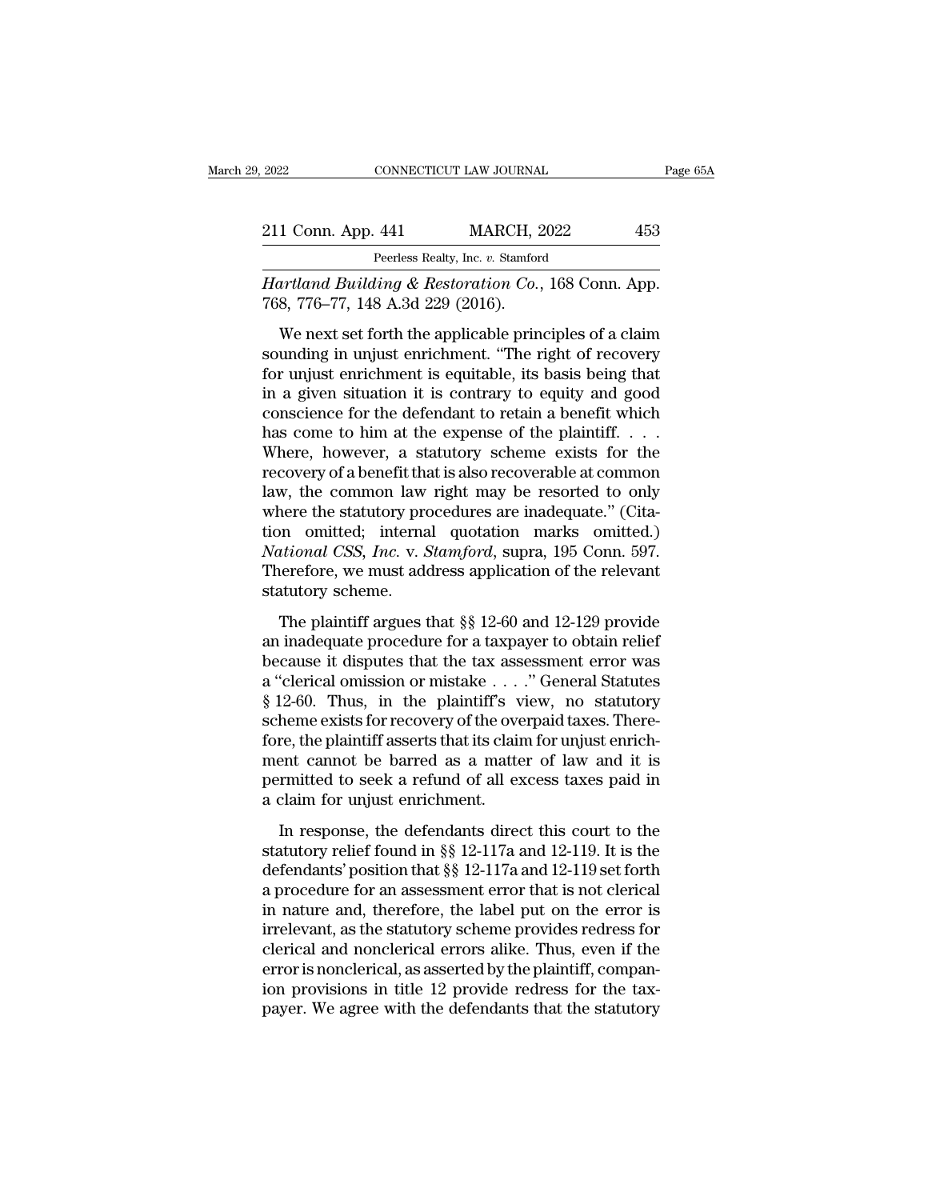*Hartland Building & Restoration Co.*, 168 Conn. App. 768, 776–77, 148 A.3d 229 (2016).

We next set forth the applicable principles of a claim sounding in unjust enrichment. "The right of recovery for unjust enrichment is equitable, its basis being that in a given situation it is contrary to equity and good conscience for the defendant to retain a benefit which has come to him at the expense of the plaintiff. . . . Where, however, a statutory scheme exists for the recovery of a benefit that is also recoverable at common law, the common law right may be resorted to only where the statutory procedures are inadequate." (Citation omitted; internal quotation marks omitted.) *National CSS, Inc.* v. *Stamford*, supra, 195 Conn. 597. Therefore, we must address application of the relevant statutory scheme.

The plaintiff argues that §§ 12-60 and 12-129 provide an inadequate procedure for a taxpayer to obtain relief because it disputes that the tax assessment error was a "clerical omission or mistake . . . ." General Statutes § 12-60. Thus, in the plaintiff's view, no statutory scheme exists for recovery of the overpaid taxes. Therefore, the plaintiff asserts that its claim for unjust enrichment cannot be barred as a matter of law and it is permitted to seek a refund of all excess taxes paid in a claim for unjust enrichment.

In response, the defendants direct this court to the statutory relief found in §§ 12-117a and 12-119. It is the defendants' position that §§ 12-117a and 12-119 set forth a procedure for an assessment error that is not clerical in nature and, therefore, the label put on the error is irrelevant, as the statutory scheme provides redress for clerical and nonclerical errors alike. Thus, even if the error is nonclerical, as asserted by the plaintiff, companion provisions in title 12 provide redress for the taxpayer. We agree with the defendants that the statutory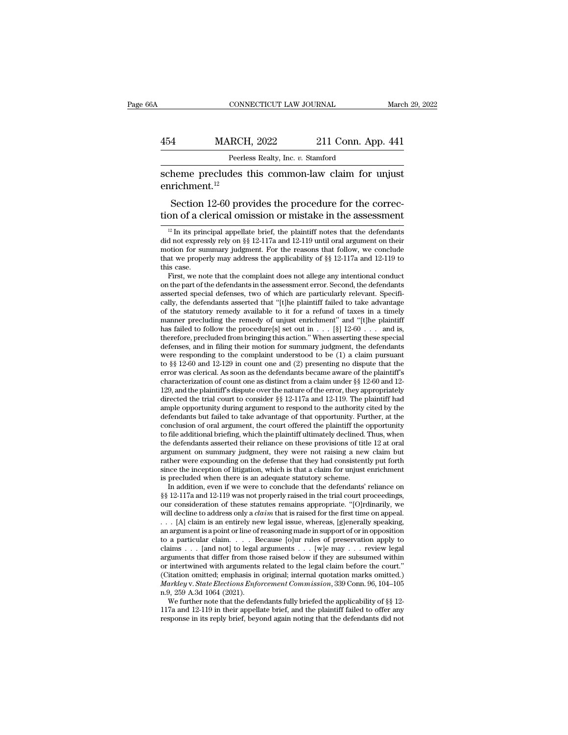scheme precludes this common-law claim for unjust enrichment.[12]

Section 12-60 provides the procedure for the correction of a clerical omission or mistake in the assessment

[12] In its principal appellate brief, the plaintiff notes that the defendants did not expressly rely on §§ 12-117a and 12-119 until oral argument on their motion for summary judgment. For the reasons that follow, we conclude that we properly may address the applicability of §§ 12-117a and 12-119 to this case.

First, we note that the complaint does not allege any intentional conduct on the part of the defendants in the assessment error. Second, the defendants asserted special defenses, two of which are particularly relevant. Specifically, the defendants asserted that "[t]he plaintiff failed to take advantage of the statutory remedy available to it for a refund of taxes in a timely manner precluding the remedy of unjust enrichment" and "[t]he plaintiff has failed to follow the procedure[s] set out in . . . [§] 12-60 . . . and is, therefore, precluded from bringing this action." When asserting these special defenses, and in filing their motion for summary judgment, the defendants were responding to the complaint understood to be (1) a claim pursuant to §§ 12-60 and 12-129 in count one and (2) presenting no dispute that the error was clerical. As soon as the defendants became aware of the plaintiff's characterization of count one as distinct from a claim under §§ 12-60 and 12-129, and the plaintiff's dispute over the nature of the error, they appropriately directed the trial court to consider §§ 12-117a and 12-119. The plaintiff had ample opportunity during argument to respond to the authority cited by the defendants but failed to take advantage of that opportunity. Further, at the conclusion of oral argument, the court offered the plaintiff the opportunity to file additional briefing, which the plaintiff ultimately declined. Thus, when the defendants asserted their reliance on these provisions of title 12 at oral argument on summary judgment, they were not raising a new claim but rather were expounding on the defense that they had consistently put forth since the inception of litigation, which is that a claim for unjust enrichment is precluded when there is an adequate statutory scheme.

In addition, even if we were to conclude that the defendants' reliance on §§ 12-117a and 12-119 was not properly raised in the trial court proceedings, our consideration of these statutes remains appropriate. "[O]rdinarily, we will decline to address only a *claim* that is raised for the first time on appeal. . . . [A] claim is an entirely new legal issue, whereas, [g]enerally speaking, an argument is a point or line of reasoning made in support of or in opposition to a particular claim. . . . Because [o]ur rules of preservation apply to claims . . . [and not] to legal arguments . . . [w]e may . . . review legal arguments that differ from those raised below if they are subsumed within or intertwined with arguments related to the legal claim before the court." (Citation omitted; emphasis in original; internal quotation marks omitted.) *Markley* v. *State Elections Enforcement Commission*, 339 Conn. 96, 104–105 n.9, 259 A.3d 1064 (2021).

We further note that the defendants fully briefed the applicability of §§ 12-117a and 12-119 in their appellate brief, and the plaintiff failed to offer any response in its reply brief, beyond again noting that the defendants did not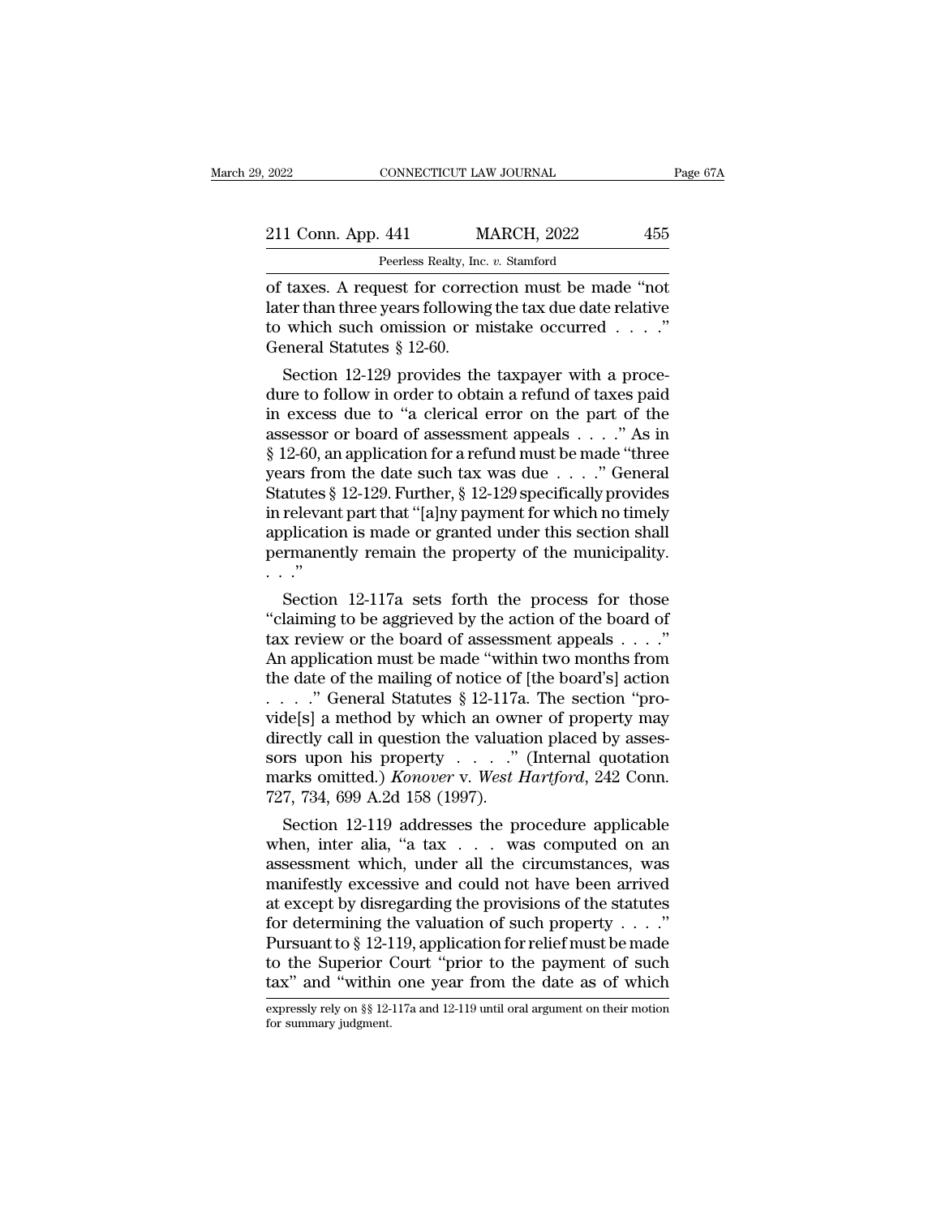of taxes. A request for correction must be made "not later than three years following the tax due date relative to which such omission or mistake occurred . . . ." General Statutes § 12-60.

Section 12-129 provides the taxpayer with a procedure to follow in order to obtain a refund of taxes paid in excess due to "a clerical error on the part of the assessor or board of assessment appeals . . . ." As in § 12-60, an application for a refund must be made "three years from the date such tax was due . . . ." General Statutes § 12-129. Further, § 12-129 specifically provides in relevant part that "[a]ny payment for which no timely application is made or granted under this section shall permanently remain the property of the municipality. . . ."

Section 12-117a sets forth the process for those "claiming to be aggrieved by the action of the board of tax review or the board of assessment appeals . . . ." An application must be made "within two months from the date of the mailing of notice of [the board's] action . . . ." General Statutes § 12-117a. The section "provide[s] a method by which an owner of property may directly call in question the valuation placed by assessors upon his property . . . ." (Internal quotation marks omitted.) *Konover* v. *West Hartford*, 242 Conn. 727, 734, 699 A.2d 158 (1997).

Section 12-119 addresses the procedure applicable when, inter alia, "a tax . . . was computed on an assessment which, under all the circumstances, was manifestly excessive and could not have been arrived at except by disregarding the provisions of the statutes for determining the valuation of such property . . . ." Pursuant to § 12-119, application for relief must be made to the Superior Court "prior to the payment of such tax" and "within one year from the date as of which

expressly rely on §§ 12-117a and 12-119 until oral argument on their motion for summary judgment.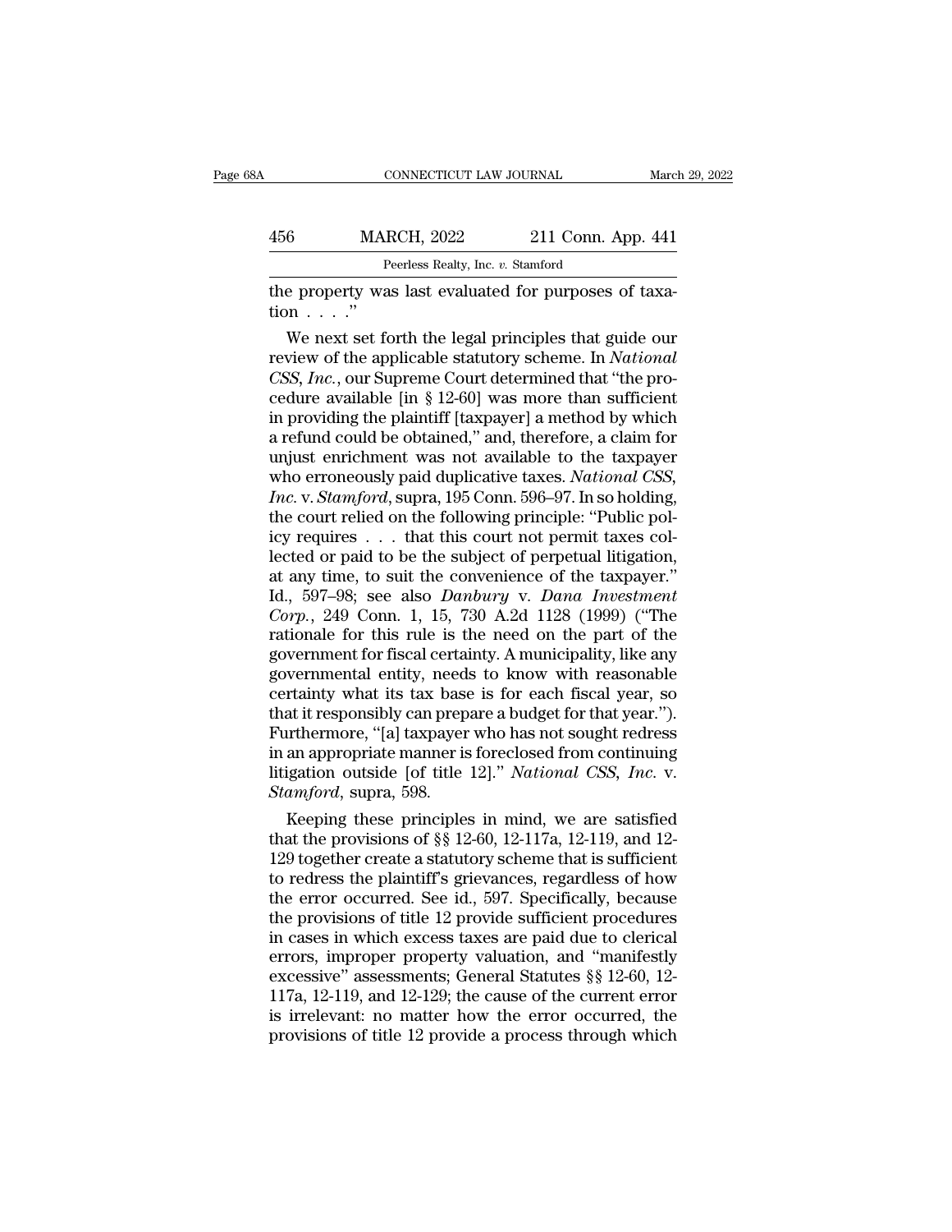the property was last evaluated for purposes of taxation . . . ."

We next set forth the legal principles that guide our review of the applicable statutory scheme. In *National CSS, Inc.*, our Supreme Court determined that "the procedure available [in § 12-60] was more than sufficient in providing the plaintiff [taxpayer] a method by which a refund could be obtained," and, therefore, a claim for unjust enrichment was not available to the taxpayer who erroneously paid duplicative taxes. *National CSS, Inc.* v. *Stamford*, supra, 195 Conn. 596–97. In so holding, the court relied on the following principle: "Public policy requires . . . that this court not permit taxes collected or paid to be the subject of perpetual litigation, at any time, to suit the convenience of the taxpayer." Id., 597–98; see also *Danbury* v. *Dana Investment Corp.*, 249 Conn. 1, 15, 730 A.2d 1128 (1999) ("The rationale for this rule is the need on the part of the government for fiscal certainty. A municipality, like any governmental entity, needs to know with reasonable certainty what its tax base is for each fiscal year, so that it responsibly can prepare a budget for that year."). Furthermore, "[a] taxpayer who has not sought redress in an appropriate manner is foreclosed from continuing litigation outside [of title 12]." *National CSS, Inc.* v. *Stamford*, supra, 598.

Keeping these principles in mind, we are satisfied that the provisions of §§ 12-60, 12-117a, 12-119, and 12-129 together create a statutory scheme that is sufficient to redress the plaintiff's grievances, regardless of how the error occurred. See id., 597. Specifically, because the provisions of title 12 provide sufficient procedures in cases in which excess taxes are paid due to clerical errors, improper property valuation, and "manifestly excessive" assessments; General Statutes §§ 12-60, 12-117a, 12-119, and 12-129; the cause of the current error is irrelevant: no matter how the error occurred, the provisions of title 12 provide a process through which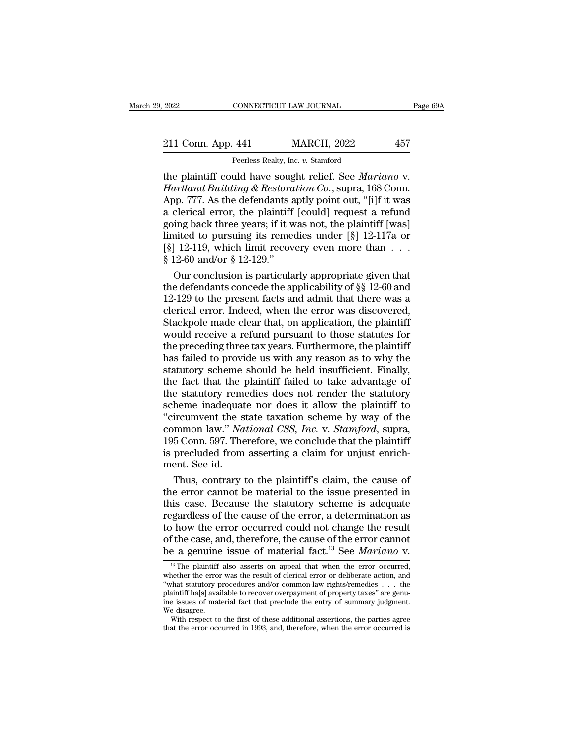the plaintiff could have sought relief. See *Mariano* v. *Hartland Building & Restoration Co.*, supra, 168 Conn. App. 777. As the defendants aptly point out, "[i]f it was a clerical error, the plaintiff [could] request a refund going back three years; if it was not, the plaintiff [was] limited to pursuing its remedies under [§] 12-117a or [§] 12-119, which limit recovery even more than . . . § 12-60 and/or § 12-129."

Our conclusion is particularly appropriate given that the defendants concede the applicability of §§ 12-60 and 12-129 to the present facts and admit that there was a clerical error. Indeed, when the error was discovered, Stackpole made clear that, on application, the plaintiff would receive a refund pursuant to those statutes for the preceding three tax years. Furthermore, the plaintiff has failed to provide us with any reason as to why the statutory scheme should be held insufficient. Finally, the fact that the plaintiff failed to take advantage of the statutory remedies does not render the statutory scheme inadequate nor does it allow the plaintiff to "circumvent the state taxation scheme by way of the common law." *National CSS, Inc.* v. *Stamford*, supra, 195 Conn. 597. Therefore, we conclude that the plaintiff is precluded from asserting a claim for unjust enrichment. See id.

Thus, contrary to the plaintiff's claim, the cause of the error cannot be material to the issue presented in this case. Because the statutory scheme is adequate regardless of the cause of the error, a determination as to how the error occurred could not change the result of the case, and, therefore, the cause of the error cannot be a genuine issue of material fact.[13] See *Mariano* v.

---

[13] The plaintiff also asserts on appeal that when the error occurred, whether the error was the result of clerical error or deliberate action, and "what statutory procedures and/or common-law rights/remedies . . . the plaintiff ha[s] available to recover overpayment of property taxes" are genuine issues of material fact that preclude the entry of summary judgment. We disagree.

With respect to the first of these additional assertions, the parties agree that the error occurred in 1993, and, therefore, when the error occurred is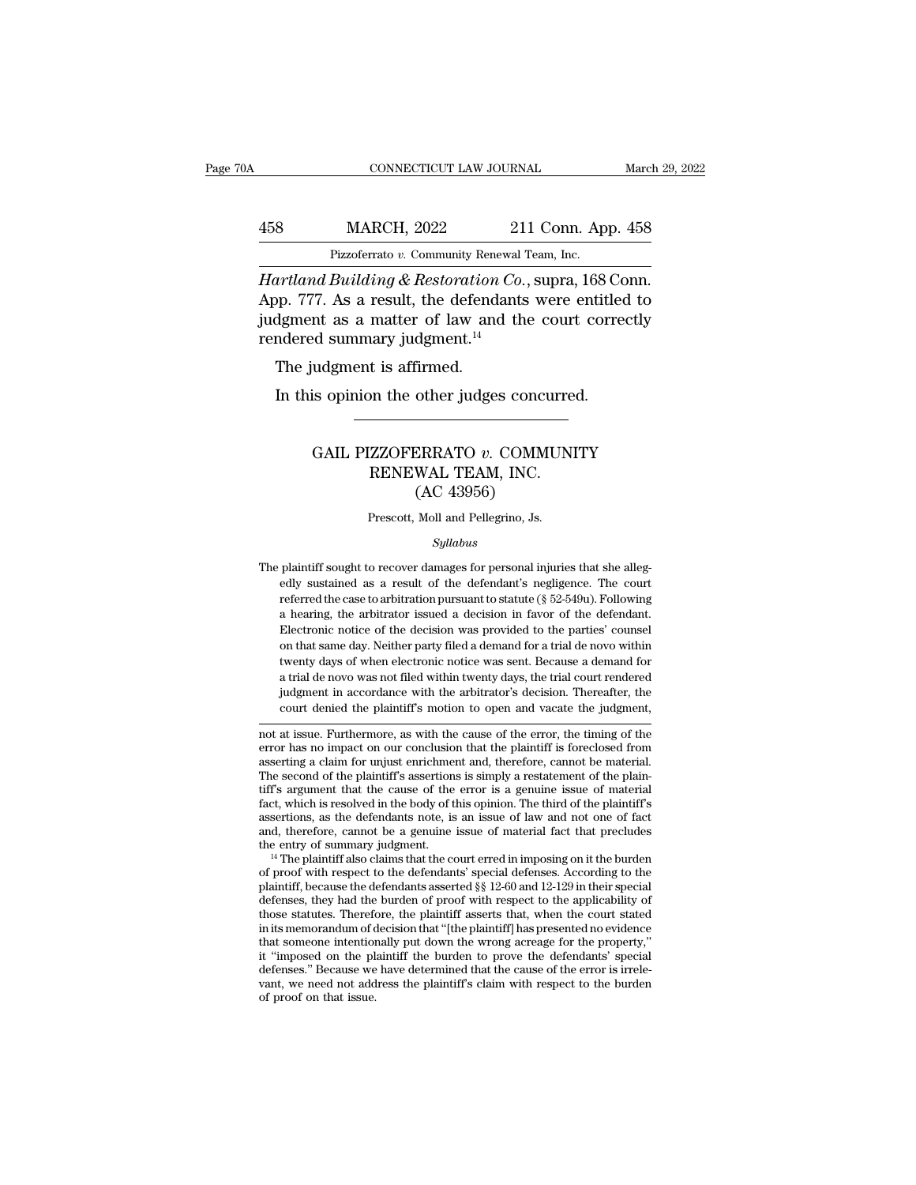*Hartland Building & Restoration Co.*, supra, 168 Conn. App. 777. As a result, the defendants were entitled to judgment as a matter of law and the court correctly rendered summary judgment.[14]

The judgment is affirmed.

In this opinion the other judges concurred.

---

# GAIL PIZZOFERRATO *v.* COMMUNITY RENEWAL TEAM, INC.
## (AC 43956)

Prescott, Moll and Pellegrino, Js.

*Syllabus*

The plaintiff sought to recover damages for personal injuries that she allegedly sustained as a result of the defendant's negligence. The court referred the case to arbitration pursuant to statute (§ 52-549u). Following a hearing, the arbitrator issued a decision in favor of the defendant. Electronic notice of the decision was provided to the parties' counsel on that same day. Neither party filed a demand for a trial de novo within twenty days of when electronic notice was sent. Because a demand for a trial de novo was not filed within twenty days, the trial court rendered judgment in accordance with the arbitrator's decision. Thereafter, the court denied the plaintiff's motion to open and vacate the judgment,

---

not at issue. Furthermore, as with the cause of the error, the timing of the error has no impact on our conclusion that the plaintiff is foreclosed from asserting a claim for unjust enrichment and, therefore, cannot be material. The second of the plaintiff's assertions is simply a restatement of the plaintiff's argument that the cause of the error is a genuine issue of material fact, which is resolved in the body of this opinion. The third of the plaintiff's assertions, as the defendants note, is an issue of law and not one of fact and, therefore, cannot be a genuine issue of material fact that precludes the entry of summary judgment.

[14] The plaintiff also claims that the court erred in imposing on it the burden of proof with respect to the defendants' special defenses. According to the plaintiff, because the defendants asserted §§ 12-60 and 12-129 in their special defenses, they had the burden of proof with respect to the applicability of those statutes. Therefore, the plaintiff asserts that, when the court stated in its memorandum of decision that "[the plaintiff] has presented no evidence that someone intentionally put down the wrong acreage for the property," it "imposed on the plaintiff the burden to prove the defendants' special defenses." Because we have determined that the cause of the error is irrelevant, we need not address the plaintiff's claim with respect to the burden of proof on that issue.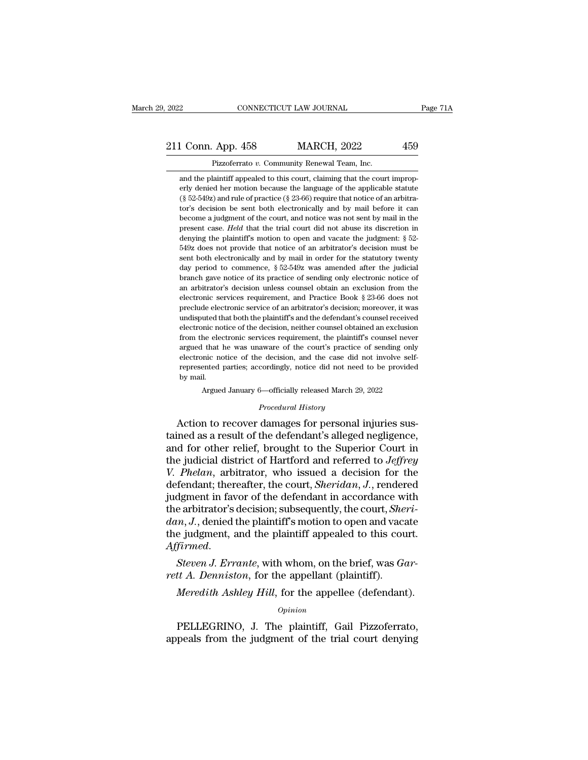and the plaintiff appealed to this court, claiming that the court improperly denied her motion because the language of the applicable statute (§ 52-549z) and rule of practice (§ 23-66) require that notice of an arbitrator's decision be sent both electronically and by mail before it can become a judgment of the court, and notice was not sent by mail in the present case. *Held* that the trial court did not abuse its discretion in denying the plaintiff's motion to open and vacate the judgment: § 52-549z does not provide that notice of an arbitrator's decision must be sent both electronically and by mail in order for the statutory twenty day period to commence, § 52-549z was amended after the judicial branch gave notice of its practice of sending only electronic notice of an arbitrator's decision unless counsel obtain an exclusion from the electronic services requirement, and Practice Book § 23-66 does not preclude electronic service of an arbitrator's decision; moreover, it was undisputed that both the plaintiff's and the defendant's counsel received electronic notice of the decision, neither counsel obtained an exclusion from the electronic services requirement, the plaintiff's counsel never argued that he was unaware of the court's practice of sending only electronic notice of the decision, and the case did not involve self-represented parties; accordingly, notice did not need to be provided by mail.

Argued January 6—officially released March 29, 2022

*Procedural History*

Action to recover damages for personal injuries sustained as a result of the defendant's alleged negligence, and for other relief, brought to the Superior Court in the judicial district of Hartford and referred to *Jeffrey V. Phelan*, arbitrator, who issued a decision for the defendant; thereafter, the court, *Sheridan, J.*, rendered judgment in favor of the defendant in accordance with the arbitrator's decision; subsequently, the court, *Sheridan, J.*, denied the plaintiff's motion to open and vacate the judgment, and the plaintiff appealed to this court. *Affirmed.*

*Steven J. Errante*, with whom, on the brief, was *Garrett A. Denniston*, for the appellant (plaintiff).

*Meredith Ashley Hill*, for the appellee (defendant).

*Opinion*

PELLEGRINO, J. The plaintiff, Gail Pizzoferrato, appeals from the judgment of the trial court denying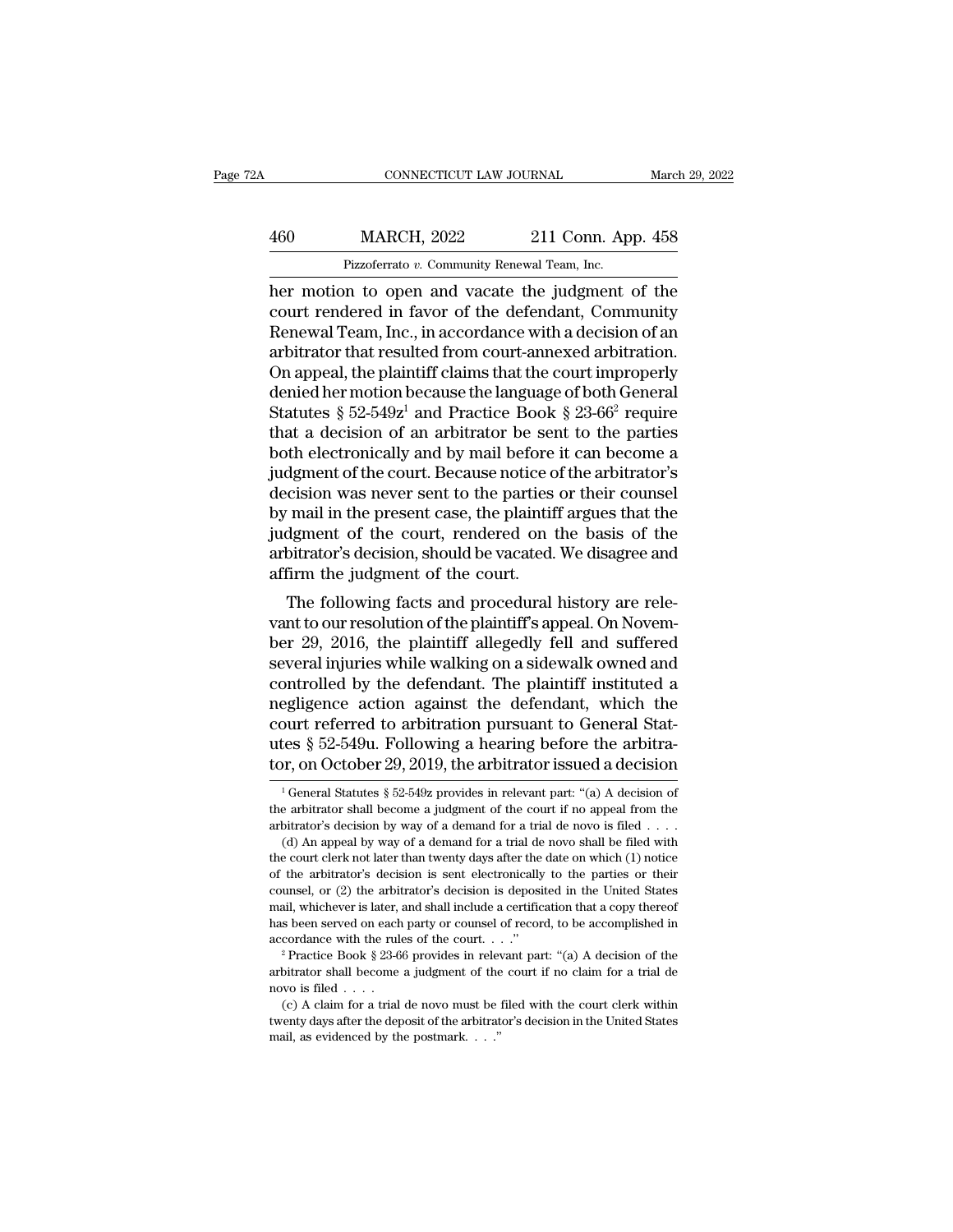her motion to open and vacate the judgment of the court rendered in favor of the defendant, Community Renewal Team, Inc., in accordance with a decision of an arbitrator that resulted from court-annexed arbitration. On appeal, the plaintiff claims that the court improperly denied her motion because the language of both General Statutes § 52-549z[1] and Practice Book § 23-66[2] require that a decision of an arbitrator be sent to the parties both electronically and by mail before it can become a judgment of the court. Because notice of the arbitrator's decision was never sent to the parties or their counsel by mail in the present case, the plaintiff argues that the judgment of the court, rendered on the basis of the arbitrator's decision, should be vacated. We disagree and affirm the judgment of the court.

The following facts and procedural history are relevant to our resolution of the plaintiff's appeal. On November 29, 2016, the plaintiff allegedly fell and suffered several injuries while walking on a sidewalk owned and controlled by the defendant. The plaintiff instituted a negligence action against the defendant, which the court referred to arbitration pursuant to General Statutes § 52-549u. Following a hearing before the arbitrator, on October 29, 2019, the arbitrator issued a decision

---

[1] General Statutes § 52-549z provides in relevant part: "(a) A decision of the arbitrator shall become a judgment of the court if no appeal from the arbitrator's decision by way of a demand for a trial de novo is filed . . . .

(d) An appeal by way of a demand for a trial de novo shall be filed with the court clerk not later than twenty days after the date on which (1) notice of the arbitrator's decision is sent electronically to the parties or their counsel, or (2) the arbitrator's decision is deposited in the United States mail, whichever is later, and shall include a certification that a copy thereof has been served on each party or counsel of record, to be accomplished in accordance with the rules of the court. . . ."

[2] Practice Book § 23-66 provides in relevant part: "(a) A decision of the arbitrator shall become a judgment of the court if no claim for a trial de novo is filed . . . .

(c) A claim for a trial de novo must be filed with the court clerk within twenty days after the deposit of the arbitrator's decision in the United States mail, as evidenced by the postmark. . . ."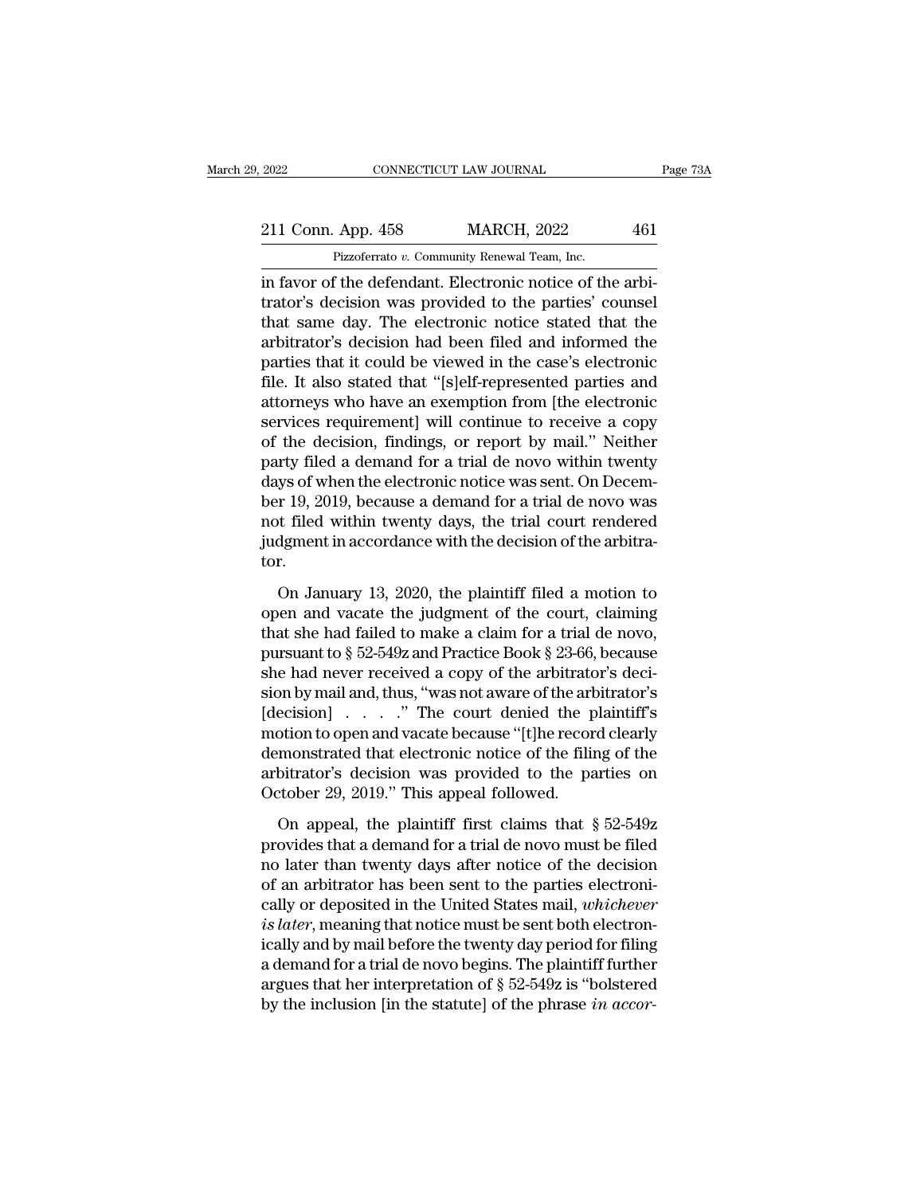in favor of the defendant. Electronic notice of the arbitrator's decision was provided to the parties' counsel that same day. The electronic notice stated that the arbitrator's decision had been filed and informed the parties that it could be viewed in the case's electronic file. It also stated that "[s]elf-represented parties and attorneys who have an exemption from [the electronic services requirement] will continue to receive a copy of the decision, findings, or report by mail." Neither party filed a demand for a trial de novo within twenty days of when the electronic notice was sent. On December 19, 2019, because a demand for a trial de novo was not filed within twenty days, the trial court rendered judgment in accordance with the decision of the arbitrator.

On January 13, 2020, the plaintiff filed a motion to open and vacate the judgment of the court, claiming that she had failed to make a claim for a trial de novo, pursuant to § 52-549z and Practice Book § 23-66, because she had never received a copy of the arbitrator's decision by mail and, thus, "was not aware of the arbitrator's [decision] . . . ." The court denied the plaintiff's motion to open and vacate because "[t]he record clearly demonstrated that electronic notice of the filing of the arbitrator's decision was provided to the parties on October 29, 2019." This appeal followed.

On appeal, the plaintiff first claims that § 52-549z provides that a demand for a trial de novo must be filed no later than twenty days after notice of the decision of an arbitrator has been sent to the parties electronically or deposited in the United States mail, *whichever is later*, meaning that notice must be sent both electronically and by mail before the twenty day period for filing a demand for a trial de novo begins. The plaintiff further argues that her interpretation of § 52-549z is "bolstered by the inclusion [in the statute] of the phrase *in accor-*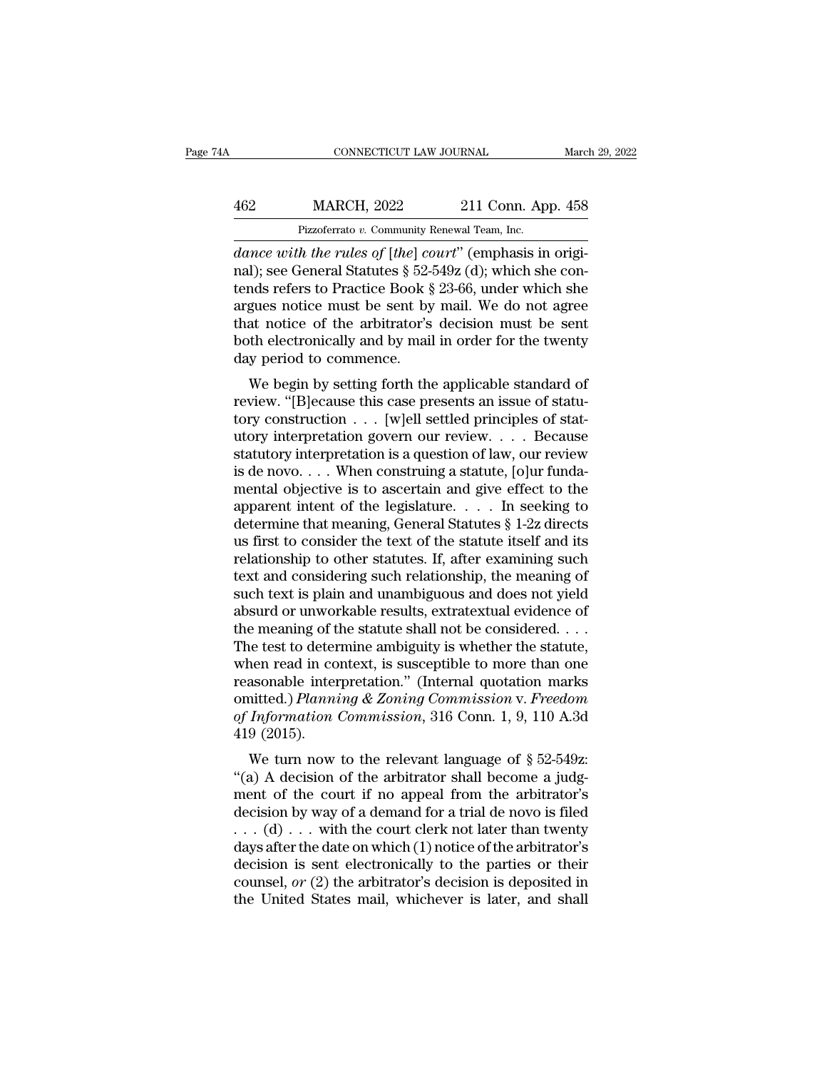*dance with the rules of* [*the*] *court*" (emphasis in original); see General Statutes § 52-549z (d); which she contends refers to Practice Book § 23-66, under which she argues notice must be sent by mail. We do not agree that notice of the arbitrator's decision must be sent both electronically and by mail in order for the twenty day period to commence.

We begin by setting forth the applicable standard of review. "[B]ecause this case presents an issue of statutory construction . . . [w]ell settled principles of statutory interpretation govern our review. . . . Because statutory interpretation is a question of law, our review is de novo. . . . When construing a statute, [o]ur fundamental objective is to ascertain and give effect to the apparent intent of the legislature. . . . In seeking to determine that meaning, General Statutes § 1-2z directs us first to consider the text of the statute itself and its relationship to other statutes. If, after examining such text and considering such relationship, the meaning of such text is plain and unambiguous and does not yield absurd or unworkable results, extratextual evidence of the meaning of the statute shall not be considered. . . . The test to determine ambiguity is whether the statute, when read in context, is susceptible to more than one reasonable interpretation." (Internal quotation marks omitted.) *Planning & Zoning Commission* v. *Freedom of Information Commission*, 316 Conn. 1, 9, 110 A.3d 419 (2015).

We turn now to the relevant language of § 52-549z: "(a) A decision of the arbitrator shall become a judgment of the court if no appeal from the arbitrator's decision by way of a demand for a trial de novo is filed . . . (d) . . . with the court clerk not later than twenty days after the date on which (1) notice of the arbitrator's decision is sent electronically to the parties or their counsel, *or* (2) the arbitrator's decision is deposited in the United States mail, whichever is later, and shall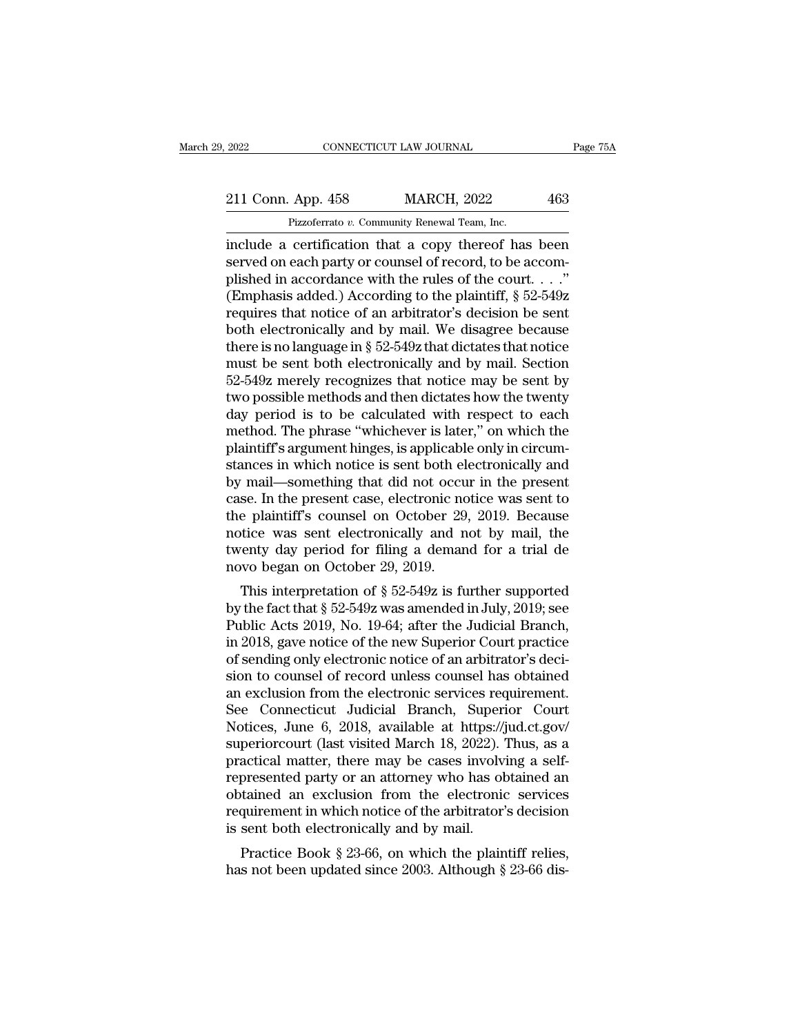include a certification that a copy thereof has been served on each party or counsel of record, to be accomplished in accordance with the rules of the court. . . ." (Emphasis added.) According to the plaintiff, § 52-549z requires that notice of an arbitrator's decision be sent both electronically and by mail. We disagree because there is no language in § 52-549z that dictates that notice must be sent both electronically and by mail. Section 52-549z merely recognizes that notice may be sent by two possible methods and then dictates how the twenty day period is to be calculated with respect to each method. The phrase "whichever is later," on which the plaintiff's argument hinges, is applicable only in circumstances in which notice is sent both electronically and by mail—something that did not occur in the present case. In the present case, electronic notice was sent to the plaintiff's counsel on October 29, 2019. Because notice was sent electronically and not by mail, the twenty day period for filing a demand for a trial de novo began on October 29, 2019.

This interpretation of § 52-549z is further supported by the fact that § 52-549z was amended in July, 2019; see Public Acts 2019, No. 19-64; after the Judicial Branch, in 2018, gave notice of the new Superior Court practice of sending only electronic notice of an arbitrator's decision to counsel of record unless counsel has obtained an exclusion from the electronic services requirement. See Connecticut Judicial Branch, Superior Court Notices, June 6, 2018, available at https://jud.ct.gov/superiorcourt (last visited March 18, 2022). Thus, as a practical matter, there may be cases involving a self-represented party or an attorney who has obtained an exclusion from the electronic services requirement in which notice of the arbitrator's decision is sent both electronically and by mail.

Practice Book § 23-66, on which the plaintiff relies, has not been updated since 2003. Although § 23-66 dis-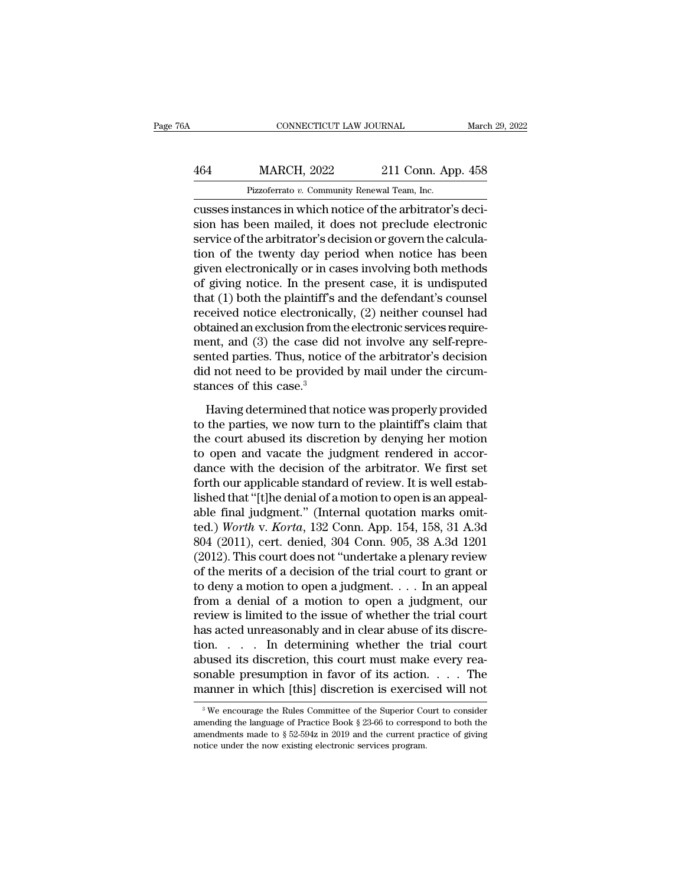cusses instances in which notice of the arbitrator's decision has been mailed, it does not preclude electronic service of the arbitrator's decision or govern the calculation of the twenty day period when notice has been given electronically or in cases involving both methods of giving notice. In the present case, it is undisputed that (1) both the plaintiff's and the defendant's counsel received notice electronically, (2) neither counsel had obtained an exclusion from the electronic services requirement, and (3) the case did not involve any self-represented parties. Thus, notice of the arbitrator's decision did not need to be provided by mail under the circumstances of this case.[3]

Having determined that notice was properly provided to the parties, we now turn to the plaintiff's claim that the court abused its discretion by denying her motion to open and vacate the judgment rendered in accordance with the decision of the arbitrator. We first set forth our applicable standard of review. It is well established that "[t]he denial of a motion to open is an appealable final judgment." (Internal quotation marks omitted.) *Worth* v. *Korta*, 132 Conn. App. 154, 158, 31 A.3d 804 (2011), cert. denied, 304 Conn. 905, 38 A.3d 1201 (2012). This court does not "undertake a plenary review of the merits of a decision of the trial court to grant or to deny a motion to open a judgment. . . . In an appeal from a denial of a motion to open a judgment, our review is limited to the issue of whether the trial court has acted unreasonably and in clear abuse of its discretion. . . . In determining whether the trial court abused its discretion, this court must make every reasonable presumption in favor of its action. . . . The manner in which [this] discretion is exercised will not

[3] We encourage the Rules Committee of the Superior Court to consider amending the language of Practice Book § 23-66 to correspond to both the amendments made to § 52-594z in 2019 and the current practice of giving notice under the now existing electronic services program.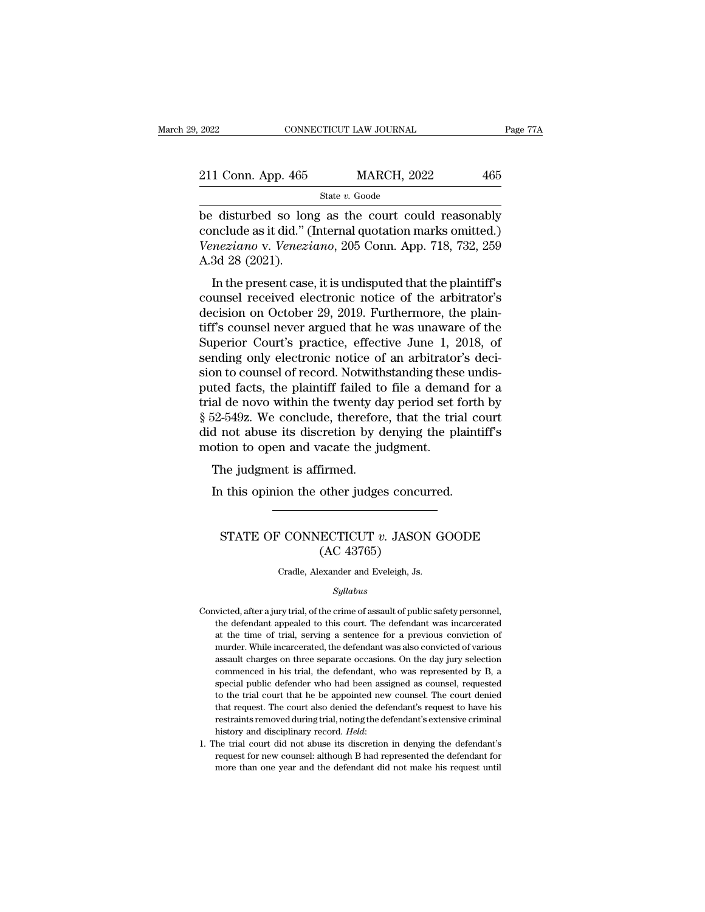be disturbed so long as the court could reasonably conclude as it did." (Internal quotation marks omitted.) *Veneziano* v. *Veneziano*, 205 Conn. App. 718, 732, 259 A.3d 28 (2021).

In the present case, it is undisputed that the plaintiff's counsel received electronic notice of the arbitrator's decision on October 29, 2019. Furthermore, the plaintiff's counsel never argued that he was unaware of the Superior Court's practice, effective June 1, 2018, of sending only electronic notice of an arbitrator's decision to counsel of record. Notwithstanding these undisputed facts, the plaintiff failed to file a demand for a trial de novo within the twenty day period set forth by § 52-549z. We conclude, therefore, that the trial court did not abuse its discretion by denying the plaintiff's motion to open and vacate the judgment.

The judgment is affirmed.

In this opinion the other judges concurred.

---

# STATE OF CONNECTICUT *v.* JASON GOODE
## (AC 43765)

Cradle, Alexander and Eveleigh, Js.

*Syllabus*

Convicted, after a jury trial, of the crime of assault of public safety personnel, the defendant appealed to this court. The defendant was incarcerated at the time of trial, serving a sentence for a previous conviction of murder. While incarcerated, the defendant was also convicted of various assault charges on three separate occasions. On the day jury selection commenced in his trial, the defendant, who was represented by B, a special public defender who had been assigned as counsel, requested to the trial court that he be appointed new counsel. The court denied that request. The court also denied the defendant's request to have his restraints removed during trial, noting the defendant's extensive criminal history and disciplinary record. *Held*:

1. The trial court did not abuse its discretion in denying the defendant's request for new counsel: although B had represented the defendant for more than one year and the defendant did not make his request until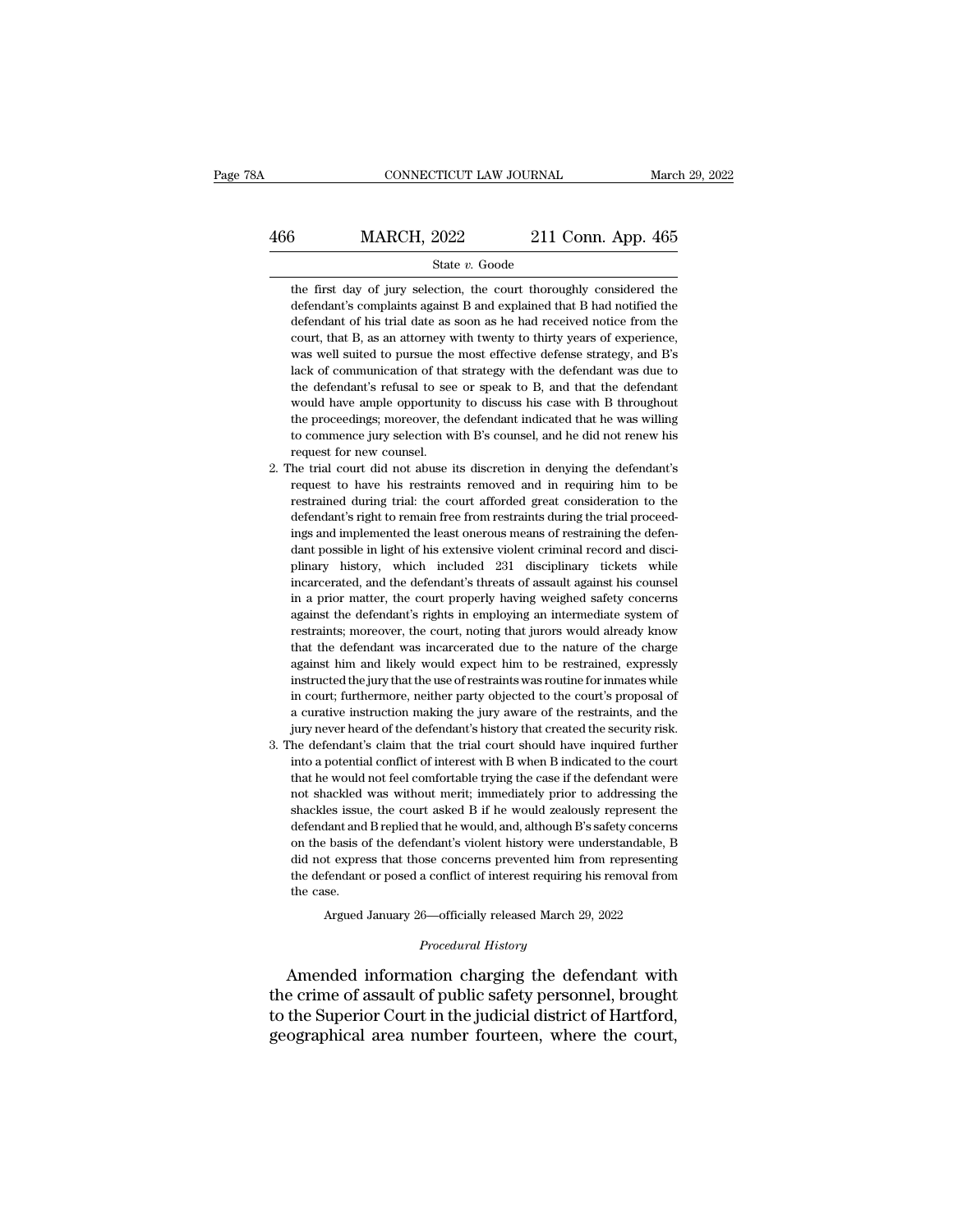the first day of jury selection, the court thoroughly considered the defendant's complaints against B and explained that B had notified the defendant of his trial date as soon as he had received notice from the court, that B, as an attorney with twenty to thirty years of experience, was well suited to pursue the most effective defense strategy, and B's lack of communication of that strategy with the defendant was due to the defendant's refusal to see or speak to B, and that the defendant would have ample opportunity to discuss his case with B throughout the proceedings; moreover, the defendant indicated that he was willing to commence jury selection with B's counsel, and he did not renew his request for new counsel.

2. The trial court did not abuse its discretion in denying the defendant's request to have his restraints removed and in requiring him to be restrained during trial: the court afforded great consideration to the defendant's right to remain free from restraints during the trial proceedings and implemented the least onerous means of restraining the defendant possible in light of his extensive violent criminal record and disciplinary history, which included 231 disciplinary tickets while incarcerated, and the defendant's threats of assault against his counsel in a prior matter, the court properly having weighed safety concerns against the defendant's rights in employing an intermediate system of restraints; moreover, the court, noting that jurors would already know that the defendant was incarcerated due to the nature of the charge against him and likely would expect him to be restrained, expressly instructed the jury that the use of restraints was routine for inmates while in court; furthermore, neither party objected to the court's proposal of a curative instruction making the jury aware of the restraints, and the jury never heard of the defendant's history that created the security risk.

3. The defendant's claim that the trial court should have inquired further into a potential conflict of interest with B when B indicated to the court that he would not feel comfortable trying the case if the defendant were not shackled was without merit; immediately prior to addressing the shackles issue, the court asked B if he would zealously represent the defendant and B replied that he would, and, although B's safety concerns on the basis of the defendant's violent history were understandable, B did not express that those concerns prevented him from representing the defendant or posed a conflict of interest requiring his removal from the case.

Argued January 26—officially released March 29, 2022

*Procedural History*

Amended information charging the defendant with the crime of assault of public safety personnel, brought to the Superior Court in the judicial district of Hartford, geographical area number fourteen, where the court,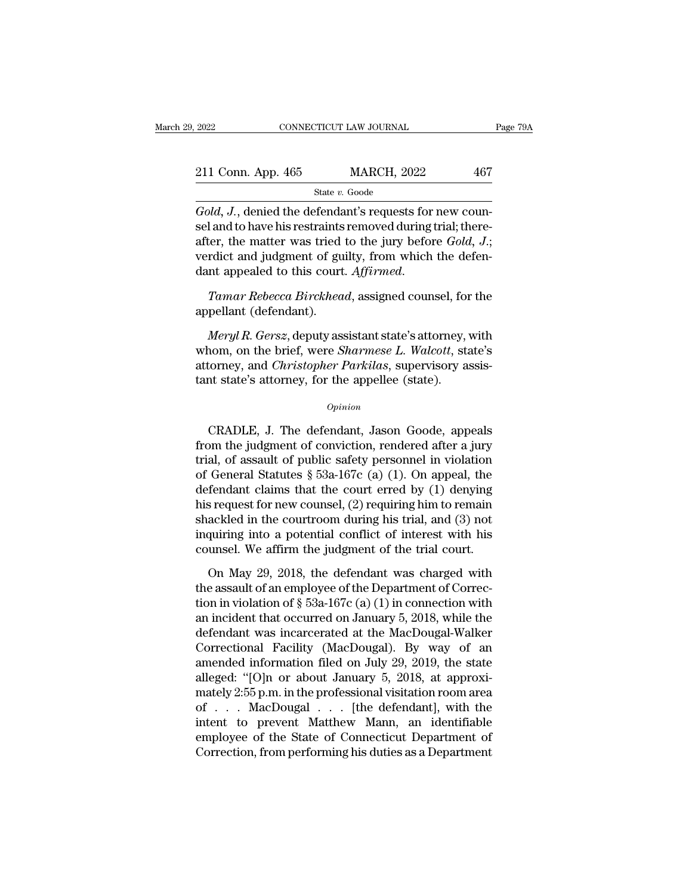*Gold, J.*, denied the defendant's requests for new counsel and to have his restraints removed during trial; thereafter, the matter was tried to the jury before *Gold, J.*; verdict and judgment of guilty, from which the defendant appealed to this court. *Affirmed.*

*Tamar Rebecca Birckhead*, assigned counsel, for the appellant (defendant).

*Meryl R. Gersz*, deputy assistant state's attorney, with whom, on the brief, were *Sharmese L. Walcott*, state's attorney, and *Christopher Parkilas*, supervisory assistant state's attorney, for the appellee (state).

*Opinion*

CRADLE, J. The defendant, Jason Goode, appeals from the judgment of conviction, rendered after a jury trial, of assault of public safety personnel in violation of General Statutes § 53a-167c (a) (1). On appeal, the defendant claims that the court erred by (1) denying his request for new counsel, (2) requiring him to remain shackled in the courtroom during his trial, and (3) not inquiring into a potential conflict of interest with his counsel. We affirm the judgment of the trial court.

On May 29, 2018, the defendant was charged with the assault of an employee of the Department of Correction in violation of § 53a-167c (a) (1) in connection with an incident that occurred on January 5, 2018, while the defendant was incarcerated at the MacDougal-Walker Correctional Facility (MacDougal). By way of an amended information filed on July 29, 2019, the state alleged: "[O]n or about January 5, 2018, at approximately 2:55 p.m. in the professional visitation room area of . . . MacDougal . . . [the defendant], with the intent to prevent Matthew Mann, an identifiable employee of the State of Connecticut Department of Correction, from performing his duties as a Department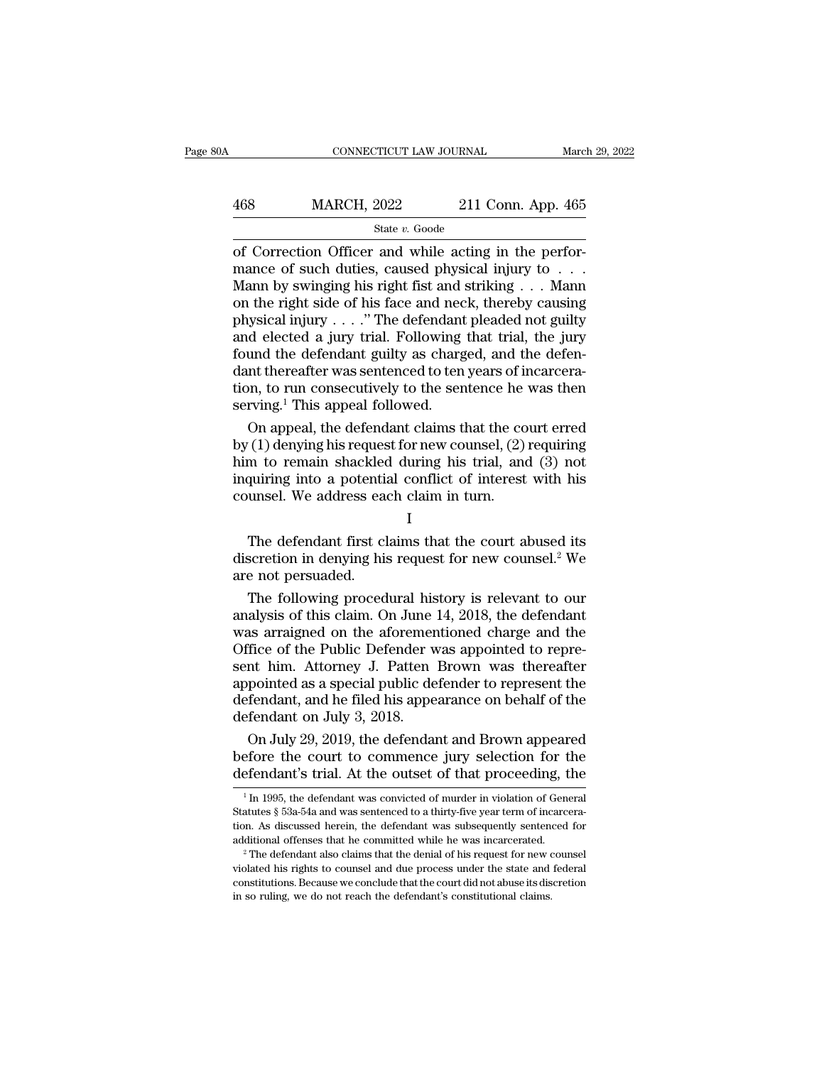of Correction Officer and while acting in the performance of such duties, caused physical injury to . . . Mann by swinging his right fist and striking . . . Mann on the right side of his face and neck, thereby causing physical injury . . . .'' The defendant pleaded not guilty and elected a jury trial. Following that trial, the jury found the defendant guilty as charged, and the defendant thereafter was sentenced to ten years of incarceration, to run consecutively to the sentence he was then serving.[1] This appeal followed.

On appeal, the defendant claims that the court erred by (1) denying his request for new counsel, (2) requiring him to remain shackled during his trial, and (3) not inquiring into a potential conflict of interest with his counsel. We address each claim in turn.

I

The defendant first claims that the court abused its discretion in denying his request for new counsel.[2] We are not persuaded.

The following procedural history is relevant to our analysis of this claim. On June 14, 2018, the defendant was arraigned on the aforementioned charge and the Office of the Public Defender was appointed to represent him. Attorney J. Patten Brown was thereafter appointed as a special public defender to represent the defendant, and he filed his appearance on behalf of the defendant on July 3, 2018.

On July 29, 2019, the defendant and Brown appeared before the court to commence jury selection for the defendant's trial. At the outset of that proceeding, the

[1] In 1995, the defendant was convicted of murder in violation of General Statutes § 53a-54a and was sentenced to a thirty-five year term of incarceration. As discussed herein, the defendant was subsequently sentenced for additional offenses that he committed while he was incarcerated.

[2] The defendant also claims that the denial of his request for new counsel violated his rights to counsel and due process under the state and federal constitutions. Because we conclude that the court did not abuse its discretion in so ruling, we do not reach the defendant's constitutional claims.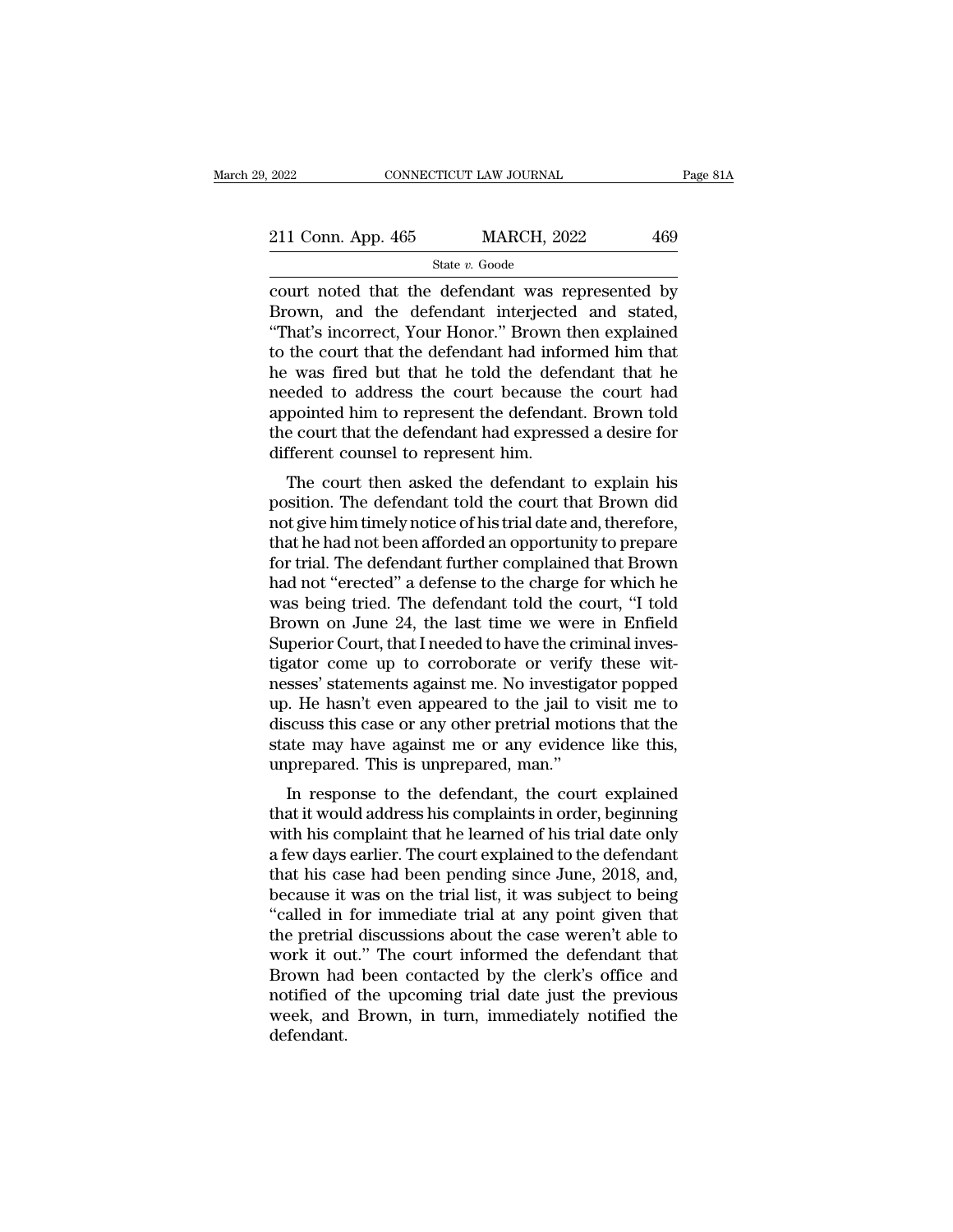court noted that the defendant was represented by Brown, and the defendant interjected and stated, "That's incorrect, Your Honor." Brown then explained to the court that the defendant had informed him that he was fired but that he told the defendant that he needed to address the court because the court had appointed him to represent the defendant. Brown told the court that the defendant had expressed a desire for different counsel to represent him.

The court then asked the defendant to explain his position. The defendant told the court that Brown did not give him timely notice of his trial date and, therefore, that he had not been afforded an opportunity to prepare for trial. The defendant further complained that Brown had not "erected" a defense to the charge for which he was being tried. The defendant told the court, "I told Brown on June 24, the last time we were in Enfield Superior Court, that I needed to have the criminal investigator come up to corroborate or verify these witnesses' statements against me. No investigator popped up. He hasn't even appeared to the jail to visit me to discuss this case or any other pretrial motions that the state may have against me or any evidence like this, unprepared. This is unprepared, man."

In response to the defendant, the court explained that it would address his complaints in order, beginning with his complaint that he learned of his trial date only a few days earlier. The court explained to the defendant that his case had been pending since June, 2018, and, because it was on the trial list, it was subject to being "called in for immediate trial at any point given that the pretrial discussions about the case weren't able to work it out." The court informed the defendant that Brown had been contacted by the clerk's office and notified of the upcoming trial date just the previous week, and Brown, in turn, immediately notified the defendant.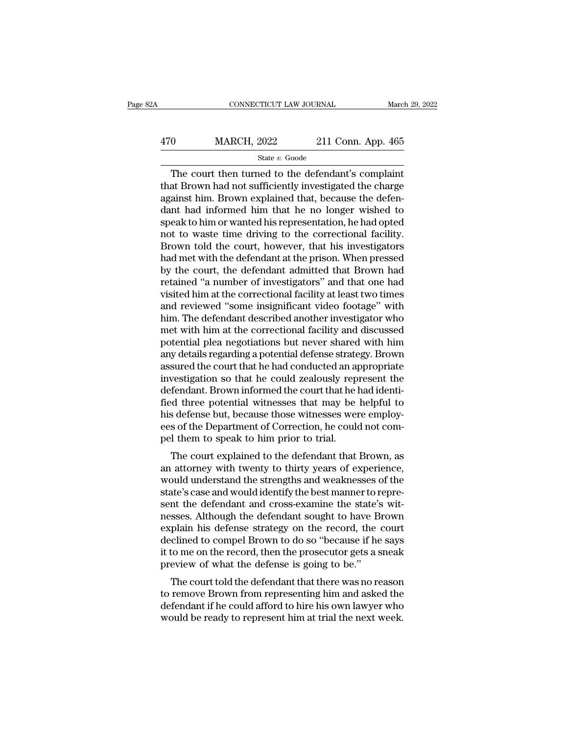The court then turned to the defendant's complaint that Brown had not sufficiently investigated the charge against him. Brown explained that, because the defendant had informed him that he no longer wished to speak to him or wanted his representation, he had opted not to waste time driving to the correctional facility. Brown told the court, however, that his investigators had met with the defendant at the prison. When pressed by the court, the defendant admitted that Brown had retained "a number of investigators" and that one had visited him at the correctional facility at least two times and reviewed "some insignificant video footage" with him. The defendant described another investigator who met with him at the correctional facility and discussed potential plea negotiations but never shared with him any details regarding a potential defense strategy. Brown assured the court that he had conducted an appropriate investigation so that he could zealously represent the defendant. Brown informed the court that he had identified three potential witnesses that may be helpful to his defense but, because those witnesses were employees of the Department of Correction, he could not compel them to speak to him prior to trial.

The court explained to the defendant that Brown, as an attorney with twenty to thirty years of experience, would understand the strengths and weaknesses of the state's case and would identify the best manner to represent the defendant and cross-examine the state's witnesses. Although the defendant sought to have Brown explain his defense strategy on the record, the court declined to compel Brown to do so "because if he says it to me on the record, then the prosecutor gets a sneak preview of what the defense is going to be."

The court told the defendant that there was no reason to remove Brown from representing him and asked the defendant if he could afford to hire his own lawyer who would be ready to represent him at trial the next week.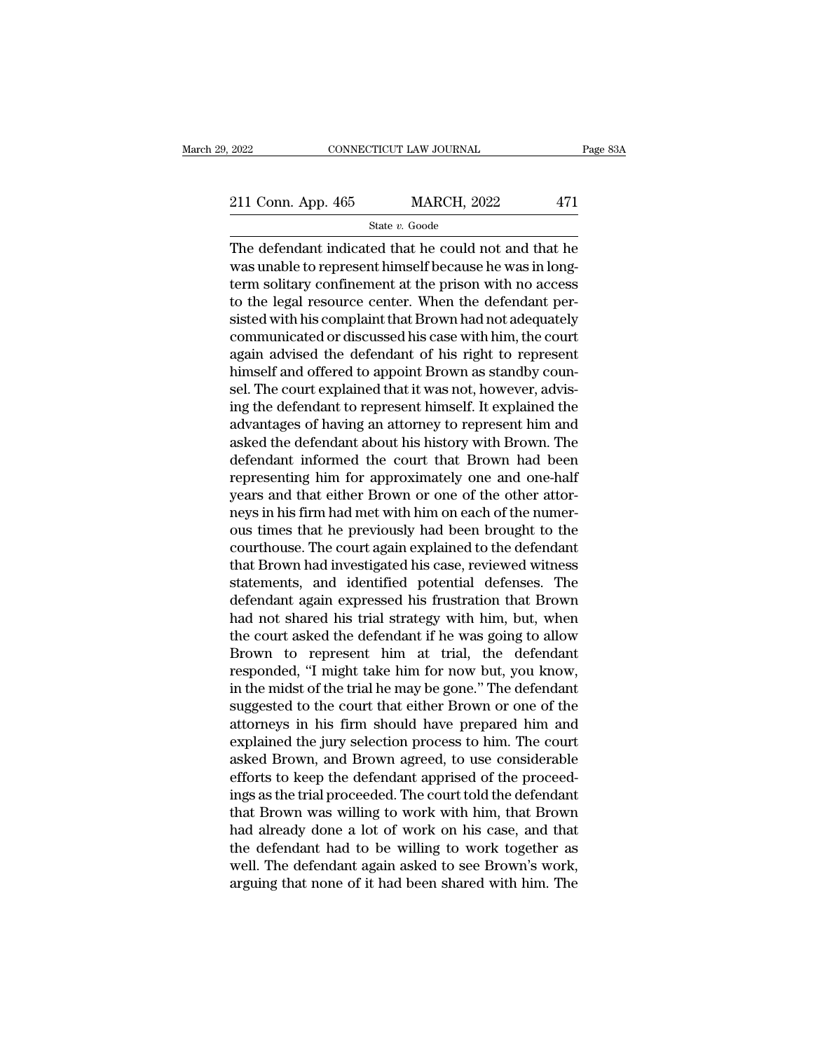The defendant indicated that he could not and that he was unable to represent himself because he was in long-term solitary confinement at the prison with no access to the legal resource center. When the defendant persisted with his complaint that Brown had not adequately communicated or discussed his case with him, the court again advised the defendant of his right to represent himself and offered to appoint Brown as standby counsel. The court explained that it was not, however, advising the defendant to represent himself. It explained the advantages of having an attorney to represent him and asked the defendant about his history with Brown. The defendant informed the court that Brown had been representing him for approximately one and one-half years and that either Brown or one of the other attorneys in his firm had met with him on each of the numerous times that he previously had been brought to the courthouse. The court again explained to the defendant that Brown had investigated his case, reviewed witness statements, and identified potential defenses. The defendant again expressed his frustration that Brown had not shared his trial strategy with him, but, when the court asked the defendant if he was going to allow Brown to represent him at trial, the defendant responded, "I might take him for now but, you know, in the midst of the trial he may be gone." The defendant suggested to the court that either Brown or one of the attorneys in his firm should have prepared him and explained the jury selection process to him. The court asked Brown, and Brown agreed, to use considerable efforts to keep the defendant apprised of the proceedings as the trial proceeded. The court told the defendant that Brown was willing to work with him, that Brown had already done a lot of work on his case, and that the defendant had to be willing to work together as well. The defendant again asked to see Brown's work, arguing that none of it had been shared with him. The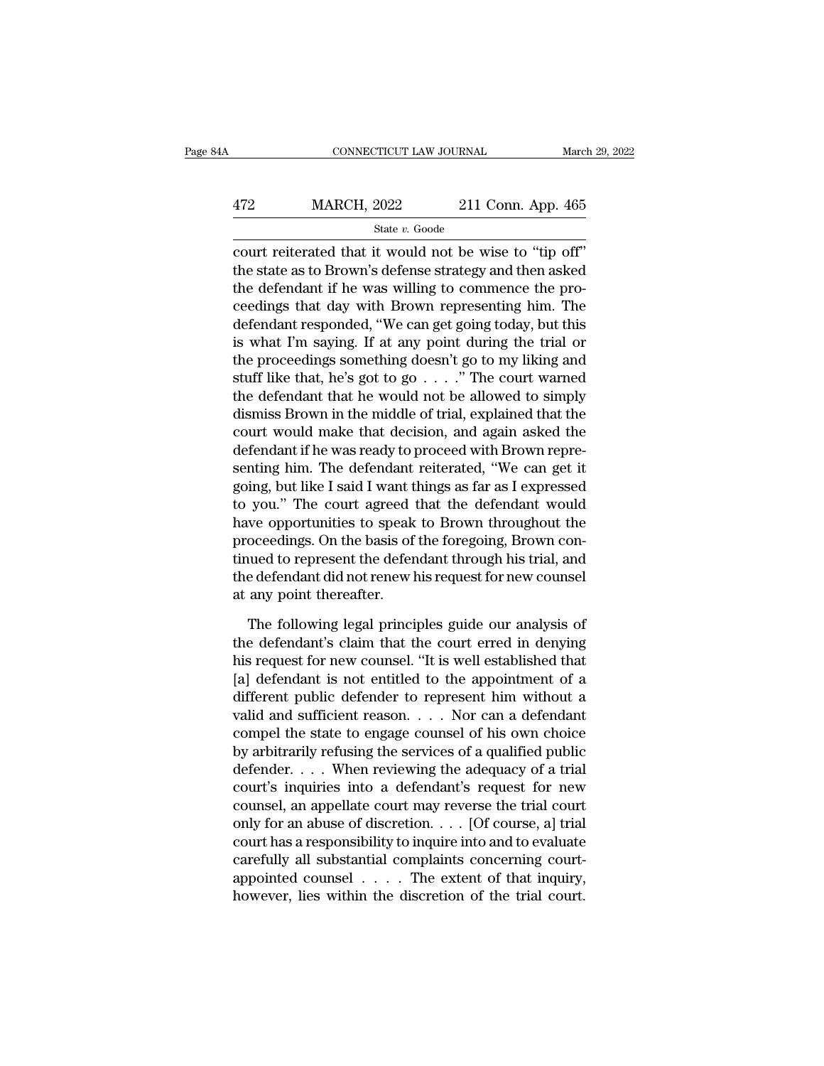court reiterated that it would not be wise to "tip off" the state as to Brown's defense strategy and then asked the defendant if he was willing to commence the proceedings that day with Brown representing him. The defendant responded, "We can get going today, but this is what I'm saying. If at any point during the trial or the proceedings something doesn't go to my liking and stuff like that, he's got to go . . . ." The court warned the defendant that he would not be allowed to simply dismiss Brown in the middle of trial, explained that the court would make that decision, and again asked the defendant if he was ready to proceed with Brown representing him. The defendant reiterated, "We can get it going, but like I said I want things as far as I expressed to you." The court agreed that the defendant would have opportunities to speak to Brown throughout the proceedings. On the basis of the foregoing, Brown continued to represent the defendant through his trial, and the defendant did not renew his request for new counsel at any point thereafter.

The following legal principles guide our analysis of the defendant's claim that the court erred in denying his request for new counsel. "It is well established that [a] defendant is not entitled to the appointment of a different public defender to represent him without a valid and sufficient reason. . . . Nor can a defendant compel the state to engage counsel of his own choice by arbitrarily refusing the services of a qualified public defender. . . . When reviewing the adequacy of a trial court's inquiries into a defendant's request for new counsel, an appellate court may reverse the trial court only for an abuse of discretion. . . . [Of course, a] trial court has a responsibility to inquire into and to evaluate carefully all substantial complaints concerning court-appointed counsel . . . . The extent of that inquiry, however, lies within the discretion of the trial court.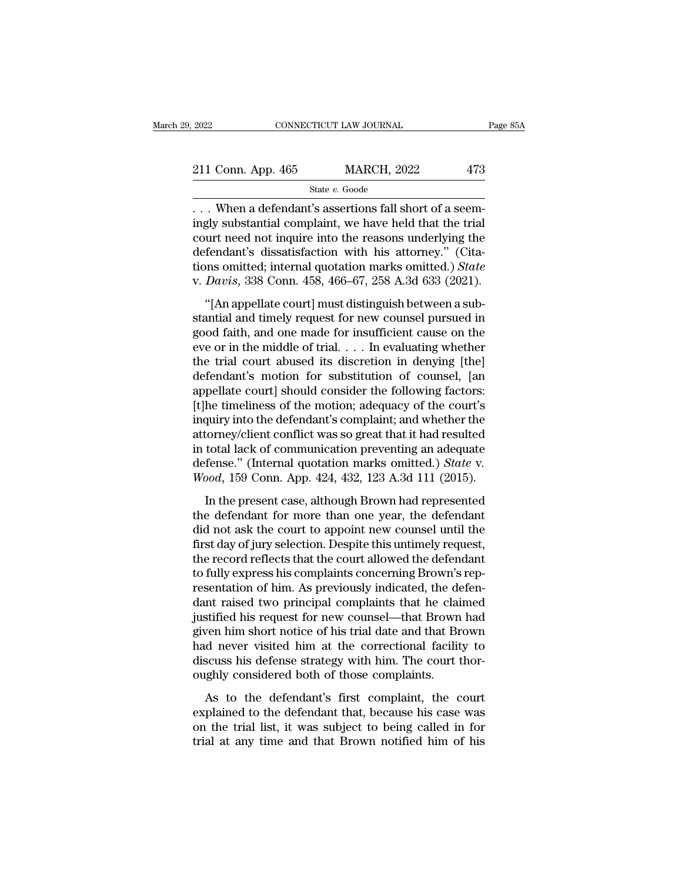. . . When a defendant's assertions fall short of a seemingly substantial complaint, we have held that the trial court need not inquire into the reasons underlying the defendant's dissatisfaction with his attorney." (Citations omitted; internal quotation marks omitted.) *State* v. *Davis*, 338 Conn. 458, 466–67, 258 A.3d 633 (2021).

"[An appellate court] must distinguish between a substantial and timely request for new counsel pursued in good faith, and one made for insufficient cause on the eve or in the middle of trial. . . . In evaluating whether the trial court abused its discretion in denying [the] defendant's motion for substitution of counsel, [an appellate court] should consider the following factors: [t]he timeliness of the motion; adequacy of the court's inquiry into the defendant's complaint; and whether the attorney/client conflict was so great that it had resulted in total lack of communication preventing an adequate defense." (Internal quotation marks omitted.) *State* v. *Wood*, 159 Conn. App. 424, 432, 123 A.3d 111 (2015).

In the present case, although Brown had represented the defendant for more than one year, the defendant did not ask the court to appoint new counsel until the first day of jury selection. Despite this untimely request, the record reflects that the court allowed the defendant to fully express his complaints concerning Brown's representation of him. As previously indicated, the defendant raised two principal complaints that he claimed justified his request for new counsel—that Brown had given him short notice of his trial date and that Brown had never visited him at the correctional facility to discuss his defense strategy with him. The court thoroughly considered both of those complaints.

As to the defendant's first complaint, the court explained to the defendant that, because his case was on the trial list, it was subject to being called in for trial at any time and that Brown notified him of his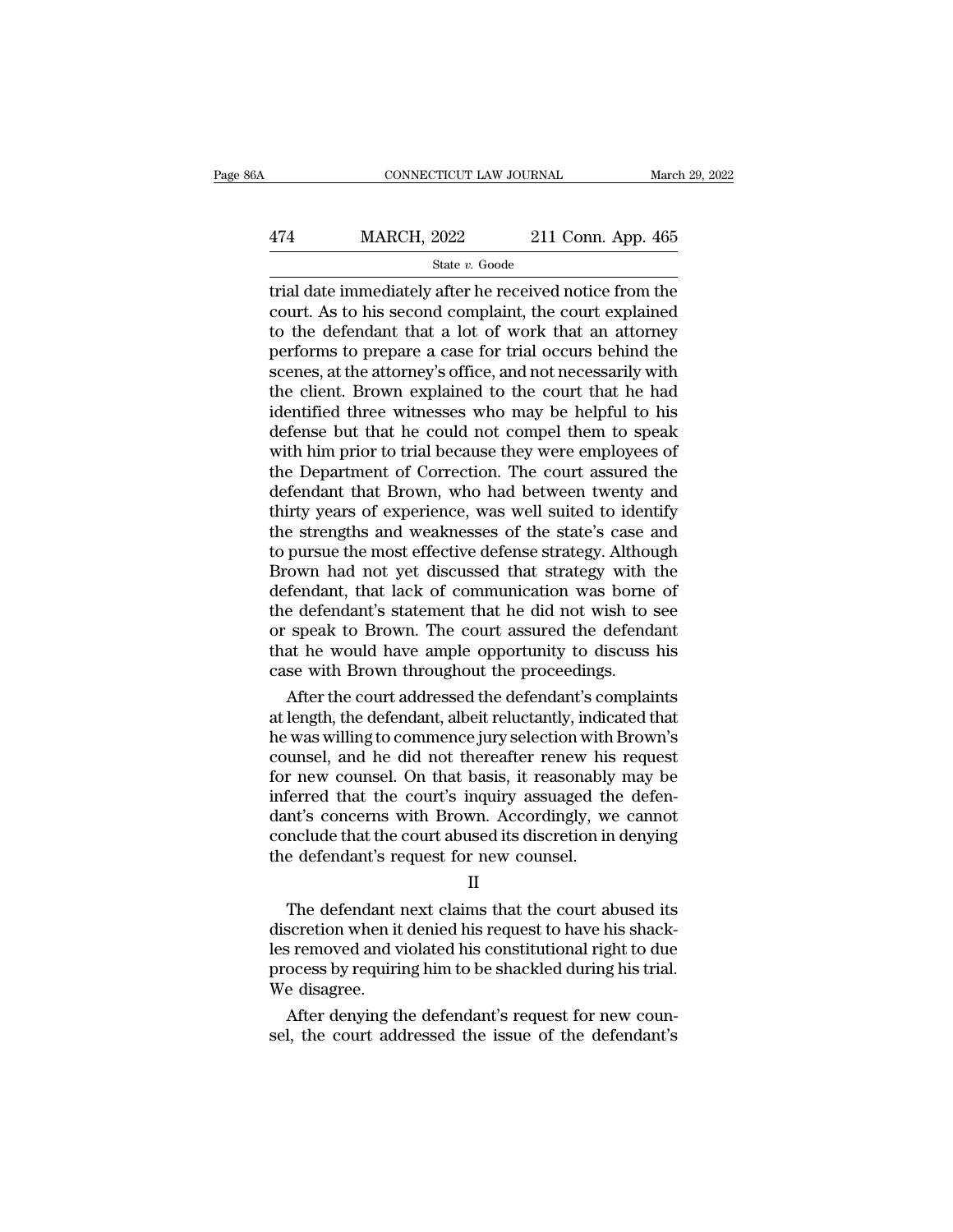trial date immediately after he received notice from the court. As to his second complaint, the court explained to the defendant that a lot of work that an attorney performs to prepare a case for trial occurs behind the scenes, at the attorney's office, and not necessarily with the client. Brown explained to the court that he had identified three witnesses who may be helpful to his defense but that he could not compel them to speak with him prior to trial because they were employees of the Department of Correction. The court assured the defendant that Brown, who had between twenty and thirty years of experience, was well suited to identify the strengths and weaknesses of the state's case and to pursue the most effective defense strategy. Although Brown had not yet discussed that strategy with the defendant, that lack of communication was borne of the defendant's statement that he did not wish to see or speak to Brown. The court assured the defendant that he would have ample opportunity to discuss his case with Brown throughout the proceedings.

After the court addressed the defendant's complaints at length, the defendant, albeit reluctantly, indicated that he was willing to commence jury selection with Brown's counsel, and he did not thereafter renew his request for new counsel. On that basis, it reasonably may be inferred that the court's inquiry assuaged the defendant's concerns with Brown. Accordingly, we cannot conclude that the court abused its discretion in denying the defendant's request for new counsel.

II

The defendant next claims that the court abused its discretion when it denied his request to have his shackles removed and violated his constitutional right to due process by requiring him to be shackled during his trial. We disagree.

After denying the defendant's request for new counsel, the court addressed the issue of the defendant's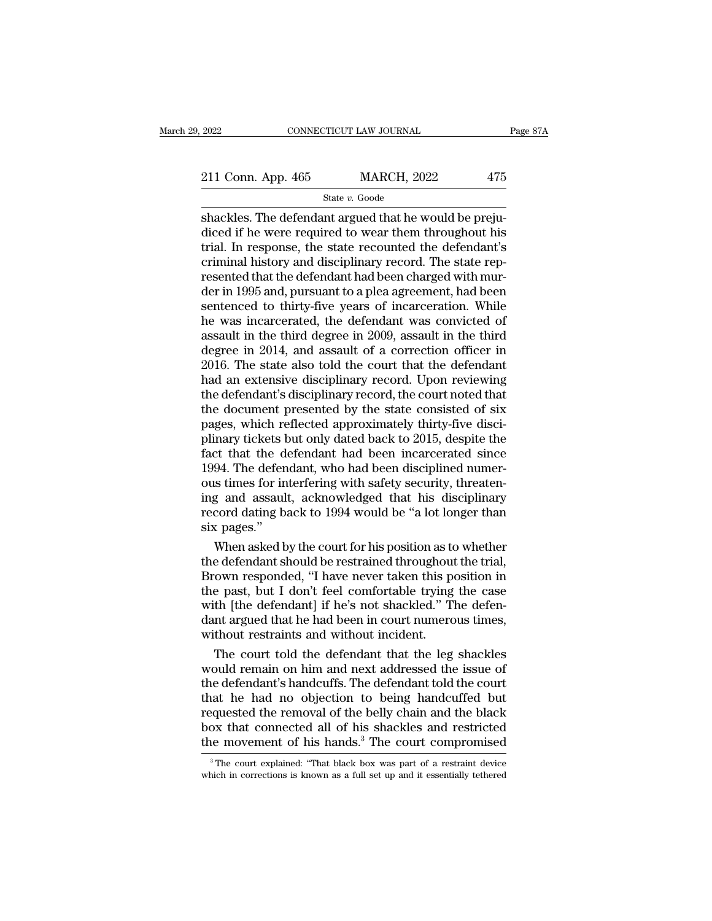shackles. The defendant argued that he would be prejudiced if he were required to wear them throughout his trial. In response, the state recounted the defendant's criminal history and disciplinary record. The state represented that the defendant had been charged with murder in 1995 and, pursuant to a plea agreement, had been sentenced to thirty-five years of incarceration. While he was incarcerated, the defendant was convicted of assault in the third degree in 2009, assault in the third degree in 2014, and assault of a correction officer in 2016. The state also told the court that the defendant had an extensive disciplinary record. Upon reviewing the defendant's disciplinary record, the court noted that the document presented by the state consisted of six pages, which reflected approximately thirty-five disciplinary tickets but only dated back to 2015, despite the fact that the defendant had been incarcerated since 1994. The defendant, who had been disciplined numerous times for interfering with safety security, threatening and assault, acknowledged that his disciplinary record dating back to 1994 would be "a lot longer than six pages."

When asked by the court for his position as to whether the defendant should be restrained throughout the trial, Brown responded, "I have never taken this position in the past, but I don't feel comfortable trying the case with [the defendant] if he's not shackled." The defendant argued that he had been in court numerous times, without restraints and without incident.

The court told the defendant that the leg shackles would remain on him and next addressed the issue of the defendant's handcuffs. The defendant told the court that he had no objection to being handcuffed but requested the removal of the belly chain and the black box that connected all of his shackles and restricted the movement of his hands.[3] The court compromised

[3] The court explained: "That black box was part of a restraint device which in corrections is known as a full set up and it essentially tethered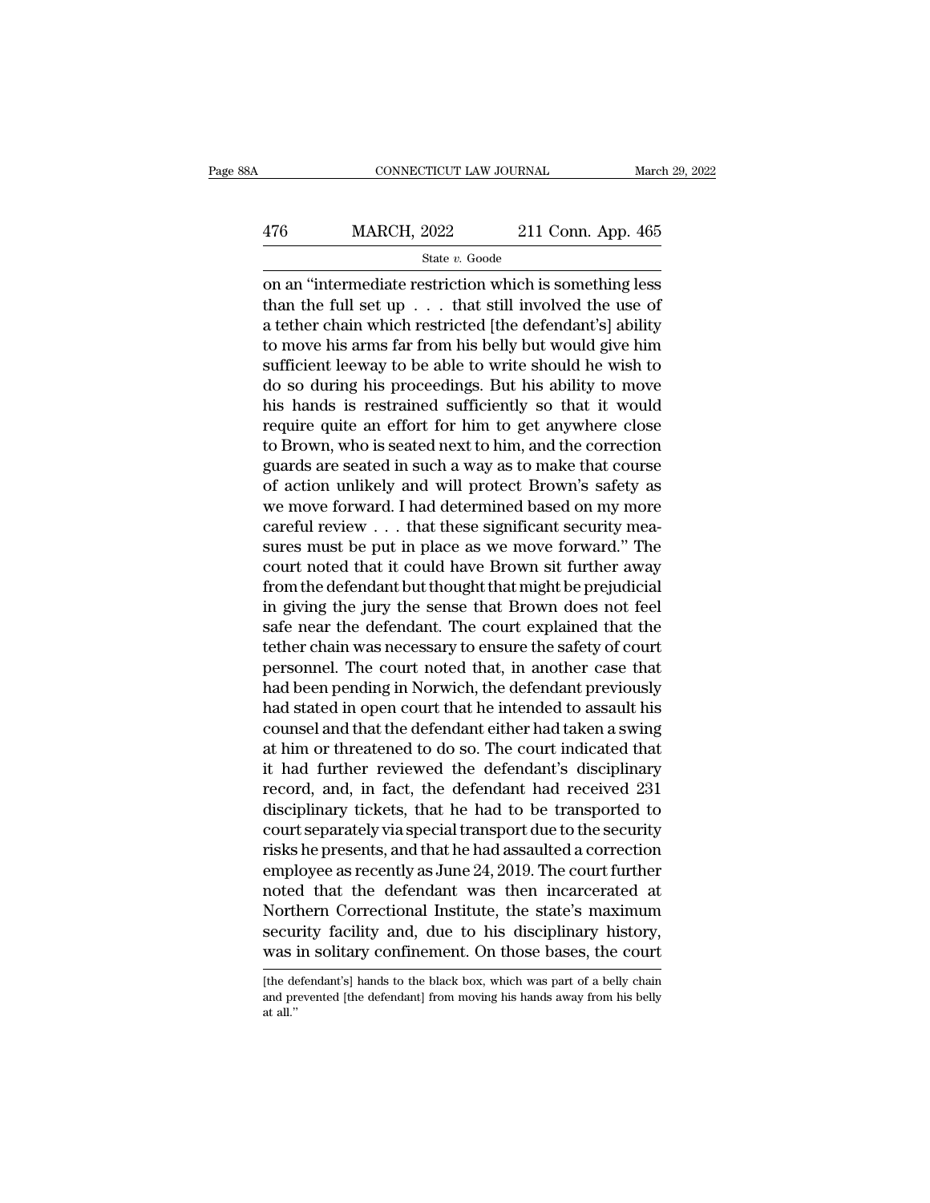on an "intermediate restriction which is something less than the full set up . . . that still involved the use of a tether chain which restricted [the defendant's] ability to move his arms far from his belly but would give him sufficient leeway to be able to write should he wish to do so during his proceedings. But his ability to move his hands is restrained sufficiently so that it would require quite an effort for him to get anywhere close to Brown, who is seated next to him, and the correction guards are seated in such a way as to make that course of action unlikely and will protect Brown's safety as we move forward. I had determined based on my more careful review . . . that these significant security measures must be put in place as we move forward." The court noted that it could have Brown sit further away from the defendant but thought that might be prejudicial in giving the jury the sense that Brown does not feel safe near the defendant. The court explained that the tether chain was necessary to ensure the safety of court personnel. The court noted that, in another case that had been pending in Norwich, the defendant previously had stated in open court that he intended to assault his counsel and that the defendant either had taken a swing at him or threatened to do so. The court indicated that it had further reviewed the defendant's disciplinary record, and, in fact, the defendant had received 231 disciplinary tickets, that he had to be transported to court separately via special transport due to the security risks he presents, and that he had assaulted a correction employee as recently as June 24, 2019. The court further noted that the defendant was then incarcerated at Northern Correctional Institute, the state's maximum security facility and, due to his disciplinary history, was in solitary confinement. On those bases, the court

[the defendant's] hands to the black box, which was part of a belly chain and prevented [the defendant] from moving his hands away from his belly at all."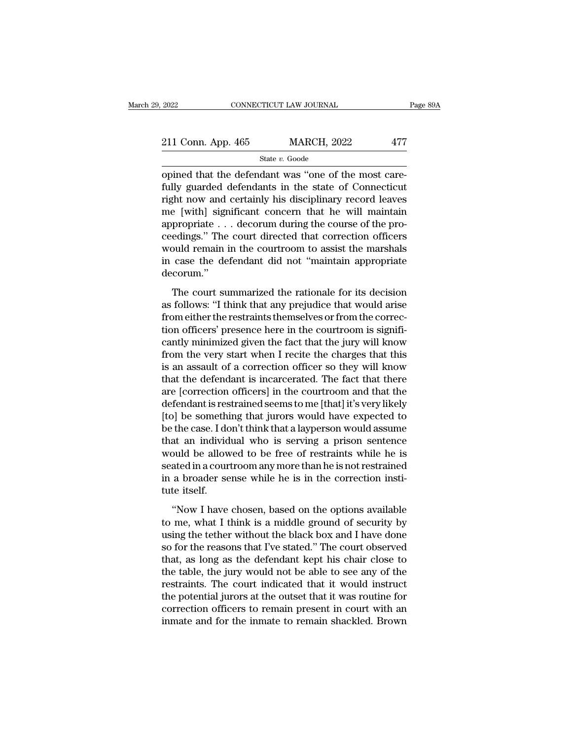opined that the defendant was "one of the most carefully guarded defendants in the state of Connecticut right now and certainly his disciplinary record leaves me [with] significant concern that he will maintain appropriate . . . decorum during the course of the proceedings." The court directed that correction officers would remain in the courtroom to assist the marshals in case the defendant did not "maintain appropriate decorum."

The court summarized the rationale for its decision as follows: "I think that any prejudice that would arise from either the restraints themselves or from the correction officers' presence here in the courtroom is significantly minimized given the fact that the jury will know from the very start when I recite the charges that this is an assault of a correction officer so they will know that the defendant is incarcerated. The fact that there are [correction officers] in the courtroom and that the defendant is restrained seems to me [that] it's very likely [to] be something that jurors would have expected to be the case. I don't think that a layperson would assume that an individual who is serving a prison sentence would be allowed to be free of restraints while he is seated in a courtroom any more than he is not restrained in a broader sense while he is in the correction institute itself.

"Now I have chosen, based on the options available to me, what I think is a middle ground of security by using the tether without the black box and I have done so for the reasons that I've stated." The court observed that, as long as the defendant kept his chair close to the table, the jury would not be able to see any of the restraints. The court indicated that it would instruct the potential jurors at the outset that it was routine for correction officers to remain present in court with an inmate and for the inmate to remain shackled. Brown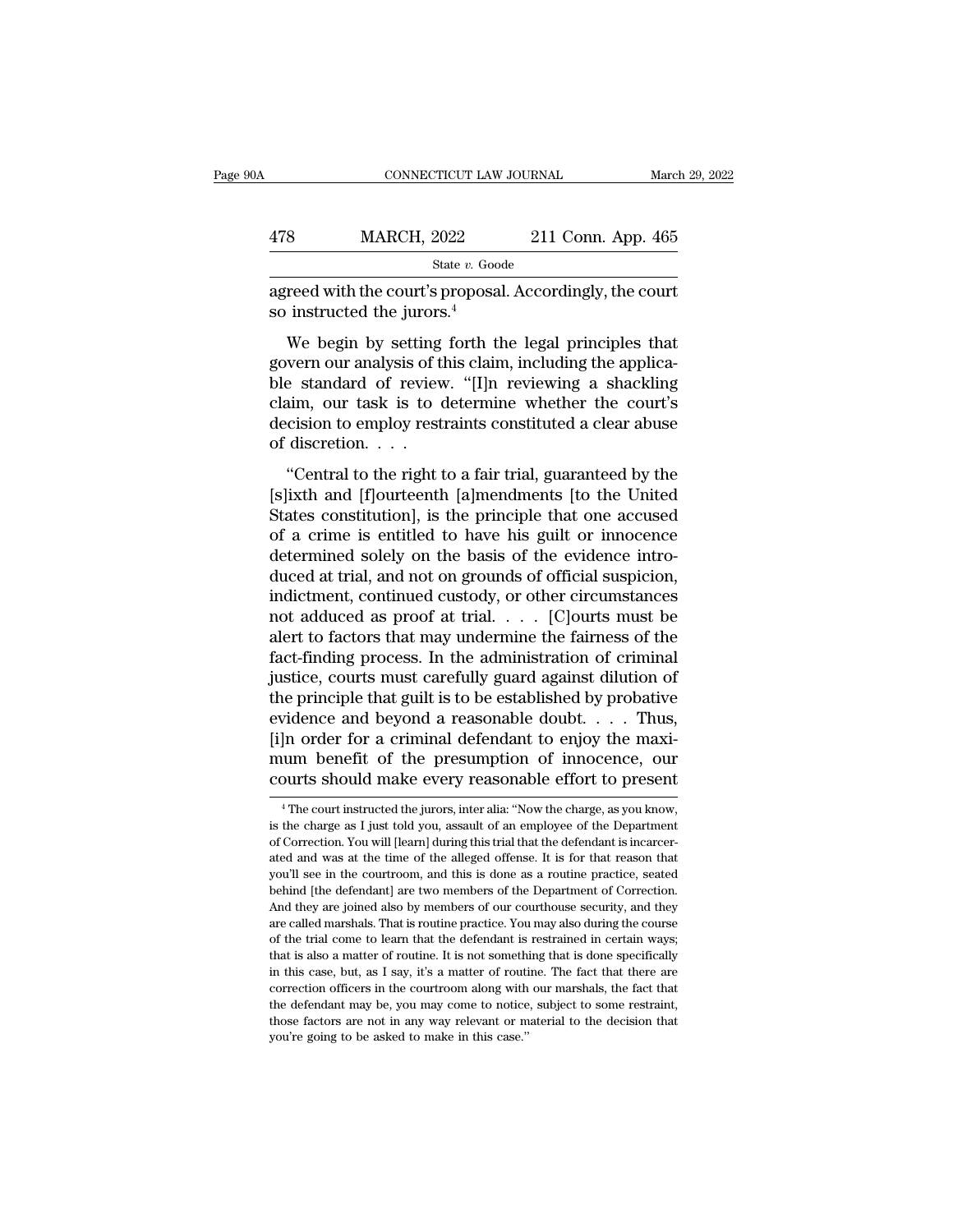agreed with the court's proposal. Accordingly, the court so instructed the jurors.[4]

We begin by setting forth the legal principles that govern our analysis of this claim, including the applicable standard of review. "[I]n reviewing a shackling claim, our task is to determine whether the court's decision to employ restraints constituted a clear abuse of discretion. . . .

"Central to the right to a fair trial, guaranteed by the [s]ixth and [f]ourteenth [a]mendments [to the United States constitution], is the principle that one accused of a crime is entitled to have his guilt or innocence determined solely on the basis of the evidence introduced at trial, and not on grounds of official suspicion, indictment, continued custody, or other circumstances not adduced as proof at trial. . . . [C]ourts must be alert to factors that may undermine the fairness of the fact-finding process. In the administration of criminal justice, courts must carefully guard against dilution of the principle that guilt is to be established by probative evidence and beyond a reasonable doubt. . . . Thus, [i]n order for a criminal defendant to enjoy the maximum benefit of the presumption of innocence, our courts should make every reasonable effort to present

---

[4] The court instructed the jurors, inter alia: "Now the charge, as you know, is the charge as I just told you, assault of an employee of the Department of Correction. You will [learn] during this trial that the defendant is incarcerated and was at the time of the alleged offense. It is for that reason that you'll see in the courtroom, and this is done as a routine practice, seated behind [the defendant] are two members of the Department of Correction. And they are joined also by members of our courthouse security, and they are called marshals. That is routine practice. You may also during the course of the trial come to learn that the defendant is restrained in certain ways; that is also a matter of routine. It is not something that is done specifically in this case, but, as I say, it's a matter of routine. The fact that there are correction officers in the courtroom along with our marshals, the fact that the defendant may be, you may come to notice, subject to some restraint, those factors are not in any way relevant or material to the decision that you're going to be asked to make in this case."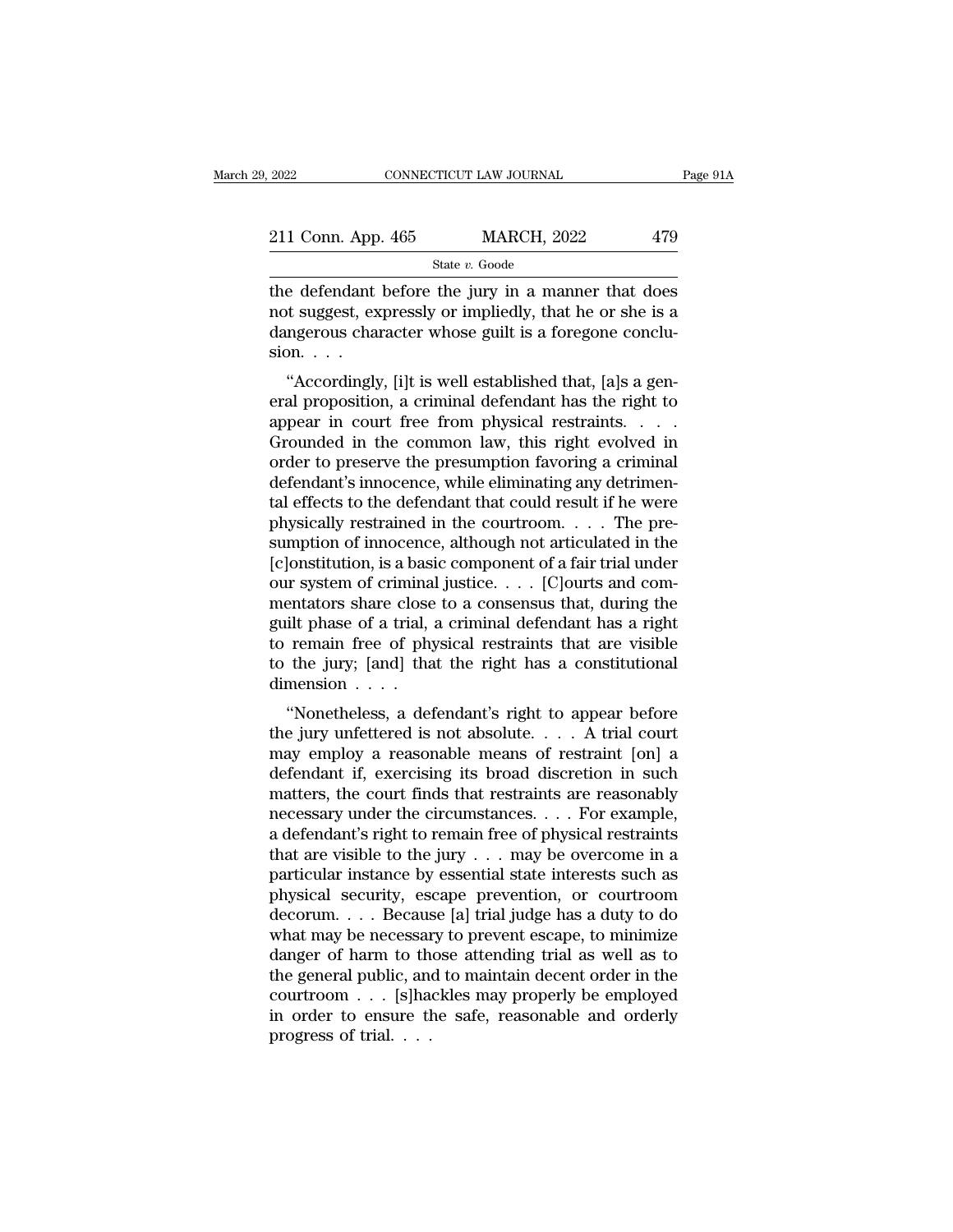the defendant before the jury in a manner that does not suggest, expressly or impliedly, that he or she is a dangerous character whose guilt is a foregone conclusion. . . .

"Accordingly, [i]t is well established that, [a]s a general proposition, a criminal defendant has the right to appear in court free from physical restraints. . . . Grounded in the common law, this right evolved in order to preserve the presumption favoring a criminal defendant's innocence, while eliminating any detrimental effects to the defendant that could result if he were physically restrained in the courtroom. . . . The presumption of innocence, although not articulated in the [c]onstitution, is a basic component of a fair trial under our system of criminal justice. . . . [C]ourts and commentators share close to a consensus that, during the guilt phase of a trial, a criminal defendant has a right to remain free of physical restraints that are visible to the jury; [and] that the right has a constitutional dimension . . . .

"Nonetheless, a defendant's right to appear before the jury unfettered is not absolute. . . . A trial court may employ a reasonable means of restraint [on] a defendant if, exercising its broad discretion in such matters, the court finds that restraints are reasonably necessary under the circumstances. . . . For example, a defendant's right to remain free of physical restraints that are visible to the jury . . . may be overcome in a particular instance by essential state interests such as physical security, escape prevention, or courtroom decorum. . . . Because [a] trial judge has a duty to do what may be necessary to prevent escape, to minimize danger of harm to those attending trial as well as to the general public, and to maintain decent order in the courtroom . . . [s]hackles may properly be employed in order to ensure the safe, reasonable and orderly progress of trial. . . .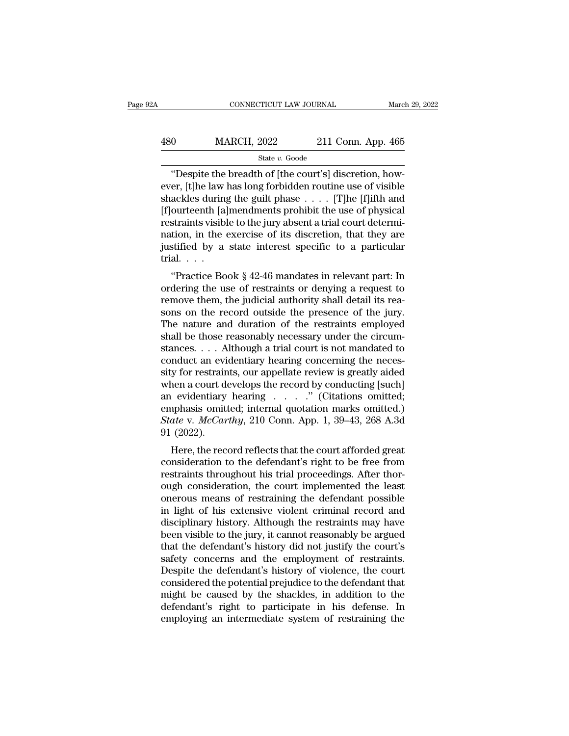"Despite the breadth of [the court's] discretion, however, [t]he law has long forbidden routine use of visible shackles during the guilt phase . . . . [T]he [f]ifth and [f]ourteenth [a]mendments prohibit the use of physical restraints visible to the jury absent a trial court determination, in the exercise of its discretion, that they are justified by a state interest specific to a particular trial. . . .

"Practice Book § 42-46 mandates in relevant part: In ordering the use of restraints or denying a request to remove them, the judicial authority shall detail its reasons on the record outside the presence of the jury. The nature and duration of the restraints employed shall be those reasonably necessary under the circumstances. . . . Although a trial court is not mandated to conduct an evidentiary hearing concerning the necessity for restraints, our appellate review is greatly aided when a court develops the record by conducting [such] an evidentiary hearing . . . ." (Citations omitted; emphasis omitted; internal quotation marks omitted.) *State* v. *McCarthy*, 210 Conn. App. 1, 39–43, 268 A.3d 91 (2022).

Here, the record reflects that the court afforded great consideration to the defendant's right to be free from restraints throughout his trial proceedings. After thorough consideration, the court implemented the least onerous means of restraining the defendant possible in light of his extensive violent criminal record and disciplinary history. Although the restraints may have been visible to the jury, it cannot reasonably be argued that the defendant's history did not justify the court's safety concerns and the employment of restraints. Despite the defendant's history of violence, the court considered the potential prejudice to the defendant that might be caused by the shackles, in addition to the defendant's right to participate in his defense. In employing an intermediate system of restraining the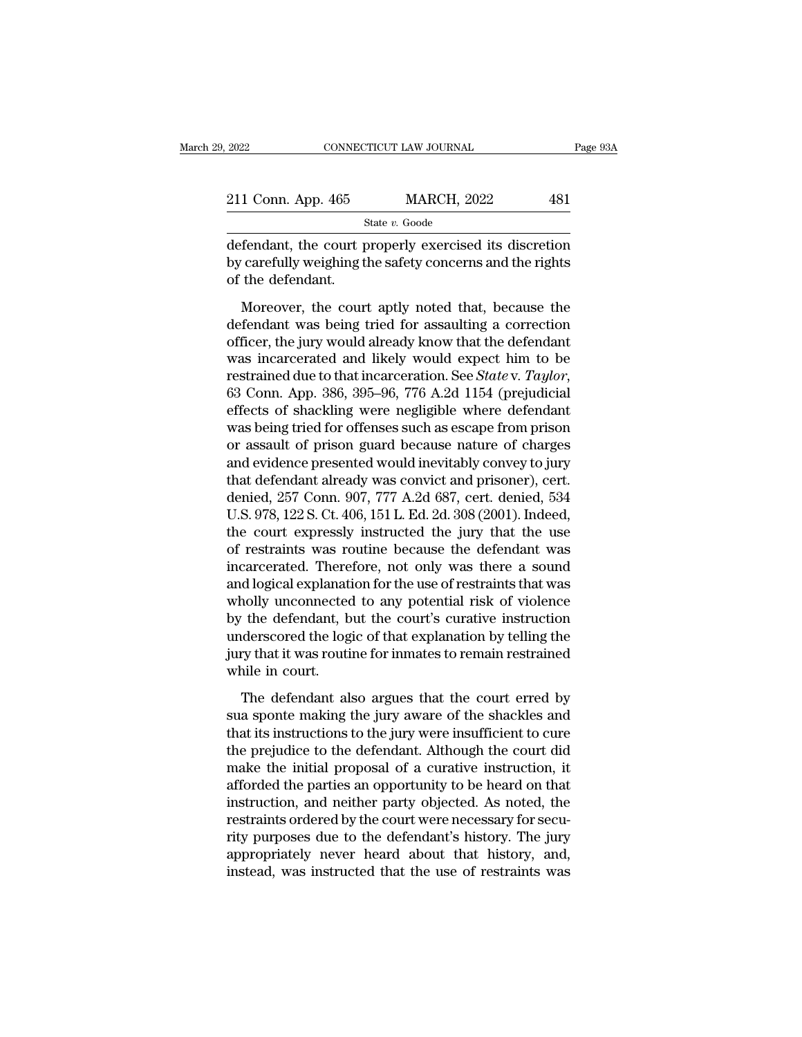defendant, the court properly exercised its discretion by carefully weighing the safety concerns and the rights of the defendant.

Moreover, the court aptly noted that, because the defendant was being tried for assaulting a correction officer, the jury would already know that the defendant was incarcerated and likely would expect him to be restrained due to that incarceration. See *State* v. *Taylor*, 63 Conn. App. 386, 395–96, 776 A.2d 1154 (prejudicial effects of shackling were negligible where defendant was being tried for offenses such as escape from prison or assault of prison guard because nature of charges and evidence presented would inevitably convey to jury that defendant already was convict and prisoner), cert. denied, 257 Conn. 907, 777 A.2d 687, cert. denied, 534 U.S. 978, 122 S. Ct. 406, 151 L. Ed. 2d. 308 (2001). Indeed, the court expressly instructed the jury that the use of restraints was routine because the defendant was incarcerated. Therefore, not only was there a sound and logical explanation for the use of restraints that was wholly unconnected to any potential risk of violence by the defendant, but the court's curative instruction underscored the logic of that explanation by telling the jury that it was routine for inmates to remain restrained while in court.

The defendant also argues that the court erred by sua sponte making the jury aware of the shackles and that its instructions to the jury were insufficient to cure the prejudice to the defendant. Although the court did make the initial proposal of a curative instruction, it afforded the parties an opportunity to be heard on that instruction, and neither party objected. As noted, the restraints ordered by the court were necessary for security purposes due to the defendant's history. The jury appropriately never heard about that history, and, instead, was instructed that the use of restraints was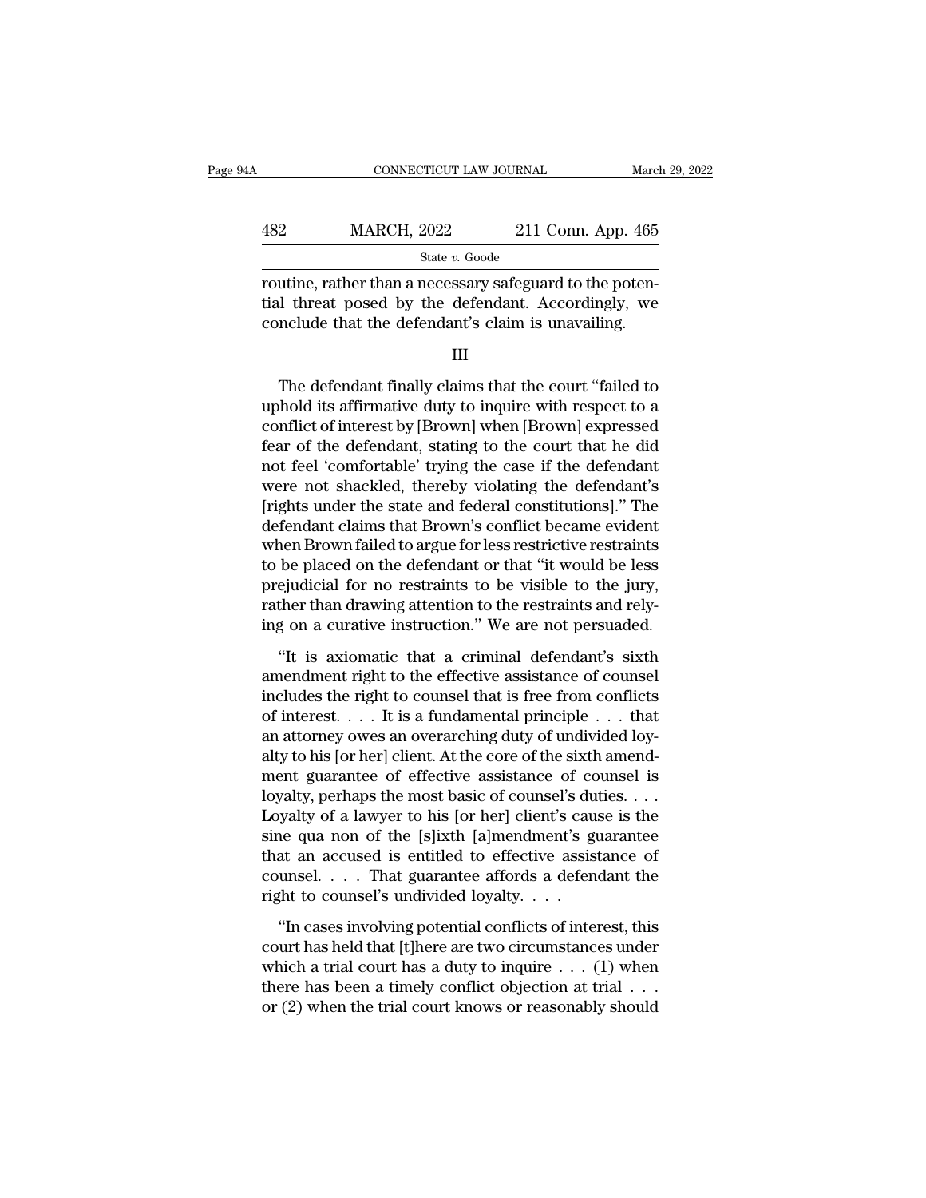routine, rather than a necessary safeguard to the potential threat posed by the defendant. Accordingly, we conclude that the defendant's claim is unavailing.

III

The defendant finally claims that the court "failed to uphold its affirmative duty to inquire with respect to a conflict of interest by [Brown] when [Brown] expressed fear of the defendant, stating to the court that he did not feel 'comfortable' trying the case if the defendant were not shackled, thereby violating the defendant's [rights under the state and federal constitutions]." The defendant claims that Brown's conflict became evident when Brown failed to argue for less restrictive restraints to be placed on the defendant or that "it would be less prejudicial for no restraints to be visible to the jury, rather than drawing attention to the restraints and relying on a curative instruction." We are not persuaded.

"It is axiomatic that a criminal defendant's sixth amendment right to the effective assistance of counsel includes the right to counsel that is free from conflicts of interest. . . . It is a fundamental principle . . . that an attorney owes an overarching duty of undivided loyalty to his [or her] client. At the core of the sixth amendment guarantee of effective assistance of counsel is loyalty, perhaps the most basic of counsel's duties. . . . Loyalty of a lawyer to his [or her] client's cause is the sine qua non of the [s]ixth [a]mendment's guarantee that an accused is entitled to effective assistance of counsel. . . . That guarantee affords a defendant the right to counsel's undivided loyalty. . . .

"In cases involving potential conflicts of interest, this court has held that [t]here are two circumstances under which a trial court has a duty to inquire . . . (1) when there has been a timely conflict objection at trial . . . or (2) when the trial court knows or reasonably should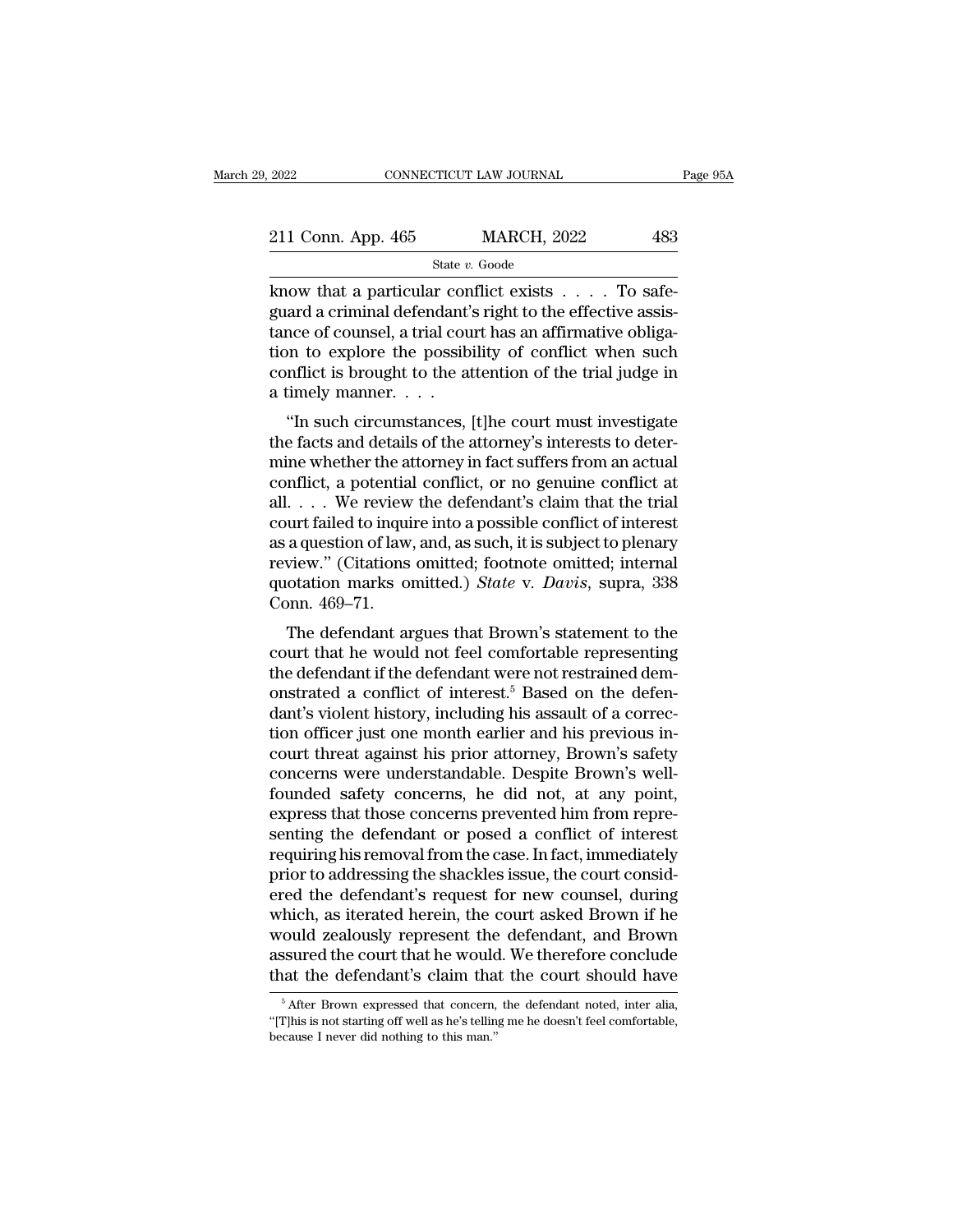know that a particular conflict exists . . . . To safeguard a criminal defendant's right to the effective assistance of counsel, a trial court has an affirmative obligation to explore the possibility of conflict when such conflict is brought to the attention of the trial judge in a timely manner. . . .

"In such circumstances, [t]he court must investigate the facts and details of the attorney's interests to determine whether the attorney in fact suffers from an actual conflict, a potential conflict, or no genuine conflict at all. . . . We review the defendant's claim that the trial court failed to inquire into a possible conflict of interest as a question of law, and, as such, it is subject to plenary review." (Citations omitted; footnote omitted; internal quotation marks omitted.) *State* v. *Davis*, supra, 338 Conn. 469–71.

The defendant argues that Brown's statement to the court that he would not feel comfortable representing the defendant if the defendant were not restrained demonstrated a conflict of interest.[5] Based on the defendant's violent history, including his assault of a correction officer just one month earlier and his previous in-court threat against his prior attorney, Brown's safety concerns were understandable. Despite Brown's well-founded safety concerns, he did not, at any point, express that those concerns prevented him from representing the defendant or posed a conflict of interest requiring his removal from the case. In fact, immediately prior to addressing the shackles issue, the court considered the defendant's request for new counsel, during which, as iterated herein, the court asked Brown if he would zealously represent the defendant, and Brown assured the court that he would. We therefore conclude that the defendant's claim that the court should have

[5] After Brown expressed that concern, the defendant noted, inter alia, "[T]his is not starting off well as he's telling me he doesn't feel comfortable, because I never did nothing to this man."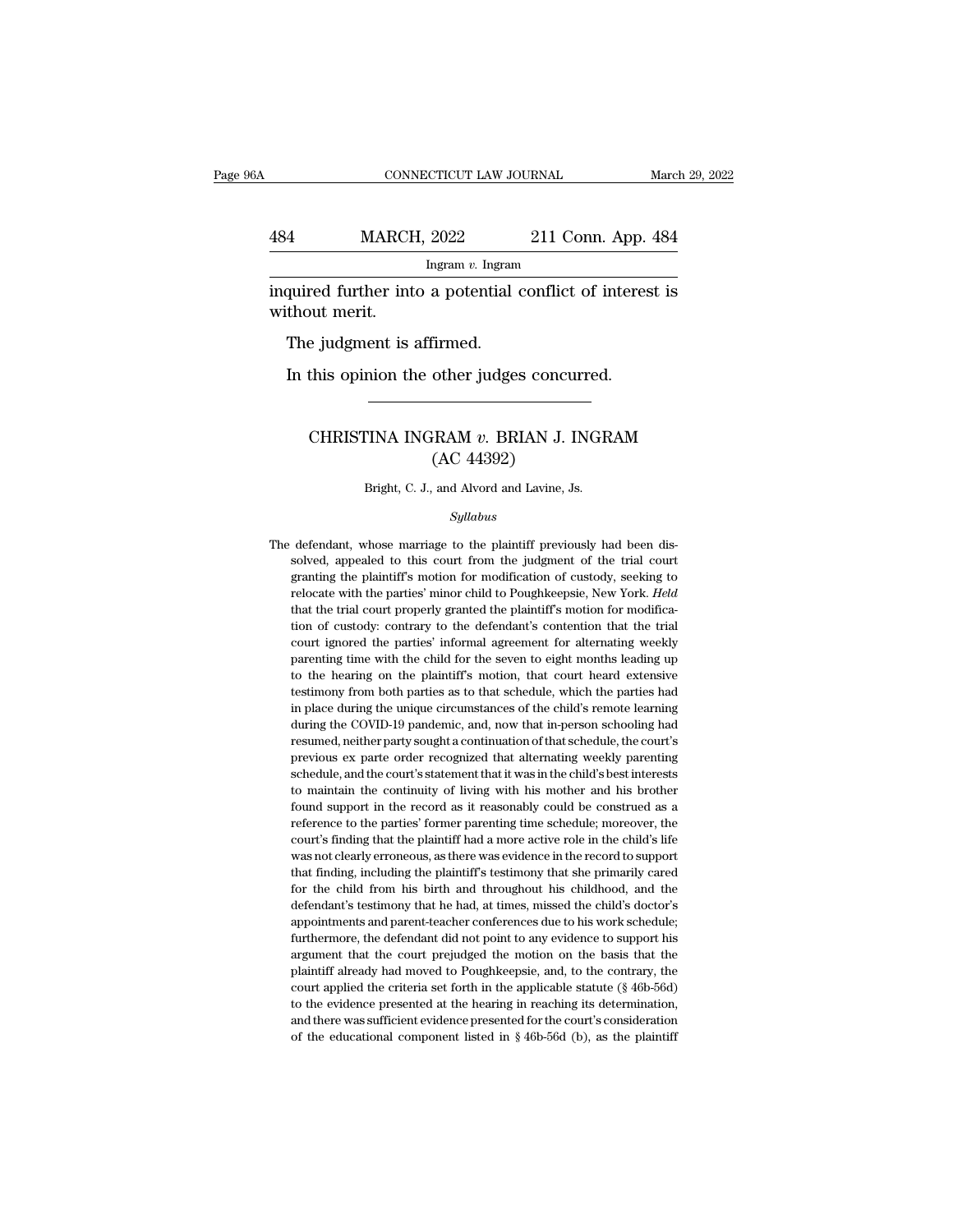inquired further into a potential conflict of interest is without merit.

The judgment is affirmed.

In this opinion the other judges concurred.

---

## CHRISTINA INGRAM *v.* BRIAN J. INGRAM
## (AC 44392)

Bright, C. J., and Alvord and Lavine, Js.

*Syllabus*

The defendant, whose marriage to the plaintiff previously had been dissolved, appealed to this court from the judgment of the trial court granting the plaintiff's motion for modification of custody, seeking to relocate with the parties' minor child to Poughkeepsie, New York. *Held* that the trial court properly granted the plaintiff's motion for modification of custody: contrary to the defendant's contention that the trial court ignored the parties' informal agreement for alternating weekly parenting time with the child for the seven to eight months leading up to the hearing on the plaintiff's motion, that court heard extensive testimony from both parties as to that schedule, which the parties had in place during the unique circumstances of the child's remote learning during the COVID-19 pandemic, and, now that in-person schooling had resumed, neither party sought a continuation of that schedule, the court's previous ex parte order recognized that alternating weekly parenting schedule, and the court's statement that it was in the child's best interests to maintain the continuity of living with his mother and his brother found support in the record as it reasonably could be construed as a reference to the parties' former parenting time schedule; moreover, the court's finding that the plaintiff had a more active role in the child's life was not clearly erroneous, as there was evidence in the record to support that finding, including the plaintiff's testimony that she primarily cared for the child from his birth and throughout his childhood, and the defendant's testimony that he had, at times, missed the child's doctor's appointments and parent-teacher conferences due to his work schedule; furthermore, the defendant did not point to any evidence to support his argument that the court prejudged the motion on the basis that the plaintiff already had moved to Poughkeepsie, and, to the contrary, the court applied the criteria set forth in the applicable statute (§ 46b-56d) to the evidence presented at the hearing in reaching its determination, and there was sufficient evidence presented for the court's consideration of the educational component listed in § 46b-56d (b), as the plaintiff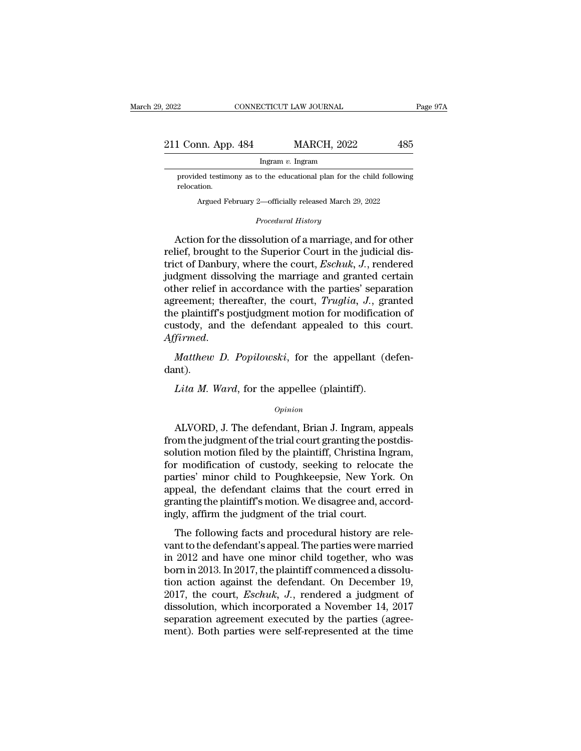provided testimony as to the educational plan for the child following relocation.

Argued February 2—officially released March 29, 2022

*Procedural History*

Action for the dissolution of a marriage, and for other relief, brought to the Superior Court in the judicial district of Danbury, where the court, *Eschuk*, *J.*, rendered judgment dissolving the marriage and granted certain other relief in accordance with the parties' separation agreement; thereafter, the court, *Truglia*, *J.*, granted the plaintiff's postjudgment motion for modification of custody, and the defendant appealed to this court. *Affirmed*.

*Matthew D. Popilowski*, for the appellant (defendant).

*Lita M. Ward*, for the appellee (plaintiff).

*Opinion*

ALVORD, J. The defendant, Brian J. Ingram, appeals from the judgment of the trial court granting the postdissolution motion filed by the plaintiff, Christina Ingram, for modification of custody, seeking to relocate the parties' minor child to Poughkeepsie, New York. On appeal, the defendant claims that the court erred in granting the plaintiff's motion. We disagree and, accordingly, affirm the judgment of the trial court.

The following facts and procedural history are relevant to the defendant's appeal. The parties were married in 2012 and have one minor child together, who was born in 2013. In 2017, the plaintiff commenced a dissolution action against the defendant. On December 19, 2017, the court, *Eschuk*, *J.*, rendered a judgment of dissolution, which incorporated a November 14, 2017 separation agreement executed by the parties (agreement). Both parties were self-represented at the time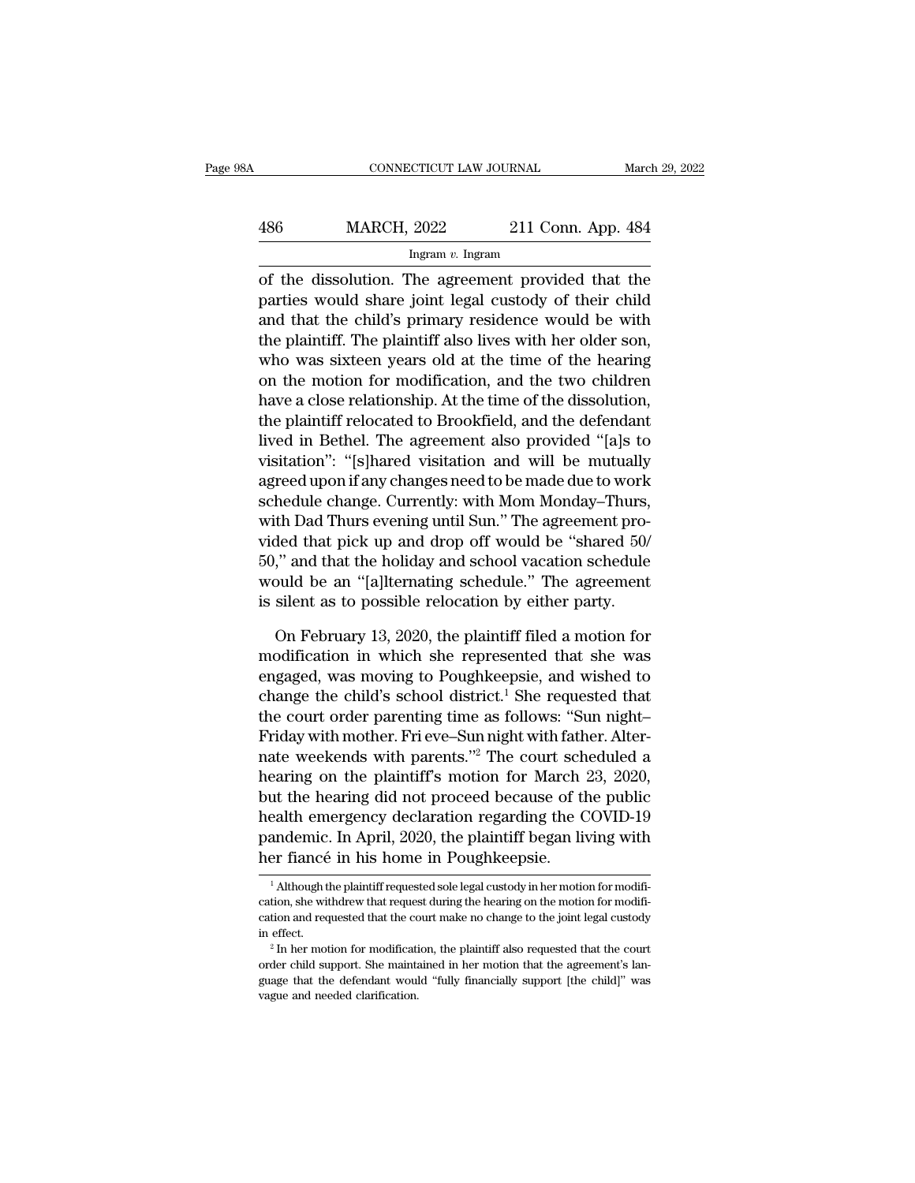of the dissolution. The agreement provided that the parties would share joint legal custody of their child and that the child's primary residence would be with the plaintiff. The plaintiff also lives with her older son, who was sixteen years old at the time of the hearing on the motion for modification, and the two children have a close relationship. At the time of the dissolution, the plaintiff relocated to Brookfield, and the defendant lived in Bethel. The agreement also provided "[a]s to visitation": "[s]hared visitation and will be mutually agreed upon if any changes need to be made due to work schedule change. Currently: with Mom Monday–Thurs, with Dad Thurs evening until Sun." The agreement provided that pick up and drop off would be "shared 50/50," and that the holiday and school vacation schedule would be an "[a]lternating schedule." The agreement is silent as to possible relocation by either party.

On February 13, 2020, the plaintiff filed a motion for modification in which she represented that she was engaged, was moving to Poughkeepsie, and wished to change the child's school district.[1] She requested that the court order parenting time as follows: "Sun night–Friday with mother. Fri eve–Sun night with father. Alternate weekends with parents."[2] The court scheduled a hearing on the plaintiff's motion for March 23, 2020, but the hearing did not proceed because of the public health emergency declaration regarding the COVID-19 pandemic. In April, 2020, the plaintiff began living with her fiancé in his home in Poughkeepsie.

[1] Although the plaintiff requested sole legal custody in her motion for modification, she withdrew that request during the hearing on the motion for modification and requested that the court make no change to the joint legal custody in effect.

[2] In her motion for modification, the plaintiff also requested that the court order child support. She maintained in her motion that the agreement's language that the defendant would "fully financially support [the child]" was vague and needed clarification.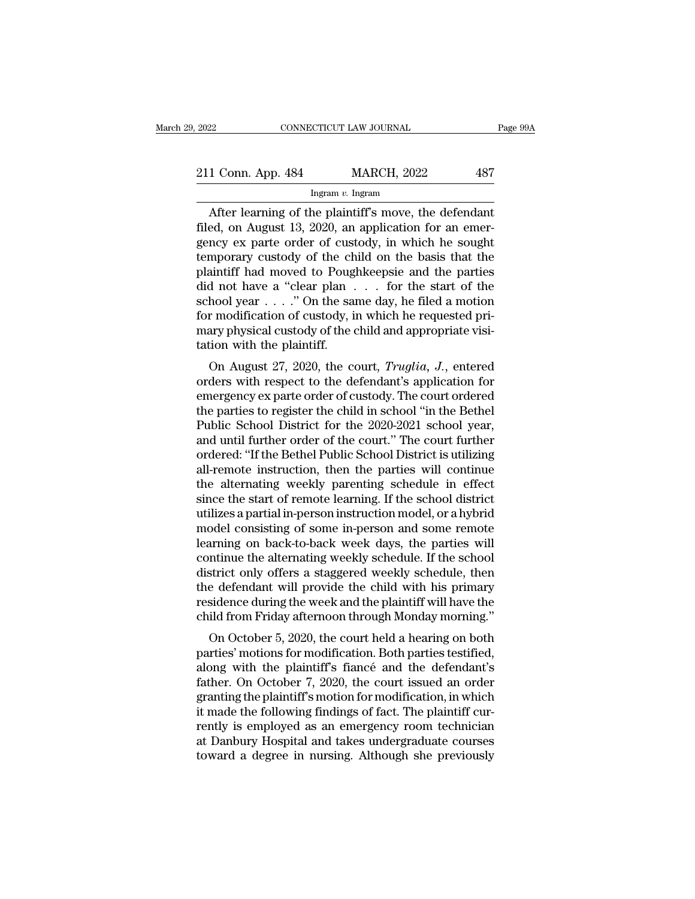After learning of the plaintiff's move, the defendant filed, on August 13, 2020, an application for an emergency ex parte order of custody, in which he sought temporary custody of the child on the basis that the plaintiff had moved to Poughkeepsie and the parties did not have a "clear plan . . . for the start of the school year . . . ." On the same day, he filed a motion for modification of custody, in which he requested primary physical custody of the child and appropriate visitation with the plaintiff.

On August 27, 2020, the court, *Truglia*, *J.*, entered orders with respect to the defendant's application for emergency ex parte order of custody. The court ordered the parties to register the child in school "in the Bethel Public School District for the 2020-2021 school year, and until further order of the court." The court further ordered: "If the Bethel Public School District is utilizing all-remote instruction, then the parties will continue the alternating weekly parenting schedule in effect since the start of remote learning. If the school district utilizes a partial in-person instruction model, or a hybrid model consisting of some in-person and some remote learning on back-to-back week days, the parties will continue the alternating weekly schedule. If the school district only offers a staggered weekly schedule, then the defendant will provide the child with his primary residence during the week and the plaintiff will have the child from Friday afternoon through Monday morning."

On October 5, 2020, the court held a hearing on both parties' motions for modification. Both parties testified, along with the plaintiff's fiancé and the defendant's father. On October 7, 2020, the court issued an order granting the plaintiff's motion for modification, in which it made the following findings of fact. The plaintiff currently is employed as an emergency room technician at Danbury Hospital and takes undergraduate courses toward a degree in nursing. Although she previously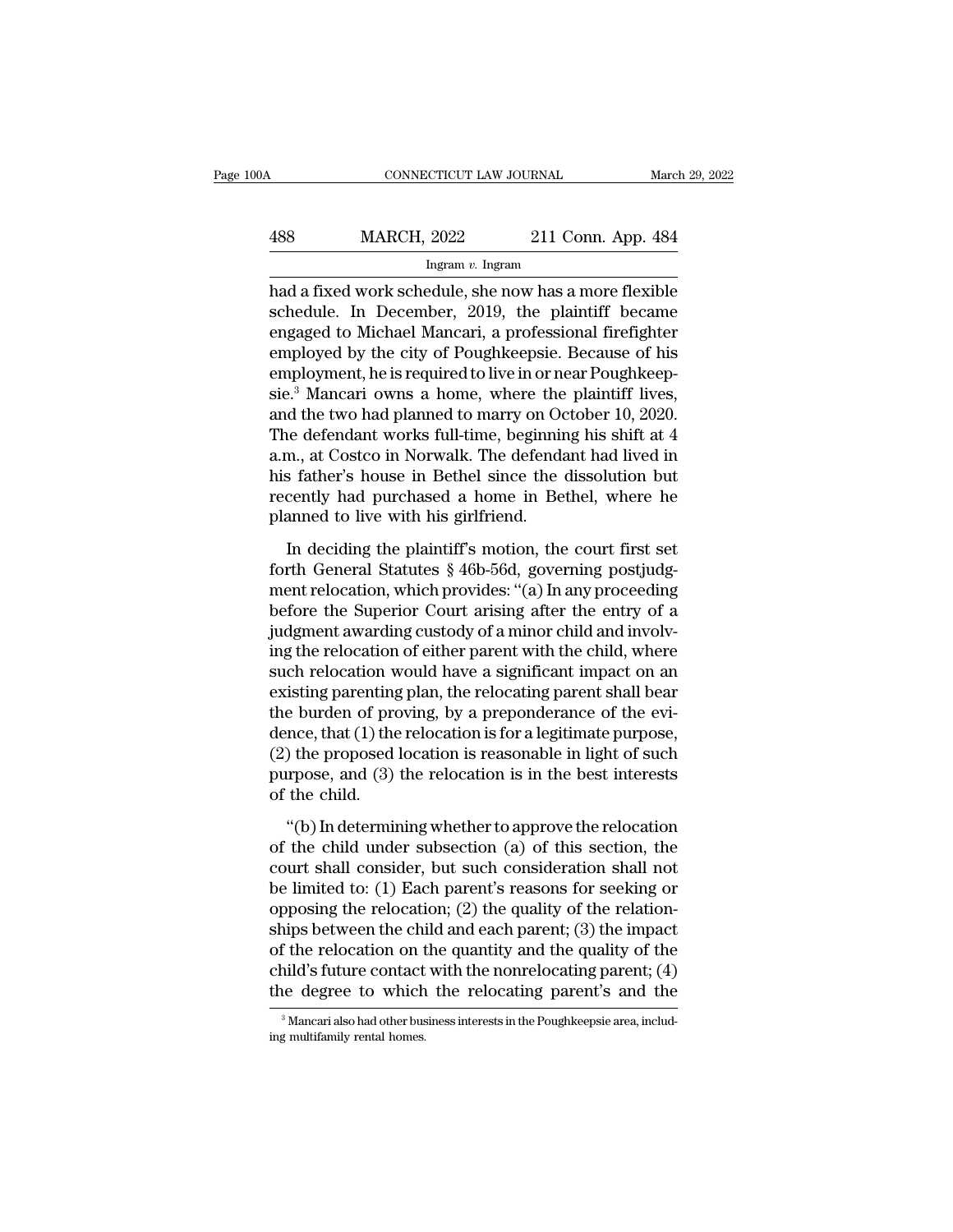had a fixed work schedule, she now has a more flexible schedule. In December, 2019, the plaintiff became engaged to Michael Mancari, a professional firefighter employed by the city of Poughkeepsie. Because of his employment, he is required to live in or near Poughkeepsie.[3] Mancari owns a home, where the plaintiff lives, and the two had planned to marry on October 10, 2020. The defendant works full-time, beginning his shift at 4 a.m., at Costco in Norwalk. The defendant had lived in his father's house in Bethel since the dissolution but recently had purchased a home in Bethel, where he planned to live with his girlfriend.

In deciding the plaintiff's motion, the court first set forth General Statutes § 46b-56d, governing postjudgment relocation, which provides: "(a) In any proceeding before the Superior Court arising after the entry of a judgment awarding custody of a minor child and involving the relocation of either parent with the child, where such relocation would have a significant impact on an existing parenting plan, the relocating parent shall bear the burden of proving, by a preponderance of the evidence, that (1) the relocation is for a legitimate purpose, (2) the proposed location is reasonable in light of such purpose, and (3) the relocation is in the best interests of the child.

"(b) In determining whether to approve the relocation of the child under subsection (a) of this section, the court shall consider, but such consideration shall not be limited to: (1) Each parent's reasons for seeking or opposing the relocation; (2) the quality of the relationships between the child and each parent; (3) the impact of the relocation on the quantity and the quality of the child's future contact with the nonrelocating parent; (4) the degree to which the relocating parent's and the

[3] Mancari also had other business interests in the Poughkeepsie area, including multifamily rental homes.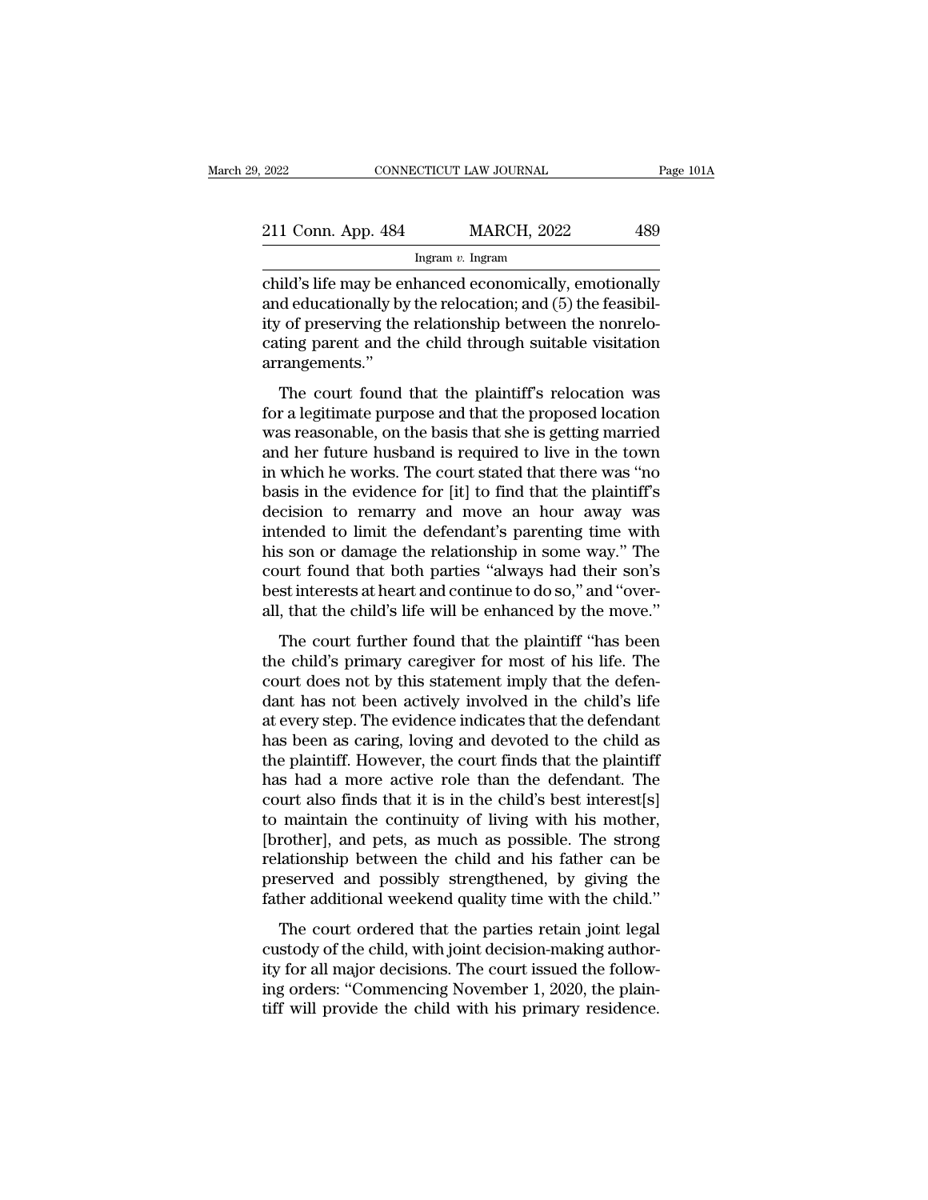child's life may be enhanced economically, emotionally and educationally by the relocation; and (5) the feasibility of preserving the relationship between the nonrelocating parent and the child through suitable visitation arrangements."

The court found that the plaintiff's relocation was for a legitimate purpose and that the proposed location was reasonable, on the basis that she is getting married and her future husband is required to live in the town in which he works. The court stated that there was "no basis in the evidence for [it] to find that the plaintiff's decision to remarry and move an hour away was intended to limit the defendant's parenting time with his son or damage the relationship in some way." The court found that both parties "always had their son's best interests at heart and continue to do so," and "overall, that the child's life will be enhanced by the move."

The court further found that the plaintiff "has been the child's primary caregiver for most of his life. The court does not by this statement imply that the defendant has not been actively involved in the child's life at every step. The evidence indicates that the defendant has been as caring, loving and devoted to the child as the plaintiff. However, the court finds that the plaintiff has had a more active role than the defendant. The court also finds that it is in the child's best interest[s] to maintain the continuity of living with his mother, [brother], and pets, as much as possible. The strong relationship between the child and his father can be preserved and possibly strengthened, by giving the father additional weekend quality time with the child."

The court ordered that the parties retain joint legal custody of the child, with joint decision-making authority for all major decisions. The court issued the following orders: "Commencing November 1, 2020, the plaintiff will provide the child with his primary residence.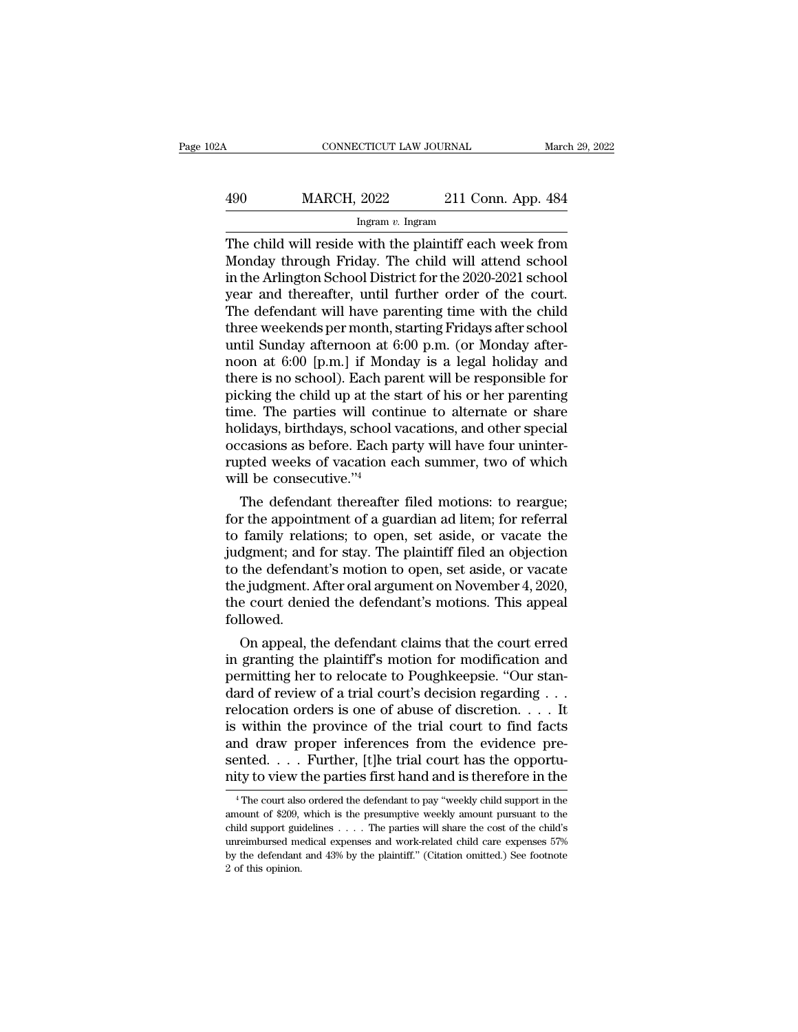The child will reside with the plaintiff each week from Monday through Friday. The child will attend school in the Arlington School District for the 2020-2021 school year and thereafter, until further order of the court. The defendant will have parenting time with the child three weekends per month, starting Fridays after school until Sunday afternoon at 6:00 p.m. (or Monday afternoon at 6:00 [p.m.] if Monday is a legal holiday and there is no school). Each parent will be responsible for picking the child up at the start of his or her parenting time. The parties will continue to alternate or share holidays, birthdays, school vacations, and other special occasions as before. Each party will have four uninterrupted weeks of vacation each summer, two of which will be consecutive."[4]

The defendant thereafter filed motions: to reargue; for the appointment of a guardian ad litem; for referral to family relations; to open, set aside, or vacate the judgment; and for stay. The plaintiff filed an objection to the defendant's motion to open, set aside, or vacate the judgment. After oral argument on November 4, 2020, the court denied the defendant's motions. This appeal followed.

On appeal, the defendant claims that the court erred in granting the plaintiff's motion for modification and permitting her to relocate to Poughkeepsie. "Our standard of review of a trial court's decision regarding . . . relocation orders is one of abuse of discretion. . . . It is within the province of the trial court to find facts and draw proper inferences from the evidence presented. . . . Further, [t]he trial court has the opportunity to view the parties first hand and is therefore in the

[4] The court also ordered the defendant to pay "weekly child support in the amount of $209, which is the presumptive weekly amount pursuant to the child support guidelines . . . . The parties will share the cost of the child's unreimbursed medical expenses and work-related child care expenses 57% by the defendant and 43% by the plaintiff." (Citation omitted.) See footnote 2 of this opinion.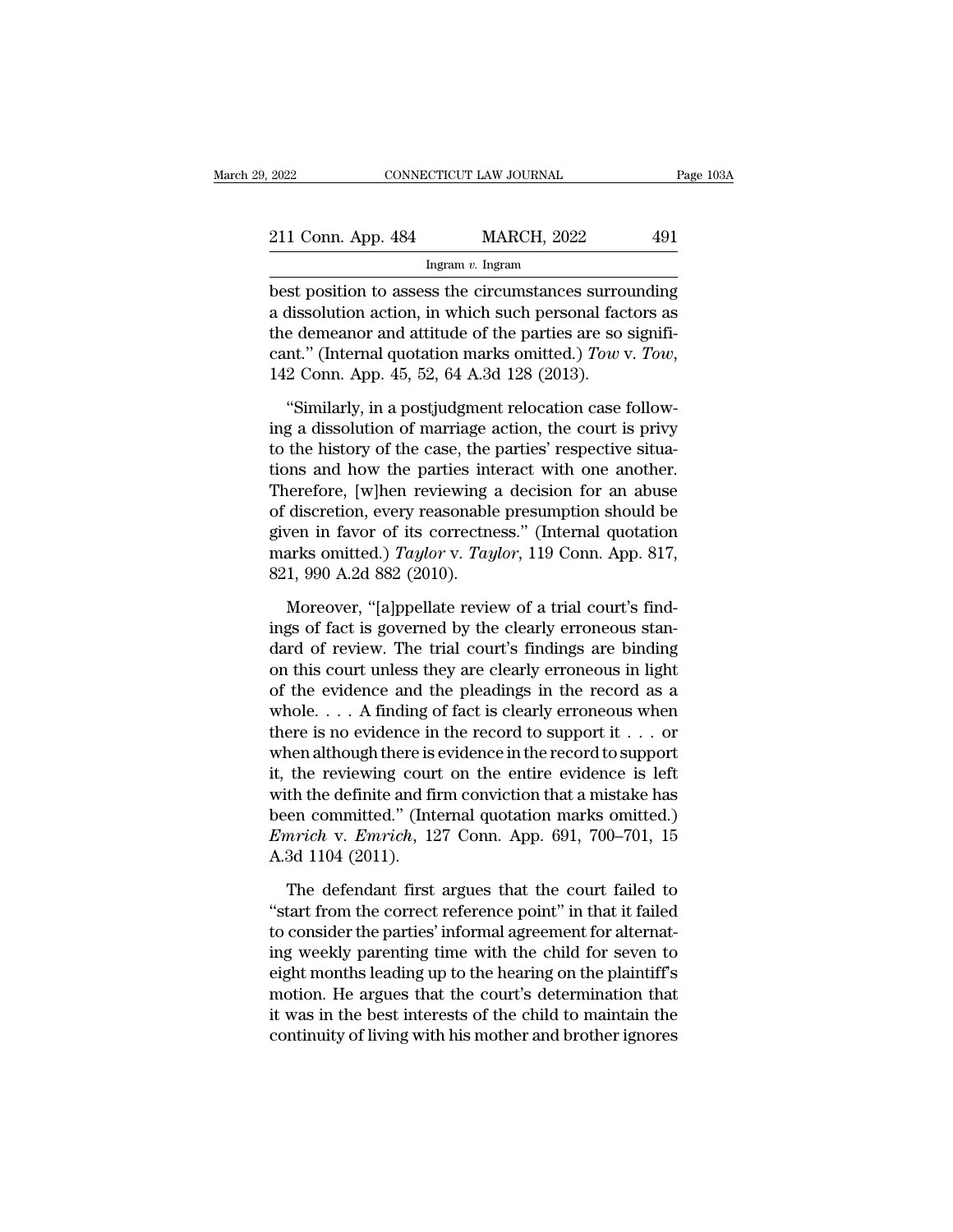best position to assess the circumstances surrounding a dissolution action, in which such personal factors as the demeanor and attitude of the parties are so significant." (Internal quotation marks omitted.) *Tow* v. *Tow*, 142 Conn. App. 45, 52, 64 A.3d 128 (2013).

"Similarly, in a postjudgment relocation case following a dissolution of marriage action, the court is privy to the history of the case, the parties' respective situations and how the parties interact with one another. Therefore, [w]hen reviewing a decision for an abuse of discretion, every reasonable presumption should be given in favor of its correctness." (Internal quotation marks omitted.) *Taylor* v. *Taylor*, 119 Conn. App. 817, 821, 990 A.2d 882 (2010).

Moreover, "[a]ppellate review of a trial court's findings of fact is governed by the clearly erroneous standard of review. The trial court's findings are binding on this court unless they are clearly erroneous in light of the evidence and the pleadings in the record as a whole. . . . A finding of fact is clearly erroneous when there is no evidence in the record to support it . . . or when although there is evidence in the record to support it, the reviewing court on the entire evidence is left with the definite and firm conviction that a mistake has been committed." (Internal quotation marks omitted.) *Emrich* v. *Emrich*, 127 Conn. App. 691, 700–701, 15 A.3d 1104 (2011).

The defendant first argues that the court failed to "start from the correct reference point" in that it failed to consider the parties' informal agreement for alternating weekly parenting time with the child for seven to eight months leading up to the hearing on the plaintiff's motion. He argues that the court's determination that it was in the best interests of the child to maintain the continuity of living with his mother and brother ignores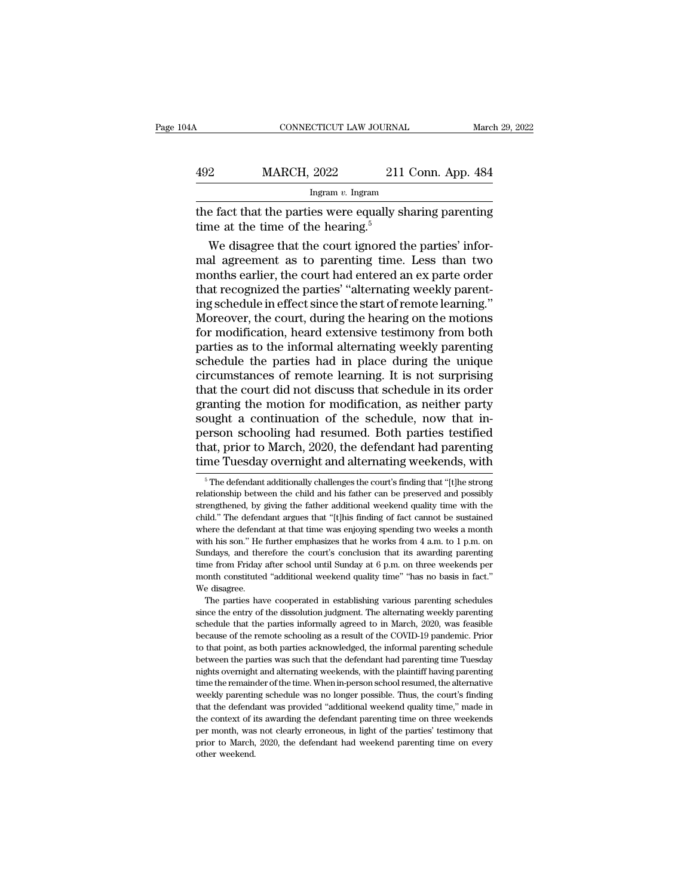the fact that the parties were equally sharing parenting time at the time of the hearing.[5]

We disagree that the court ignored the parties' informal agreement as to parenting time. Less than two months earlier, the court had entered an ex parte order that recognized the parties' "alternating weekly parenting schedule in effect since the start of remote learning." Moreover, the court, during the hearing on the motions for modification, heard extensive testimony from both parties as to the informal alternating weekly parenting schedule the parties had in place during the unique circumstances of remote learning. It is not surprising that the court did not discuss that schedule in its order granting the motion for modification, as neither party sought a continuation of the schedule, now that in-person schooling had resumed. Both parties testified that, prior to March, 2020, the defendant had parenting time Tuesday overnight and alternating weekends, with

---

[5] The defendant additionally challenges the court's finding that "[t]he strong relationship between the child and his father can be preserved and possibly strengthened, by giving the father additional weekend quality time with the child." The defendant argues that "[t]his finding of fact cannot be sustained where the defendant at that time was enjoying spending two weeks a month with his son." He further emphasizes that he works from 4 a.m. to 1 p.m. on Sundays, and therefore the court's conclusion that its awarding parenting time from Friday after school until Sunday at 6 p.m. on three weekends per month constituted "additional weekend quality time" "has no basis in fact." We disagree.

The parties have cooperated in establishing various parenting schedules since the entry of the dissolution judgment. The alternating weekly parenting schedule that the parties informally agreed to in March, 2020, was feasible because of the remote schooling as a result of the COVID-19 pandemic. Prior to that point, as both parties acknowledged, the informal parenting schedule between the parties was such that the defendant had parenting time Tuesday nights overnight and alternating weekends, with the plaintiff having parenting time the remainder of the time. When in-person school resumed, the alternative weekly parenting schedule was no longer possible. Thus, the court's finding that the defendant was provided "additional weekend quality time," made in the context of its awarding the defendant parenting time on three weekends per month, was not clearly erroneous, in light of the parties' testimony that prior to March, 2020, the defendant had weekend parenting time on every other weekend.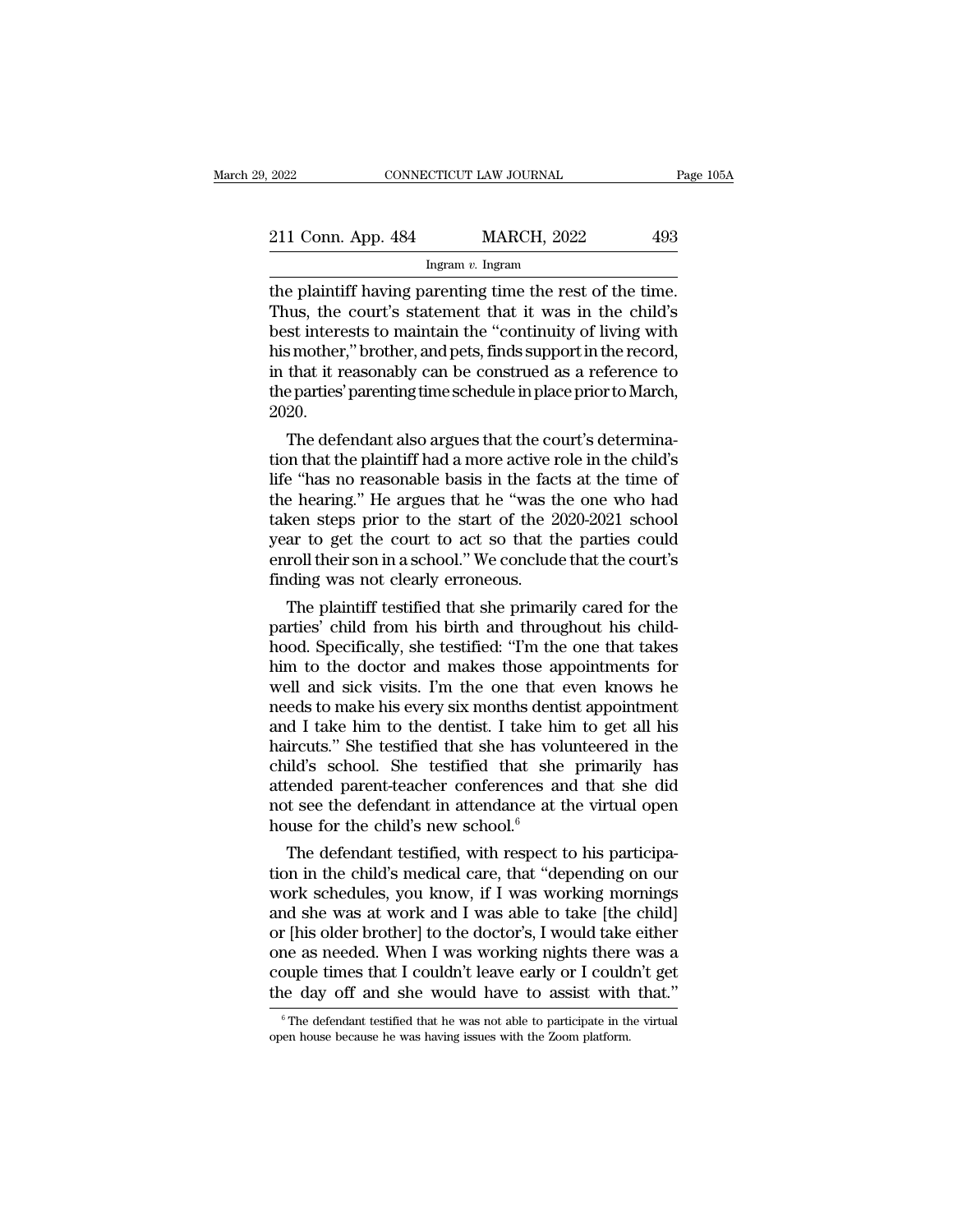the plaintiff having parenting time the rest of the time. Thus, the court's statement that it was in the child's best interests to maintain the "continuity of living with his mother," brother, and pets, finds support in the record, in that it reasonably can be construed as a reference to the parties' parenting time schedule in place prior to March, 2020.

The defendant also argues that the court's determination that the plaintiff had a more active role in the child's life "has no reasonable basis in the facts at the time of the hearing." He argues that he "was the one who had taken steps prior to the start of the 2020-2021 school year to get the court to act so that the parties could enroll their son in a school." We conclude that the court's finding was not clearly erroneous.

The plaintiff testified that she primarily cared for the parties' child from his birth and throughout his childhood. Specifically, she testified: "I'm the one that takes him to the doctor and makes those appointments for well and sick visits. I'm the one that even knows he needs to make his every six months dentist appointment and I take him to the dentist. I take him to get all his haircuts." She testified that she has volunteered in the child's school. She testified that she primarily has attended parent-teacher conferences and that she did not see the defendant in attendance at the virtual open house for the child's new school.[6]

The defendant testified, with respect to his participation in the child's medical care, that "depending on our work schedules, you know, if I was working mornings and she was at work and I was able to take [the child] or [his older brother] to the doctor's, I would take either one as needed. When I was working nights there was a couple times that I couldn't leave early or I couldn't get the day off and she would have to assist with that."

[6] The defendant testified that he was not able to participate in the virtual open house because he was having issues with the Zoom platform.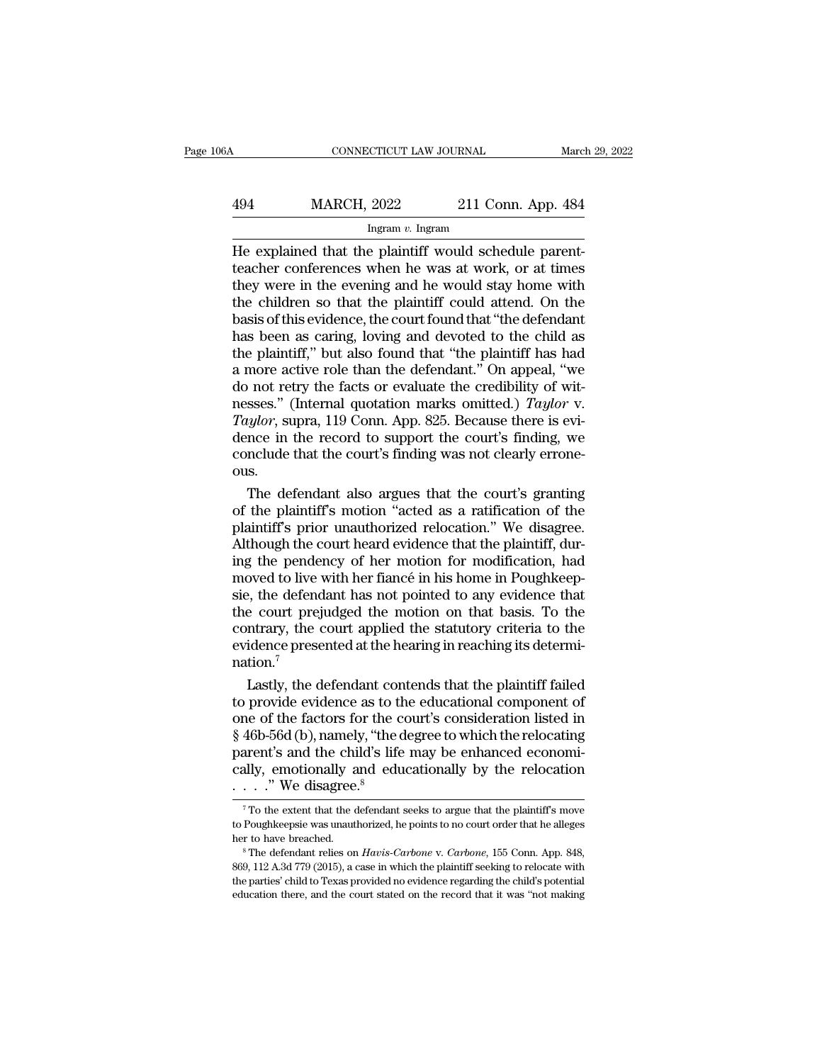He explained that the plaintiff would schedule parent-teacher conferences when he was at work, or at times they were in the evening and he would stay home with the children so that the plaintiff could attend. On the basis of this evidence, the court found that "the defendant has been as caring, loving and devoted to the child as the plaintiff," but also found that "the plaintiff has had a more active role than the defendant." On appeal, "we do not retry the facts or evaluate the credibility of witnesses." (Internal quotation marks omitted.) *Taylor* v. *Taylor*, supra, 119 Conn. App. 825. Because there is evidence in the record to support the court's finding, we conclude that the court's finding was not clearly erroneous.

The defendant also argues that the court's granting of the plaintiff's motion "acted as a ratification of the plaintiff's prior unauthorized relocation." We disagree. Although the court heard evidence that the plaintiff, during the pendency of her motion for modification, had moved to live with her fiancé in his home in Poughkeepsie, the defendant has not pointed to any evidence that the court prejudged the motion on that basis. To the contrary, the court applied the statutory criteria to the evidence presented at the hearing in reaching its determination.[7]

Lastly, the defendant contends that the plaintiff failed to provide evidence as to the educational component of one of the factors for the court's consideration listed in § 46b-56d (b), namely, "the degree to which the relocating parent's and the child's life may be enhanced economically, emotionally and educationally by the relocation . . . ." We disagree.[8]

---

[7] To the extent that the defendant seeks to argue that the plaintiff's move to Poughkeepsie was unauthorized, he points to no court order that he alleges her to have breached.

[8] The defendant relies on *Havis-Carbone* v. *Carbone*, 155 Conn. App. 848, 869, 112 A.3d 779 (2015), a case in which the plaintiff seeking to relocate with the parties' child to Texas provided no evidence regarding the child's potential education there, and the court stated on the record that it was "not making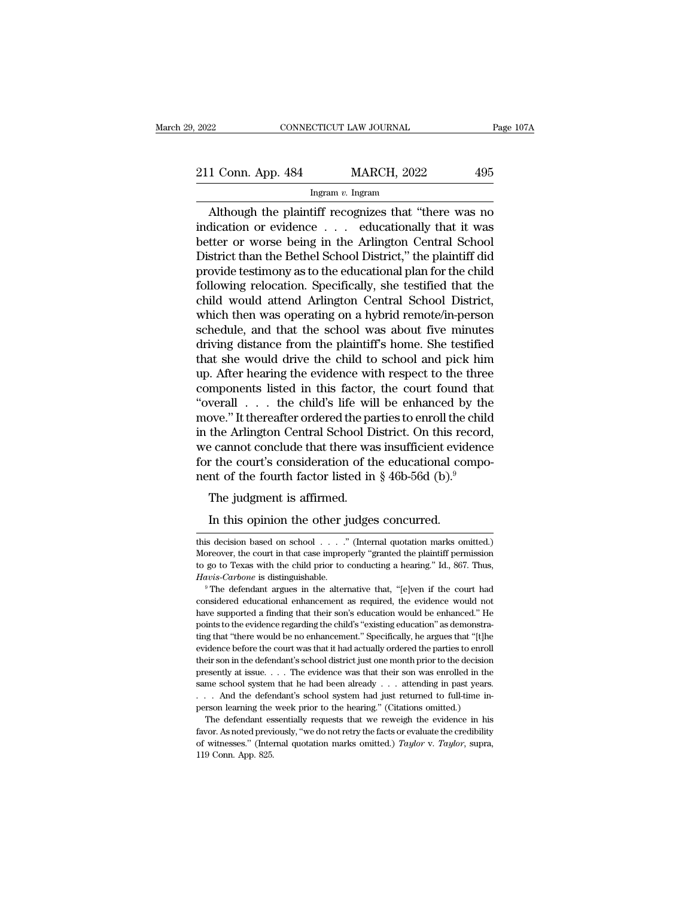Although the plaintiff recognizes that "there was no indication or evidence . . . educationally that it was better or worse being in the Arlington Central School District than the Bethel School District," the plaintiff did provide testimony as to the educational plan for the child following relocation. Specifically, she testified that the child would attend Arlington Central School District, which then was operating on a hybrid remote/in-person schedule, and that the school was about five minutes driving distance from the plaintiff's home. She testified that she would drive the child to school and pick him up. After hearing the evidence with respect to the three components listed in this factor, the court found that "overall . . . the child's life will be enhanced by the move." It thereafter ordered the parties to enroll the child in the Arlington Central School District. On this record, we cannot conclude that there was insufficient evidence for the court's consideration of the educational component of the fourth factor listed in § 46b-56d (b).[9]

The judgment is affirmed.

In this opinion the other judges concurred.

---

this decision based on school . . . ." (Internal quotation marks omitted.) Moreover, the court in that case improperly "granted the plaintiff permission to go to Texas with the child prior to conducting a hearing." Id., 867. Thus, *Havis-Carbone* is distinguishable.

[9] The defendant argues in the alternative that, "[e]ven if the court had considered educational enhancement as required, the evidence would not have supported a finding that their son's education would be enhanced." He points to the evidence regarding the child's "existing education" as demonstrating that "there would be no enhancement." Specifically, he argues that "[t]he evidence before the court was that it had actually ordered the parties to enroll their son in the defendant's school district just one month prior to the decision presently at issue. . . . The evidence was that their son was enrolled in the same school system that he had been already . . . attending in past years. . . . And the defendant's school system had just returned to full-time in-person learning the week prior to the hearing." (Citations omitted.)

The defendant essentially requests that we reweigh the evidence in his favor. As noted previously, "we do not retry the facts or evaluate the credibility of witnesses." (Internal quotation marks omitted.) *Taylor* v. *Taylor*, supra, 119 Conn. App. 825.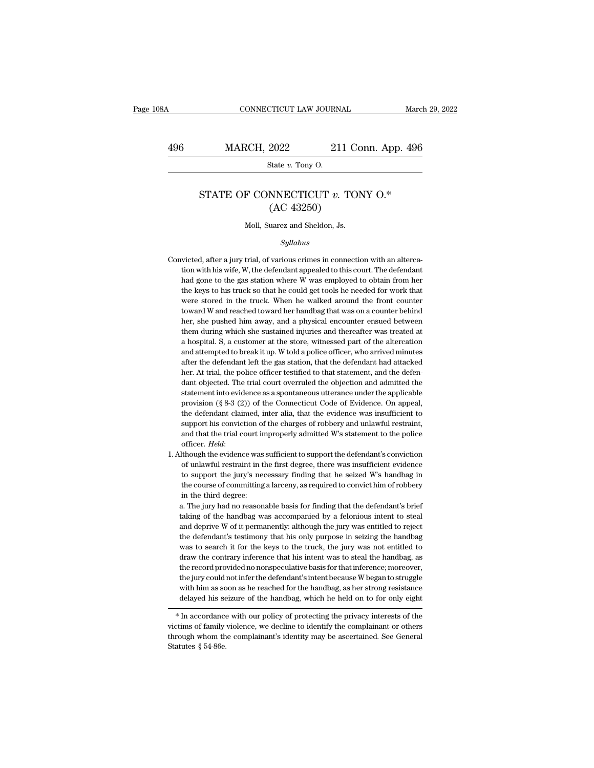# STATE OF CONNECTICUT *v.* TONY O.*
## (AC 43250)

Moll, Suarez and Sheldon, Js.

*Syllabus*

Convicted, after a jury trial, of various crimes in connection with an altercation with his wife, W, the defendant appealed to this court. The defendant had gone to the gas station where W was employed to obtain from her the keys to his truck so that he could get tools he needed for work that were stored in the truck. When he walked around the front counter toward W and reached toward her handbag that was on a counter behind her, she pushed him away, and a physical encounter ensued between them during which she sustained injuries and thereafter was treated at a hospital. S, a customer at the store, witnessed part of the altercation and attempted to break it up. W told a police officer, who arrived minutes after the defendant left the gas station, that the defendant had attacked her. At trial, the police officer testified to that statement, and the defendant objected. The trial court overruled the objection and admitted the statement into evidence as a spontaneous utterance under the applicable provision (§ 8-3 (2)) of the Connecticut Code of Evidence. On appeal, the defendant claimed, inter alia, that the evidence was insufficient to support his conviction of the charges of robbery and unlawful restraint, and that the trial court improperly admitted W's statement to the police officer. *Held*:

1. Although the evidence was sufficient to support the defendant's conviction of unlawful restraint in the first degree, there was insufficient evidence to support the jury's necessary finding that he seized W's handbag in the course of committing a larceny, as required to convict him of robbery in the third degree:

   a. The jury had no reasonable basis for finding that the defendant's brief taking of the handbag was accompanied by a felonious intent to steal and deprive W of it permanently: although the jury was entitled to reject the defendant's testimony that his only purpose in seizing the handbag was to search it for the keys to the truck, the jury was not entitled to draw the contrary inference that his intent was to steal the handbag, as the record provided no nonspeculative basis for that inference; moreover, the jury could not infer the defendant's intent because W began to struggle with him as soon as he reached for the handbag, as her strong resistance delayed his seizure of the handbag, which he held on to for only eight

---

\* In accordance with our policy of protecting the privacy interests of the victims of family violence, we decline to identify the complainant or others through whom the complainant's identity may be ascertained. See General Statutes § 54-86e.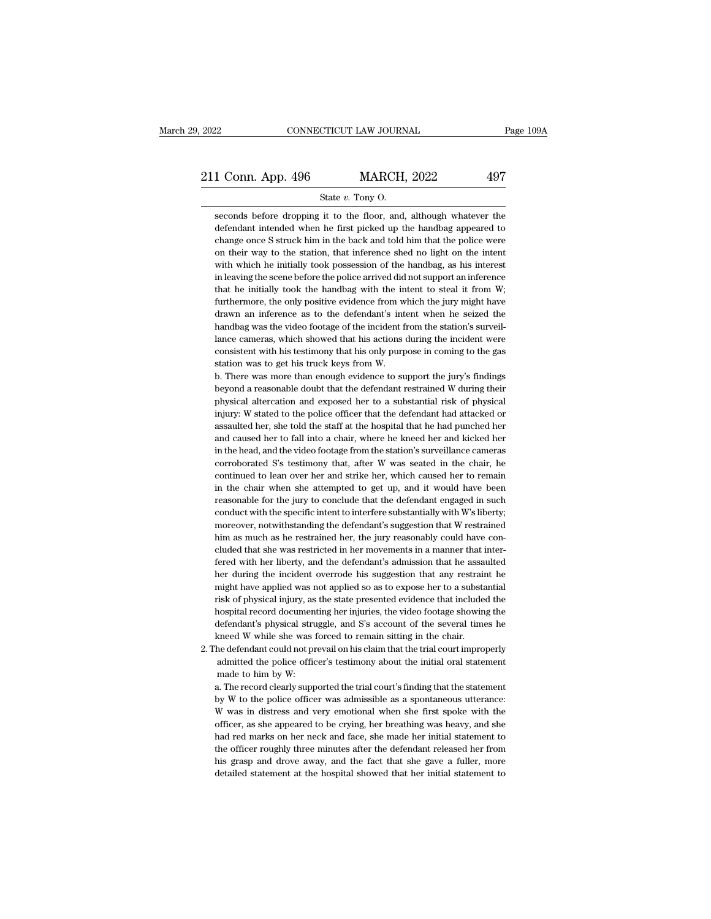seconds before dropping it to the floor, and, although whatever the defendant intended when he first picked up the handbag appeared to change once S struck him in the back and told him that the police were on their way to the station, that inference shed no light on the intent with which he initially took possession of the handbag, as his interest in leaving the scene before the police arrived did not support an inference that he initially took the handbag with the intent to steal it from W; furthermore, the only positive evidence from which the jury might have drawn an inference as to the defendant's intent when he seized the handbag was the video footage of the incident from the station's surveillance cameras, which showed that his actions during the incident were consistent with his testimony that his only purpose in coming to the gas station was to get his truck keys from W.

b. There was more than enough evidence to support the jury's findings beyond a reasonable doubt that the defendant restrained W during their physical altercation and exposed her to a substantial risk of physical injury: W stated to the police officer that the defendant had attacked or assaulted her, she told the staff at the hospital that he had punched her and caused her to fall into a chair, where he kneed her and kicked her in the head, and the video footage from the station's surveillance cameras corroborated S's testimony that, after W was seated in the chair, he continued to lean over her and strike her, which caused her to remain in the chair when she attempted to get up, and it would have been reasonable for the jury to conclude that the defendant engaged in such conduct with the specific intent to interfere substantially with W's liberty; moreover, notwithstanding the defendant's suggestion that W restrained him as much as he restrained her, the jury reasonably could have concluded that she was restricted in her movements in a manner that interfered with her liberty, and the defendant's admission that he assaulted her during the incident overrode his suggestion that any restraint he might have applied was not applied so as to expose her to a substantial risk of physical injury, as the state presented evidence that included the hospital record documenting her injuries, the video footage showing the defendant's physical struggle, and S's account of the several times he kneed W while she was forced to remain sitting in the chair.

2. The defendant could not prevail on his claim that the trial court improperly admitted the police officer's testimony about the initial oral statement made to him by W:

a. The record clearly supported the trial court's finding that the statement by W to the police officer was admissible as a spontaneous utterance: W was in distress and very emotional when she first spoke with the officer, as she appeared to be crying, her breathing was heavy, and she had red marks on her neck and face, she made her initial statement to the officer roughly three minutes after the defendant released her from his grasp and drove away, and the fact that she gave a fuller, more detailed statement at the hospital showed that her initial statement to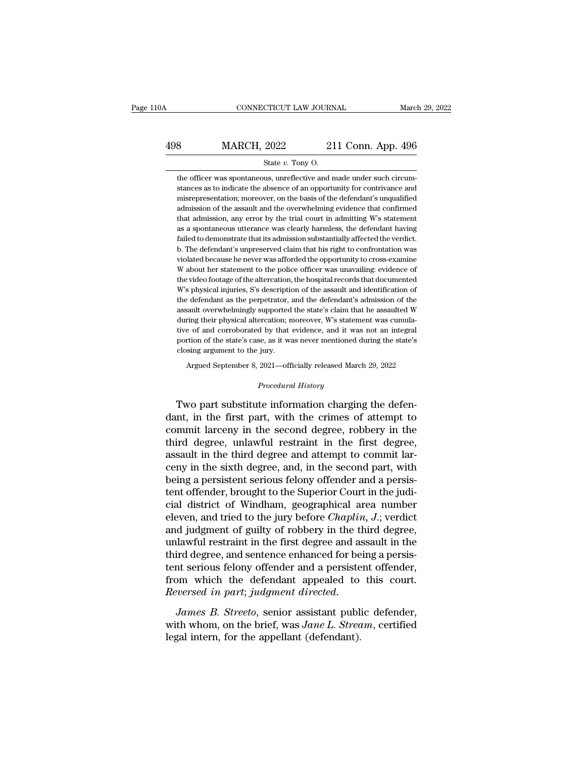the officer was spontaneous, unreflective and made under such circumstances as to indicate the absence of an opportunity for contrivance and misrepresentation; moreover, on the basis of the defendant's unqualified admission of the assault and the overwhelming evidence that confirmed that admission, any error by the trial court in admitting W's statement as a spontaneous utterance was clearly harmless, the defendant having failed to demonstrate that its admission substantially affected the verdict.

b. The defendant's unpreserved claim that his right to confrontation was violated because he never was afforded the opportunity to cross-examine W about her statement to the police officer was unavailing: evidence of the video footage of the altercation, the hospital records that documented W's physical injuries, S's description of the assault and identification of the defendant as the perpetrator, and the defendant's admission of the assault overwhelmingly supported the state's claim that he assaulted W during their physical altercation; moreover, W's statement was cumulative of and corroborated by that evidence, and it was not an integral portion of the state's case, as it was never mentioned during the state's closing argument to the jury.

Argued September 8, 2021—officially released March 29, 2022

*Procedural History*

Two part substitute information charging the defendant, in the first part, with the crimes of attempt to commit larceny in the second degree, robbery in the third degree, unlawful restraint in the first degree, assault in the third degree and attempt to commit larceny in the sixth degree, and, in the second part, with being a persistent serious felony offender and a persistent offender, brought to the Superior Court in the judicial district of Windham, geographical area number eleven, and tried to the jury before *Chaplin, J.*; verdict and judgment of guilty of robbery in the third degree, unlawful restraint in the first degree and assault in the third degree, and sentence enhanced for being a persistent serious felony offender and a persistent offender, from which the defendant appealed to this court. *Reversed in part; judgment directed.*

*James B. Streeto*, senior assistant public defender, with whom, on the brief, was *Jane L. Stream*, certified legal intern, for the appellant (defendant).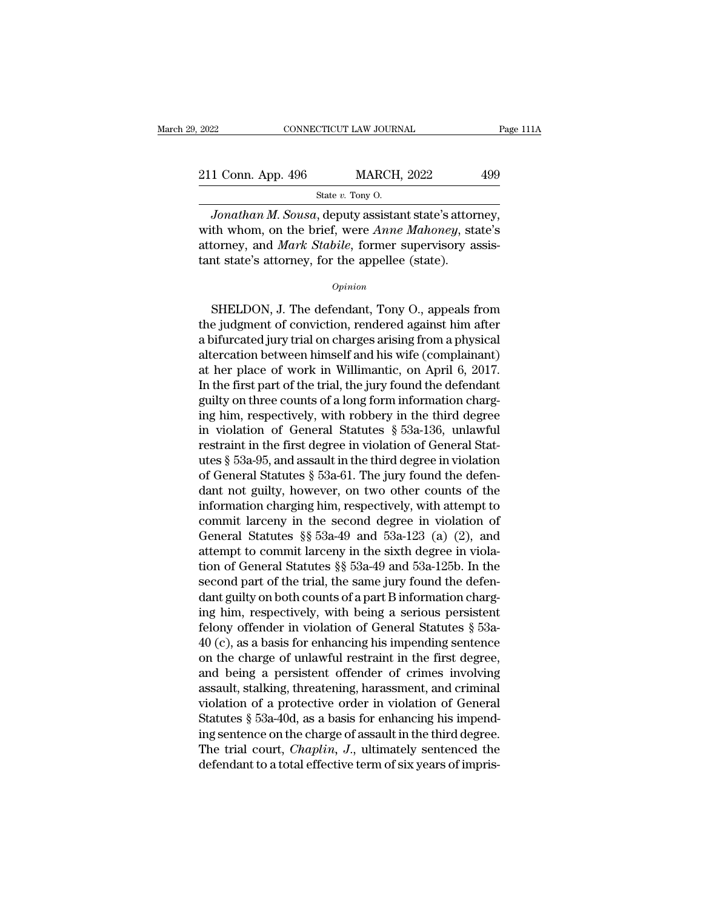*Jonathan M. Sousa*, deputy assistant state's attorney, with whom, on the brief, were *Anne Mahoney*, state's attorney, and *Mark Stabile*, former supervisory assistant state's attorney, for the appellee (state).

*Opinion*

SHELDON, J. The defendant, Tony O., appeals from the judgment of conviction, rendered against him after a bifurcated jury trial on charges arising from a physical altercation between himself and his wife (complainant) at her place of work in Willimantic, on April 6, 2017. In the first part of the trial, the jury found the defendant guilty on three counts of a long form information charging him, respectively, with robbery in the third degree in violation of General Statutes § 53a-136, unlawful restraint in the first degree in violation of General Statutes § 53a-95, and assault in the third degree in violation of General Statutes § 53a-61. The jury found the defendant not guilty, however, on two other counts of the information charging him, respectively, with attempt to commit larceny in the second degree in violation of General Statutes §§ 53a-49 and 53a-123 (a) (2), and attempt to commit larceny in the sixth degree in violation of General Statutes §§ 53a-49 and 53a-125b. In the second part of the trial, the same jury found the defendant guilty on both counts of a part B information charging him, respectively, with being a serious persistent felony offender in violation of General Statutes § 53a-40 (c), as a basis for enhancing his impending sentence on the charge of unlawful restraint in the first degree, and being a persistent offender of crimes involving assault, stalking, threatening, harassment, and criminal violation of a protective order in violation of General Statutes § 53a-40d, as a basis for enhancing his impending sentence on the charge of assault in the third degree. The trial court, *Chaplin, J.*, ultimately sentenced the defendant to a total effective term of six years of impris-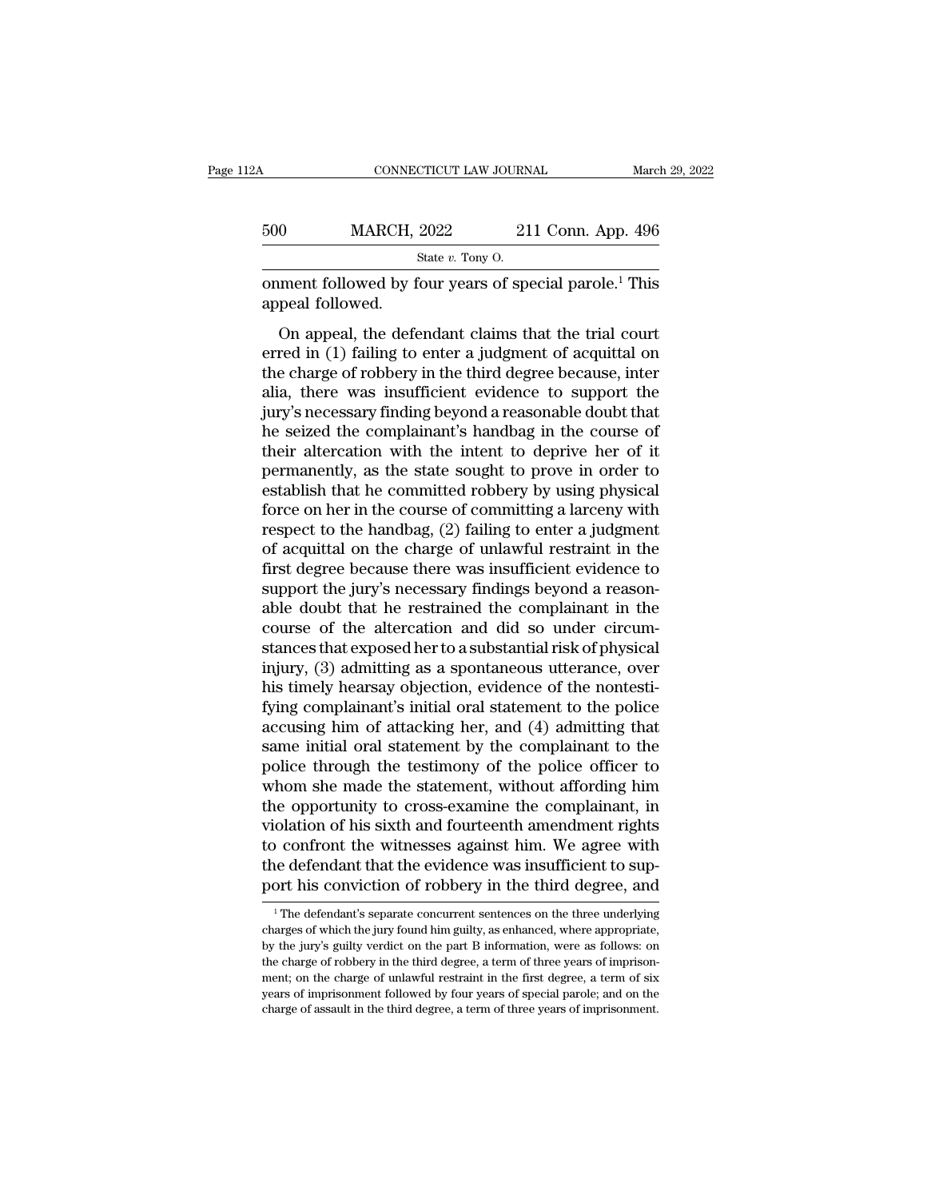onment followed by four years of special parole.[1] This appeal followed.

On appeal, the defendant claims that the trial court erred in (1) failing to enter a judgment of acquittal on the charge of robbery in the third degree because, inter alia, there was insufficient evidence to support the jury's necessary finding beyond a reasonable doubt that he seized the complainant's handbag in the course of their altercation with the intent to deprive her of it permanently, as the state sought to prove in order to establish that he committed robbery by using physical force on her in the course of committing a larceny with respect to the handbag, (2) failing to enter a judgment of acquittal on the charge of unlawful restraint in the first degree because there was insufficient evidence to support the jury's necessary findings beyond a reasonable doubt that he restrained the complainant in the course of the altercation and did so under circumstances that exposed her to a substantial risk of physical injury, (3) admitting as a spontaneous utterance, over his timely hearsay objection, evidence of the nontestifying complainant's initial oral statement to the police accusing him of attacking her, and (4) admitting that same initial oral statement by the complainant to the police through the testimony of the police officer to whom she made the statement, without affording him the opportunity to cross-examine the complainant, in violation of his sixth and fourteenth amendment rights to confront the witnesses against him. We agree with the defendant that the evidence was insufficient to support his conviction of robbery in the third degree, and

[1] The defendant's separate concurrent sentences on the three underlying charges of which the jury found him guilty, as enhanced, where appropriate, by the jury's guilty verdict on the part B information, were as follows: on the charge of robbery in the third degree, a term of three years of imprisonment; on the charge of unlawful restraint in the first degree, a term of six years of imprisonment followed by four years of special parole; and on the charge of assault in the third degree, a term of three years of imprisonment.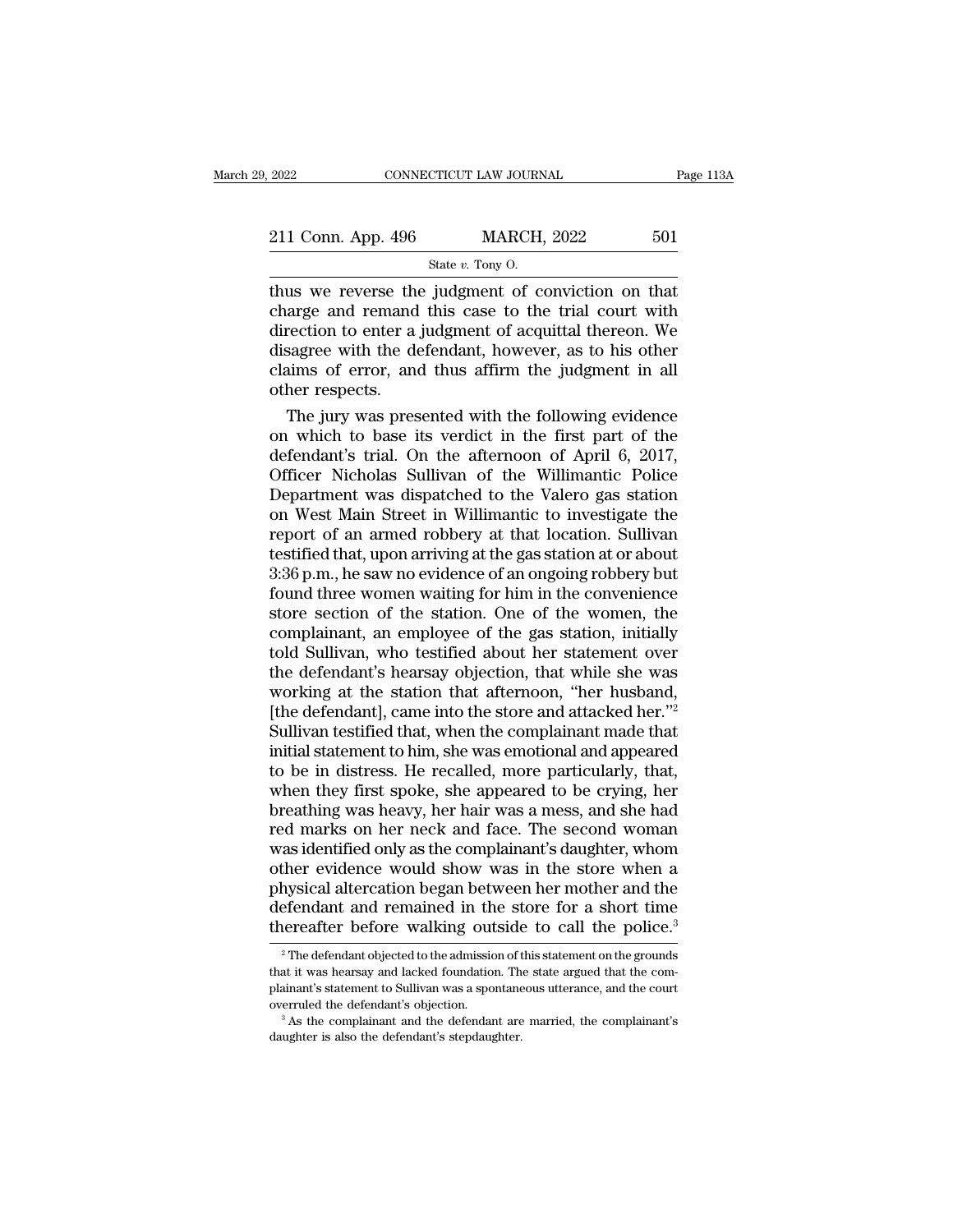thus we reverse the judgment of conviction on that charge and remand this case to the trial court with direction to enter a judgment of acquittal thereon. We disagree with the defendant, however, as to his other claims of error, and thus affirm the judgment in all other respects.

The jury was presented with the following evidence on which to base its verdict in the first part of the defendant's trial. On the afternoon of April 6, 2017, Officer Nicholas Sullivan of the Willimantic Police Department was dispatched to the Valero gas station on West Main Street in Willimantic to investigate the report of an armed robbery at that location. Sullivan testified that, upon arriving at the gas station at or about 3:36 p.m., he saw no evidence of an ongoing robbery but found three women waiting for him in the convenience store section of the station. One of the women, the complainant, an employee of the gas station, initially told Sullivan, who testified about her statement over the defendant's hearsay objection, that while she was working at the station that afternoon, "her husband, [the defendant], came into the store and attacked her."[2] Sullivan testified that, when the complainant made that initial statement to him, she was emotional and appeared to be in distress. He recalled, more particularly, that, when they first spoke, she appeared to be crying, her breathing was heavy, her hair was a mess, and she had red marks on her neck and face. The second woman was identified only as the complainant's daughter, whom other evidence would show was in the store when a physical altercation began between her mother and the defendant and remained in the store for a short time thereafter before walking outside to call the police.[3]

---

[2] The defendant objected to the admission of this statement on the grounds that it was hearsay and lacked foundation. The state argued that the complainant's statement to Sullivan was a spontaneous utterance, and the court overruled the defendant's objection.

[3] As the complainant and the defendant are married, the complainant's daughter is also the defendant's stepdaughter.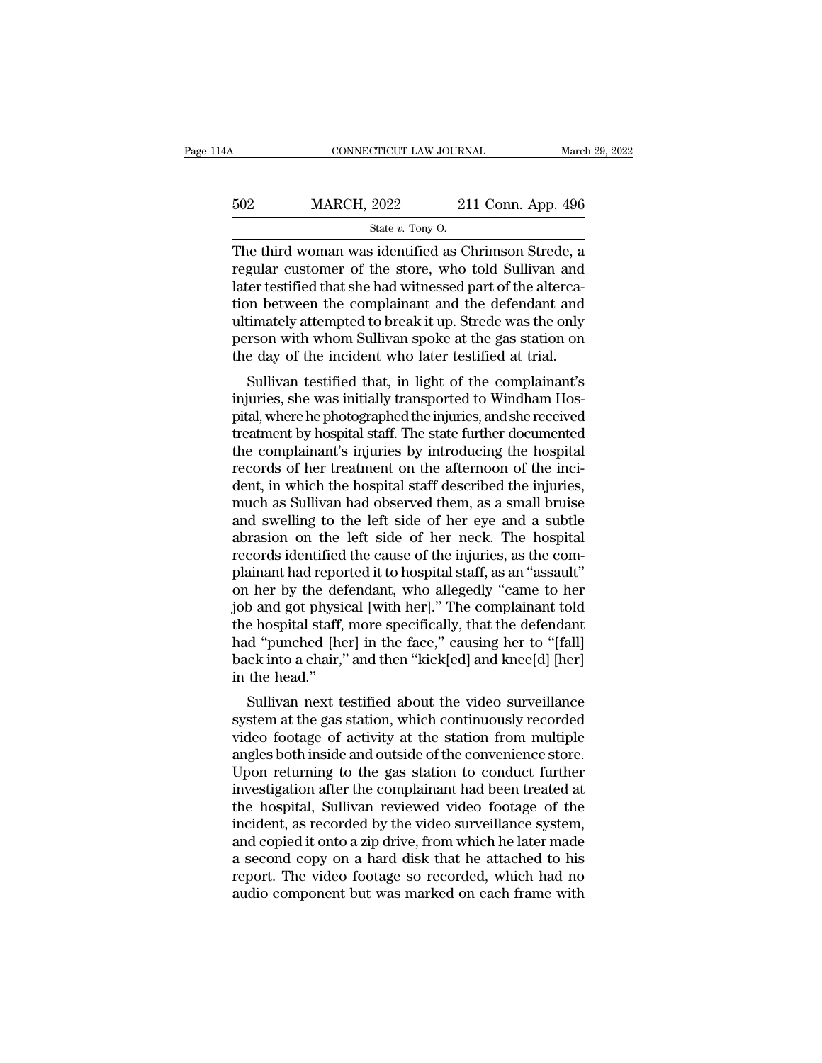The third woman was identified as Chrimson Strede, a regular customer of the store, who told Sullivan and later testified that she had witnessed part of the altercation between the complainant and the defendant and ultimately attempted to break it up. Strede was the only person with whom Sullivan spoke at the gas station on the day of the incident who later testified at trial.

Sullivan testified that, in light of the complainant's injuries, she was initially transported to Windham Hospital, where he photographed the injuries, and she received treatment by hospital staff. The state further documented the complainant's injuries by introducing the hospital records of her treatment on the afternoon of the incident, in which the hospital staff described the injuries, much as Sullivan had observed them, as a small bruise and swelling to the left side of her eye and a subtle abrasion on the left side of her neck. The hospital records identified the cause of the injuries, as the complainant had reported it to hospital staff, as an "assault" on her by the defendant, who allegedly "came to her job and got physical [with her]." The complainant told the hospital staff, more specifically, that the defendant had "punched [her] in the face," causing her to "[fall] back into a chair," and then "kick[ed] and knee[d] [her] in the head."

Sullivan next testified about the video surveillance system at the gas station, which continuously recorded video footage of activity at the station from multiple angles both inside and outside of the convenience store. Upon returning to the gas station to conduct further investigation after the complainant had been treated at the hospital, Sullivan reviewed video footage of the incident, as recorded by the video surveillance system, and copied it onto a zip drive, from which he later made a second copy on a hard disk that he attached to his report. The video footage so recorded, which had no audio component but was marked on each frame with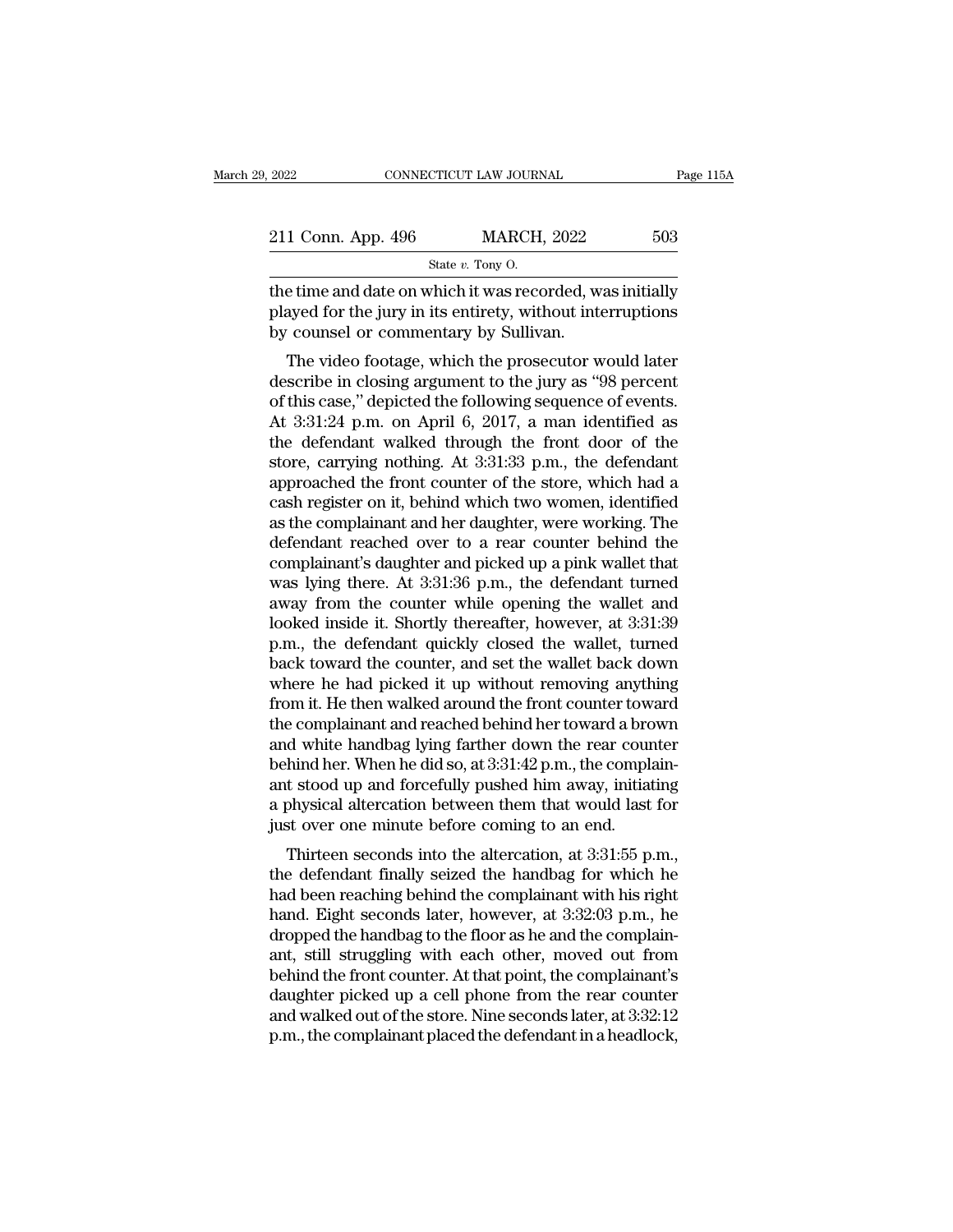the time and date on which it was recorded, was initially played for the jury in its entirety, without interruptions by counsel or commentary by Sullivan.

The video footage, which the prosecutor would later describe in closing argument to the jury as "98 percent of this case," depicted the following sequence of events. At 3:31:24 p.m. on April 6, 2017, a man identified as the defendant walked through the front door of the store, carrying nothing. At 3:31:33 p.m., the defendant approached the front counter of the store, which had a cash register on it, behind which two women, identified as the complainant and her daughter, were working. The defendant reached over to a rear counter behind the complainant's daughter and picked up a pink wallet that was lying there. At 3:31:36 p.m., the defendant turned away from the counter while opening the wallet and looked inside it. Shortly thereafter, however, at 3:31:39 p.m., the defendant quickly closed the wallet, turned back toward the counter, and set the wallet back down where he had picked it up without removing anything from it. He then walked around the front counter toward the complainant and reached behind her toward a brown and white handbag lying farther down the rear counter behind her. When he did so, at 3:31:42 p.m., the complainant stood up and forcefully pushed him away, initiating a physical altercation between them that would last for just over one minute before coming to an end.

Thirteen seconds into the altercation, at 3:31:55 p.m., the defendant finally seized the handbag for which he had been reaching behind the complainant with his right hand. Eight seconds later, however, at 3:32:03 p.m., he dropped the handbag to the floor as he and the complainant, still struggling with each other, moved out from behind the front counter. At that point, the complainant's daughter picked up a cell phone from the rear counter and walked out of the store. Nine seconds later, at 3:32:12 p.m., the complainant placed the defendant in a headlock,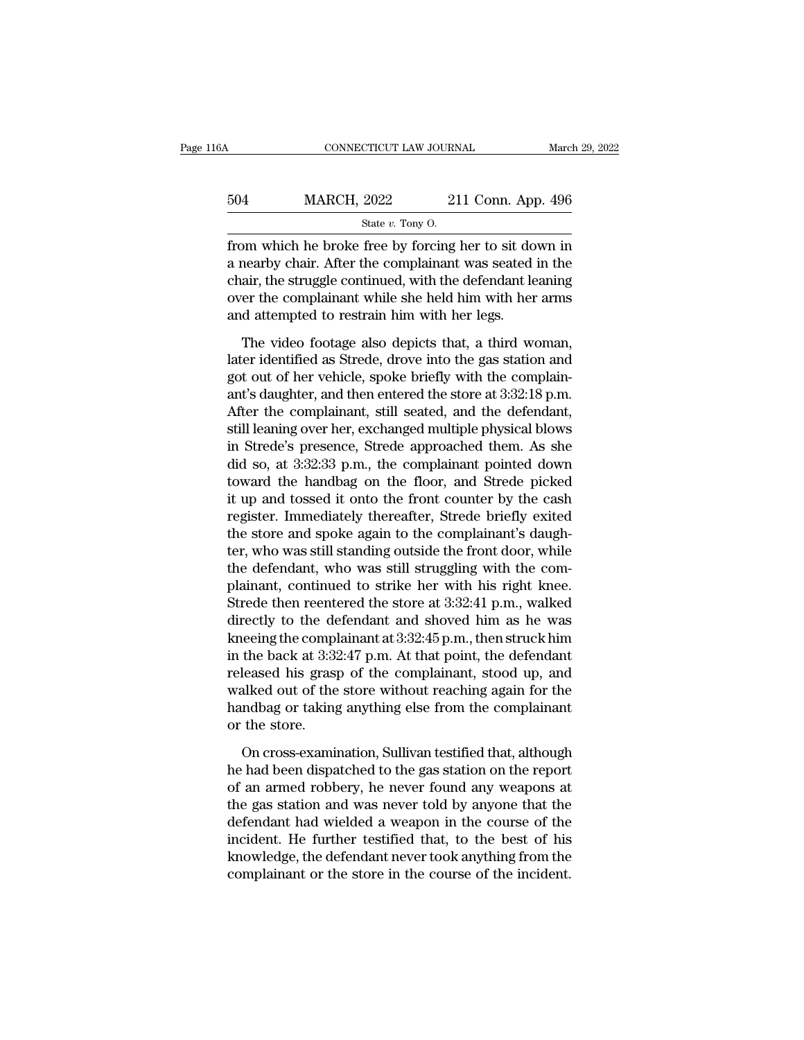from which he broke free by forcing her to sit down in a nearby chair. After the complainant was seated in the chair, the struggle continued, with the defendant leaning over the complainant while she held him with her arms and attempted to restrain him with her legs.

The video footage also depicts that, a third woman, later identified as Strede, drove into the gas station and got out of her vehicle, spoke briefly with the complainant's daughter, and then entered the store at 3:32:18 p.m. After the complainant, still seated, and the defendant, still leaning over her, exchanged multiple physical blows in Strede's presence, Strede approached them. As she did so, at 3:32:33 p.m., the complainant pointed down toward the handbag on the floor, and Strede picked it up and tossed it onto the front counter by the cash register. Immediately thereafter, Strede briefly exited the store and spoke again to the complainant's daughter, who was still standing outside the front door, while the defendant, who was still struggling with the complainant, continued to strike her with his right knee. Strede then reentered the store at 3:32:41 p.m., walked directly to the defendant and shoved him as he was kneeing the complainant at 3:32:45 p.m., then struck him in the back at 3:32:47 p.m. At that point, the defendant released his grasp of the complainant, stood up, and walked out of the store without reaching again for the handbag or taking anything else from the complainant or the store.

On cross-examination, Sullivan testified that, although he had been dispatched to the gas station on the report of an armed robbery, he never found any weapons at the gas station and was never told by anyone that the defendant had wielded a weapon in the course of the incident. He further testified that, to the best of his knowledge, the defendant never took anything from the complainant or the store in the course of the incident.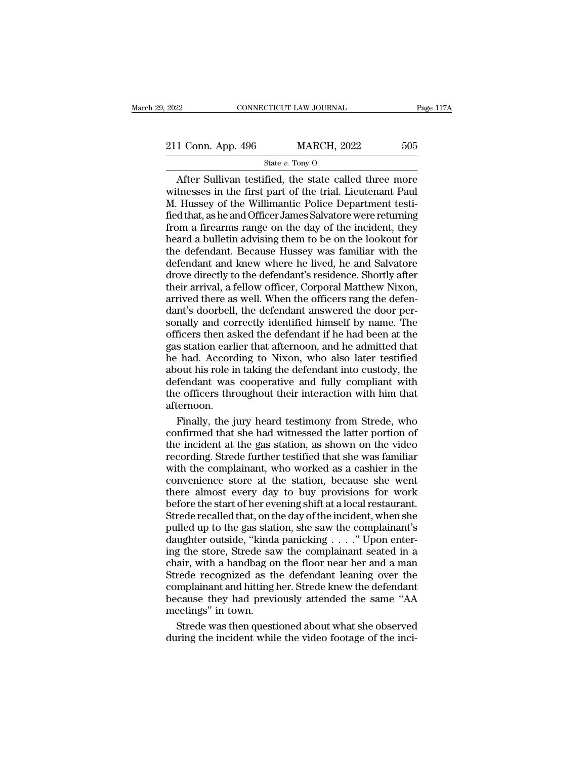After Sullivan testified, the state called three more witnesses in the first part of the trial. Lieutenant Paul M. Hussey of the Willimantic Police Department testified that, as he and Officer James Salvatore were returning from a firearms range on the day of the incident, they heard a bulletin advising them to be on the lookout for the defendant. Because Hussey was familiar with the defendant and knew where he lived, he and Salvatore drove directly to the defendant's residence. Shortly after their arrival, a fellow officer, Corporal Matthew Nixon, arrived there as well. When the officers rang the defendant's doorbell, the defendant answered the door personally and correctly identified himself by name. The officers then asked the defendant if he had been at the gas station earlier that afternoon, and he admitted that he had. According to Nixon, who also later testified about his role in taking the defendant into custody, the defendant was cooperative and fully compliant with the officers throughout their interaction with him that afternoon.

Finally, the jury heard testimony from Strede, who confirmed that she had witnessed the latter portion of the incident at the gas station, as shown on the video recording. Strede further testified that she was familiar with the complainant, who worked as a cashier in the convenience store at the station, because she went there almost every day to buy provisions for work before the start of her evening shift at a local restaurant. Strede recalled that, on the day of the incident, when she pulled up to the gas station, she saw the complainant's daughter outside, "kinda panicking . . . ." Upon entering the store, Strede saw the complainant seated in a chair, with a handbag on the floor near her and a man Strede recognized as the defendant leaning over the complainant and hitting her. Strede knew the defendant because they had previously attended the same "AA meetings" in town.

Strede was then questioned about what she observed during the incident while the video footage of the inci-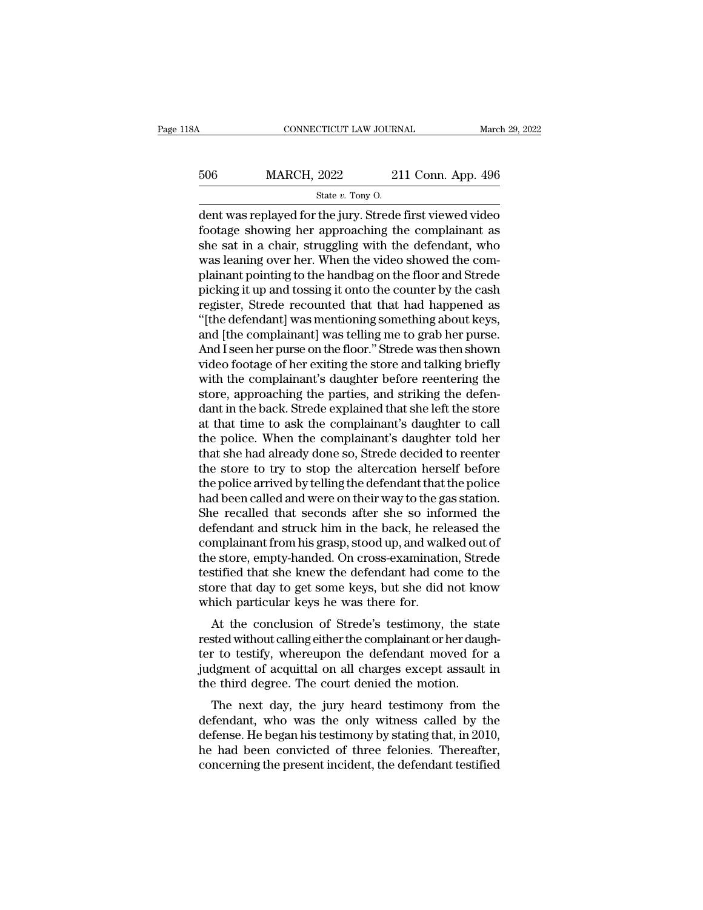dent was replayed for the jury. Strede first viewed video footage showing her approaching the complainant as she sat in a chair, struggling with the defendant, who was leaning over her. When the video showed the complainant pointing to the handbag on the floor and Strede picking it up and tossing it onto the counter by the cash register, Strede recounted that that had happened as "[the defendant] was mentioning something about keys, and [the complainant] was telling me to grab her purse. And I seen her purse on the floor." Strede was then shown video footage of her exiting the store and talking briefly with the complainant's daughter before reentering the store, approaching the parties, and striking the defendant in the back. Strede explained that she left the store at that time to ask the complainant's daughter to call the police. When the complainant's daughter told her that she had already done so, Strede decided to reenter the store to try to stop the altercation herself before the police arrived by telling the defendant that the police had been called and were on their way to the gas station. She recalled that seconds after she so informed the defendant and struck him in the back, he released the complainant from his grasp, stood up, and walked out of the store, empty-handed. On cross-examination, Strede testified that she knew the defendant had come to the store that day to get some keys, but she did not know which particular keys he was there for.

At the conclusion of Strede's testimony, the state rested without calling either the complainant or her daughter to testify, whereupon the defendant moved for a judgment of acquittal on all charges except assault in the third degree. The court denied the motion.

The next day, the jury heard testimony from the defendant, who was the only witness called by the defense. He began his testimony by stating that, in 2010, he had been convicted of three felonies. Thereafter, concerning the present incident, the defendant testified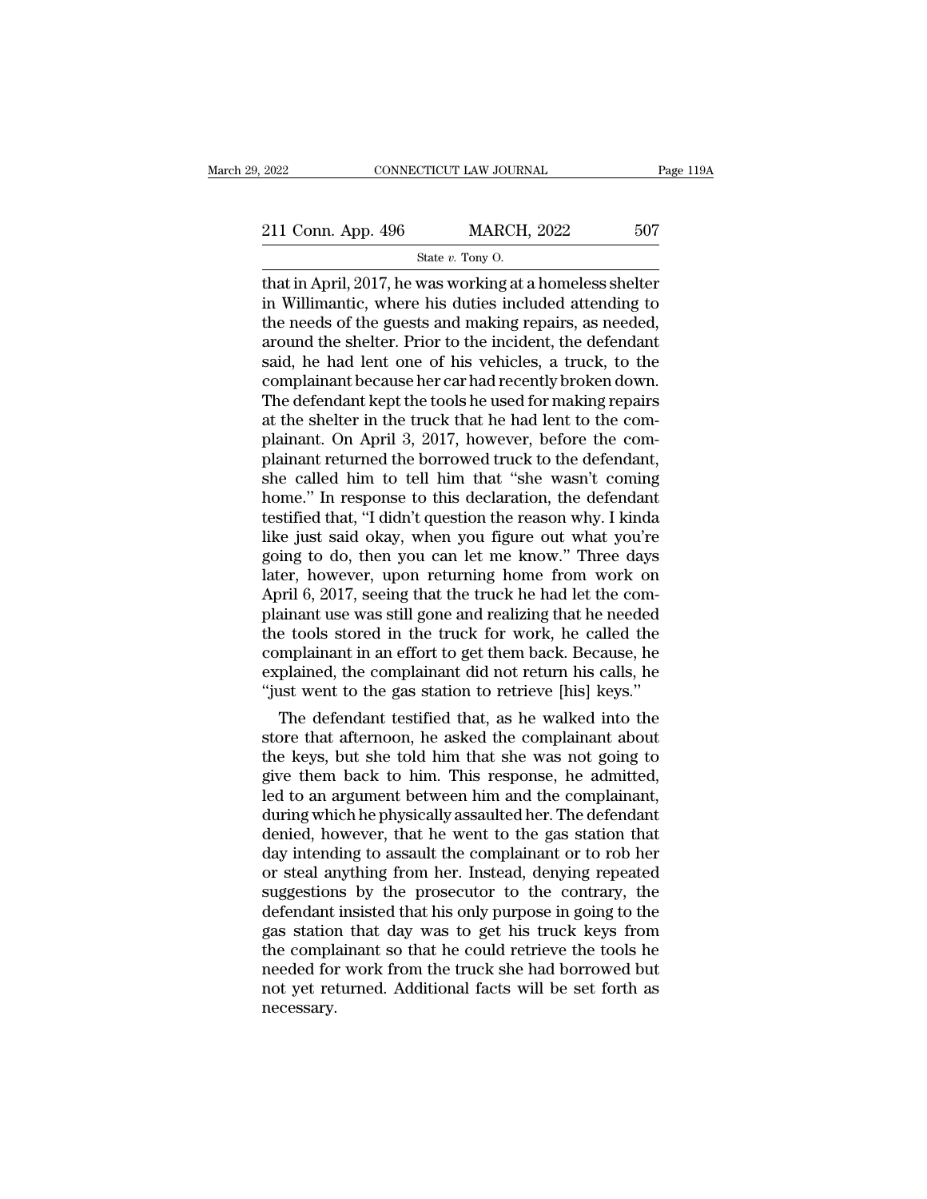that in April, 2017, he was working at a homeless shelter in Willimantic, where his duties included attending to the needs of the guests and making repairs, as needed, around the shelter. Prior to the incident, the defendant said, he had lent one of his vehicles, a truck, to the complainant because her car had recently broken down. The defendant kept the tools he used for making repairs at the shelter in the truck that he had lent to the complainant. On April 3, 2017, however, before the complainant returned the borrowed truck to the defendant, she called him to tell him that "she wasn't coming home." In response to this declaration, the defendant testified that, "I didn't question the reason why. I kinda like just said okay, when you figure out what you're going to do, then you can let me know." Three days later, however, upon returning home from work on April 6, 2017, seeing that the truck he had let the complainant use was still gone and realizing that he needed the tools stored in the truck for work, he called the complainant in an effort to get them back. Because, he explained, the complainant did not return his calls, he "just went to the gas station to retrieve [his] keys."

The defendant testified that, as he walked into the store that afternoon, he asked the complainant about the keys, but she told him that she was not going to give them back to him. This response, he admitted, led to an argument between him and the complainant, during which he physically assaulted her. The defendant denied, however, that he went to the gas station that day intending to assault the complainant or to rob her or steal anything from her. Instead, denying repeated suggestions by the prosecutor to the contrary, the defendant insisted that his only purpose in going to the gas station that day was to get his truck keys from the complainant so that he could retrieve the tools he needed for work from the truck she had borrowed but not yet returned. Additional facts will be set forth as necessary.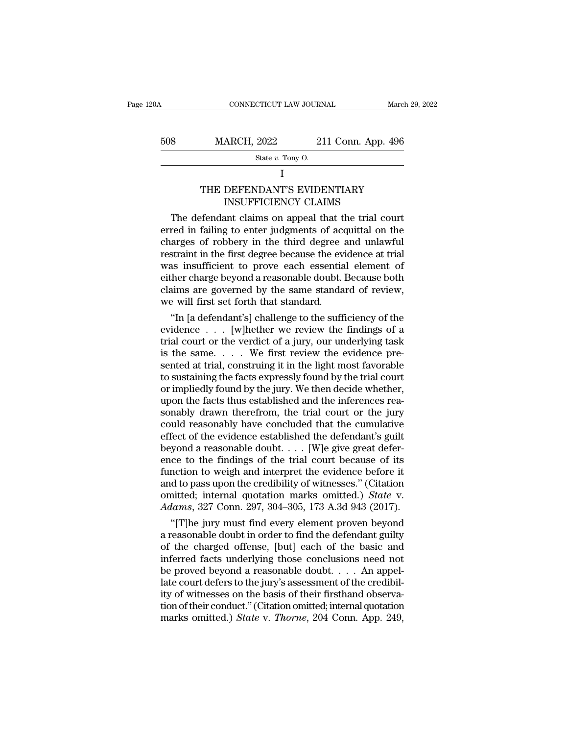## I

## THE DEFENDANT'S EVIDENTIARY INSUFFICIENCY CLAIMS

The defendant claims on appeal that the trial court erred in failing to enter judgments of acquittal on the charges of robbery in the third degree and unlawful restraint in the first degree because the evidence at trial was insufficient to prove each essential element of either charge beyond a reasonable doubt. Because both claims are governed by the same standard of review, we will first set forth that standard.

"In [a defendant's] challenge to the sufficiency of the evidence . . . [w]hether we review the findings of a trial court or the verdict of a jury, our underlying task is the same. . . . We first review the evidence presented at trial, construing it in the light most favorable to sustaining the facts expressly found by the trial court or impliedly found by the jury. We then decide whether, upon the facts thus established and the inferences reasonably drawn therefrom, the trial court or the jury could reasonably have concluded that the cumulative effect of the evidence established the defendant's guilt beyond a reasonable doubt. . . . [W]e give great deference to the findings of the trial court because of its function to weigh and interpret the evidence before it and to pass upon the credibility of witnesses." (Citation omitted; internal quotation marks omitted.) *State* v. *Adams*, 327 Conn. 297, 304–305, 173 A.3d 943 (2017).

"[T]he jury must find every element proven beyond a reasonable doubt in order to find the defendant guilty of the charged offense, [but] each of the basic and inferred facts underlying those conclusions need not be proved beyond a reasonable doubt. . . . An appellate court defers to the jury's assessment of the credibility of witnesses on the basis of their firsthand observation of their conduct." (Citation omitted; internal quotation marks omitted.) *State* v. *Thorne*, 204 Conn. App. 249,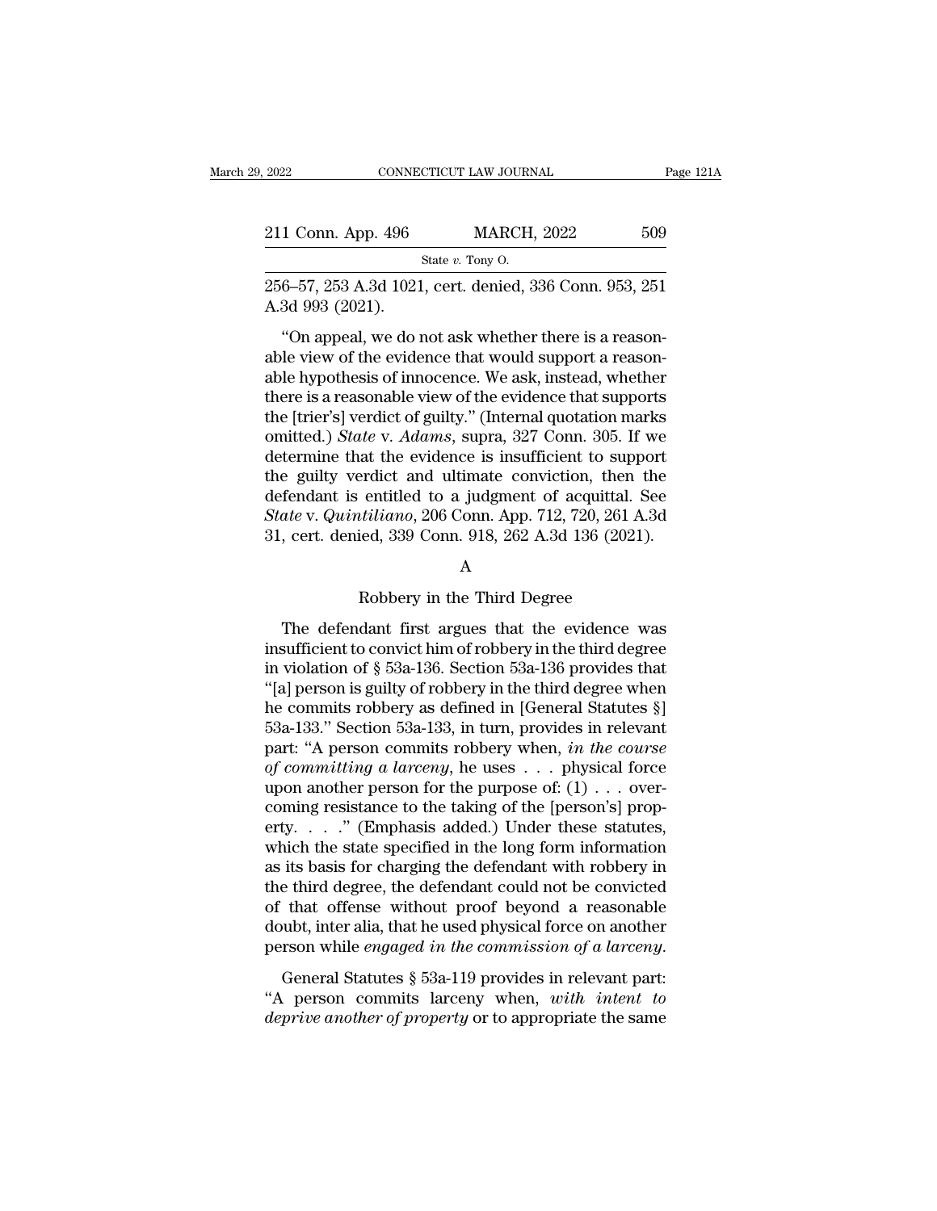256–57, 253 A.3d 1021, cert. denied, 336 Conn. 953, 251 A.3d 993 (2021).

"On appeal, we do not ask whether there is a reasonable view of the evidence that would support a reasonable hypothesis of innocence. We ask, instead, whether there is a reasonable view of the evidence that supports the [trier's] verdict of guilty." (Internal quotation marks omitted.) *State* v. *Adams*, supra, 327 Conn. 305. If we determine that the evidence is insufficient to support the guilty verdict and ultimate conviction, then the defendant is entitled to a judgment of acquittal. See *State* v. *Quintiliano*, 206 Conn. App. 712, 720, 261 A.3d 31, cert. denied, 339 Conn. 918, 262 A.3d 136 (2021).

### A

### Robbery in the Third Degree

The defendant first argues that the evidence was insufficient to convict him of robbery in the third degree in violation of § 53a-136. Section 53a-136 provides that "[a] person is guilty of robbery in the third degree when he commits robbery as defined in [General Statutes §] 53a-133." Section 53a-133, in turn, provides in relevant part: "A person commits robbery when, *in the course of committing a larceny*, he uses . . . physical force upon another person for the purpose of: (1) . . . overcoming resistance to the taking of the [person's] property. . . ." (Emphasis added.) Under these statutes, which the state specified in the long form information as its basis for charging the defendant with robbery in the third degree, the defendant could not be convicted of that offense without proof beyond a reasonable doubt, inter alia, that he used physical force on another person while *engaged in the commission of a larceny*.

General Statutes § 53a-119 provides in relevant part: "A person commits larceny when, *with intent to deprive another of property* or to appropriate the same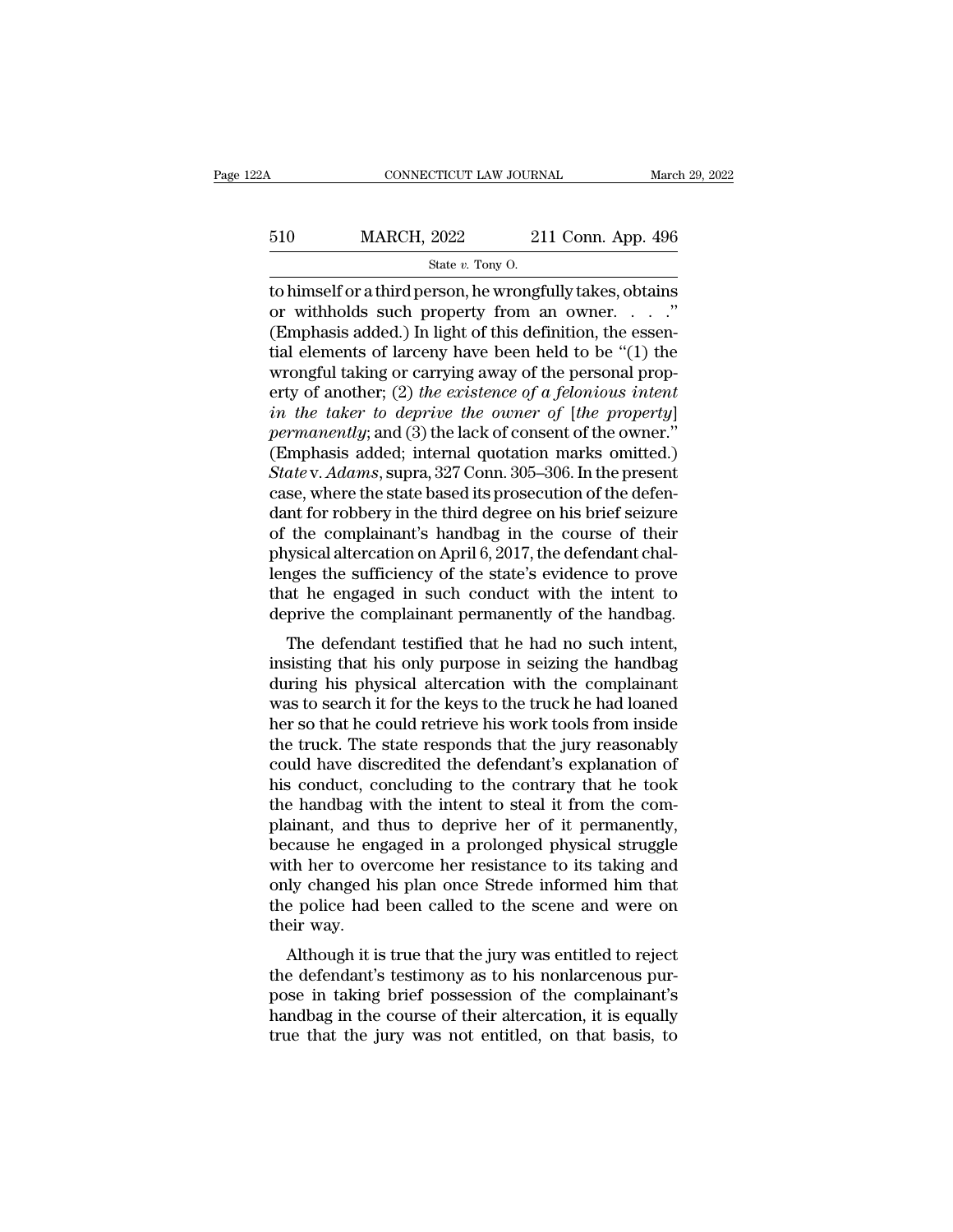to himself or a third person, he wrongfully takes, obtains or withholds such property from an owner. . . ." (Emphasis added.) In light of this definition, the essential elements of larceny have been held to be "(1) the wrongful taking or carrying away of the personal property of another; (2) *the existence of a felonious intent in the taker to deprive the owner of* [*the property*] *permanently*; and (3) the lack of consent of the owner." (Emphasis added; internal quotation marks omitted.) *State* v. *Adams*, supra, 327 Conn. 305–306. In the present case, where the state based its prosecution of the defendant for robbery in the third degree on his brief seizure of the complainant's handbag in the course of their physical altercation on April 6, 2017, the defendant challenges the sufficiency of the state's evidence to prove that he engaged in such conduct with the intent to deprive the complainant permanently of the handbag.

The defendant testified that he had no such intent, insisting that his only purpose in seizing the handbag during his physical altercation with the complainant was to search it for the keys to the truck he had loaned her so that he could retrieve his work tools from inside the truck. The state responds that the jury reasonably could have discredited the defendant's explanation of his conduct, concluding to the contrary that he took the handbag with the intent to steal it from the complainant, and thus to deprive her of it permanently, because he engaged in a prolonged physical struggle with her to overcome her resistance to its taking and only changed his plan once Strede informed him that the police had been called to the scene and were on their way.

Although it is true that the jury was entitled to reject the defendant's testimony as to his nonlarcenous purpose in taking brief possession of the complainant's handbag in the course of their altercation, it is equally true that the jury was not entitled, on that basis, to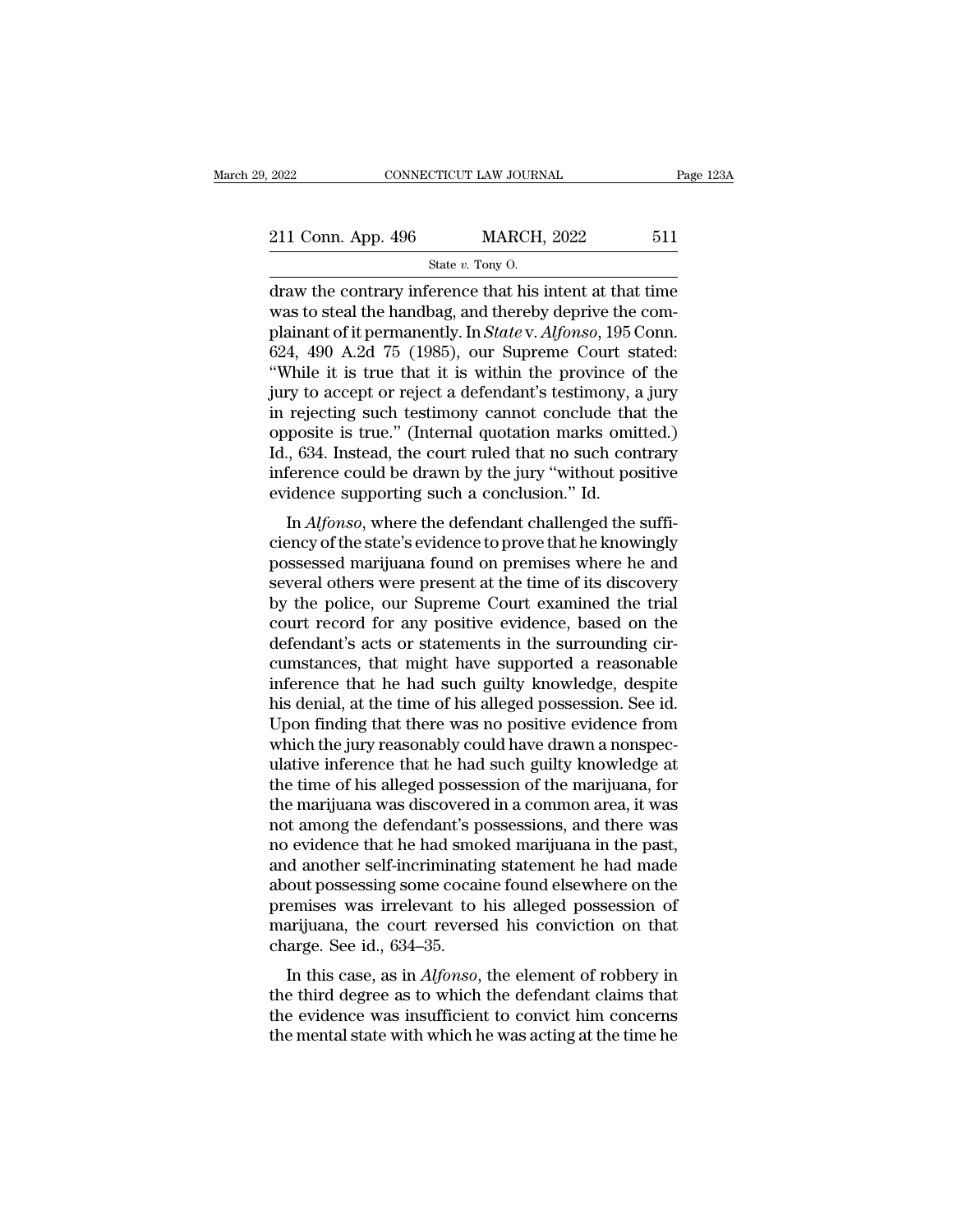draw the contrary inference that his intent at that time was to steal the handbag, and thereby deprive the complainant of it permanently. In *State* v. *Alfonso*, 195 Conn. 624, 490 A.2d 75 (1985), our Supreme Court stated: "While it is true that it is within the province of the jury to accept or reject a defendant's testimony, a jury in rejecting such testimony cannot conclude that the opposite is true." (Internal quotation marks omitted.) Id., 634. Instead, the court ruled that no such contrary inference could be drawn by the jury "without positive evidence supporting such a conclusion." Id.

In *Alfonso*, where the defendant challenged the sufficiency of the state's evidence to prove that he knowingly possessed marijuana found on premises where he and several others were present at the time of its discovery by the police, our Supreme Court examined the trial court record for any positive evidence, based on the defendant's acts or statements in the surrounding circumstances, that might have supported a reasonable inference that he had such guilty knowledge, despite his denial, at the time of his alleged possession. See id. Upon finding that there was no positive evidence from which the jury reasonably could have drawn a nonspeculative inference that he had such guilty knowledge at the time of his alleged possession of the marijuana, for the marijuana was discovered in a common area, it was not among the defendant's possessions, and there was no evidence that he had smoked marijuana in the past, and another self-incriminating statement he had made about possessing some cocaine found elsewhere on the premises was irrelevant to his alleged possession of marijuana, the court reversed his conviction on that charge. See id., 634–35.

In this case, as in *Alfonso*, the element of robbery in the third degree as to which the defendant claims that the evidence was insufficient to convict him concerns the mental state with which he was acting at the time he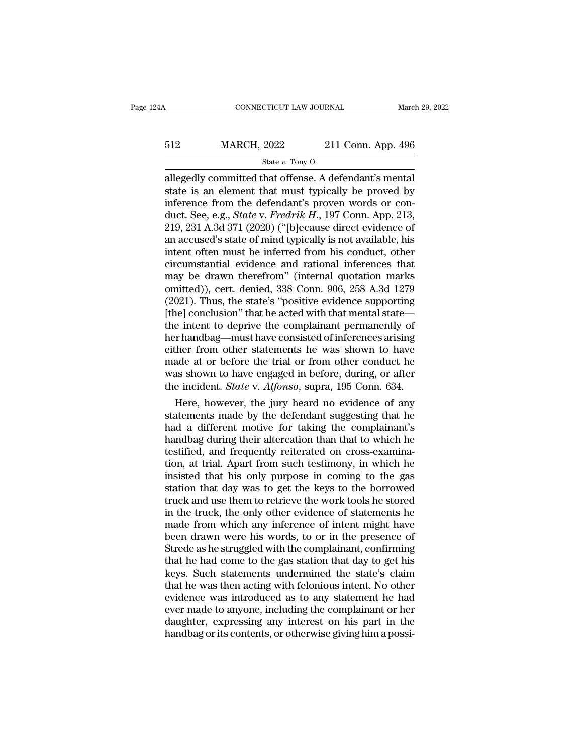allegedly committed that offense. A defendant's mental state is an element that must typically be proved by inference from the defendant's proven words or conduct. See, e.g., *State* v. *Fredrik H.*, 197 Conn. App. 213, 219, 231 A.3d 371 (2020) ("[b]ecause direct evidence of an accused's state of mind typically is not available, his intent often must be inferred from his conduct, other circumstantial evidence and rational inferences that may be drawn therefrom" (internal quotation marks omitted)), cert. denied, 338 Conn. 906, 258 A.3d 1279 (2021). Thus, the state's "positive evidence supporting [the] conclusion" that he acted with that mental state—the intent to deprive the complainant permanently of her handbag—must have consisted of inferences arising either from other statements he was shown to have made at or before the trial or from other conduct he was shown to have engaged in before, during, or after the incident. *State* v. *Alfonso*, supra, 195 Conn. 634.

Here, however, the jury heard no evidence of any statements made by the defendant suggesting that he had a different motive for taking the complainant's handbag during their altercation than that to which he testified, and frequently reiterated on cross-examination, at trial. Apart from such testimony, in which he insisted that his only purpose in coming to the gas station that day was to get the keys to the borrowed truck and use them to retrieve the work tools he stored in the truck, the only other evidence of statements he made from which any inference of intent might have been drawn were his words, to or in the presence of Strede as he struggled with the complainant, confirming that he had come to the gas station that day to get his keys. Such statements undermined the state's claim that he was then acting with felonious intent. No other evidence was introduced as to any statement he had ever made to anyone, including the complainant or her daughter, expressing any interest on his part in the handbag or its contents, or otherwise giving him a possi-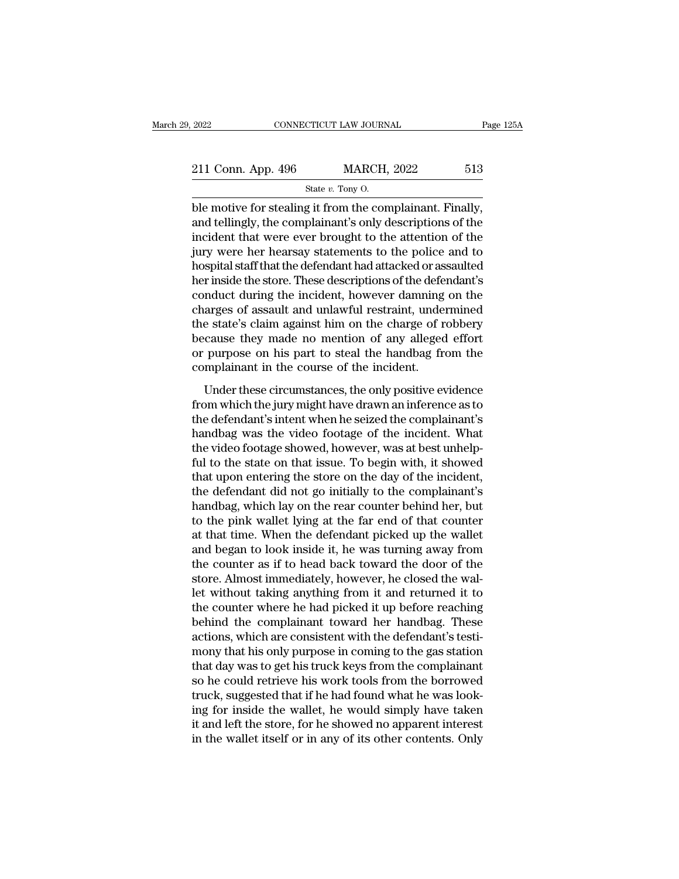ble motive for stealing it from the complainant. Finally, and tellingly, the complainant's only descriptions of the incident that were ever brought to the attention of the jury were her hearsay statements to the police and to hospital staff that the defendant had attacked or assaulted her inside the store. These descriptions of the defendant's conduct during the incident, however damning on the charges of assault and unlawful restraint, undermined the state's claim against him on the charge of robbery because they made no mention of any alleged effort or purpose on his part to steal the handbag from the complainant in the course of the incident.

Under these circumstances, the only positive evidence from which the jury might have drawn an inference as to the defendant's intent when he seized the complainant's handbag was the video footage of the incident. What the video footage showed, however, was at best unhelpful to the state on that issue. To begin with, it showed that upon entering the store on the day of the incident, the defendant did not go initially to the complainant's handbag, which lay on the rear counter behind her, but to the pink wallet lying at the far end of that counter at that time. When the defendant picked up the wallet and began to look inside it, he was turning away from the counter as if to head back toward the door of the store. Almost immediately, however, he closed the wallet without taking anything from it and returned it to the counter where he had picked it up before reaching behind the complainant toward her handbag. These actions, which are consistent with the defendant's testimony that his only purpose in coming to the gas station that day was to get his truck keys from the complainant so he could retrieve his work tools from the borrowed truck, suggested that if he had found what he was looking for inside the wallet, he would simply have taken it and left the store, for he showed no apparent interest in the wallet itself or in any of its other contents. Only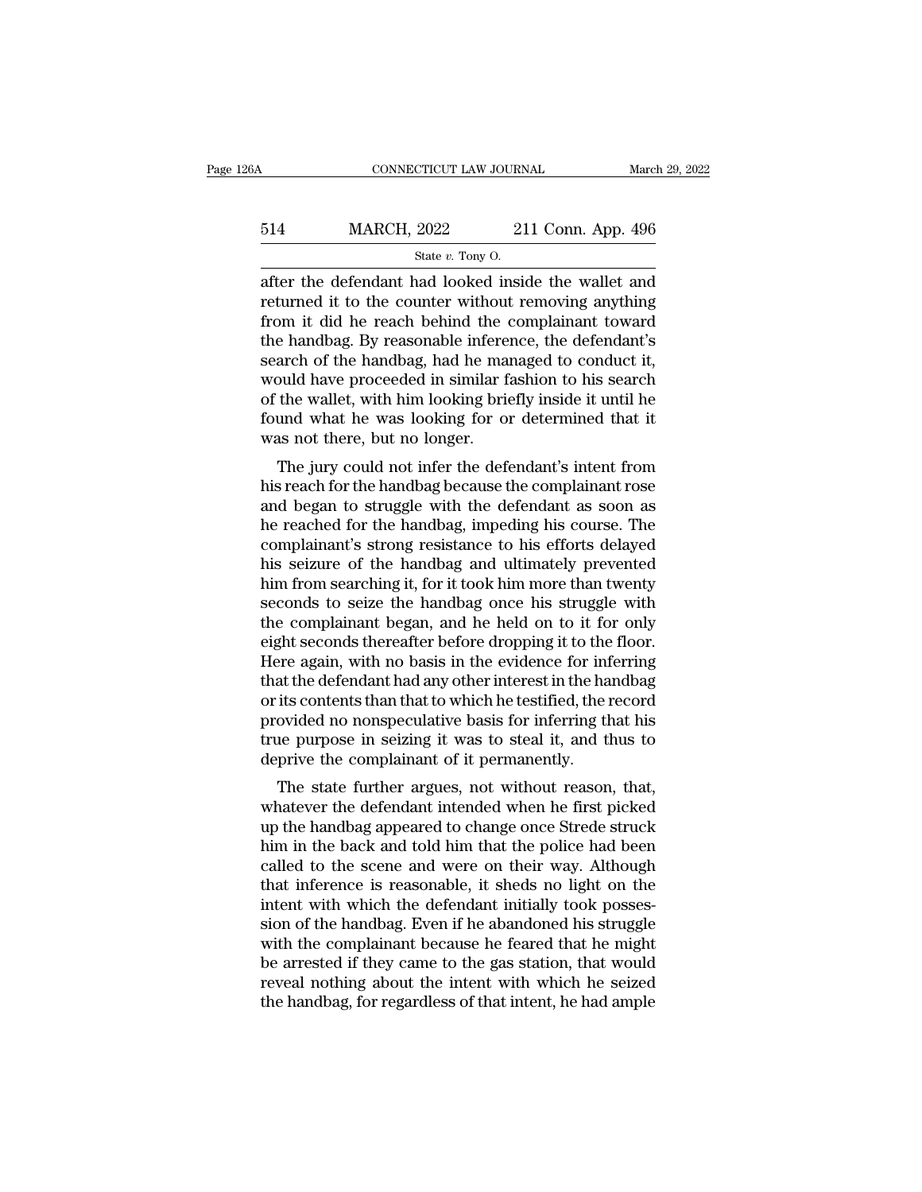after the defendant had looked inside the wallet and returned it to the counter without removing anything from it did he reach behind the complainant toward the handbag. By reasonable inference, the defendant's search of the handbag, had he managed to conduct it, would have proceeded in similar fashion to his search of the wallet, with him looking briefly inside it until he found what he was looking for or determined that it was not there, but no longer.

The jury could not infer the defendant's intent from his reach for the handbag because the complainant rose and began to struggle with the defendant as soon as he reached for the handbag, impeding his course. The complainant's strong resistance to his efforts delayed his seizure of the handbag and ultimately prevented him from searching it, for it took him more than twenty seconds to seize the handbag once his struggle with the complainant began, and he held on to it for only eight seconds thereafter before dropping it to the floor. Here again, with no basis in the evidence for inferring that the defendant had any other interest in the handbag or its contents than that to which he testified, the record provided no nonspeculative basis for inferring that his true purpose in seizing it was to steal it, and thus to deprive the complainant of it permanently.

The state further argues, not without reason, that, whatever the defendant intended when he first picked up the handbag appeared to change once Strede struck him in the back and told him that the police had been called to the scene and were on their way. Although that inference is reasonable, it sheds no light on the intent with which the defendant initially took possession of the handbag. Even if he abandoned his struggle with the complainant because he feared that he might be arrested if they came to the gas station, that would reveal nothing about the intent with which he seized the handbag, for regardless of that intent, he had ample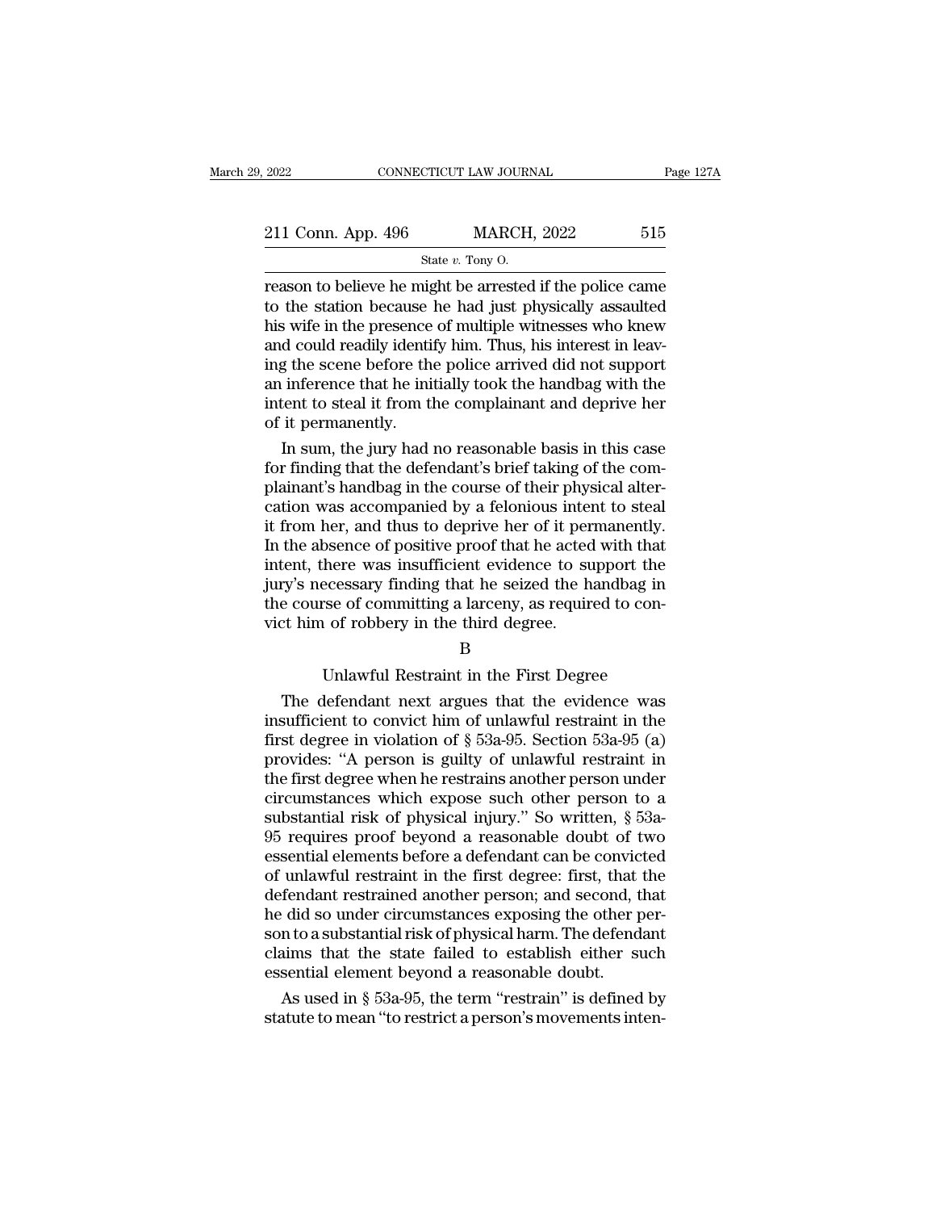reason to believe he might be arrested if the police came to the station because he had just physically assaulted his wife in the presence of multiple witnesses who knew and could readily identify him. Thus, his interest in leaving the scene before the police arrived did not support an inference that he initially took the handbag with the intent to steal it from the complainant and deprive her of it permanently.

In sum, the jury had no reasonable basis in this case for finding that the defendant's brief taking of the complainant's handbag in the course of their physical altercation was accompanied by a felonious intent to steal it from her, and thus to deprive her of it permanently. In the absence of positive proof that he acted with that intent, there was insufficient evidence to support the jury's necessary finding that he seized the handbag in the course of committing a larceny, as required to convict him of robbery in the third degree.

### B

### Unlawful Restraint in the First Degree

The defendant next argues that the evidence was insufficient to convict him of unlawful restraint in the first degree in violation of § 53a-95. Section 53a-95 (a) provides: "A person is guilty of unlawful restraint in the first degree when he restrains another person under circumstances which expose such other person to a substantial risk of physical injury." So written, § 53a-95 requires proof beyond a reasonable doubt of two essential elements before a defendant can be convicted of unlawful restraint in the first degree: first, that the defendant restrained another person; and second, that he did so under circumstances exposing the other person to a substantial risk of physical harm. The defendant claims that the state failed to establish either such essential element beyond a reasonable doubt.

As used in § 53a-95, the term "restrain" is defined by statute to mean "to restrict a person's movements inten-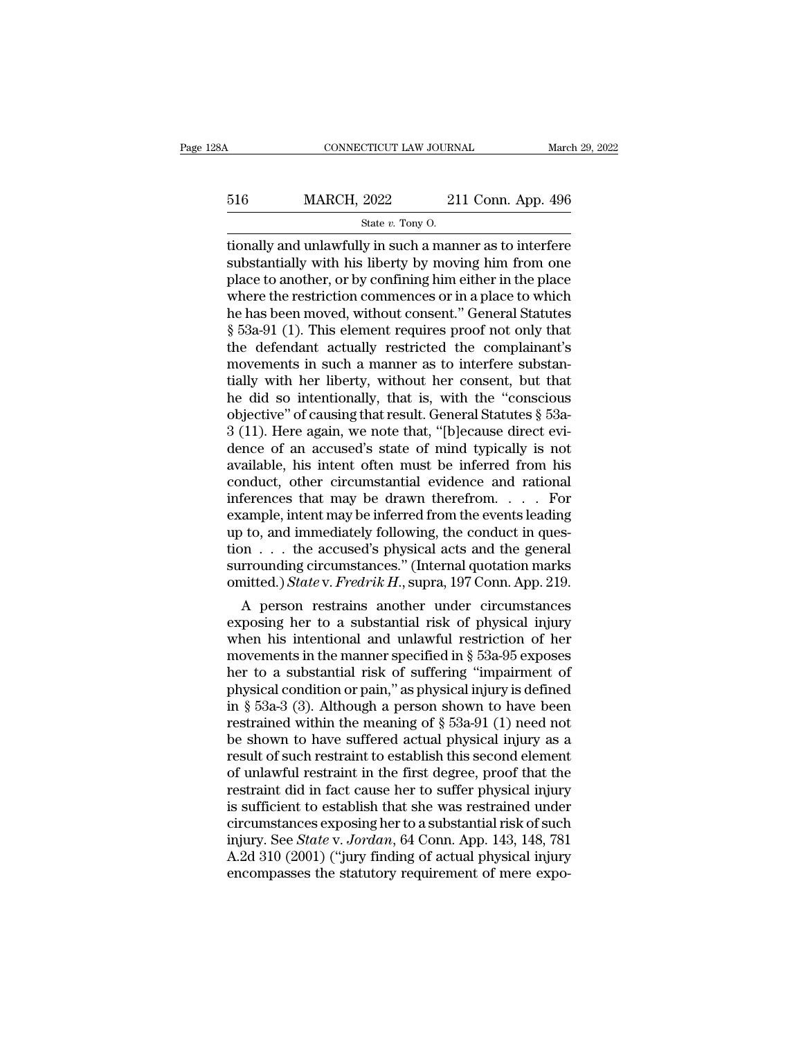tionally and unlawfully in such a manner as to interfere substantially with his liberty by moving him from one place to another, or by confining him either in the place where the restriction commences or in a place to which he has been moved, without consent." General Statutes § 53a-91 (1). This element requires proof not only that the defendant actually restricted the complainant's movements in such a manner as to interfere substantially with her liberty, without her consent, but that he did so intentionally, that is, with the "conscious objective" of causing that result. General Statutes § 53a-3 (11). Here again, we note that, "[b]ecause direct evidence of an accused's state of mind typically is not available, his intent often must be inferred from his conduct, other circumstantial evidence and rational inferences that may be drawn therefrom. . . . For example, intent may be inferred from the events leading up to, and immediately following, the conduct in question . . . the accused's physical acts and the general surrounding circumstances." (Internal quotation marks omitted.) *State* v. *Fredrik H.*, supra, 197 Conn. App. 219.

A person restrains another under circumstances exposing her to a substantial risk of physical injury when his intentional and unlawful restriction of her movements in the manner specified in § 53a-95 exposes her to a substantial risk of suffering "impairment of physical condition or pain," as physical injury is defined in § 53a-3 (3). Although a person shown to have been restrained within the meaning of § 53a-91 (1) need not be shown to have suffered actual physical injury as a result of such restraint to establish this second element of unlawful restraint in the first degree, proof that the restraint did in fact cause her to suffer physical injury is sufficient to establish that she was restrained under circumstances exposing her to a substantial risk of such injury. See *State* v. *Jordan*, 64 Conn. App. 143, 148, 781 A.2d 310 (2001) ("jury finding of actual physical injury encompasses the statutory requirement of mere expo-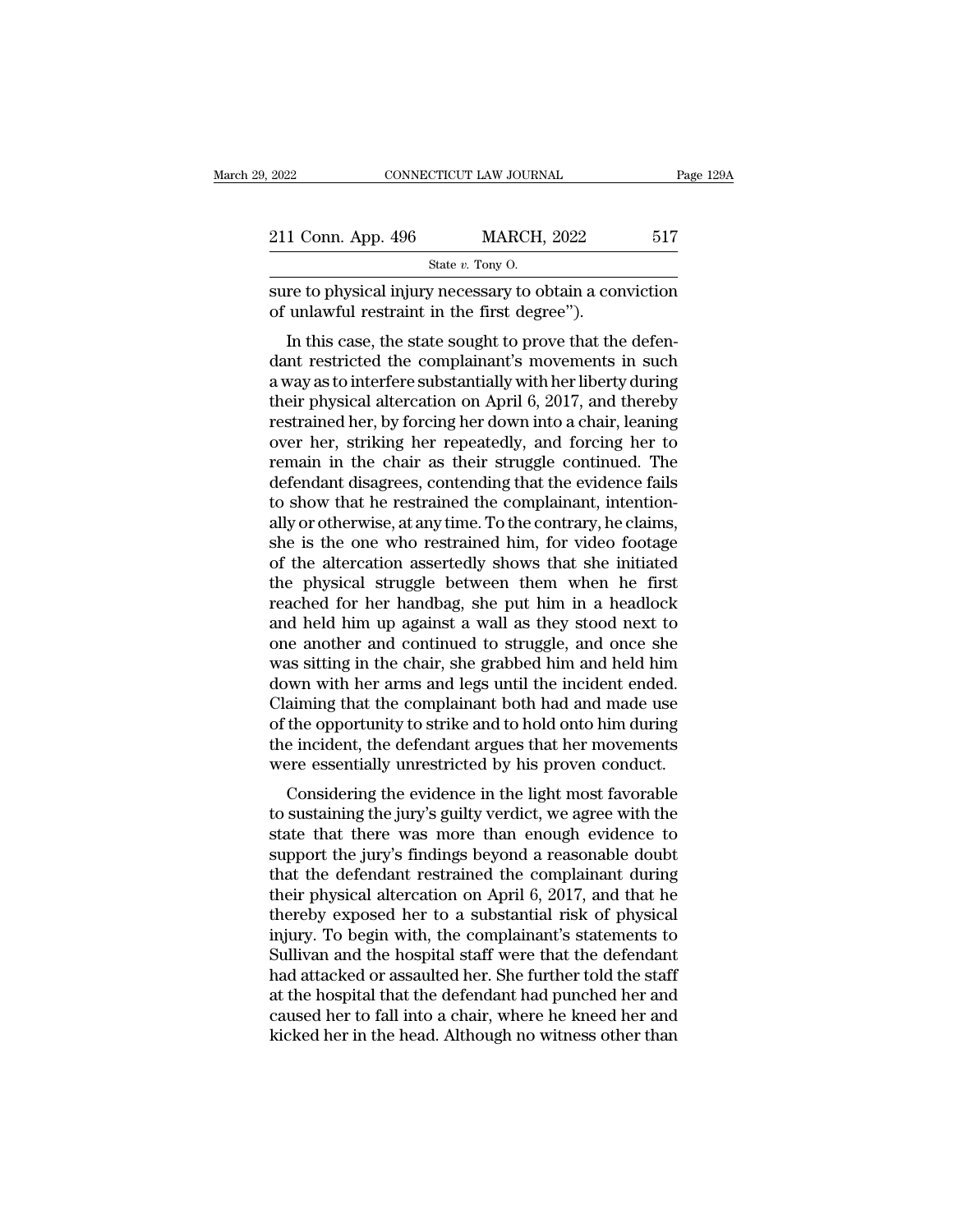sure to physical injury necessary to obtain a conviction of unlawful restraint in the first degree").

In this case, the state sought to prove that the defendant restricted the complainant's movements in such a way as to interfere substantially with her liberty during their physical altercation on April 6, 2017, and thereby restrained her, by forcing her down into a chair, leaning over her, striking her repeatedly, and forcing her to remain in the chair as their struggle continued. The defendant disagrees, contending that the evidence fails to show that he restrained the complainant, intentionally or otherwise, at any time. To the contrary, he claims, she is the one who restrained him, for video footage of the altercation assertedly shows that she initiated the physical struggle between them when he first reached for her handbag, she put him in a headlock and held him up against a wall as they stood next to one another and continued to struggle, and once she was sitting in the chair, she grabbed him and held him down with her arms and legs until the incident ended. Claiming that the complainant both had and made use of the opportunity to strike and to hold onto him during the incident, the defendant argues that her movements were essentially unrestricted by his proven conduct.

Considering the evidence in the light most favorable to sustaining the jury's guilty verdict, we agree with the state that there was more than enough evidence to support the jury's findings beyond a reasonable doubt that the defendant restrained the complainant during their physical altercation on April 6, 2017, and that he thereby exposed her to a substantial risk of physical injury. To begin with, the complainant's statements to Sullivan and the hospital staff were that the defendant had attacked or assaulted her. She further told the staff at the hospital that the defendant had punched her and caused her to fall into a chair, where he kneed her and kicked her in the head. Although no witness other than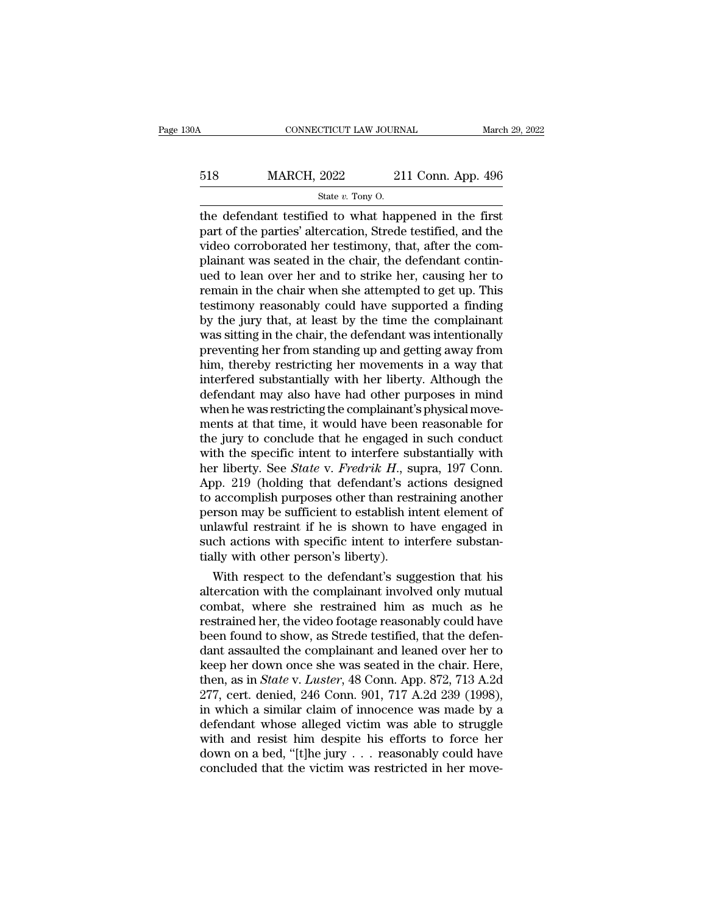the defendant testified to what happened in the first part of the parties' altercation, Strede testified, and the video corroborated her testimony, that, after the complainant was seated in the chair, the defendant continued to lean over her and to strike her, causing her to remain in the chair when she attempted to get up. This testimony reasonably could have supported a finding by the jury that, at least by the time the complainant was sitting in the chair, the defendant was intentionally preventing her from standing up and getting away from him, thereby restricting her movements in a way that interfered substantially with her liberty. Although the defendant may also have had other purposes in mind when he was restricting the complainant's physical movements at that time, it would have been reasonable for the jury to conclude that he engaged in such conduct with the specific intent to interfere substantially with her liberty. See *State* v. *Fredrik H.*, supra, 197 Conn. App. 219 (holding that defendant's actions designed to accomplish purposes other than restraining another person may be sufficient to establish intent element of unlawful restraint if he is shown to have engaged in such actions with specific intent to interfere substantially with other person's liberty).

With respect to the defendant's suggestion that his altercation with the complainant involved only mutual combat, where she restrained him as much as he restrained her, the video footage reasonably could have been found to show, as Strede testified, that the defendant assaulted the complainant and leaned over her to keep her down once she was seated in the chair. Here, then, as in *State* v. *Luster*, 48 Conn. App. 872, 713 A.2d 277, cert. denied, 246 Conn. 901, 717 A.2d 239 (1998), in which a similar claim of innocence was made by a defendant whose alleged victim was able to struggle with and resist him despite his efforts to force her down on a bed, "[t]he jury . . . reasonably could have concluded that the victim was restricted in her move-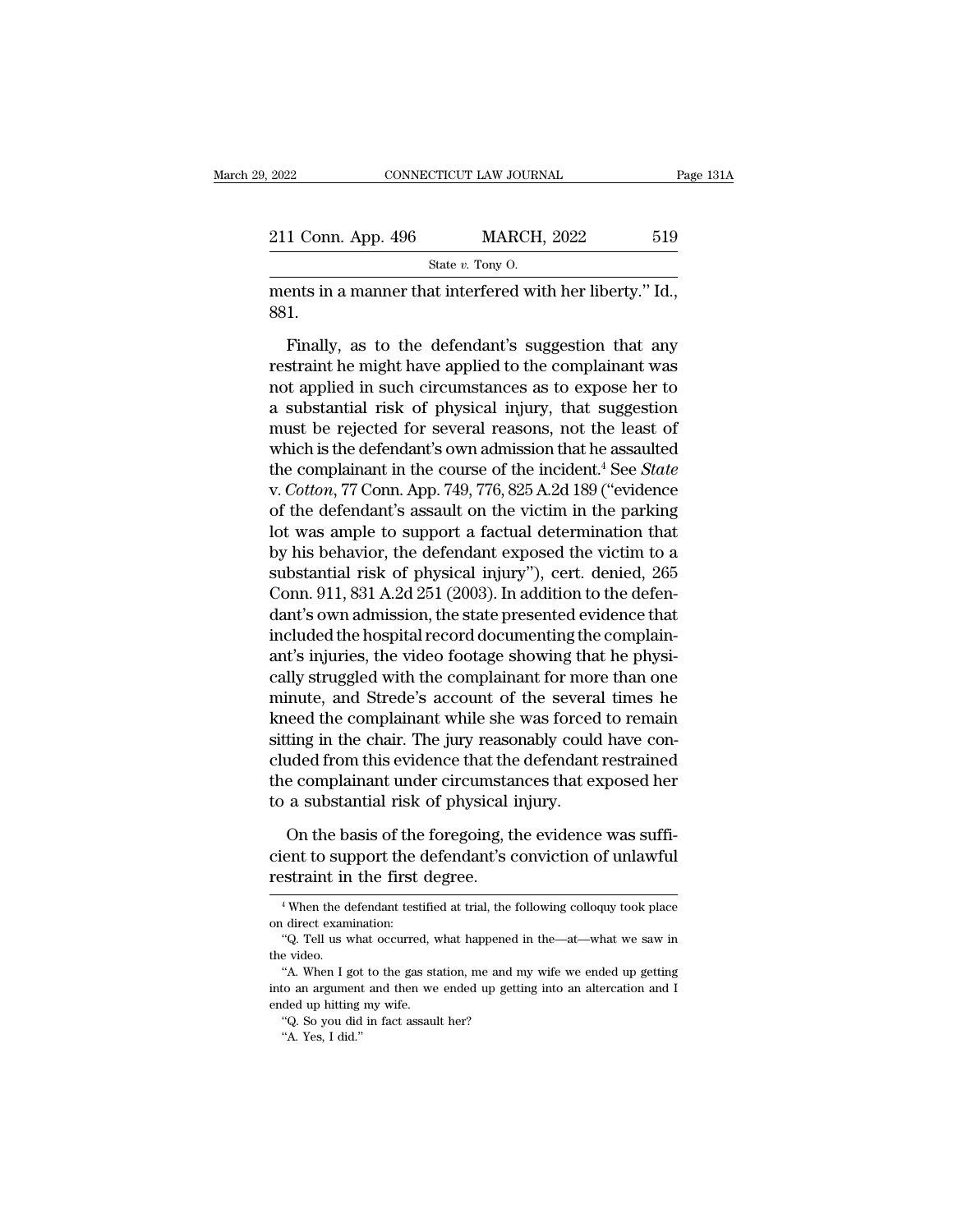ments in a manner that interfered with her liberty." Id., 881.

Finally, as to the defendant's suggestion that any restraint he might have applied to the complainant was not applied in such circumstances as to expose her to a substantial risk of physical injury, that suggestion must be rejected for several reasons, not the least of which is the defendant's own admission that he assaulted the complainant in the course of the incident.[4] See *State* v. *Cotton*, 77 Conn. App. 749, 776, 825 A.2d 189 ("evidence of the defendant's assault on the victim in the parking lot was ample to support a factual determination that by his behavior, the defendant exposed the victim to a substantial risk of physical injury"), cert. denied, 265 Conn. 911, 831 A.2d 251 (2003). In addition to the defendant's own admission, the state presented evidence that included the hospital record documenting the complainant's injuries, the video footage showing that he physically struggled with the complainant for more than one minute, and Strede's account of the several times he kneed the complainant while she was forced to remain sitting in the chair. The jury reasonably could have concluded from this evidence that the defendant restrained the complainant under circumstances that exposed her to a substantial risk of physical injury.

On the basis of the foregoing, the evidence was sufficient to support the defendant's conviction of unlawful restraint in the first degree.

---

[4] When the defendant testified at trial, the following colloquy took place on direct examination:

"Q. Tell us what occurred, what happened in the—at—what we saw in the video.

"A. When I got to the gas station, me and my wife we ended up getting into an argument and then we ended up getting into an altercation and I ended up hitting my wife.

"Q. So you did in fact assault her?

"A. Yes, I did."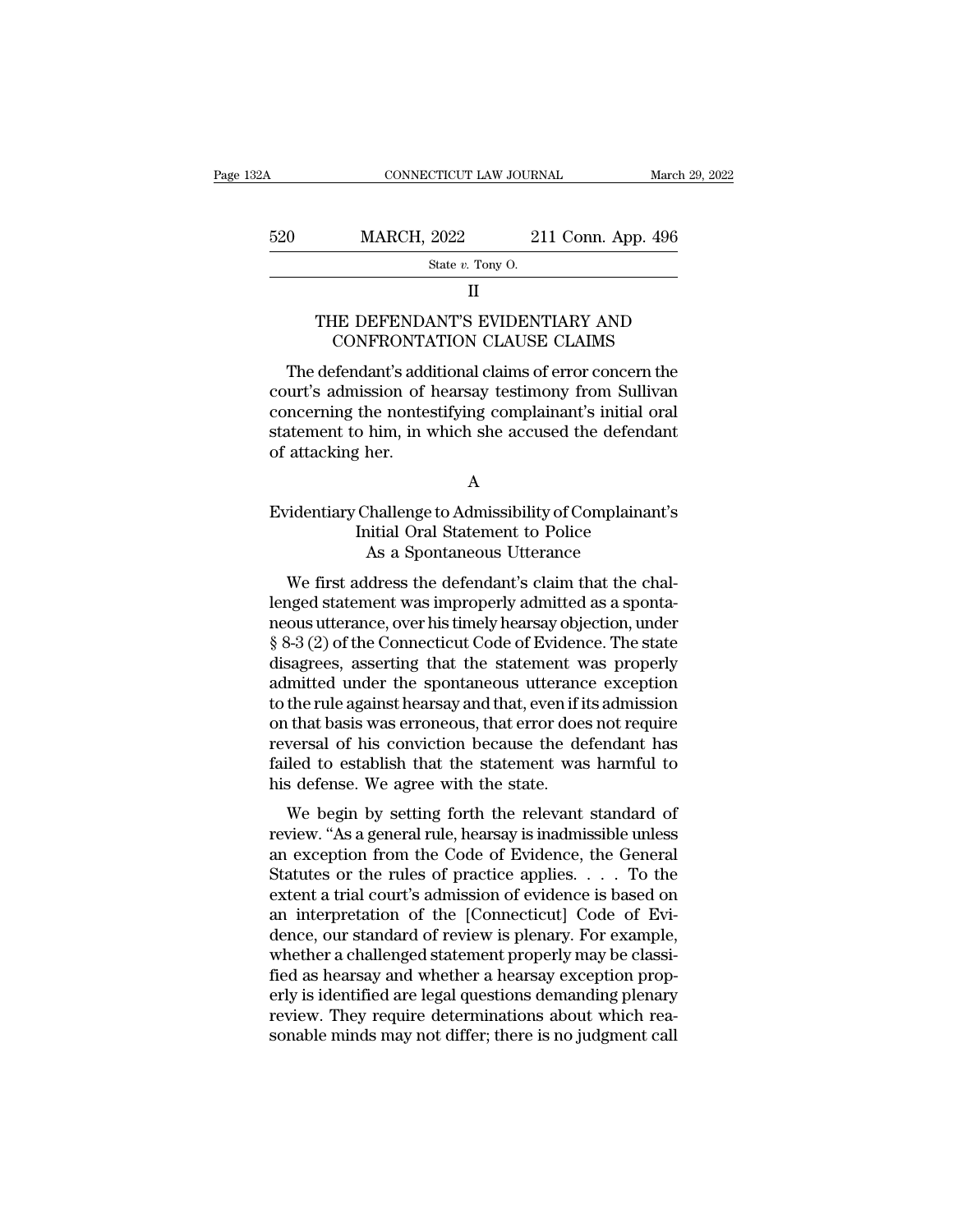## II

## THE DEFENDANT'S EVIDENTIARY AND CONFRONTATION CLAUSE CLAIMS

The defendant's additional claims of error concern the court's admission of hearsay testimony from Sullivan concerning the nontestifying complainant's initial oral statement to him, in which she accused the defendant of attacking her.

### A

### Evidentiary Challenge to Admissibility of Complainant's Initial Oral Statement to Police As a Spontaneous Utterance

We first address the defendant's claim that the challenged statement was improperly admitted as a spontaneous utterance, over his timely hearsay objection, under § 8-3 (2) of the Connecticut Code of Evidence. The state disagrees, asserting that the statement was properly admitted under the spontaneous utterance exception to the rule against hearsay and that, even if its admission on that basis was erroneous, that error does not require reversal of his conviction because the defendant has failed to establish that the statement was harmful to his defense. We agree with the state.

We begin by setting forth the relevant standard of review. "As a general rule, hearsay is inadmissible unless an exception from the Code of Evidence, the General Statutes or the rules of practice applies. . . . To the extent a trial court's admission of evidence is based on an interpretation of the [Connecticut] Code of Evidence, our standard of review is plenary. For example, whether a challenged statement properly may be classified as hearsay and whether a hearsay exception properly is identified are legal questions demanding plenary review. They require determinations about which reasonable minds may not differ; there is no judgment call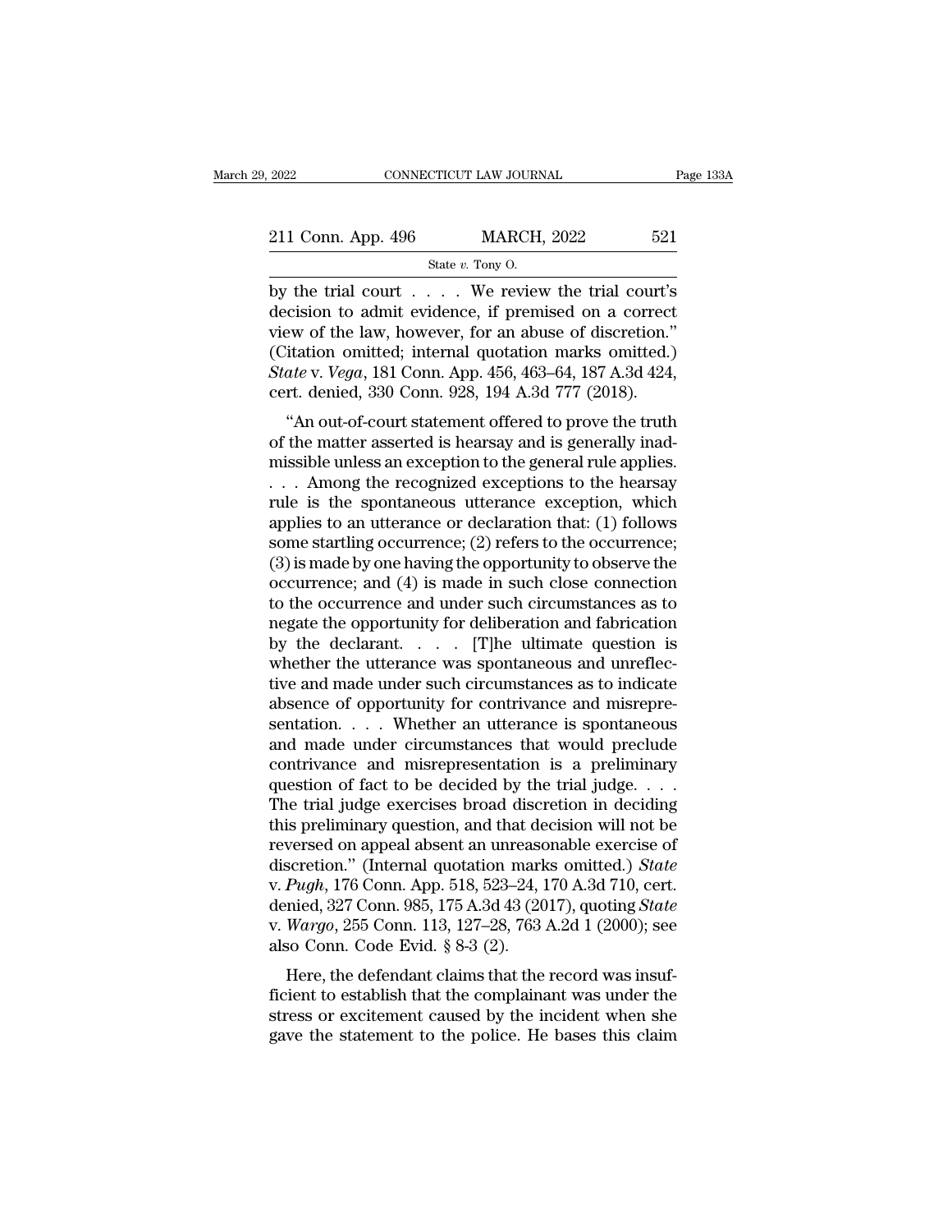by the trial court . . . . We review the trial court's decision to admit evidence, if premised on a correct view of the law, however, for an abuse of discretion." (Citation omitted; internal quotation marks omitted.) *State* v. *Vega*, 181 Conn. App. 456, 463–64, 187 A.3d 424, cert. denied, 330 Conn. 928, 194 A.3d 777 (2018).

"An out-of-court statement offered to prove the truth of the matter asserted is hearsay and is generally inadmissible unless an exception to the general rule applies. . . . Among the recognized exceptions to the hearsay rule is the spontaneous utterance exception, which applies to an utterance or declaration that: (1) follows some startling occurrence; (2) refers to the occurrence; (3) is made by one having the opportunity to observe the occurrence; and (4) is made in such close connection to the occurrence and under such circumstances as to negate the opportunity for deliberation and fabrication by the declarant. . . . [T]he ultimate question is whether the utterance was spontaneous and unreflective and made under such circumstances as to indicate absence of opportunity for contrivance and misrepresentation. . . . Whether an utterance is spontaneous and made under circumstances that would preclude contrivance and misrepresentation is a preliminary question of fact to be decided by the trial judge. . . . The trial judge exercises broad discretion in deciding this preliminary question, and that decision will not be reversed on appeal absent an unreasonable exercise of discretion." (Internal quotation marks omitted.) *State* v. *Pugh*, 176 Conn. App. 518, 523–24, 170 A.3d 710, cert. denied, 327 Conn. 985, 175 A.3d 43 (2017), quoting *State* v. *Wargo*, 255 Conn. 113, 127–28, 763 A.2d 1 (2000); see also Conn. Code Evid. § 8-3 (2).

Here, the defendant claims that the record was insufficient to establish that the complainant was under the stress or excitement caused by the incident when she gave the statement to the police. He bases this claim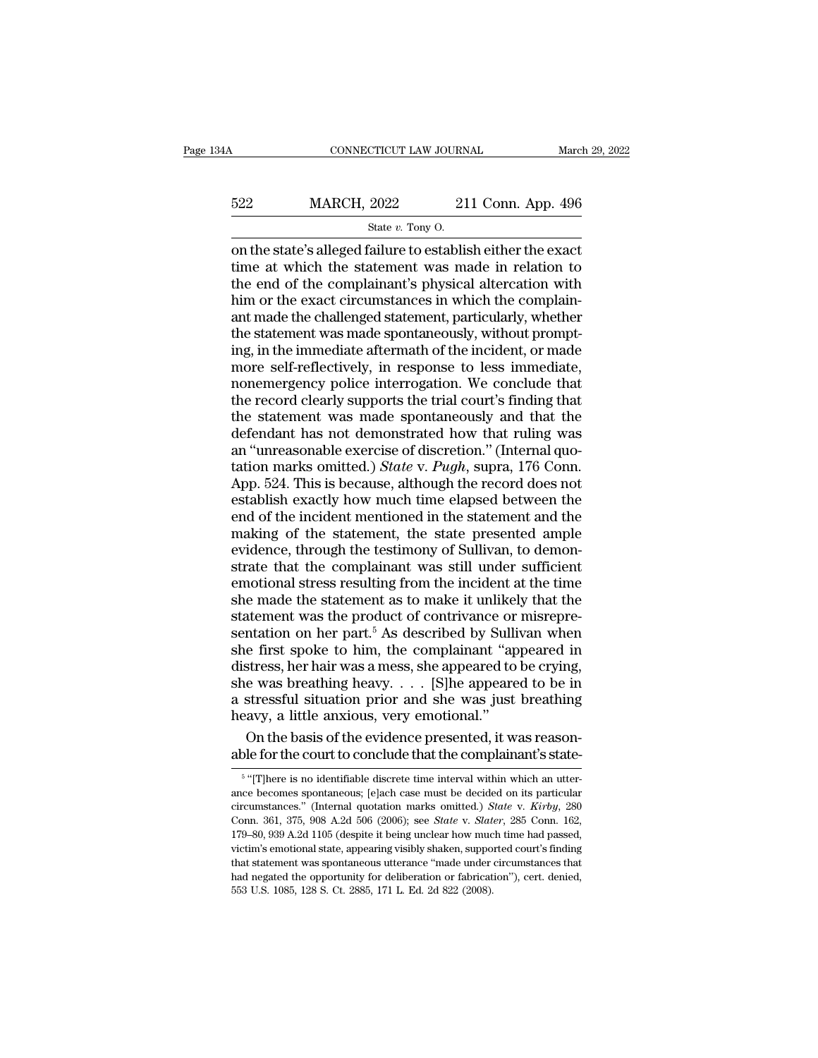on the state's alleged failure to establish either the exact time at which the statement was made in relation to the end of the complainant's physical altercation with him or the exact circumstances in which the complainant made the challenged statement, particularly, whether the statement was made spontaneously, without prompting, in the immediate aftermath of the incident, or made more self-reflectively, in response to less immediate, nonemergency police interrogation. We conclude that the record clearly supports the trial court's finding that the statement was made spontaneously and that the defendant has not demonstrated how that ruling was an "unreasonable exercise of discretion." (Internal quotation marks omitted.) *State* v. *Pugh*, supra, 176 Conn. App. 524. This is because, although the record does not establish exactly how much time elapsed between the end of the incident mentioned in the statement and the making of the statement, the state presented ample evidence, through the testimony of Sullivan, to demonstrate that the complainant was still under sufficient emotional stress resulting from the incident at the time she made the statement as to make it unlikely that the statement was the product of contrivance or misrepresentation on her part.[5] As described by Sullivan when she first spoke to him, the complainant "appeared in distress, her hair was a mess, she appeared to be crying, she was breathing heavy. . . . [S]he appeared to be in a stressful situation prior and she was just breathing heavy, a little anxious, very emotional."

On the basis of the evidence presented, it was reasonable for the court to conclude that the complainant's state-

---

[5] "[T]here is no identifiable discrete time interval within which an utterance becomes spontaneous; [e]ach case must be decided on its particular circumstances." (Internal quotation marks omitted.) *State* v. *Kirby*, 280 Conn. 361, 375, 908 A.2d 506 (2006); see *State* v. *Slater*, 285 Conn. 162, 179–80, 939 A.2d 1105 (despite it being unclear how much time had passed, victim's emotional state, appearing visibly shaken, supported court's finding that statement was spontaneous utterance "made under circumstances that had negated the opportunity for deliberation or fabrication"), cert. denied, 553 U.S. 1085, 128 S. Ct. 2885, 171 L. Ed. 2d 822 (2008).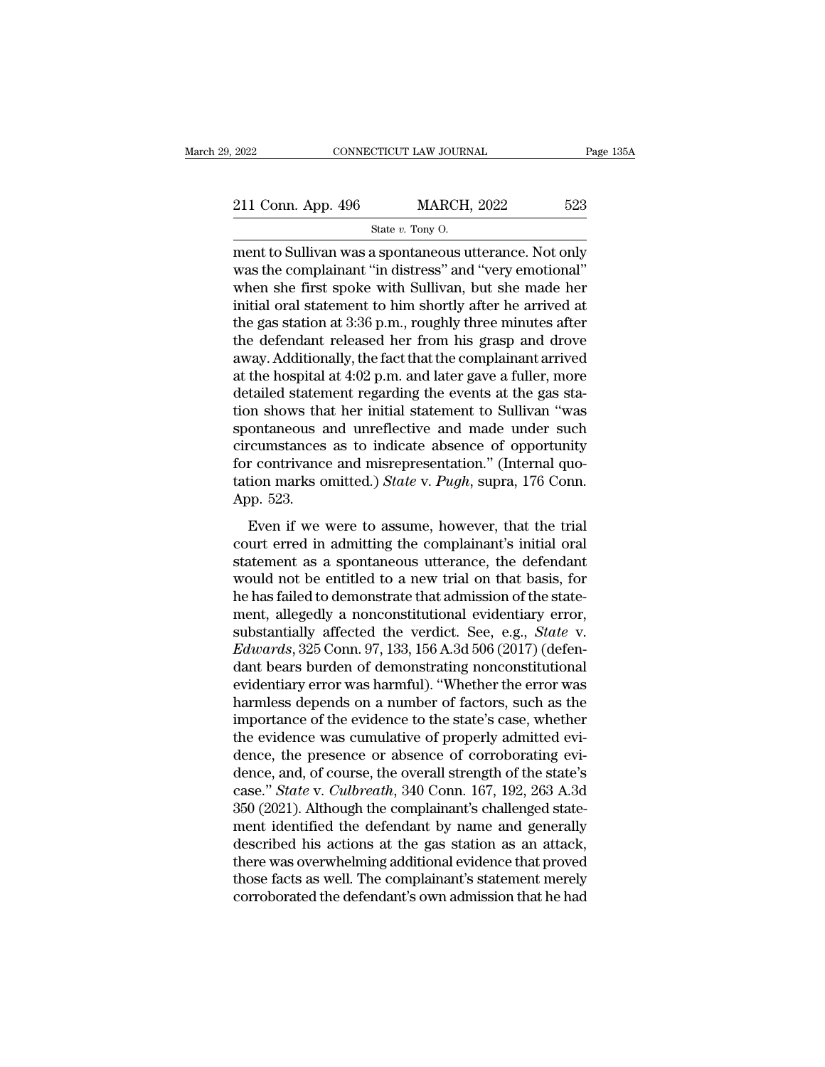ment to Sullivan was a spontaneous utterance. Not only was the complainant "in distress" and "very emotional" when she first spoke with Sullivan, but she made her initial oral statement to him shortly after he arrived at the gas station at 3:36 p.m., roughly three minutes after the defendant released her from his grasp and drove away. Additionally, the fact that the complainant arrived at the hospital at 4:02 p.m. and later gave a fuller, more detailed statement regarding the events at the gas station shows that her initial statement to Sullivan "was spontaneous and unreflective and made under such circumstances as to indicate absence of opportunity for contrivance and misrepresentation." (Internal quotation marks omitted.) *State* v. *Pugh*, supra, 176 Conn. App. 523.

Even if we were to assume, however, that the trial court erred in admitting the complainant's initial oral statement as a spontaneous utterance, the defendant would not be entitled to a new trial on that basis, for he has failed to demonstrate that admission of the statement, allegedly a nonconstitutional evidentiary error, substantially affected the verdict. See, e.g., *State* v. *Edwards*, 325 Conn. 97, 133, 156 A.3d 506 (2017) (defendant bears burden of demonstrating nonconstitutional evidentiary error was harmful). "Whether the error was harmless depends on a number of factors, such as the importance of the evidence to the state's case, whether the evidence was cumulative of properly admitted evidence, the presence or absence of corroborating evidence, and, of course, the overall strength of the state's case." *State* v. *Culbreath*, 340 Conn. 167, 192, 263 A.3d 350 (2021). Although the complainant's challenged statement identified the defendant by name and generally described his actions at the gas station as an attack, there was overwhelming additional evidence that proved those facts as well. The complainant's statement merely corroborated the defendant's own admission that he had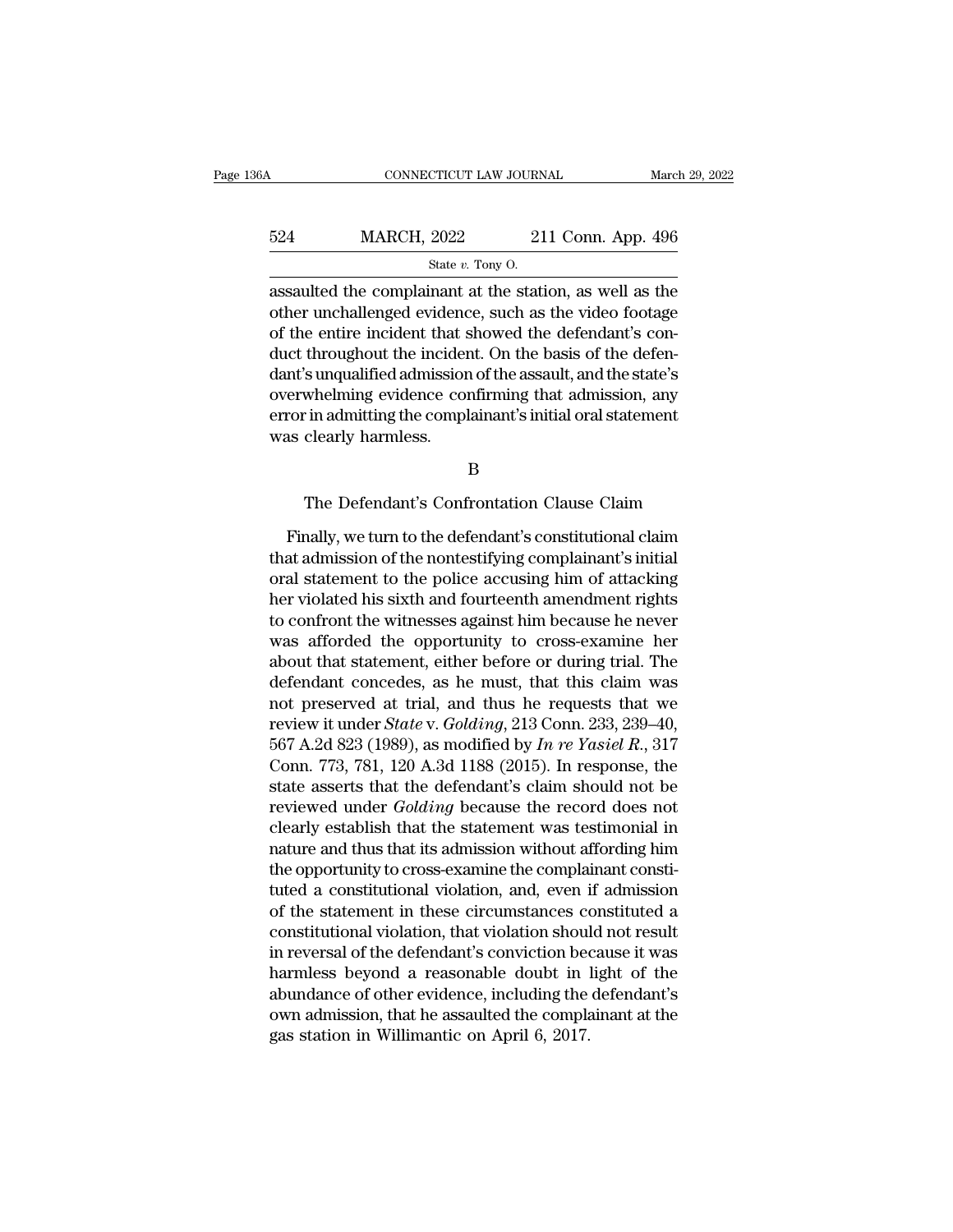assaulted the complainant at the station, as well as the other unchallenged evidence, such as the video footage of the entire incident that showed the defendant's conduct throughout the incident. On the basis of the defendant's unqualified admission of the assault, and the state's overwhelming evidence confirming that admission, any error in admitting the complainant's initial oral statement was clearly harmless.

B

The Defendant's Confrontation Clause Claim

Finally, we turn to the defendant's constitutional claim that admission of the nontestifying complainant's initial oral statement to the police accusing him of attacking her violated his sixth and fourteenth amendment rights to confront the witnesses against him because he never was afforded the opportunity to cross-examine her about that statement, either before or during trial. The defendant concedes, as he must, that this claim was not preserved at trial, and thus he requests that we review it under *State* v. *Golding*, 213 Conn. 233, 239–40, 567 A.2d 823 (1989), as modified by *In re Yasiel R.*, 317 Conn. 773, 781, 120 A.3d 1188 (2015). In response, the state asserts that the defendant's claim should not be reviewed under *Golding* because the record does not clearly establish that the statement was testimonial in nature and thus that its admission without affording him the opportunity to cross-examine the complainant constituted a constitutional violation, and, even if admission of the statement in these circumstances constituted a constitutional violation, that violation should not result in reversal of the defendant's conviction because it was harmless beyond a reasonable doubt in light of the abundance of other evidence, including the defendant's own admission, that he assaulted the complainant at the gas station in Willimantic on April 6, 2017.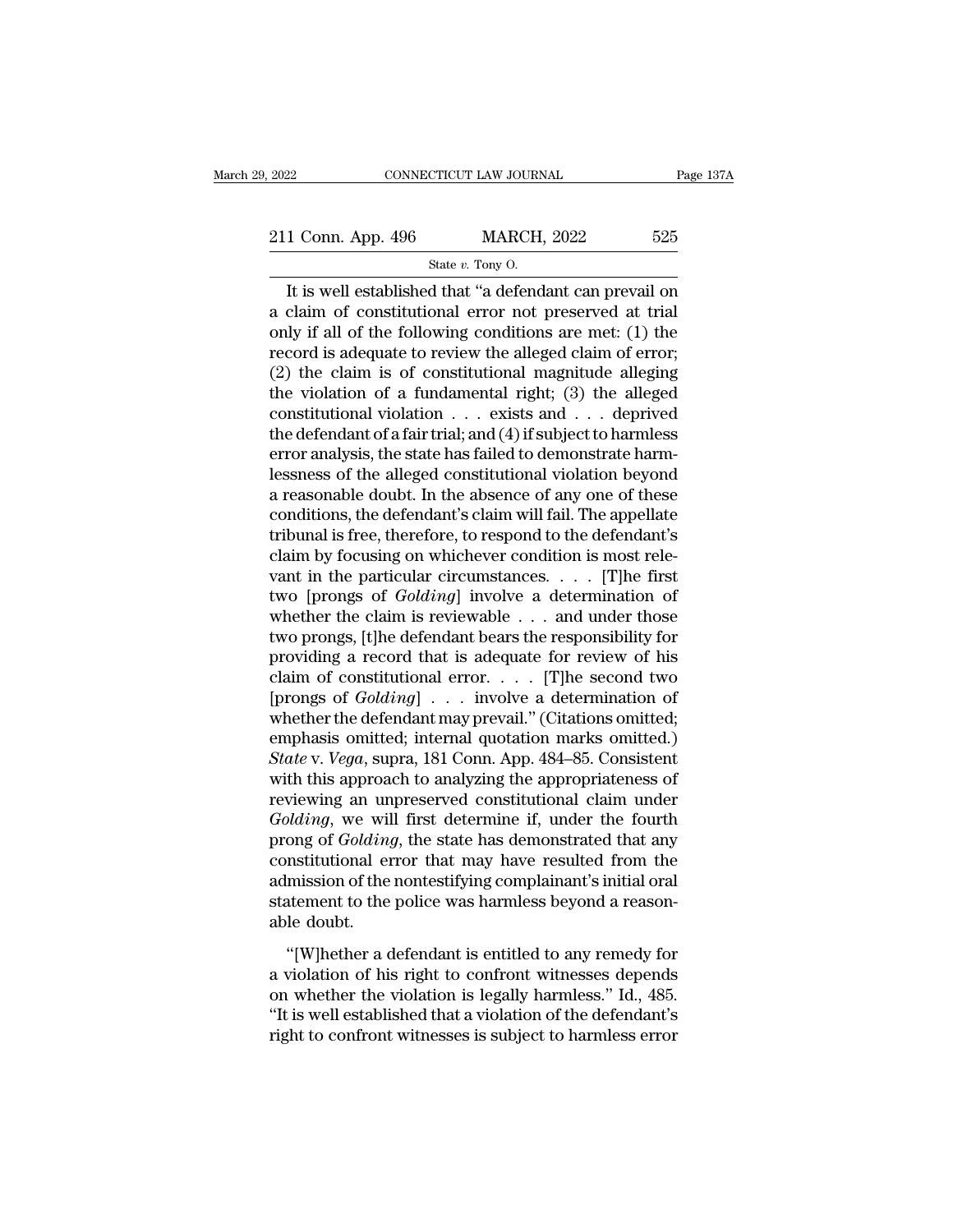It is well established that "a defendant can prevail on a claim of constitutional error not preserved at trial only if all of the following conditions are met: (1) the record is adequate to review the alleged claim of error; (2) the claim is of constitutional magnitude alleging the violation of a fundamental right; (3) the alleged constitutional violation . . . exists and . . . deprived the defendant of a fair trial; and (4) if subject to harmless error analysis, the state has failed to demonstrate harmlessness of the alleged constitutional violation beyond a reasonable doubt. In the absence of any one of these conditions, the defendant's claim will fail. The appellate tribunal is free, therefore, to respond to the defendant's claim by focusing on whichever condition is most relevant in the particular circumstances. . . . [T]he first two [prongs of *Golding*] involve a determination of whether the claim is reviewable . . . and under those two prongs, [t]he defendant bears the responsibility for providing a record that is adequate for review of his claim of constitutional error. . . . [T]he second two [prongs of *Golding*] . . . involve a determination of whether the defendant may prevail." (Citations omitted; emphasis omitted; internal quotation marks omitted.) *State* v. *Vega*, supra, 181 Conn. App. 484–85. Consistent with this approach to analyzing the appropriateness of reviewing an unpreserved constitutional claim under *Golding*, we will first determine if, under the fourth prong of *Golding*, the state has demonstrated that any constitutional error that may have resulted from the admission of the nontestifying complainant's initial oral statement to the police was harmless beyond a reasonable doubt.

"[W]hether a defendant is entitled to any remedy for a violation of his right to confront witnesses depends on whether the violation is legally harmless." Id., 485. "It is well established that a violation of the defendant's right to confront witnesses is subject to harmless error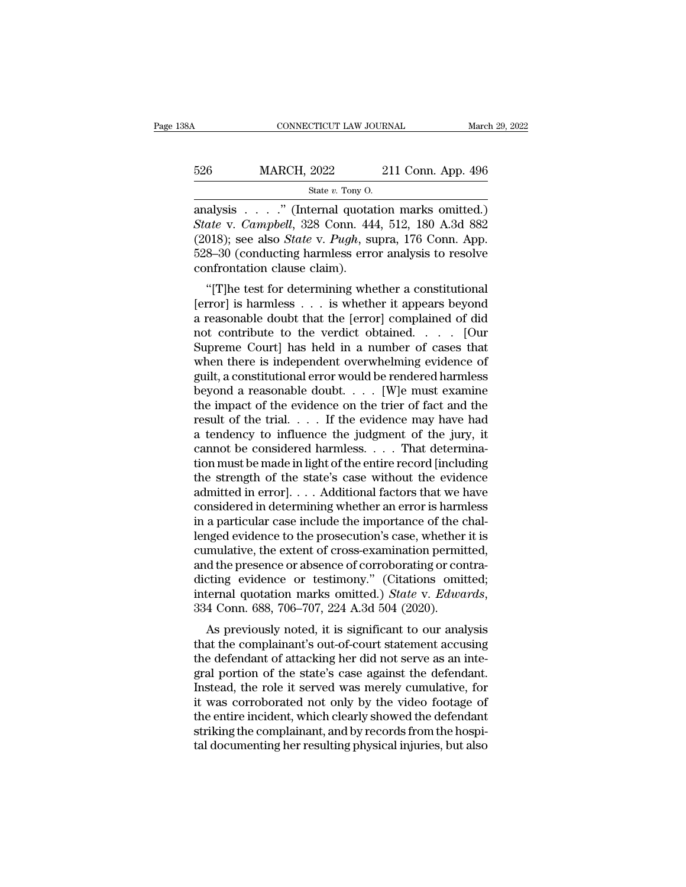analysis . . . ." (Internal quotation marks omitted.) *State* v. *Campbell*, 328 Conn. 444, 512, 180 A.3d 882 (2018); see also *State* v. *Pugh*, supra, 176 Conn. App. 528–30 (conducting harmless error analysis to resolve confrontation clause claim).

"[T]he test for determining whether a constitutional [error] is harmless . . . is whether it appears beyond a reasonable doubt that the [error] complained of did not contribute to the verdict obtained. . . . [Our Supreme Court] has held in a number of cases that when there is independent overwhelming evidence of guilt, a constitutional error would be rendered harmless beyond a reasonable doubt. . . . [W]e must examine the impact of the evidence on the trier of fact and the result of the trial. . . . If the evidence may have had a tendency to influence the judgment of the jury, it cannot be considered harmless. . . . That determination must be made in light of the entire record [including the strength of the state's case without the evidence admitted in error]. . . . Additional factors that we have considered in determining whether an error is harmless in a particular case include the importance of the challenged evidence to the prosecution's case, whether it is cumulative, the extent of cross-examination permitted, and the presence or absence of corroborating or contradicting evidence or testimony." (Citations omitted; internal quotation marks omitted.) *State* v. *Edwards*, 334 Conn. 688, 706–707, 224 A.3d 504 (2020).

As previously noted, it is significant to our analysis that the complainant's out-of-court statement accusing the defendant of attacking her did not serve as an integral portion of the state's case against the defendant. Instead, the role it served was merely cumulative, for it was corroborated not only by the video footage of the entire incident, which clearly showed the defendant striking the complainant, and by records from the hospital documenting her resulting physical injuries, but also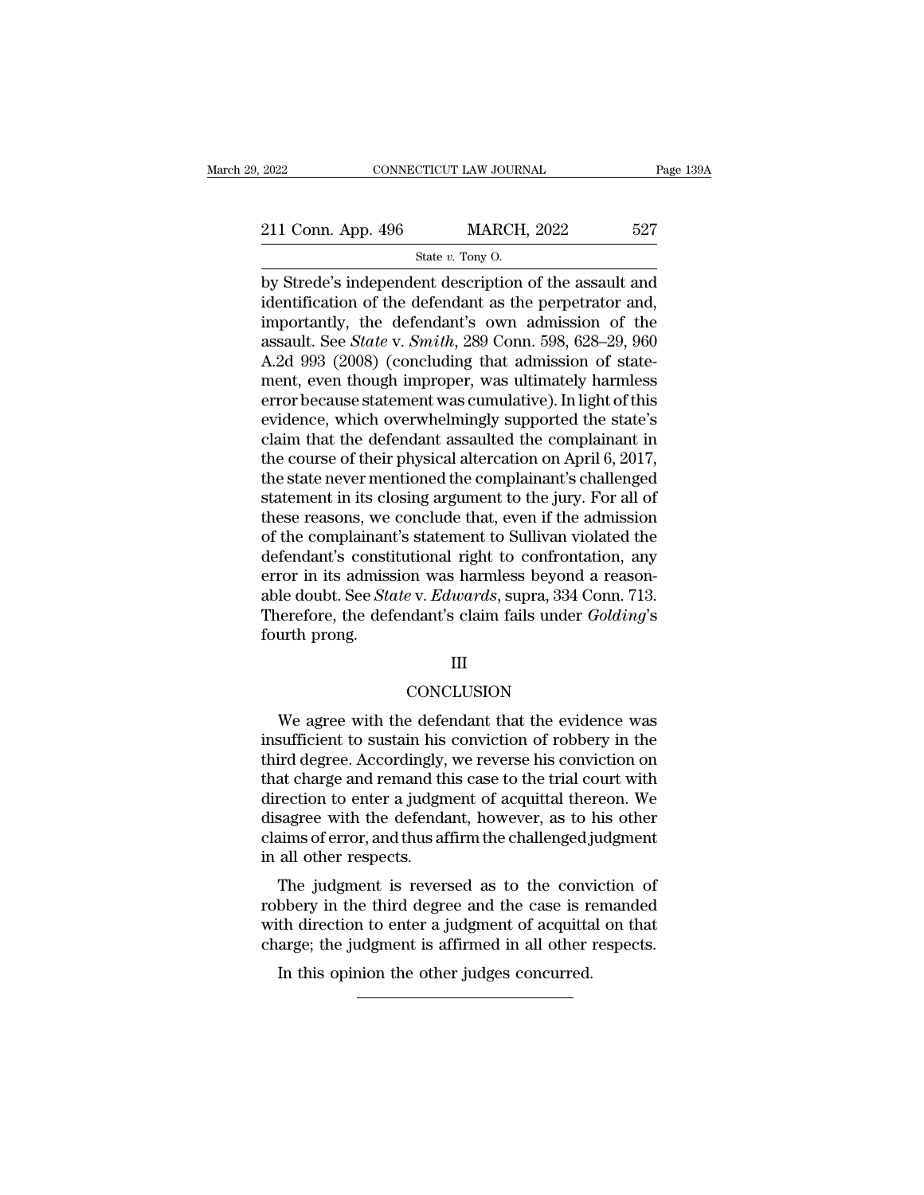by Strede's independent description of the assault and identification of the defendant as the perpetrator and, importantly, the defendant's own admission of the assault. See *State* v. *Smith*, 289 Conn. 598, 628–29, 960 A.2d 993 (2008) (concluding that admission of statement, even though improper, was ultimately harmless error because statement was cumulative). In light of this evidence, which overwhelmingly supported the state's claim that the defendant assaulted the complainant in the course of their physical altercation on April 6, 2017, the state never mentioned the complainant's challenged statement in its closing argument to the jury. For all of these reasons, we conclude that, even if the admission of the complainant's statement to Sullivan violated the defendant's constitutional right to confrontation, any error in its admission was harmless beyond a reasonable doubt. See *State* v. *Edwards*, supra, 334 Conn. 713. Therefore, the defendant's claim fails under *Golding*'s fourth prong.

## III

## CONCLUSION

We agree with the defendant that the evidence was insufficient to sustain his conviction of robbery in the third degree. Accordingly, we reverse his conviction on that charge and remand this case to the trial court with direction to enter a judgment of acquittal thereon. We disagree with the defendant, however, as to his other claims of error, and thus affirm the challenged judgment in all other respects.

The judgment is reversed as to the conviction of robbery in the third degree and the case is remanded with direction to enter a judgment of acquittal on that charge; the judgment is affirmed in all other respects.

In this opinion the other judges concurred.